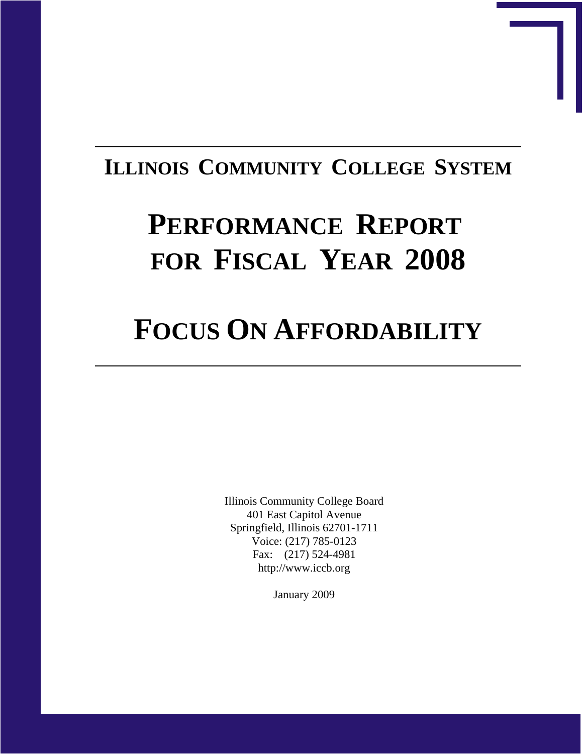## ILLINOIS COMMUNITY COLLEGE SYSTEM

# PERFORMANCE REPORT FOR FISCAL YEAR 2008

# FOCUS ON AFFORDABILITY

Illinois Community College Board
401 East Capitol Avenue
Springfield, Illinois 62701-1711
Voice: (217) 785-0123
Fax: (217) 524-4981
http://www.iccb.org

January 2009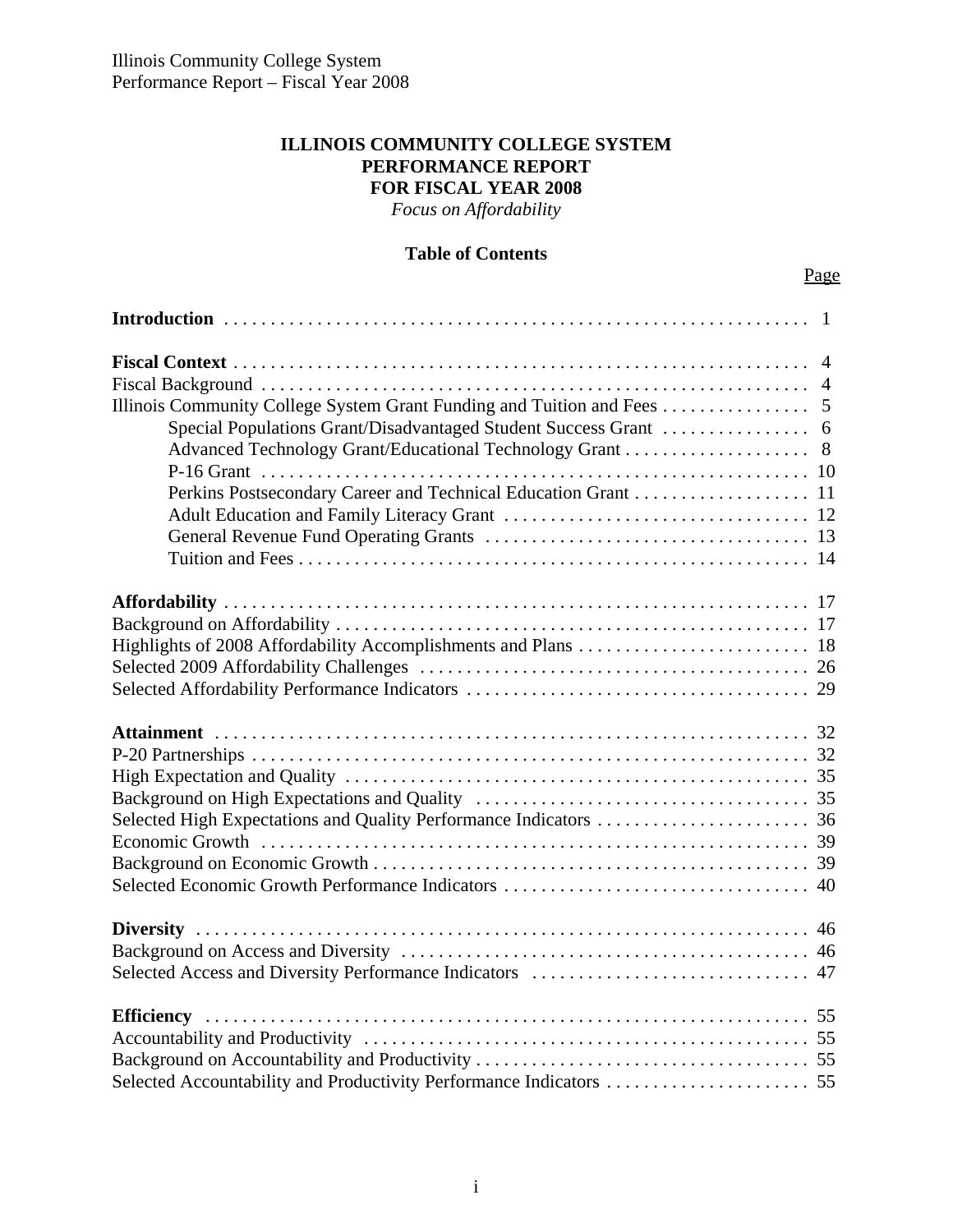# ILLINOIS COMMUNITY COLLEGE SYSTEM PERFORMANCE REPORT FOR FISCAL YEAR 2008

*Focus on Affordability*

## Table of Contents

| | Page |
|---|---|
| **Introduction** | 1 |
| | |
| **Fiscal Context** | 4 |
| Fiscal Background | 4 |
| Illinois Community College System Grant Funding and Tuition and Fees | 5 |
| Special Populations Grant/Disadvantaged Student Success Grant | 6 |
| Advanced Technology Grant/Educational Technology Grant | 8 |
| P-16 Grant | 10 |
| Perkins Postsecondary Career and Technical Education Grant | 11 |
| Adult Education and Family Literacy Grant | 12 |
| General Revenue Fund Operating Grants | 13 |
| Tuition and Fees | 14 |
| | |
| **Affordability** | 17 |
| Background on Affordability | 17 |
| Highlights of 2008 Affordability Accomplishments and Plans | 18 |
| Selected 2009 Affordability Challenges | 26 |
| Selected Affordability Performance Indicators | 29 |
| | |
| **Attainment** | 32 |
| P-20 Partnerships | 32 |
| High Expectation and Quality | 35 |
| Background on High Expectations and Quality | 35 |
| Selected High Expectations and Quality Performance Indicators | 36 |
| Economic Growth | 39 |
| Background on Economic Growth | 39 |
| Selected Economic Growth Performance Indicators | 40 |
| | |
| **Diversity** | 46 |
| Background on Access and Diversity | 46 |
| Selected Access and Diversity Performance Indicators | 47 |
| | |
| **Efficiency** | 55 |
| Accountability and Productivity | 55 |
| Background on Accountability and Productivity | 55 |
| Selected Accountability and Productivity Performance Indicators | 55 |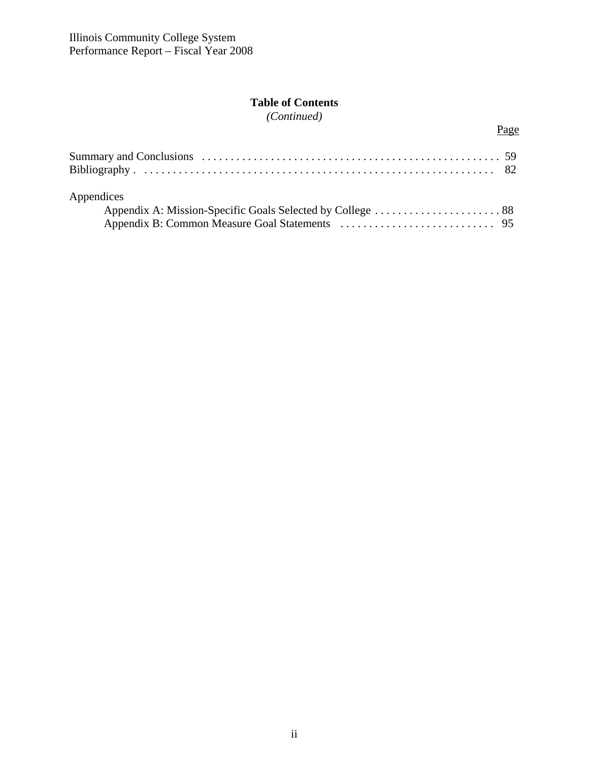## Table of Contents

*(Continued)*

| | Page |
|---|---|
| Summary and Conclusions | 59 |
| Bibliography | 82 |
| Appendices | |
| Appendix A: Mission-Specific Goals Selected by College | 88 |
| Appendix B: Common Measure Goal Statements | 95 |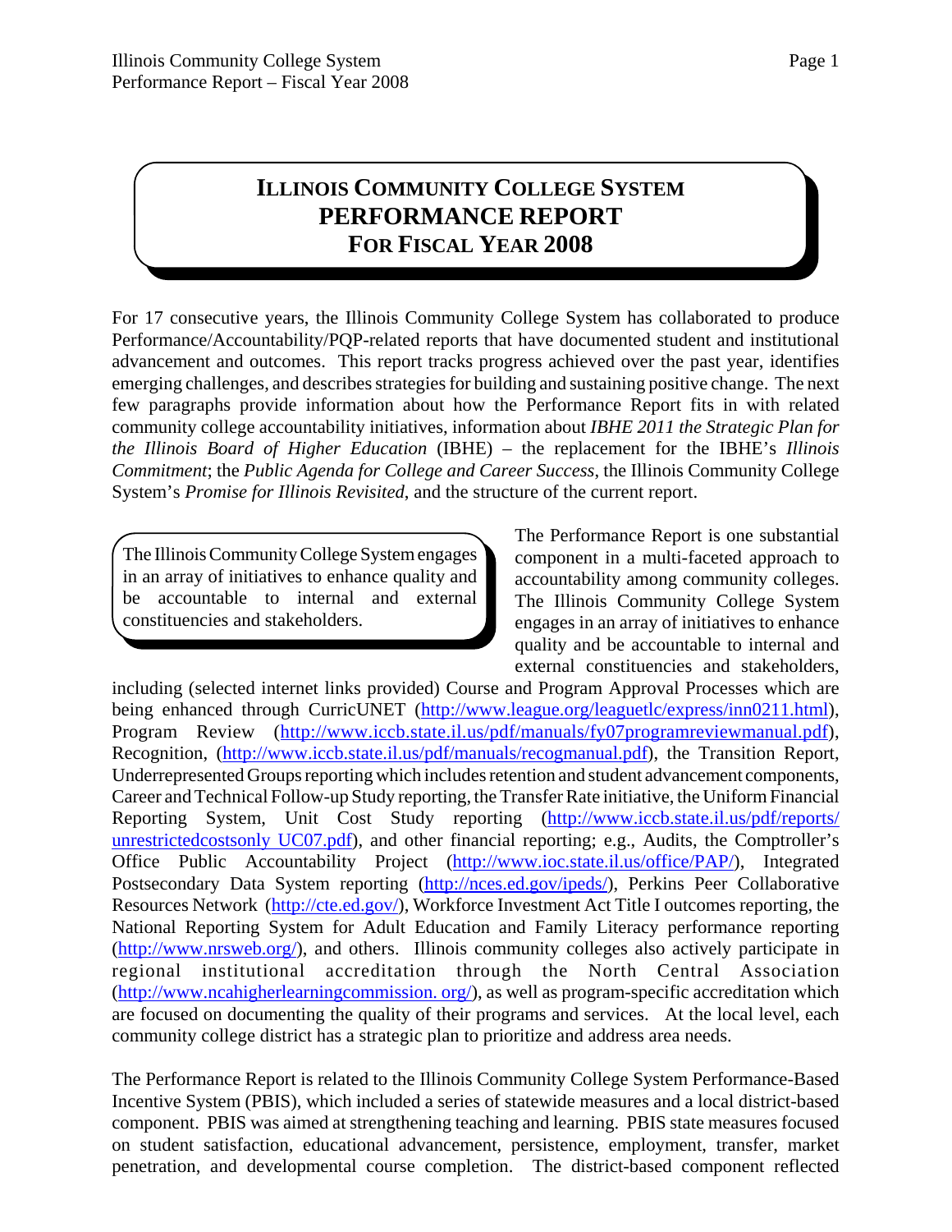# ILLINOIS COMMUNITY COLLEGE SYSTEM PERFORMANCE REPORT FOR FISCAL YEAR 2008

For 17 consecutive years, the Illinois Community College System has collaborated to produce Performance/Accountability/PQP-related reports that have documented student and institutional advancement and outcomes. This report tracks progress achieved over the past year, identifies emerging challenges, and describes strategies for building and sustaining positive change. The next few paragraphs provide information about how the Performance Report fits in with related community college accountability initiatives, information about *IBHE 2011 the Strategic Plan for the Illinois Board of Higher Education* (IBHE) – the replacement for the IBHE's *Illinois Commitment*; the *Public Agenda for College and Career Success*, the Illinois Community College System's *Promise for Illinois Revisited*, and the structure of the current report.

> The Illinois Community College System engages in an array of initiatives to enhance quality and be accountable to internal and external constituencies and stakeholders.

The Performance Report is one substantial component in a multi-faceted approach to accountability among community colleges. The Illinois Community College System engages in an array of initiatives to enhance quality and be accountable to internal and external constituencies and stakeholders, including (selected internet links provided) Course and Program Approval Processes which are being enhanced through CurricUNET (http://www.league.org/leaguetlc/express/inn0211.html), Program Review (http://www.iccb.state.il.us/pdf/manuals/fy07programreviewmanual.pdf), Recognition, (http://www.iccb.state.il.us/pdf/manuals/recogmanual.pdf), the Transition Report, Underrepresented Groups reporting which includes retention and student advancement components, Career and Technical Follow-up Study reporting, the Transfer Rate initiative, the Uniform Financial Reporting System, Unit Cost Study reporting (http://www.iccb.state.il.us/pdf/reports/unrestrictedcostsonly UC07.pdf), and other financial reporting; e.g., Audits, the Comptroller's Office Public Accountability Project (http://www.ioc.state.il.us/office/PAP/), Integrated Postsecondary Data System reporting (http://nces.ed.gov/ipeds/), Perkins Peer Collaborative Resources Network (http://cte.ed.gov/), Workforce Investment Act Title I outcomes reporting, the National Reporting System for Adult Education and Family Literacy performance reporting (http://www.nrsweb.org/), and others. Illinois community colleges also actively participate in regional institutional accreditation through the North Central Association (http://www.ncahigherlearningcommission. org/), as well as program-specific accreditation which are focused on documenting the quality of their programs and services. At the local level, each community college district has a strategic plan to prioritize and address area needs.

The Performance Report is related to the Illinois Community College System Performance-Based Incentive System (PBIS), which included a series of statewide measures and a local district-based component. PBIS was aimed at strengthening teaching and learning. PBIS state measures focused on student satisfaction, educational advancement, persistence, employment, transfer, market penetration, and developmental course completion. The district-based component reflected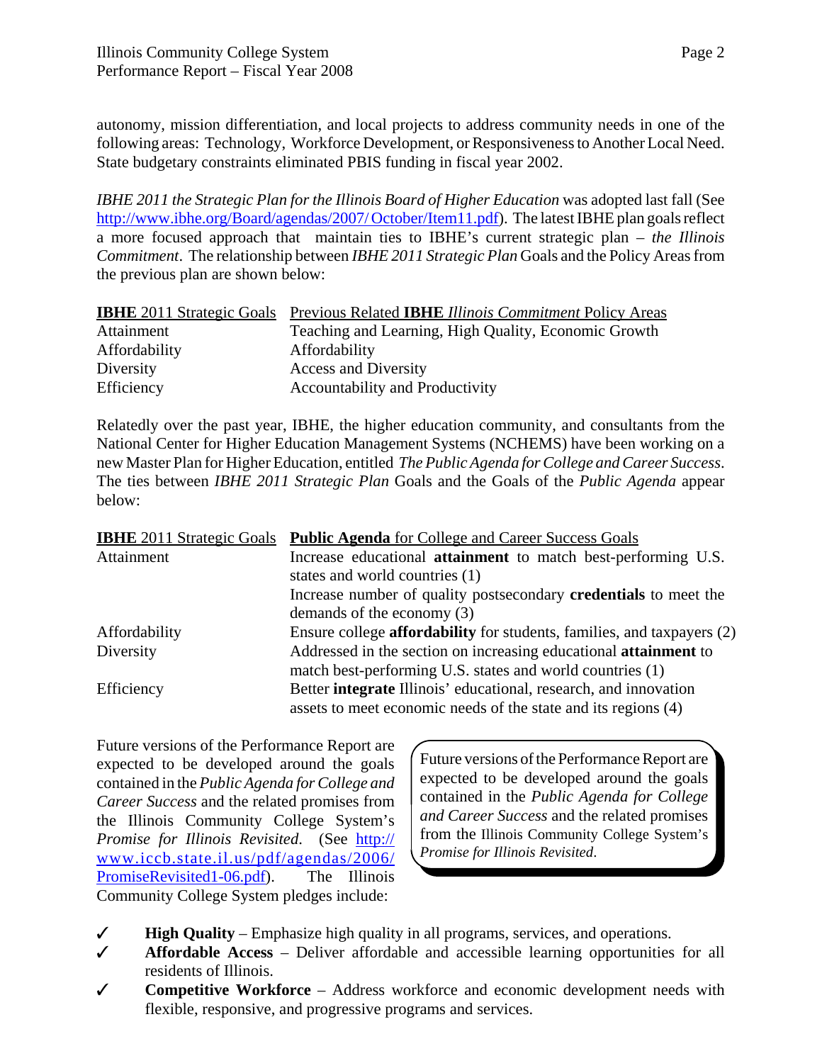autonomy, mission differentiation, and local projects to address community needs in one of the following areas: Technology, Workforce Development, or Responsiveness to Another Local Need. State budgetary constraints eliminated PBIS funding in fiscal year 2002.

*IBHE 2011 the Strategic Plan for the Illinois Board of Higher Education* was adopted last fall (See http://www.ibhe.org/Board/agendas/2007/ October/Item11.pdf). The latest IBHE plan goals reflect a more focused approach that maintain ties to IBHE's current strategic plan – *the Illinois Commitment*. The relationship between *IBHE 2011 Strategic Plan* Goals and the Policy Areas from the previous plan are shown below:

| **IBHE** 2011 Strategic Goals | Previous Related **IBHE** *Illinois Commitment* Policy Areas |
|---|---|
| Attainment | Teaching and Learning, High Quality, Economic Growth |
| Affordability | Affordability |
| Diversity | Access and Diversity |
| Efficiency | Accountability and Productivity |

Relatedly over the past year, IBHE, the higher education community, and consultants from the National Center for Higher Education Management Systems (NCHEMS) have been working on a new Master Plan for Higher Education, entitled *The Public Agenda for College and Career Success*. The ties between *IBHE 2011 Strategic Plan* Goals and the Goals of the *Public Agenda* appear below:

| **IBHE** 2011 Strategic Goals | **Public Agenda** for College and Career Success Goals |
|---|---|
| Attainment | Increase educational **attainment** to match best-performing U.S. states and world countries (1) |
| | Increase number of quality postsecondary **credentials** to meet the demands of the economy (3) |
| Affordability | Ensure college **affordability** for students, families, and taxpayers (2) |
| Diversity | Addressed in the section on increasing educational **attainment** to match best-performing U.S. states and world countries (1) |
| Efficiency | Better **integrate** Illinois' educational, research, and innovation assets to meet economic needs of the state and its regions (4) |

Future versions of the Performance Report are expected to be developed around the goals contained in the *Public Agenda for College and Career Success* and the related promises from the Illinois Community College System's *Promise for Illinois Revisited*. (See http://www.iccb.state.il.us/pdf/agendas/2006/PromiseRevisited1-06.pdf). The Illinois Community College System pledges include:

> Future versions of the Performance Report are expected to be developed around the goals contained in the *Public Agenda for College and Career Success* and the related promises from the Illinois Community College System's *Promise for Illinois Revisited*.

- ✓ **High Quality** – Emphasize high quality in all programs, services, and operations.
- ✓ **Affordable Access** – Deliver affordable and accessible learning opportunities for all residents of Illinois.
- ✓ **Competitive Workforce** – Address workforce and economic development needs with flexible, responsive, and progressive programs and services.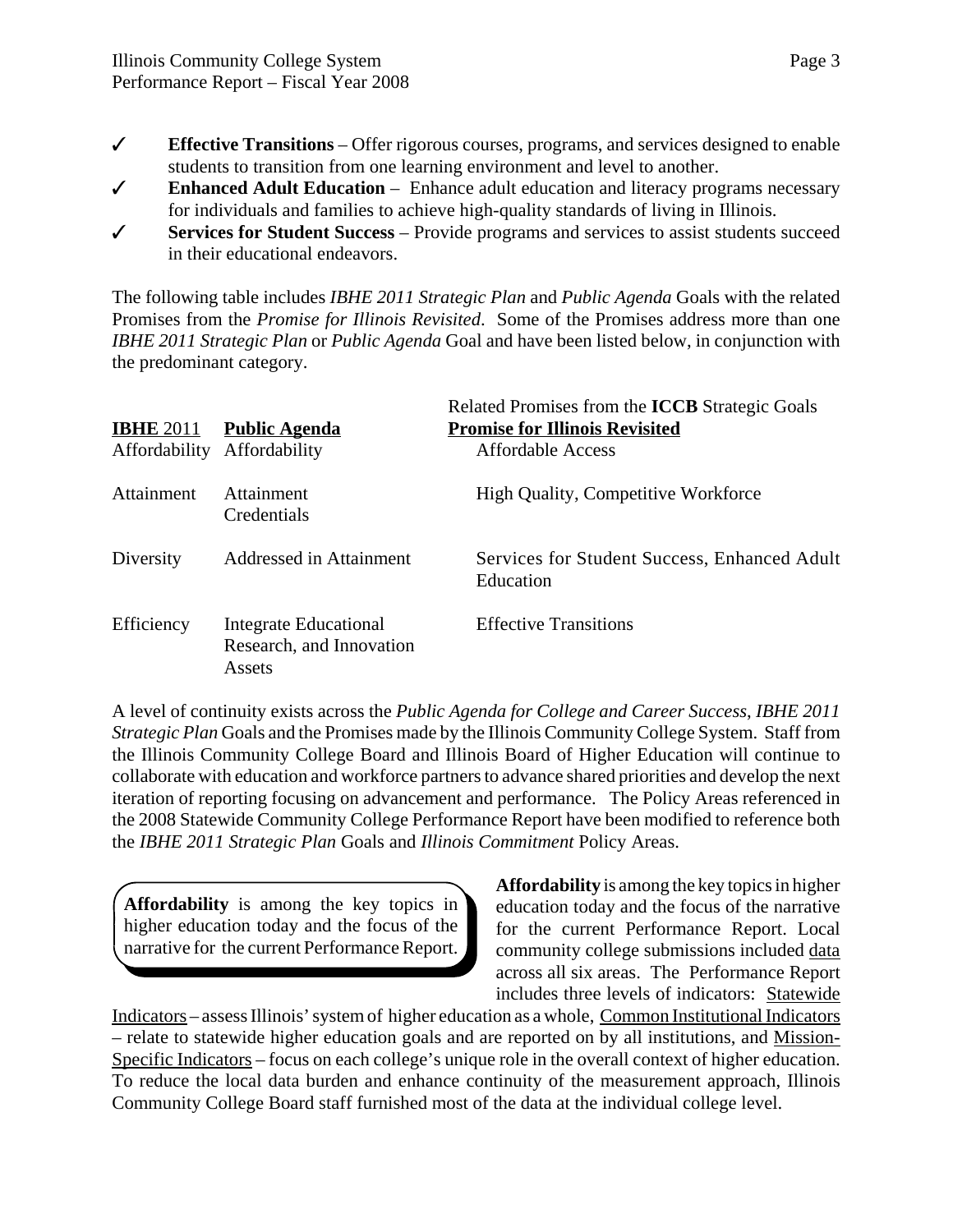- ✓ **Effective Transitions** – Offer rigorous courses, programs, and services designed to enable students to transition from one learning environment and level to another.
- ✓ **Enhanced Adult Education** – Enhance adult education and literacy programs necessary for individuals and families to achieve high-quality standards of living in Illinois.
- ✓ **Services for Student Success** – Provide programs and services to assist students succeed in their educational endeavors.

The following table includes *IBHE 2011 Strategic Plan* and *Public Agenda* Goals with the related Promises from the *Promise for Illinois Revisited*. Some of the Promises address more than one *IBHE 2011 Strategic Plan* or *Public Agenda* Goal and have been listed below, in conjunction with the predominant category.

| **IBHE** 2011 | **Public Agenda** | Related Promises from the **ICCB** Strategic Goals **Promise for Illinois Revisited** |
|---|---|---|
| Affordability | Affordability | Affordable Access |
| Attainment | Attainment Credentials | High Quality, Competitive Workforce |
| Diversity | Addressed in Attainment | Services for Student Success, Enhanced Adult Education |
| Efficiency | Integrate Educational Research, and Innovation Assets | Effective Transitions |

A level of continuity exists across the *Public Agenda for College and Career Success, IBHE 2011 Strategic Plan* Goals and the Promises made by the Illinois Community College System. Staff from the Illinois Community College Board and Illinois Board of Higher Education will continue to collaborate with education and workforce partners to advance shared priorities and develop the next iteration of reporting focusing on advancement and performance. The Policy Areas referenced in the 2008 Statewide Community College Performance Report have been modified to reference both the *IBHE 2011 Strategic Plan* Goals and *Illinois Commitment* Policy Areas.

> **Affordability** is among the key topics in higher education today and the focus of the narrative for the current Performance Report.

**Affordability** is among the key topics in higher education today and the focus of the narrative for the current Performance Report. Local community college submissions included data across all six areas. The Performance Report includes three levels of indicators: Statewide Indicators – assess Illinois' system of higher education as a whole, Common Institutional Indicators – relate to statewide higher education goals and are reported on by all institutions, and Mission-Specific Indicators – focus on each college's unique role in the overall context of higher education. To reduce the local data burden and enhance continuity of the measurement approach, Illinois Community College Board staff furnished most of the data at the individual college level.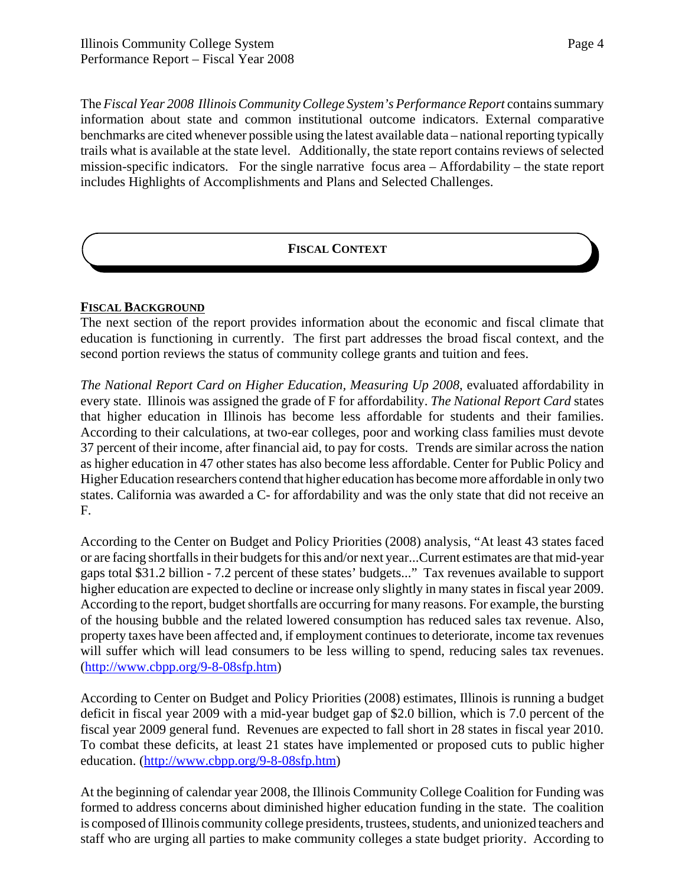The *Fiscal Year 2008 Illinois Community College System's Performance Report* contains summary information about state and common institutional outcome indicators. External comparative benchmarks are cited whenever possible using the latest available data – national reporting typically trails what is available at the state level. Additionally, the state report contains reviews of selected mission-specific indicators. For the single narrative focus area – Affordability – the state report includes Highlights of Accomplishments and Plans and Selected Challenges.

## FISCAL CONTEXT

### FISCAL BACKGROUND

The next section of the report provides information about the economic and fiscal climate that education is functioning in currently. The first part addresses the broad fiscal context, and the second portion reviews the status of community college grants and tuition and fees.

*The National Report Card on Higher Education, Measuring Up 2008*, evaluated affordability in every state. Illinois was assigned the grade of F for affordability. *The National Report Card* states that higher education in Illinois has become less affordable for students and their families. According to their calculations, at two-ear colleges, poor and working class families must devote 37 percent of their income, after financial aid, to pay for costs. Trends are similar across the nation as higher education in 47 other states has also become less affordable. Center for Public Policy and Higher Education researchers contend that higher education has become more affordable in only two states. California was awarded a C- for affordability and was the only state that did not receive an F.

According to the Center on Budget and Policy Priorities (2008) analysis, "At least 43 states faced or are facing shortfalls in their budgets for this and/or next year...Current estimates are that mid-year gaps total $31.2 billion - 7.2 percent of these states' budgets..." Tax revenues available to support higher education are expected to decline or increase only slightly in many states in fiscal year 2009. According to the report, budget shortfalls are occurring for many reasons. For example, the bursting of the housing bubble and the related lowered consumption has reduced sales tax revenue. Also, property taxes have been affected and, if employment continues to deteriorate, income tax revenues will suffer which will lead consumers to be less willing to spend, reducing sales tax revenues. (http://www.cbpp.org/9-8-08sfp.htm)

According to Center on Budget and Policy Priorities (2008) estimates, Illinois is running a budget deficit in fiscal year 2009 with a mid-year budget gap of $2.0 billion, which is 7.0 percent of the fiscal year 2009 general fund. Revenues are expected to fall short in 28 states in fiscal year 2010. To combat these deficits, at least 21 states have implemented or proposed cuts to public higher education. (http://www.cbpp.org/9-8-08sfp.htm)

At the beginning of calendar year 2008, the Illinois Community College Coalition for Funding was formed to address concerns about diminished higher education funding in the state. The coalition is composed of Illinois community college presidents, trustees, students, and unionized teachers and staff who are urging all parties to make community colleges a state budget priority. According to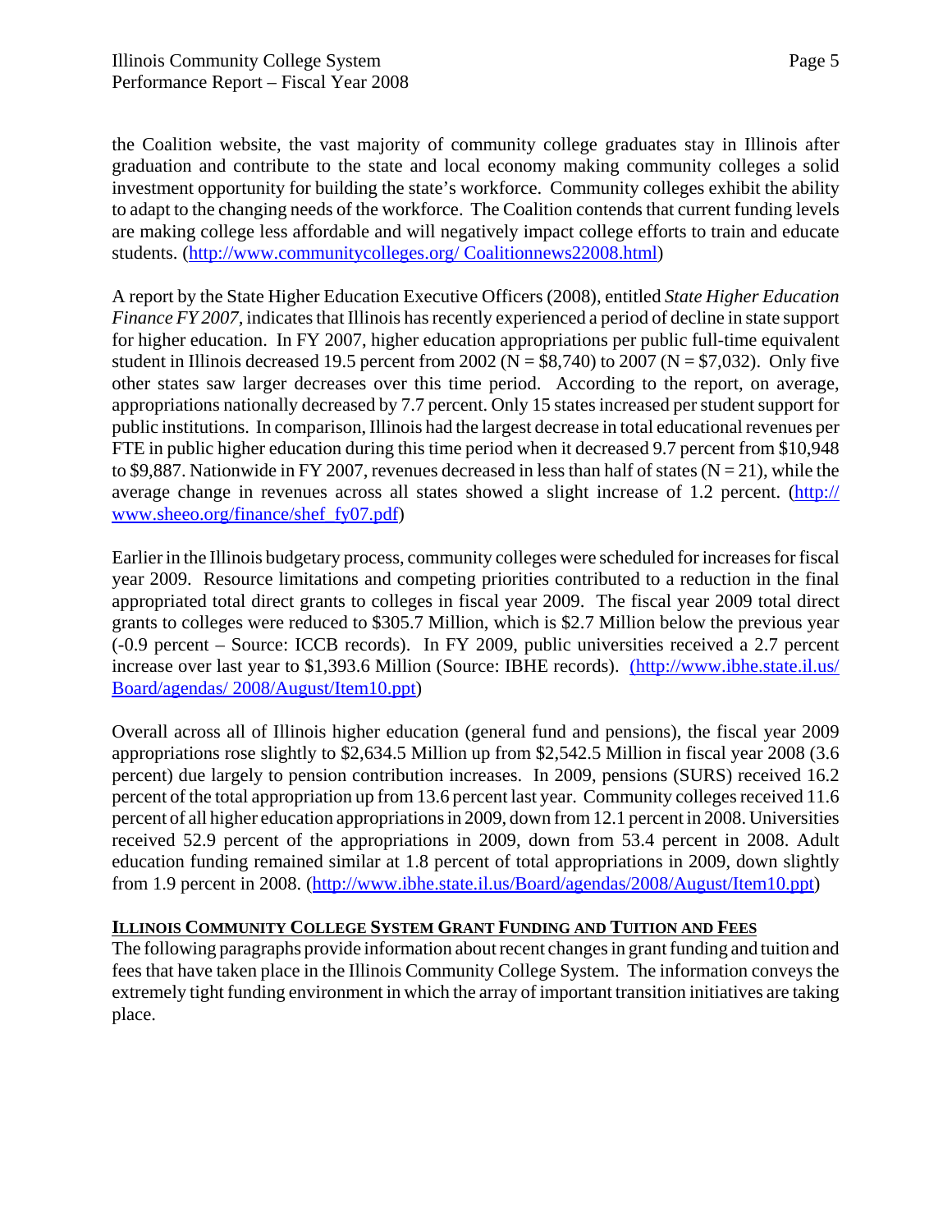the Coalition website, the vast majority of community college graduates stay in Illinois after graduation and contribute to the state and local economy making community colleges a solid investment opportunity for building the state's workforce. Community colleges exhibit the ability to adapt to the changing needs of the workforce. The Coalition contends that current funding levels are making college less affordable and will negatively impact college efforts to train and educate students. (http://www.communitycolleges.org/ Coalitionnews22008.html)

A report by the State Higher Education Executive Officers (2008), entitled *State Higher Education Finance FY 2007*, indicates that Illinois has recently experienced a period of decline in state support for higher education. In FY 2007, higher education appropriations per public full-time equivalent student in Illinois decreased 19.5 percent from 2002 (N = $8,740) to 2007 (N = $7,032). Only five other states saw larger decreases over this time period. According to the report, on average, appropriations nationally decreased by 7.7 percent. Only 15 states increased per student support for public institutions. In comparison, Illinois had the largest decrease in total educational revenues per FTE in public higher education during this time period when it decreased 9.7 percent from $10,948 to $9,887. Nationwide in FY 2007, revenues decreased in less than half of states (N = 21), while the average change in revenues across all states showed a slight increase of 1.2 percent. (http://www.sheeo.org/finance/shef_fy07.pdf)

Earlier in the Illinois budgetary process, community colleges were scheduled for increases for fiscal year 2009. Resource limitations and competing priorities contributed to a reduction in the final appropriated total direct grants to colleges in fiscal year 2009. The fiscal year 2009 total direct grants to colleges were reduced to $305.7 Million, which is $2.7 Million below the previous year (-0.9 percent – Source: ICCB records). In FY 2009, public universities received a 2.7 percent increase over last year to $1,393.6 Million (Source: IBHE records). (http://www.ibhe.state.il.us/ Board/agendas/ 2008/August/Item10.ppt)

Overall across all of Illinois higher education (general fund and pensions), the fiscal year 2009 appropriations rose slightly to $2,634.5 Million up from $2,542.5 Million in fiscal year 2008 (3.6 percent) due largely to pension contribution increases. In 2009, pensions (SURS) received 16.2 percent of the total appropriation up from 13.6 percent last year. Community colleges received 11.6 percent of all higher education appropriations in 2009, down from 12.1 percent in 2008. Universities received 52.9 percent of the appropriations in 2009, down from 53.4 percent in 2008. Adult education funding remained similar at 1.8 percent of total appropriations in 2009, down slightly from 1.9 percent in 2008. (http://www.ibhe.state.il.us/Board/agendas/2008/August/Item10.ppt)

## ILLINOIS COMMUNITY COLLEGE SYSTEM GRANT FUNDING AND TUITION AND FEES

The following paragraphs provide information about recent changes in grant funding and tuition and fees that have taken place in the Illinois Community College System. The information conveys the extremely tight funding environment in which the array of important transition initiatives are taking place.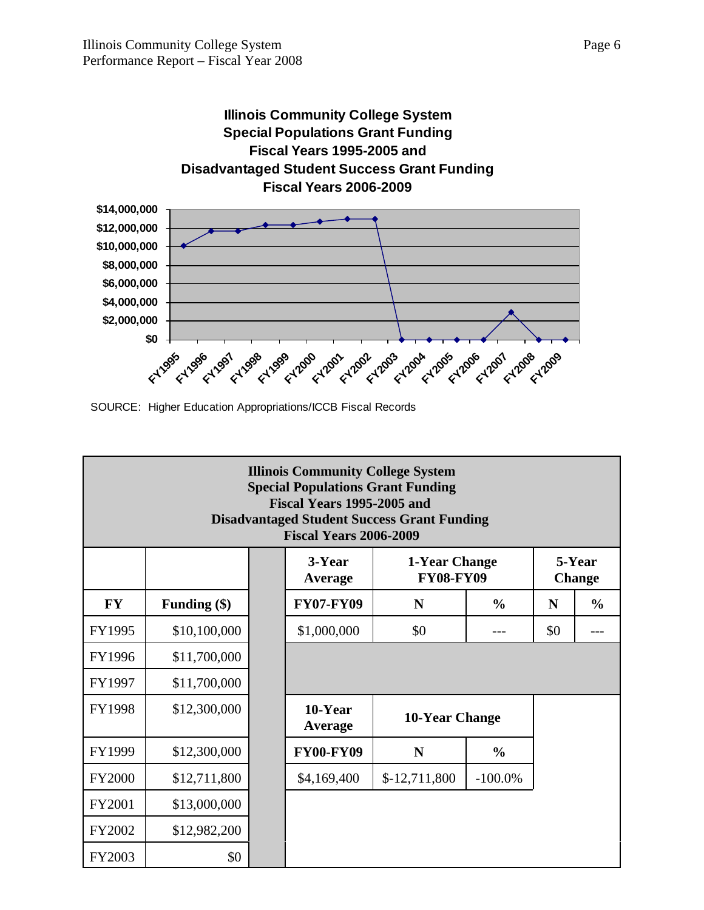**Illinois Community College System**
**Special Populations Grant Funding**
**Fiscal Years 1995-2005 and**
**Disadvantaged Student Success Grant Funding**
**Fiscal Years 2006-2009**

SOURCE: Higher Education Appropriations/ICCB Fiscal Records

**Illinois Community College System**
**Special Populations Grant Funding**
**Fiscal Years 1995-2005 and**
**Disadvantaged Student Success Grant Funding**
**Fiscal Years 2006-2009**

| FY | Funding ($) |
|---|---|
| FY1995 | $10,100,000 |
| FY1996 | $11,700,000 |
| FY1997 | $11,700,000 |
| FY1998 | $12,300,000 |
| FY1999 | $12,300,000 |
| FY2000 | $12,711,800 |
| FY2001 | $13,000,000 |
| FY2002 | $12,982,200 |
| FY2003 | $0 |

| 3-Year Average | 1-Year Change FY08-FY09 | | 5-Year Change | |
|---|---|---|---|---|
| **FY07-FY09** | **N** | **%** | **N** | **%** |
| $1,000,000 | $0 | --- | $0 | --- |

| 10-Year Average | 10-Year Change | |
|---|---|---|
| **FY00-FY09** | **N** | **%** |
| $4,169,400 | $-12,711,800 | -100.0% |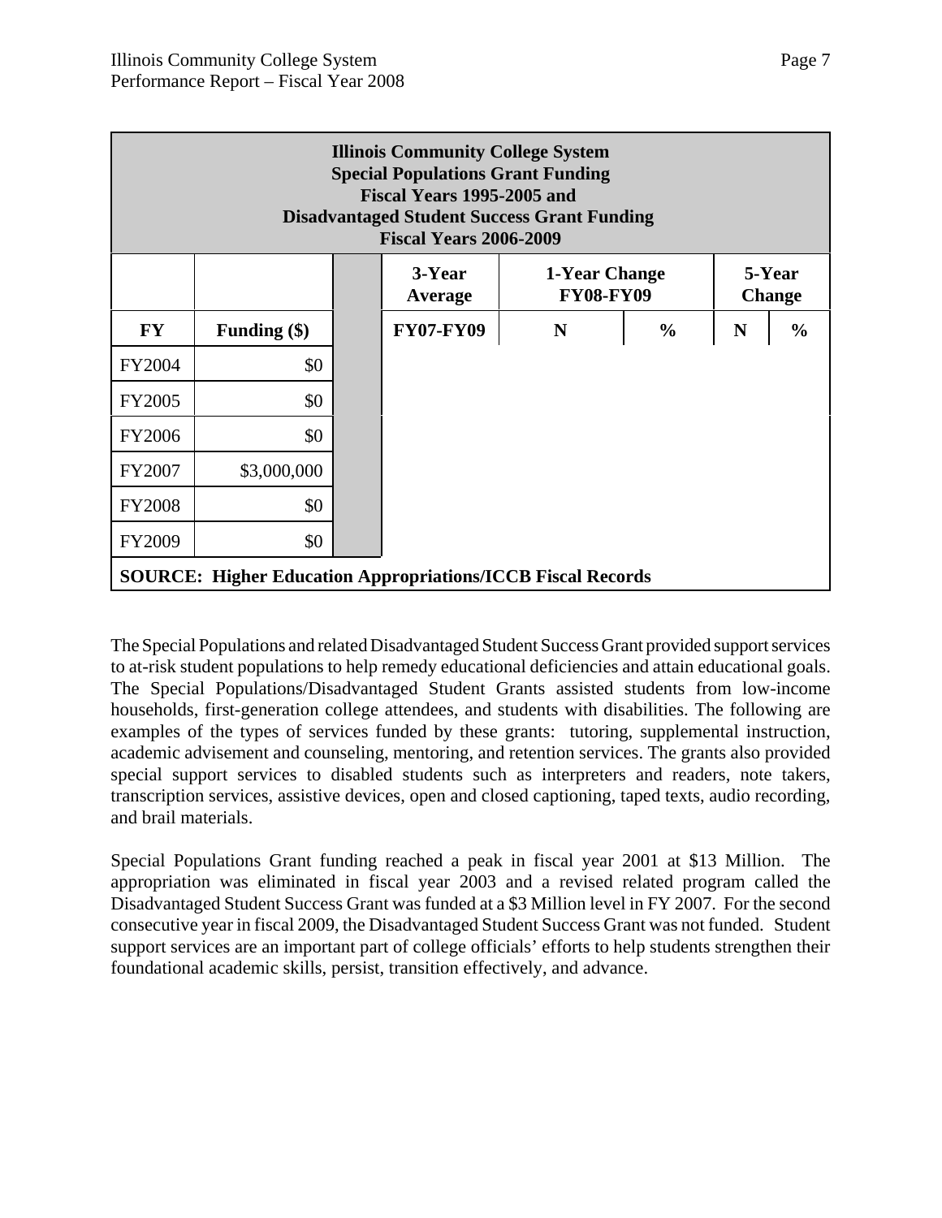| Illinois Community College System<br>Special Populations Grant Funding<br>Fiscal Years 1995-2005 and<br>Disadvantaged Student Success Grant Funding<br>Fiscal Years 2006-2009 | | | | | | | |
|---|---|---|---|---|---|---|---|
| | | | 3-Year Average | 1-Year Change FY08-FY09 | | 5-Year Change | |
| **FY** | **Funding ($)** | | **FY07-FY09** | **N** | **%** | **N** | **%** |
| FY2004 | $0 | | | | | | |
| FY2005 | $0 | | | | | | |
| FY2006 | $0 | | | | | | |
| FY2007 | $3,000,000 | | | | | | |
| FY2008 | $0 | | | | | | |
| FY2009 | $0 | | | | | | |

**SOURCE: Higher Education Appropriations/ICCB Fiscal Records**

The Special Populations and related Disadvantaged Student Success Grant provided support services to at-risk student populations to help remedy educational deficiencies and attain educational goals. The Special Populations/Disadvantaged Student Grants assisted students from low-income households, first-generation college attendees, and students with disabilities. The following are examples of the types of services funded by these grants: tutoring, supplemental instruction, academic advisement and counseling, mentoring, and retention services. The grants also provided special support services to disabled students such as interpreters and readers, note takers, transcription services, assistive devices, open and closed captioning, taped texts, audio recording, and brail materials.

Special Populations Grant funding reached a peak in fiscal year 2001 at $13 Million. The appropriation was eliminated in fiscal year 2003 and a revised related program called the Disadvantaged Student Success Grant was funded at a $3 Million level in FY 2007. For the second consecutive year in fiscal 2009, the Disadvantaged Student Success Grant was not funded. Student support services are an important part of college officials' efforts to help students strengthen their foundational academic skills, persist, transition effectively, and advance.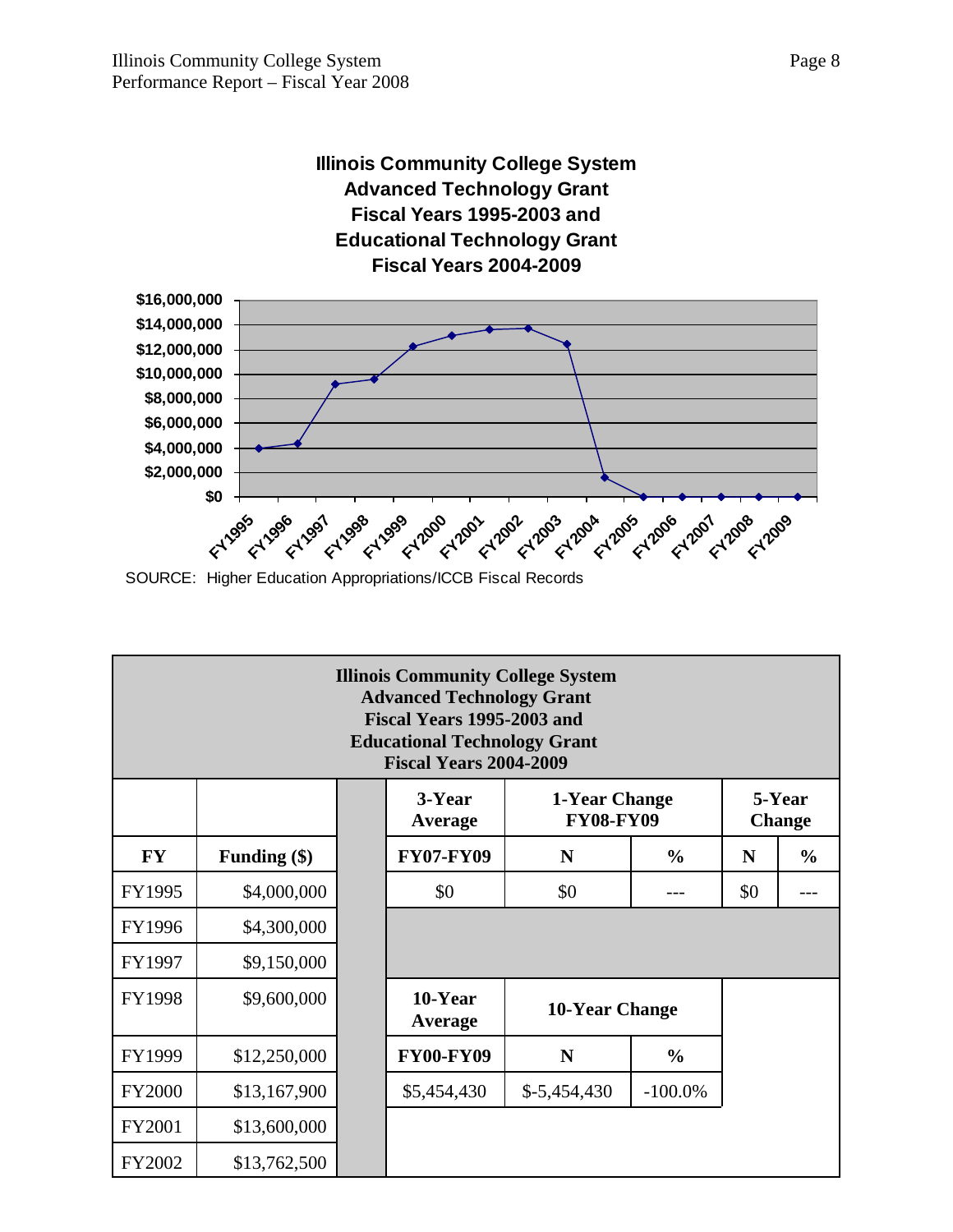**Illinois Community College System**
**Advanced Technology Grant**
**Fiscal Years 1995-2003 and**
**Educational Technology Grant**
**Fiscal Years 2004-2009**

SOURCE: Higher Education Appropriations/ICCB Fiscal Records

**Illinois Community College System**
**Advanced Technology Grant**
**Fiscal Years 1995-2003 and**
**Educational Technology Grant**
**Fiscal Years 2004-2009**

| FY | Funding ($) |
|---|---|
| FY1995 | $4,000,000 |
| FY1996 | $4,300,000 |
| FY1997 | $9,150,000 |
| FY1998 | $9,600,000 |
| FY1999 | $12,250,000 |
| FY2000 | $13,167,900 |
| FY2001 | $13,600,000 |
| FY2002 | $13,762,500 |

| 3-Year Average | 1-Year Change FY08-FY09 | | 5-Year Change | |
|---|---|---|---|---|
| **FY07-FY09** | **N** | **%** | **N** | **%** |
| $0 | $0 | --- | $0 | --- |

| 10-Year Average | 10-Year Change | |
|---|---|---|
| **FY00-FY09** | **N** | **%** |
| $5,454,430 | $-5,454,430 | -100.0% |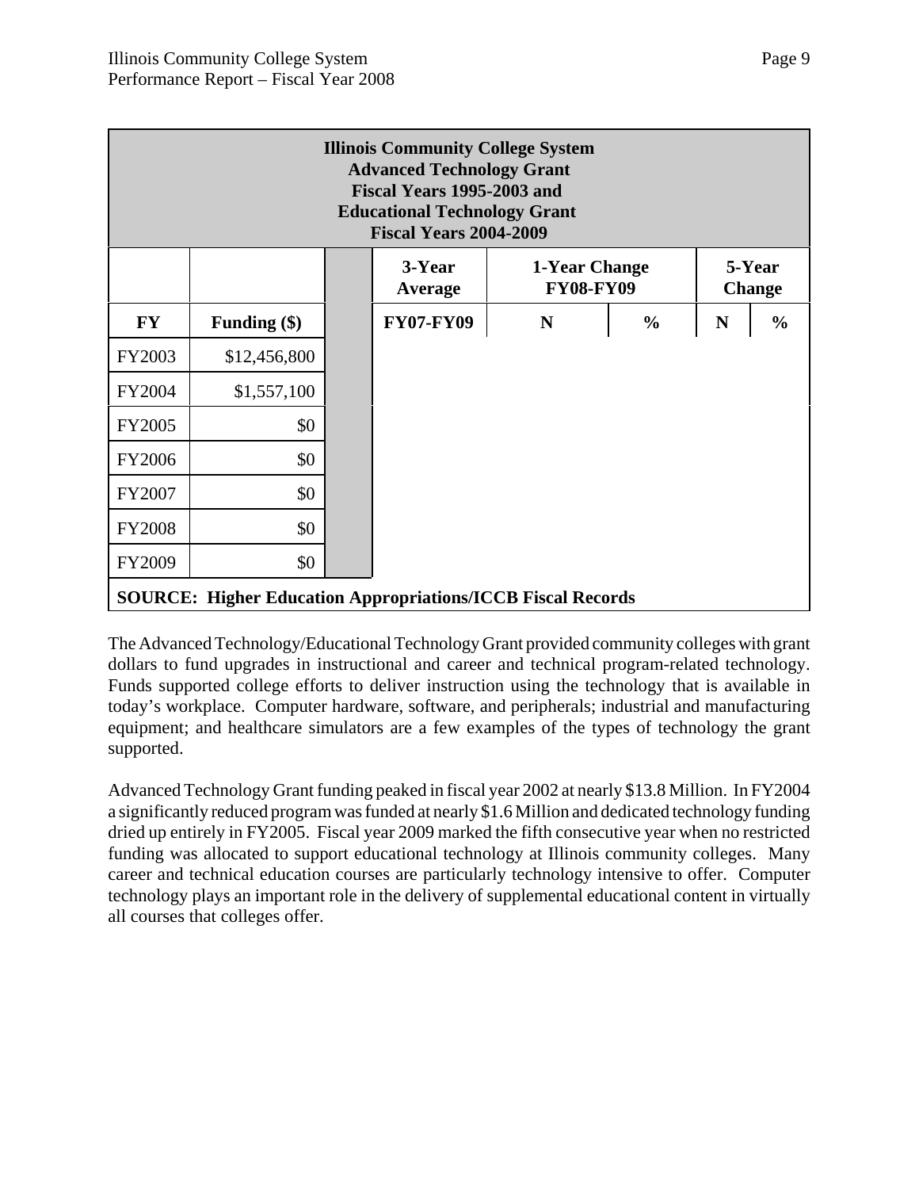| Illinois Community College System<br>Advanced Technology Grant<br>Fiscal Years 1995-2003 and<br>Educational Technology Grant<br>Fiscal Years 2004-2009 | | | | | | | |
|---|---|---|---|---|---|---|---|
| | | | 3-Year Average | 1-Year Change FY08-FY09 | | 5-Year Change | |
| **FY** | **Funding ($)** | | **FY07-FY09** | **N** | **%** | **N** | **%** |
| FY2003 | $12,456,800 | | | | | | |
| FY2004 | $1,557,100 | | | | | | |
| FY2005 | $0 | | | | | | |
| FY2006 | $0 | | | | | | |
| FY2007 | $0 | | | | | | |
| FY2008 | $0 | | | | | | |
| FY2009 | $0 | | | | | | |

**SOURCE: Higher Education Appropriations/ICCB Fiscal Records**

The Advanced Technology/Educational Technology Grant provided community colleges with grant dollars to fund upgrades in instructional and career and technical program-related technology. Funds supported college efforts to deliver instruction using the technology that is available in today's workplace. Computer hardware, software, and peripherals; industrial and manufacturing equipment; and healthcare simulators are a few examples of the types of technology the grant supported.

Advanced Technology Grant funding peaked in fiscal year 2002 at nearly $13.8 Million. In FY2004 a significantly reduced program was funded at nearly $1.6 Million and dedicated technology funding dried up entirely in FY2005. Fiscal year 2009 marked the fifth consecutive year when no restricted funding was allocated to support educational technology at Illinois community colleges. Many career and technical education courses are particularly technology intensive to offer. Computer technology plays an important role in the delivery of supplemental educational content in virtually all courses that colleges offer.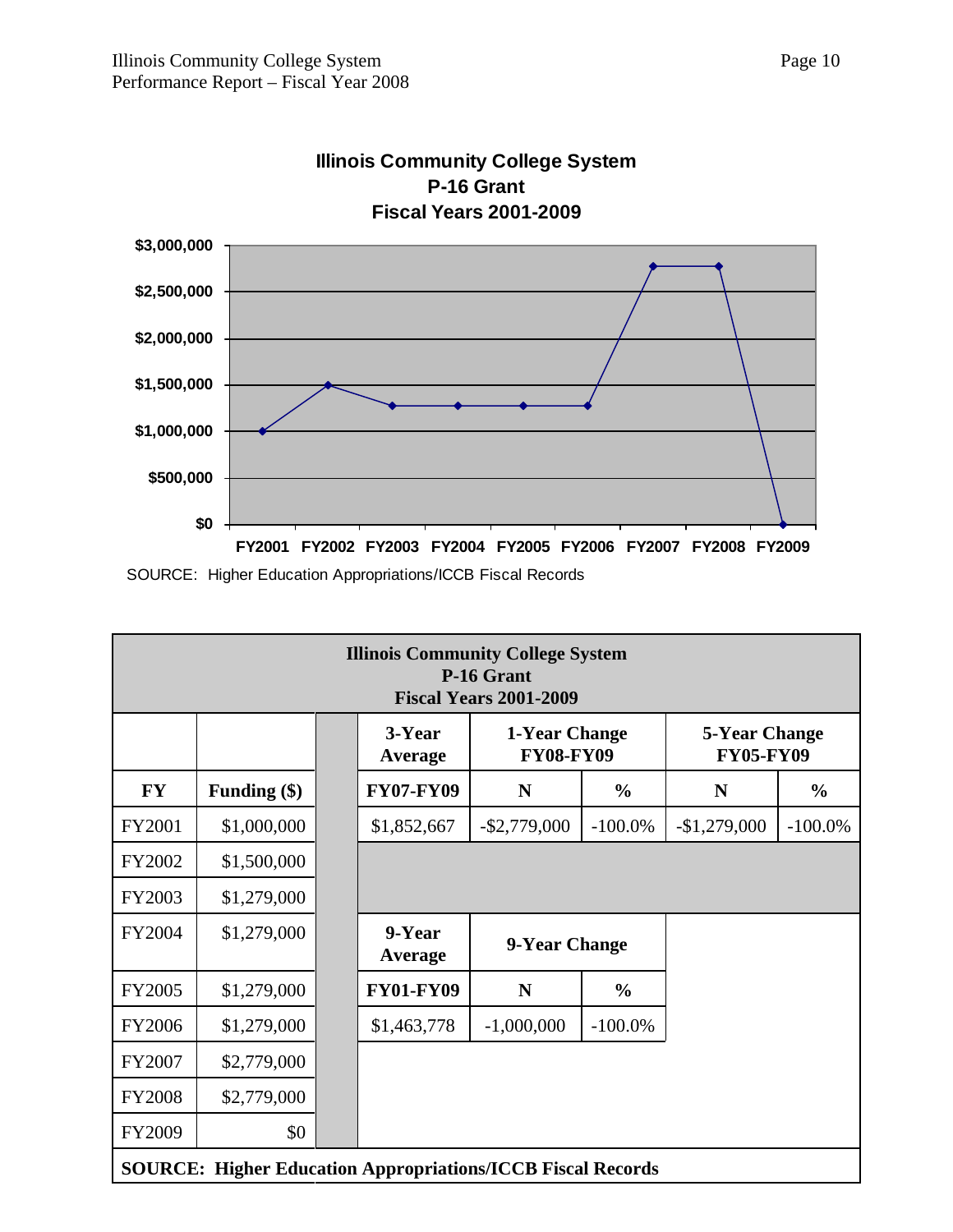**Illinois Community College System**
**P-16 Grant**
**Fiscal Years 2001-2009**

| FY | Funding ($) |
|---|---|
| FY2001 | $1,000,000 |
| FY2002 | $1,500,000 |
| FY2003 | $1,279,000 |
| FY2004 | $1,279,000 |
| FY2005 | $1,279,000 |
| FY2006 | $1,279,000 |
| FY2007 | $2,779,000 |
| FY2008 | $2,779,000 |
| FY2009 | $0 |

SOURCE: Higher Education Appropriations/ICCB Fiscal Records

| Illinois Community College System P-16 Grant Fiscal Years 2001-2009 | | | | | | | |
|---|---|---|---|---|---|---|---|
| | | 3-Year Average | 1-Year Change FY08-FY09 | | 5-Year Change FY05-FY09 | |
| **FY** | **Funding ($)** | **FY07-FY09** | **N** | **%** | **N** | **%** |
| FY2001 | $1,000,000 | $1,852,667 | -$2,779,000 | -100.0% | -$1,279,000 | -100.0% |
| FY2002 | $1,500,000 | | | | | |
| FY2003 | $1,279,000 | | | | | |
| FY2004 | $1,279,000 | 9-Year Average | 9-Year Change | | | |
| FY2005 | $1,279,000 | **FY01-FY09** | **N** | **%** | | |
| FY2006 | $1,279,000 | $1,463,778 | -1,000,000 | -100.0% | | |
| FY2007 | $2,779,000 | | | | | |
| FY2008 | $2,779,000 | | | | | |
| FY2009 | $0 | | | | | |

**SOURCE: Higher Education Appropriations/ICCB Fiscal Records**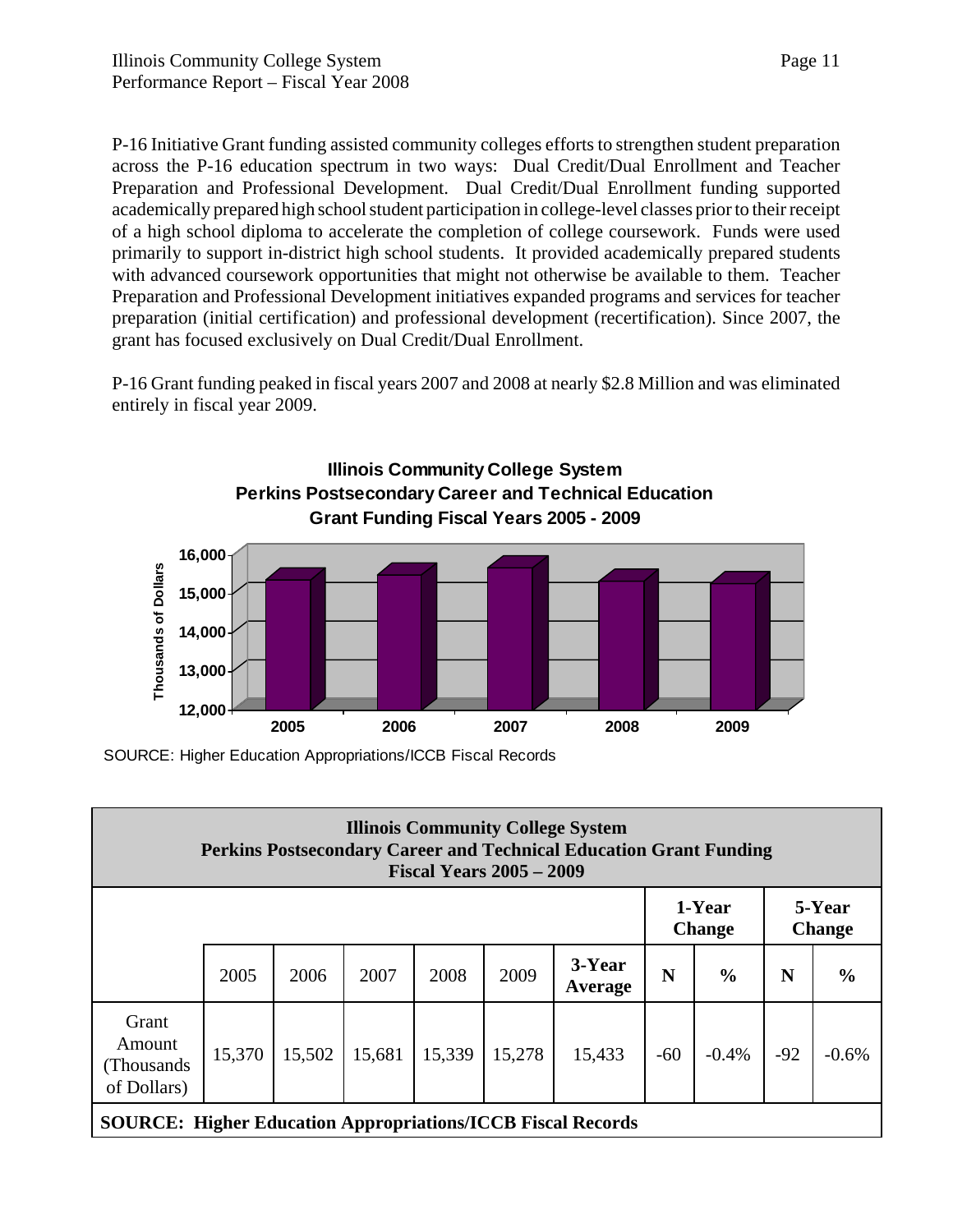P-16 Initiative Grant funding assisted community colleges efforts to strengthen student preparation across the P-16 education spectrum in two ways: Dual Credit/Dual Enrollment and Teacher Preparation and Professional Development. Dual Credit/Dual Enrollment funding supported academically prepared high school student participation in college-level classes prior to their receipt of a high school diploma to accelerate the completion of college coursework. Funds were used primarily to support in-district high school students. It provided academically prepared students with advanced coursework opportunities that might not otherwise be available to them. Teacher Preparation and Professional Development initiatives expanded programs and services for teacher preparation (initial certification) and professional development (recertification). Since 2007, the grant has focused exclusively on Dual Credit/Dual Enrollment.

P-16 Grant funding peaked in fiscal years 2007 and 2008 at nearly \$2.8 Million and was eliminated entirely in fiscal year 2009.

**Illinois Community College System**
**Perkins Postsecondary Career and Technical Education**
**Grant Funding Fiscal Years 2005 - 2009**

SOURCE: Higher Education Appropriations/ICCB Fiscal Records

**Illinois Community College System**
**Perkins Postsecondary Career and Technical Education Grant Funding**
**Fiscal Years 2005 – 2009**

| | 2005 | 2006 | 2007 | 2008 | 2009 | 3-Year Average | 1-Year Change N | 1-Year Change % | 5-Year Change N | 5-Year Change % |
|---|---|---|---|---|---|---|---|---|---|---|
| Grant Amount (Thousands of Dollars) | 15,370 | 15,502 | 15,681 | 15,339 | 15,278 | 15,433 | -60 | -0.4% | -92 | -0.6% |

**SOURCE: Higher Education Appropriations/ICCB Fiscal Records**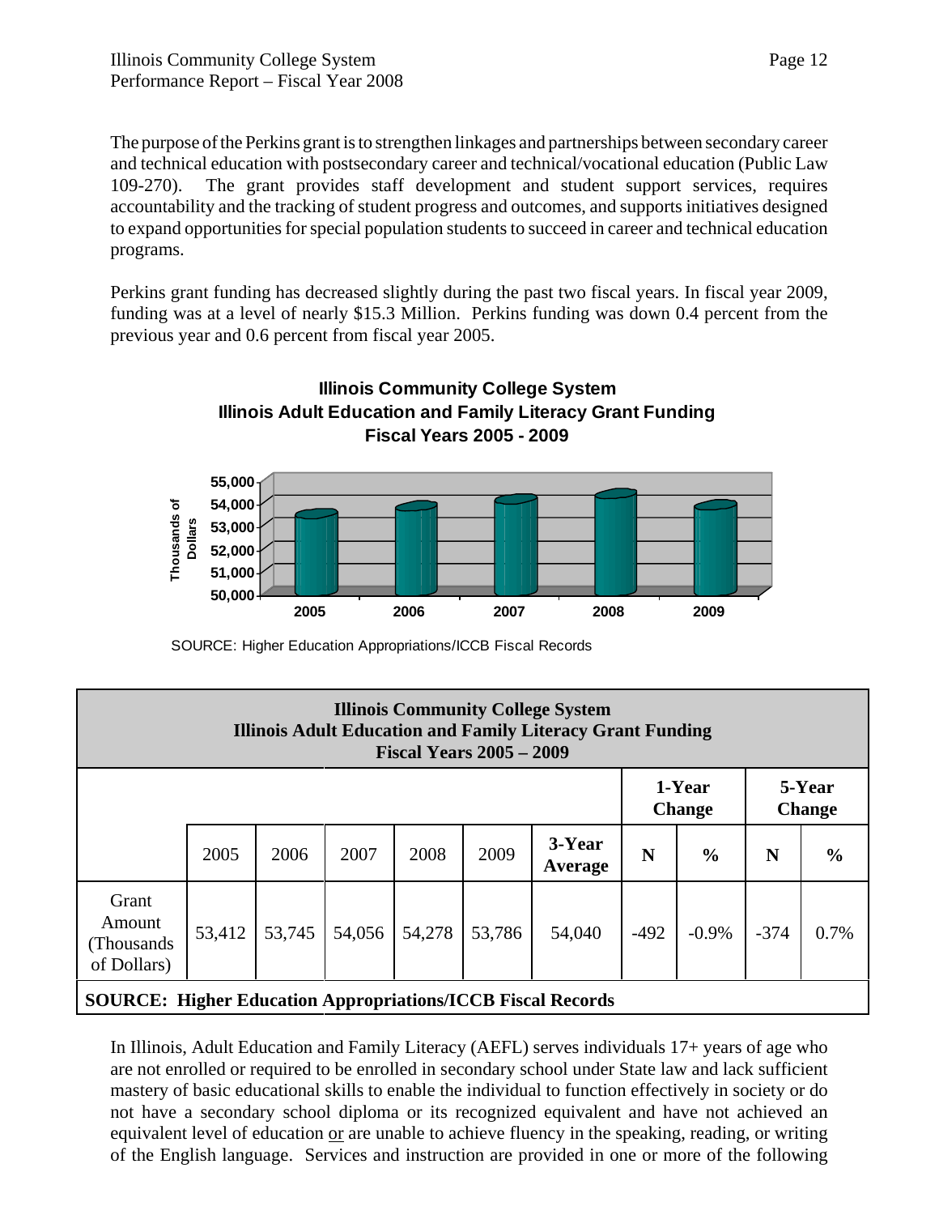The purpose of the Perkins grant is to strengthen linkages and partnerships between secondary career and technical education with postsecondary career and technical/vocational education (Public Law 109-270). The grant provides staff development and student support services, requires accountability and the tracking of student progress and outcomes, and supports initiatives designed to expand opportunities for special population students to succeed in career and technical education programs.

Perkins grant funding has decreased slightly during the past two fiscal years. In fiscal year 2009, funding was at a level of nearly $15.3 Million. Perkins funding was down 0.4 percent from the previous year and 0.6 percent from fiscal year 2005.

**Illinois Community College System**
**Illinois Adult Education and Family Literacy Grant Funding**
**Fiscal Years 2005 - 2009**

SOURCE: Higher Education Appropriations/ICCB Fiscal Records

| Illinois Community College System<br>Illinois Adult Education and Family Literacy Grant Funding<br>Fiscal Years 2005 – 2009 | | | | | | | | | | |
|---|---|---|---|---|---|---|---|---|---|---|
| | | | | | | | **1-Year Change** | | **5-Year Change** | |
| | 2005 | 2006 | 2007 | 2008 | 2009 | **3-Year Average** | **N** | **%** | **N** | **%** |
| Grant Amount (Thousands of Dollars) | 53,412 | 53,745 | 54,056 | 54,278 | 53,786 | 54,040 | -492 | -0.9% | -374 | 0.7% |

**SOURCE: Higher Education Appropriations/ICCB Fiscal Records**

In Illinois, Adult Education and Family Literacy (AEFL) serves individuals 17+ years of age who are not enrolled or required to be enrolled in secondary school under State law and lack sufficient mastery of basic educational skills to enable the individual to function effectively in society or do not have a secondary school diploma or its recognized equivalent and have not achieved an equivalent level of education or are unable to achieve fluency in the speaking, reading, or writing of the English language. Services and instruction are provided in one or more of the following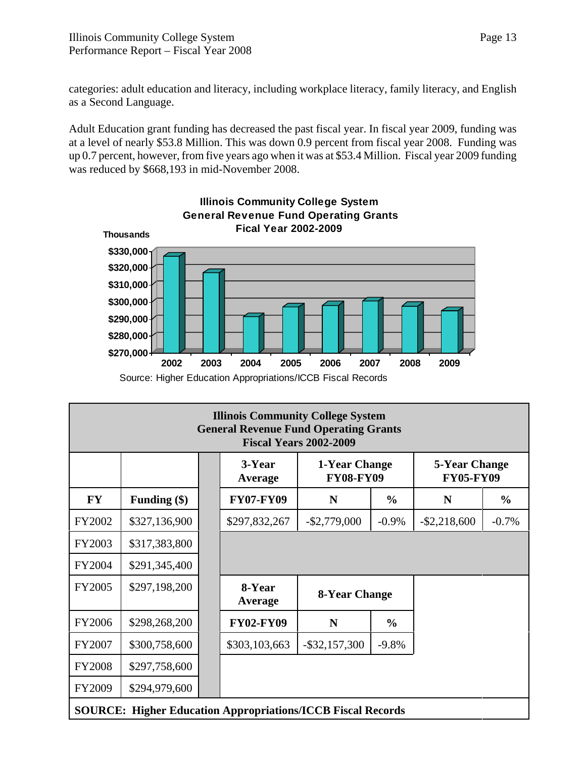categories: adult education and literacy, including workplace literacy, family literacy, and English as a Second Language.

Adult Education grant funding has decreased the past fiscal year. In fiscal year 2009, funding was at a level of nearly $53.8 Million. This was down 0.9 percent from fiscal year 2008. Funding was up 0.7 percent, however, from five years ago when it was at $53.4 Million. Fiscal year 2009 funding was reduced by $668,193 in mid-November 2008.

**Illinois Community College System**
**General Revenue Fund Operating Grants**
**Fical Year 2002-2009**

Source: Higher Education Appropriations/ICCB Fiscal Records

| Illinois Community College System<br>General Revenue Fund Operating Grants<br>Fiscal Years 2002-2009 | | | | | | | |
|---|---|---|---|---|---|---|---|
| | | | 3-Year Average | 1-Year Change FY08-FY09 | | 5-Year Change FY05-FY09 | |
| **FY** | **Funding ($)** | | **FY07-FY09** | **N** | **%** | **N** | **%** |
| FY2002 | $327,136,900 | | $297,832,267 | -$2,779,000 | -0.9% | -$2,218,600 | -0.7% |
| FY2003 | $317,383,800 | | | | | | |
| FY2004 | $291,345,400 | | | | | | |
| FY2005 | $297,198,200 | | **8-Year Average** | **8-Year Change** | | | |
| FY2006 | $298,268,200 | | **FY02-FY09** | **N** | **%** | | |
| FY2007 | $300,758,600 | | $303,103,663 | -$32,157,300 | -9.8% | | |
| FY2008 | $297,758,600 | | | | | | |
| FY2009 | $294,979,600 | | | | | | |
| **SOURCE: Higher Education Appropriations/ICCB Fiscal Records** | | | | | | | |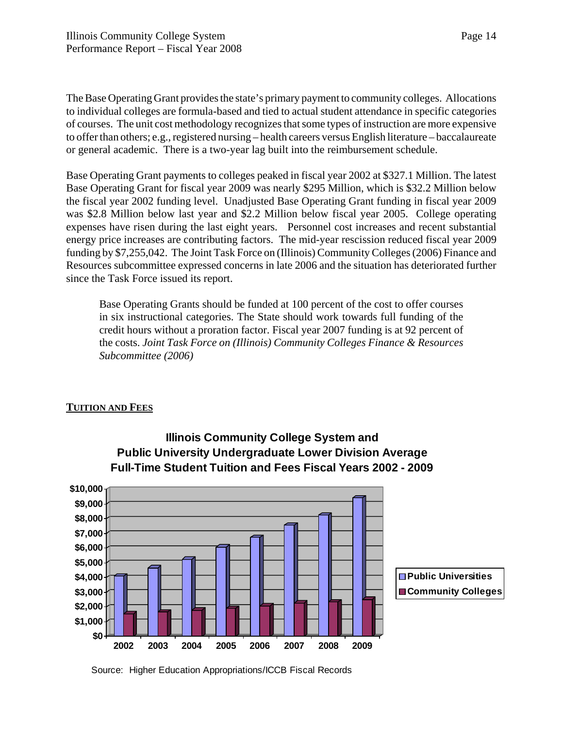The Base Operating Grant provides the state's primary payment to community colleges. Allocations to individual colleges are formula-based and tied to actual student attendance in specific categories of courses. The unit cost methodology recognizes that some types of instruction are more expensive to offer than others; e.g., registered nursing – health careers versus English literature – baccalaureate or general academic. There is a two-year lag built into the reimbursement schedule.

Base Operating Grant payments to colleges peaked in fiscal year 2002 at $327.1 Million. The latest Base Operating Grant for fiscal year 2009 was nearly $295 Million, which is $32.2 Million below the fiscal year 2002 funding level. Unadjusted Base Operating Grant funding in fiscal year 2009 was $2.8 Million below last year and $2.2 Million below fiscal year 2005. College operating expenses have risen during the last eight years. Personnel cost increases and recent substantial energy price increases are contributing factors. The mid-year rescission reduced fiscal year 2009 funding by $7,255,042. The Joint Task Force on (Illinois) Community Colleges (2006) Finance and Resources subcommittee expressed concerns in late 2006 and the situation has deteriorated further since the Task Force issued its report.

> Base Operating Grants should be funded at 100 percent of the cost to offer courses in six instructional categories. The State should work towards full funding of the credit hours without a proration factor. Fiscal year 2007 funding is at 92 percent of the costs. *Joint Task Force on (Illinois) Community Colleges Finance & Resources Subcommittee (2006)*

**TUITION AND FEES**

**Illinois Community College System and Public University Undergraduate Lower Division Average Full-Time Student Tuition and Fees Fiscal Years 2002 - 2009**

Source: Higher Education Appropriations/ICCB Fiscal Records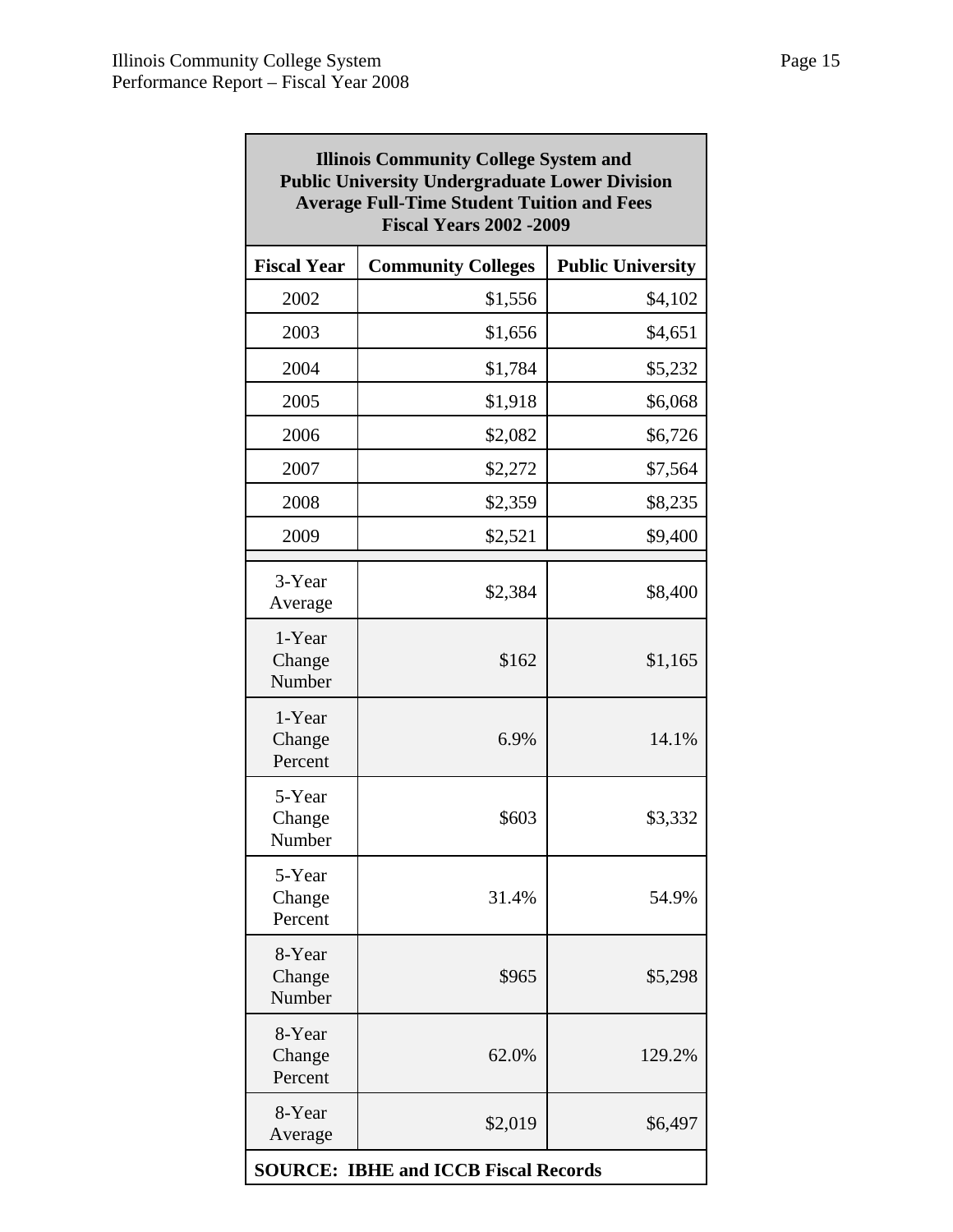| Illinois Community College System and Public University Undergraduate Lower Division Average Full-Time Student Tuition and Fees Fiscal Years 2002 -2009 | | |
|---|---|---|
| **Fiscal Year** | **Community Colleges** | **Public University** |
| 2002 | $1,556 | $4,102 |
| 2003 | $1,656 | $4,651 |
| 2004 | $1,784 | $5,232 |
| 2005 | $1,918 | $6,068 |
| 2006 | $2,082 | $6,726 |
| 2007 | $2,272 | $7,564 |
| 2008 | $2,359 | $8,235 |
| 2009 | $2,521 | $9,400 |
| 3-Year Average | $2,384 | $8,400 |
| 1-Year Change Number | $162 | $1,165 |
| 1-Year Change Percent | 6.9% | 14.1% |
| 5-Year Change Number | $603 | $3,332 |
| 5-Year Change Percent | 31.4% | 54.9% |
| 8-Year Change Number | $965 | $5,298 |
| 8-Year Change Percent | 62.0% | 129.2% |
| 8-Year Average | $2,019 | $6,497 |

**SOURCE: IBHE and ICCB Fiscal Records**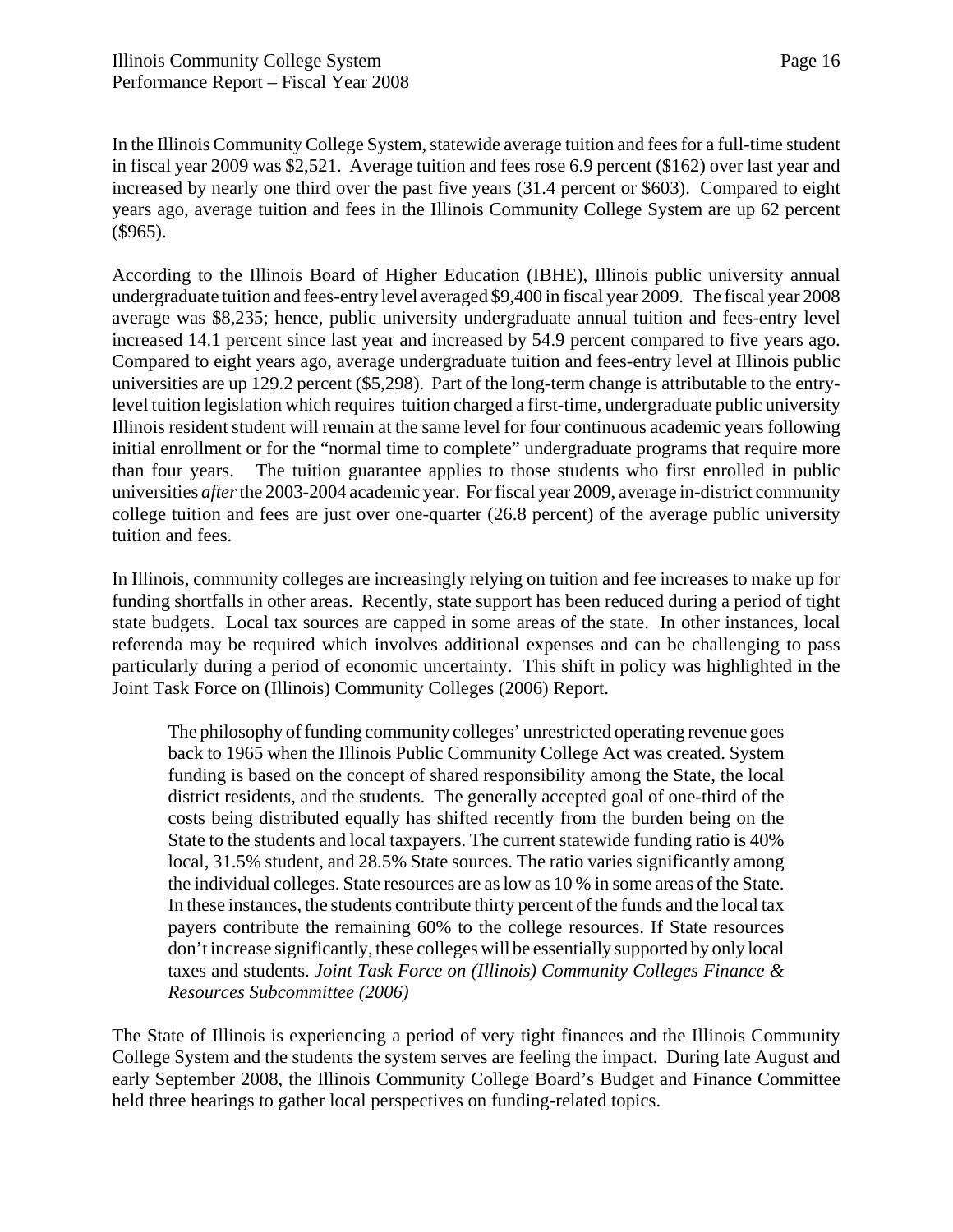In the Illinois Community College System, statewide average tuition and fees for a full-time student in fiscal year 2009 was $2,521. Average tuition and fees rose 6.9 percent ($162) over last year and increased by nearly one third over the past five years (31.4 percent or $603). Compared to eight years ago, average tuition and fees in the Illinois Community College System are up 62 percent ($965).

According to the Illinois Board of Higher Education (IBHE), Illinois public university annual undergraduate tuition and fees-entry level averaged $9,400 in fiscal year 2009. The fiscal year 2008 average was $8,235; hence, public university undergraduate annual tuition and fees-entry level increased 14.1 percent since last year and increased by 54.9 percent compared to five years ago. Compared to eight years ago, average undergraduate tuition and fees-entry level at Illinois public universities are up 129.2 percent ($5,298). Part of the long-term change is attributable to the entry-level tuition legislation which requires tuition charged a first-time, undergraduate public university Illinois resident student will remain at the same level for four continuous academic years following initial enrollment or for the "normal time to complete" undergraduate programs that require more than four years. The tuition guarantee applies to those students who first enrolled in public universities *after* the 2003-2004 academic year. For fiscal year 2009, average in-district community college tuition and fees are just over one-quarter (26.8 percent) of the average public university tuition and fees.

In Illinois, community colleges are increasingly relying on tuition and fee increases to make up for funding shortfalls in other areas. Recently, state support has been reduced during a period of tight state budgets. Local tax sources are capped in some areas of the state. In other instances, local referenda may be required which involves additional expenses and can be challenging to pass particularly during a period of economic uncertainty. This shift in policy was highlighted in the Joint Task Force on (Illinois) Community Colleges (2006) Report.

> The philosophy of funding community colleges' unrestricted operating revenue goes back to 1965 when the Illinois Public Community College Act was created. System funding is based on the concept of shared responsibility among the State, the local district residents, and the students. The generally accepted goal of one-third of the costs being distributed equally has shifted recently from the burden being on the State to the students and local taxpayers. The current statewide funding ratio is 40% local, 31.5% student, and 28.5% State sources. The ratio varies significantly among the individual colleges. State resources are as low as 10 % in some areas of the State. In these instances, the students contribute thirty percent of the funds and the local tax payers contribute the remaining 60% to the college resources. If State resources don't increase significantly, these colleges will be essentially supported by only local taxes and students. *Joint Task Force on (Illinois) Community Colleges Finance & Resources Subcommittee (2006)*

The State of Illinois is experiencing a period of very tight finances and the Illinois Community College System and the students the system serves are feeling the impact. During late August and early September 2008, the Illinois Community College Board's Budget and Finance Committee held three hearings to gather local perspectives on funding-related topics.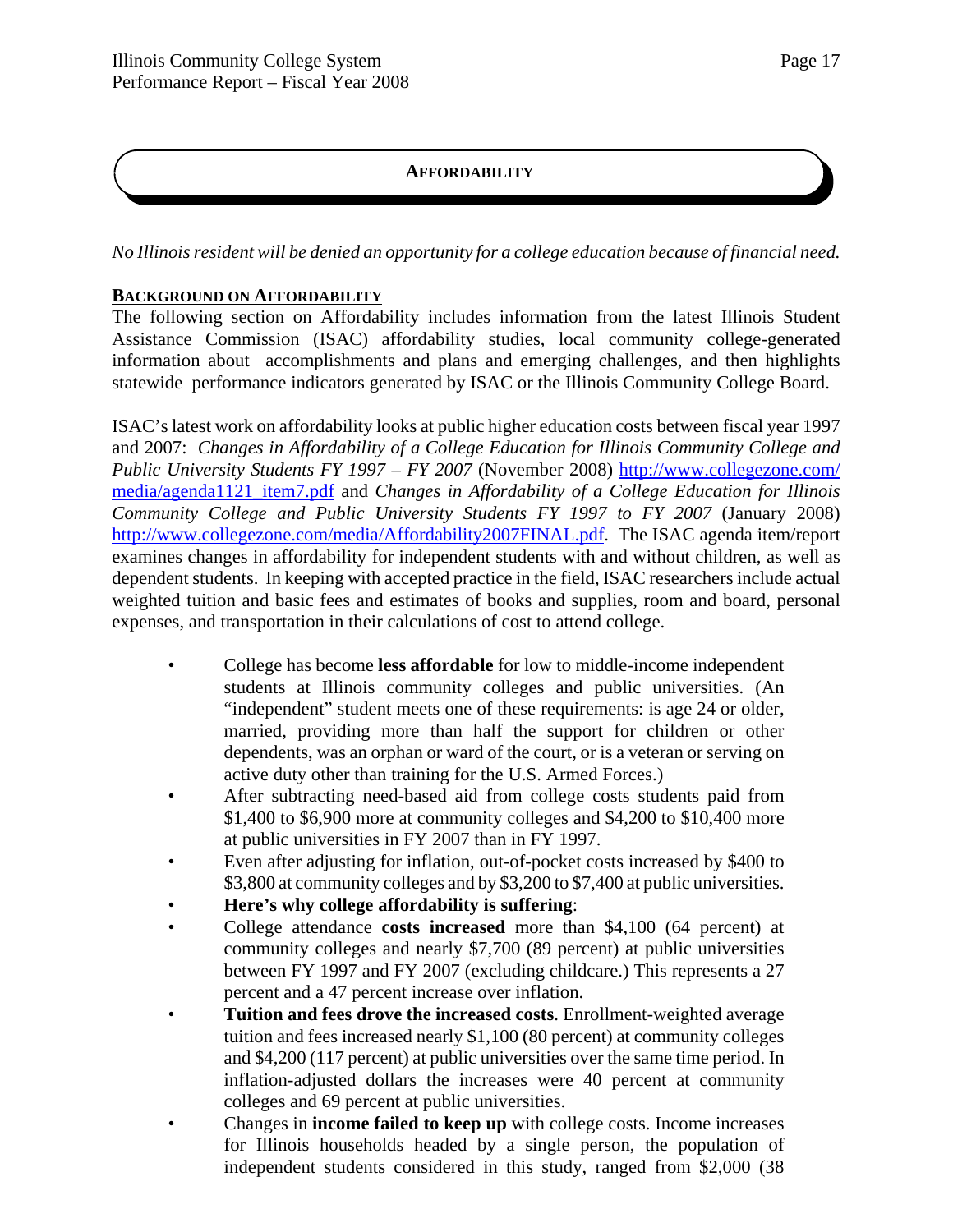## AFFORDABILITY

*No Illinois resident will be denied an opportunity for a college education because of financial need.*

### BACKGROUND ON AFFORDABILITY

The following section on Affordability includes information from the latest Illinois Student Assistance Commission (ISAC) affordability studies, local community college-generated information about accomplishments and plans and emerging challenges, and then highlights statewide performance indicators generated by ISAC or the Illinois Community College Board.

ISAC's latest work on affordability looks at public higher education costs between fiscal year 1997 and 2007: *Changes in Affordability of a College Education for Illinois Community College and Public University Students FY 1997 – FY 2007* (November 2008) http://www.collegezone.com/media/agenda1121_item7.pdf and *Changes in Affordability of a College Education for Illinois Community College and Public University Students FY 1997 to FY 2007* (January 2008) http://www.collegezone.com/media/Affordability2007FINAL.pdf. The ISAC agenda item/report examines changes in affordability for independent students with and without children, as well as dependent students. In keeping with accepted practice in the field, ISAC researchers include actual weighted tuition and basic fees and estimates of books and supplies, room and board, personal expenses, and transportation in their calculations of cost to attend college.

- College has become **less affordable** for low to middle-income independent students at Illinois community colleges and public universities. (An "independent" student meets one of these requirements: is age 24 or older, married, providing more than half the support for children or other dependents, was an orphan or ward of the court, or is a veteran or serving on active duty other than training for the U.S. Armed Forces.)
- After subtracting need-based aid from college costs students paid from \$1,400 to \$6,900 more at community colleges and \$4,200 to \$10,400 more at public universities in FY 2007 than in FY 1997.
- Even after adjusting for inflation, out-of-pocket costs increased by \$400 to \$3,800 at community colleges and by \$3,200 to \$7,400 at public universities.
- **Here's why college affordability is suffering**:
- College attendance **costs increased** more than \$4,100 (64 percent) at community colleges and nearly \$7,700 (89 percent) at public universities between FY 1997 and FY 2007 (excluding childcare.) This represents a 27 percent and a 47 percent increase over inflation.
- **Tuition and fees drove the increased costs**. Enrollment-weighted average tuition and fees increased nearly \$1,100 (80 percent) at community colleges and \$4,200 (117 percent) at public universities over the same time period. In inflation-adjusted dollars the increases were 40 percent at community colleges and 69 percent at public universities.
- Changes in **income failed to keep up** with college costs. Income increases for Illinois households headed by a single person, the population of independent students considered in this study, ranged from \$2,000 (38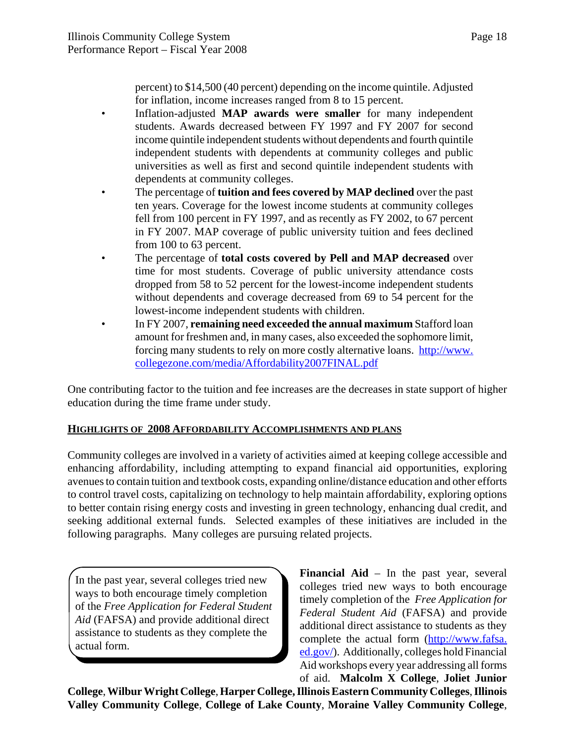percent) to $14,500 (40 percent) depending on the income quintile. Adjusted for inflation, income increases ranged from 8 to 15 percent.

- Inflation-adjusted **MAP awards were smaller** for many independent students. Awards decreased between FY 1997 and FY 2007 for second income quintile independent students without dependents and fourth quintile independent students with dependents at community colleges and public universities as well as first and second quintile independent students with dependents at community colleges.
- The percentage of **tuition and fees covered by MAP declined** over the past ten years. Coverage for the lowest income students at community colleges fell from 100 percent in FY 1997, and as recently as FY 2002, to 67 percent in FY 2007. MAP coverage of public university tuition and fees declined from 100 to 63 percent.
- The percentage of **total costs covered by Pell and MAP decreased** over time for most students. Coverage of public university attendance costs dropped from 58 to 52 percent for the lowest-income independent students without dependents and coverage decreased from 69 to 54 percent for the lowest-income independent students with children.
- In FY 2007, **remaining need exceeded the annual maximum** Stafford loan amount for freshmen and, in many cases, also exceeded the sophomore limit, forcing many students to rely on more costly alternative loans. http://www.collegezone.com/media/Affordability2007FINAL.pdf

One contributing factor to the tuition and fee increases are the decreases in state support of higher education during the time frame under study.

## HIGHLIGHTS OF 2008 AFFORDABILITY ACCOMPLISHMENTS AND PLANS

Community colleges are involved in a variety of activities aimed at keeping college accessible and enhancing affordability, including attempting to expand financial aid opportunities, exploring avenues to contain tuition and textbook costs, expanding online/distance education and other efforts to control travel costs, capitalizing on technology to help maintain affordability, exploring options to better contain rising energy costs and investing in green technology, enhancing dual credit, and seeking additional external funds. Selected examples of these initiatives are included in the following paragraphs. Many colleges are pursuing related projects.

> In the past year, several colleges tried new ways to both encourage timely completion of the *Free Application for Federal Student Aid* (FAFSA) and provide additional direct assistance to students as they complete the actual form.

**Financial Aid** – In the past year, several colleges tried new ways to both encourage timely completion of the *Free Application for Federal Student Aid* (FAFSA) and provide additional direct assistance to students as they complete the actual form (http://www.fafsa.ed.gov/). Additionally, colleges hold Financial Aid workshops every year addressing all forms of aid. **Malcolm X College**, **Joliet Junior College**, **Wilbur Wright College**, **Harper College, Illinois Eastern Community Colleges**, **Illinois Valley Community College**, **College of Lake County**, **Moraine Valley Community College**,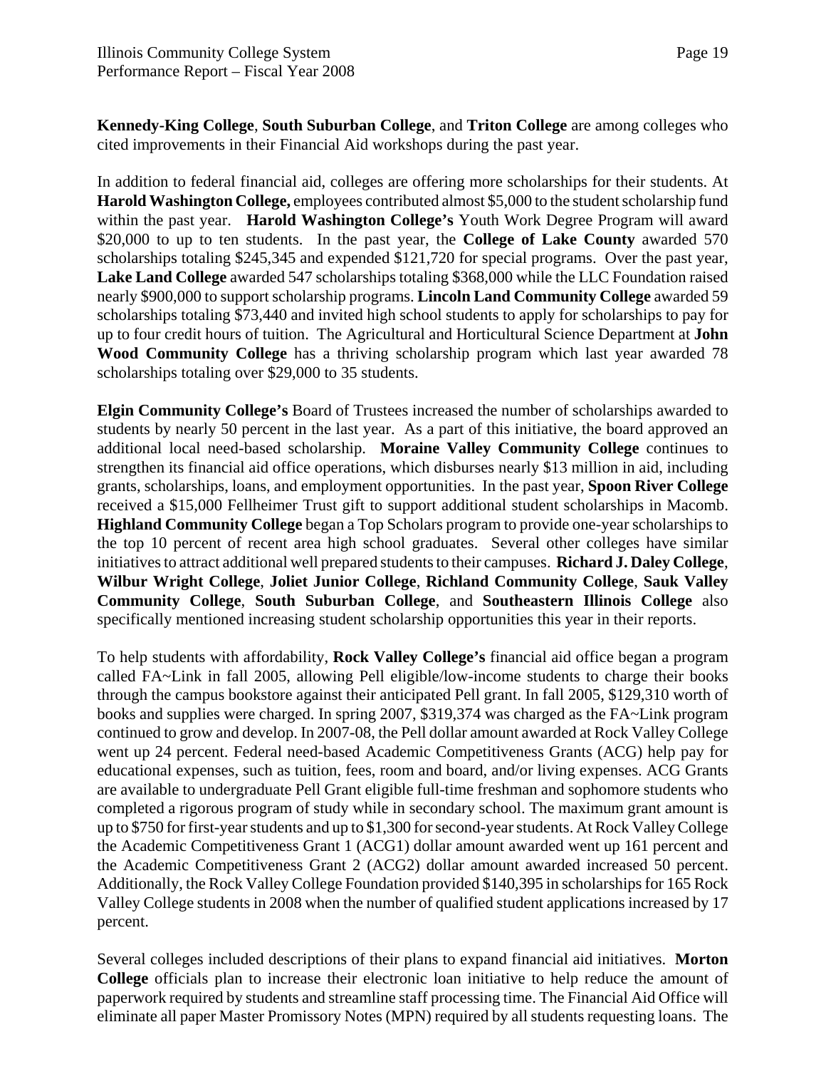**Kennedy-King College**, **South Suburban College**, and **Triton College** are among colleges who cited improvements in their Financial Aid workshops during the past year.

In addition to federal financial aid, colleges are offering more scholarships for their students. At **Harold Washington College,** employees contributed almost $5,000 to the student scholarship fund within the past year. **Harold Washington College's** Youth Work Degree Program will award $20,000 to up to ten students. In the past year, the **College of Lake County** awarded 570 scholarships totaling $245,345 and expended $121,720 for special programs. Over the past year, **Lake Land College** awarded 547 scholarships totaling $368,000 while the LLC Foundation raised nearly $900,000 to support scholarship programs. **Lincoln Land Community College** awarded 59 scholarships totaling $73,440 and invited high school students to apply for scholarships to pay for up to four credit hours of tuition. The Agricultural and Horticultural Science Department at **John Wood Community College** has a thriving scholarship program which last year awarded 78 scholarships totaling over $29,000 to 35 students.

**Elgin Community College's** Board of Trustees increased the number of scholarships awarded to students by nearly 50 percent in the last year. As a part of this initiative, the board approved an additional local need-based scholarship. **Moraine Valley Community College** continues to strengthen its financial aid office operations, which disburses nearly $13 million in aid, including grants, scholarships, loans, and employment opportunities. In the past year, **Spoon River College** received a $15,000 Fellheimer Trust gift to support additional student scholarships in Macomb. **Highland Community College** began a Top Scholars program to provide one-year scholarships to the top 10 percent of recent area high school graduates. Several other colleges have similar initiatives to attract additional well prepared students to their campuses. **Richard J. Daley College**, **Wilbur Wright College**, **Joliet Junior College**, **Richland Community College**, **Sauk Valley Community College**, **South Suburban College**, and **Southeastern Illinois College** also specifically mentioned increasing student scholarship opportunities this year in their reports.

To help students with affordability, **Rock Valley College's** financial aid office began a program called FA~Link in fall 2005, allowing Pell eligible/low-income students to charge their books through the campus bookstore against their anticipated Pell grant. In fall 2005, $129,310 worth of books and supplies were charged. In spring 2007, $319,374 was charged as the FA~Link program continued to grow and develop. In 2007-08, the Pell dollar amount awarded at Rock Valley College went up 24 percent. Federal need-based Academic Competitiveness Grants (ACG) help pay for educational expenses, such as tuition, fees, room and board, and/or living expenses. ACG Grants are available to undergraduate Pell Grant eligible full-time freshman and sophomore students who completed a rigorous program of study while in secondary school. The maximum grant amount is up to $750 for first-year students and up to $1,300 for second-year students. At Rock Valley College the Academic Competitiveness Grant 1 (ACG1) dollar amount awarded went up 161 percent and the Academic Competitiveness Grant 2 (ACG2) dollar amount awarded increased 50 percent. Additionally, the Rock Valley College Foundation provided $140,395 in scholarships for 165 Rock Valley College students in 2008 when the number of qualified student applications increased by 17 percent.

Several colleges included descriptions of their plans to expand financial aid initiatives. **Morton College** officials plan to increase their electronic loan initiative to help reduce the amount of paperwork required by students and streamline staff processing time. The Financial Aid Office will eliminate all paper Master Promissory Notes (MPN) required by all students requesting loans. The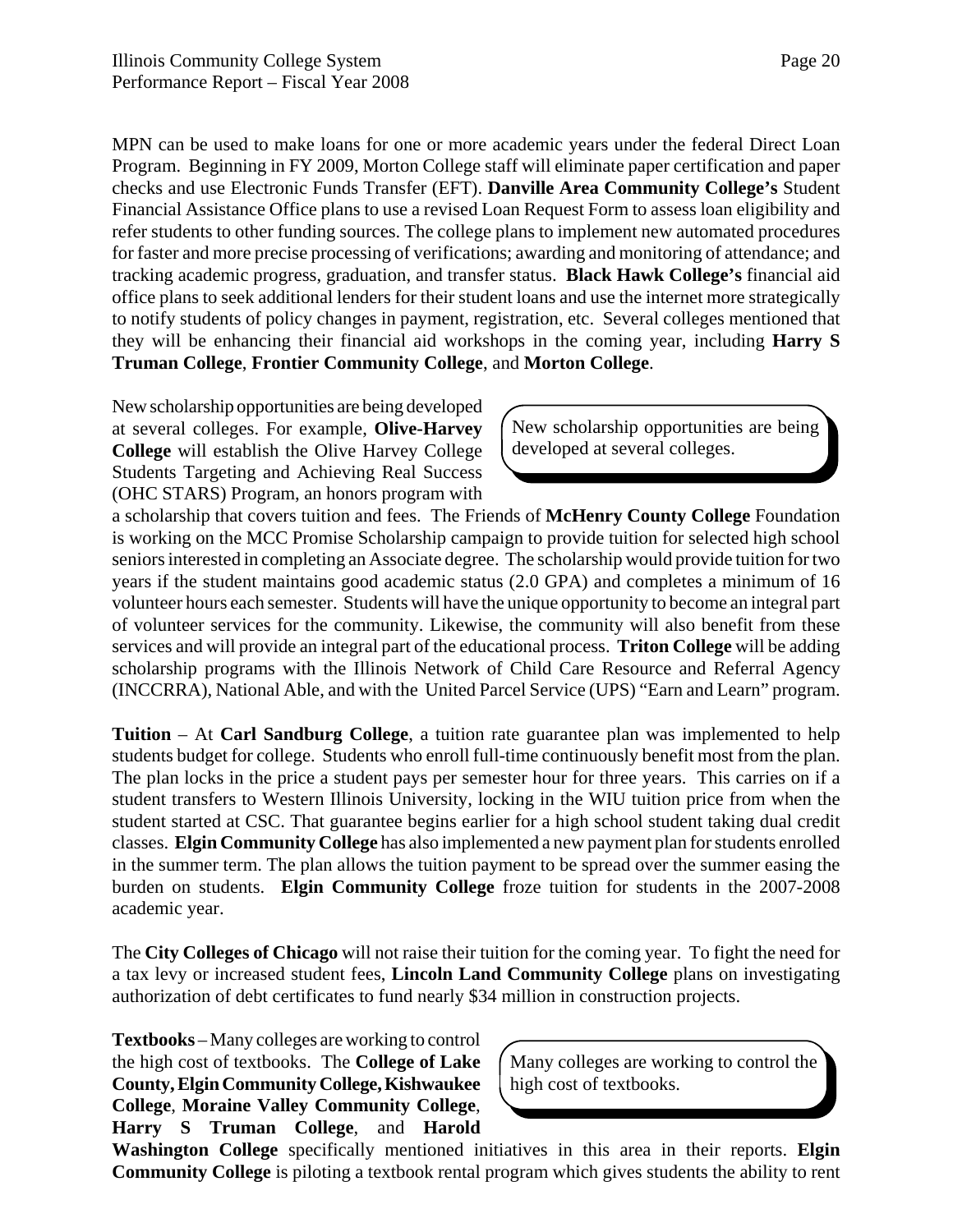MPN can be used to make loans for one or more academic years under the federal Direct Loan Program. Beginning in FY 2009, Morton College staff will eliminate paper certification and paper checks and use Electronic Funds Transfer (EFT). **Danville Area Community College's** Student Financial Assistance Office plans to use a revised Loan Request Form to assess loan eligibility and refer students to other funding sources. The college plans to implement new automated procedures for faster and more precise processing of verifications; awarding and monitoring of attendance; and tracking academic progress, graduation, and transfer status. **Black Hawk College's** financial aid office plans to seek additional lenders for their student loans and use the internet more strategically to notify students of policy changes in payment, registration, etc. Several colleges mentioned that they will be enhancing their financial aid workshops in the coming year, including **Harry S Truman College**, **Frontier Community College**, and **Morton College**.

New scholarship opportunities are being developed at several colleges. For example, **Olive-Harvey College** will establish the Olive Harvey College Students Targeting and Achieving Real Success (OHC STARS) Program, an honors program with a scholarship that covers tuition and fees. The Friends of **McHenry County College** Foundation is working on the MCC Promise Scholarship campaign to provide tuition for selected high school seniors interested in completing an Associate degree. The scholarship would provide tuition for two years if the student maintains good academic status (2.0 GPA) and completes a minimum of 16 volunteer hours each semester. Students will have the unique opportunity to become an integral part of volunteer services for the community. Likewise, the community will also benefit from these services and will provide an integral part of the educational process. **Triton College** will be adding scholarship programs with the Illinois Network of Child Care Resource and Referral Agency (INCCRRA), National Able, and with the United Parcel Service (UPS) "Earn and Learn" program.

> New scholarship opportunities are being developed at several colleges.

**Tuition** – At **Carl Sandburg College**, a tuition rate guarantee plan was implemented to help students budget for college. Students who enroll full-time continuously benefit most from the plan. The plan locks in the price a student pays per semester hour for three years. This carries on if a student transfers to Western Illinois University, locking in the WIU tuition price from when the student started at CSC. That guarantee begins earlier for a high school student taking dual credit classes. **Elgin Community College** has also implemented a new payment plan for students enrolled in the summer term. The plan allows the tuition payment to be spread over the summer easing the burden on students. **Elgin Community College** froze tuition for students in the 2007-2008 academic year.

The **City Colleges of Chicago** will not raise their tuition for the coming year. To fight the need for a tax levy or increased student fees, **Lincoln Land Community College** plans on investigating authorization of debt certificates to fund nearly $34 million in construction projects.

**Textbooks** – Many colleges are working to control the high cost of textbooks. The **College of Lake County, Elgin Community College, Kishwaukee College**, **Moraine Valley Community College**, **Harry S Truman College**, and **Harold Washington College** specifically mentioned initiatives in this area in their reports. **Elgin Community College** is piloting a textbook rental program which gives students the ability to rent

> Many colleges are working to control the high cost of textbooks.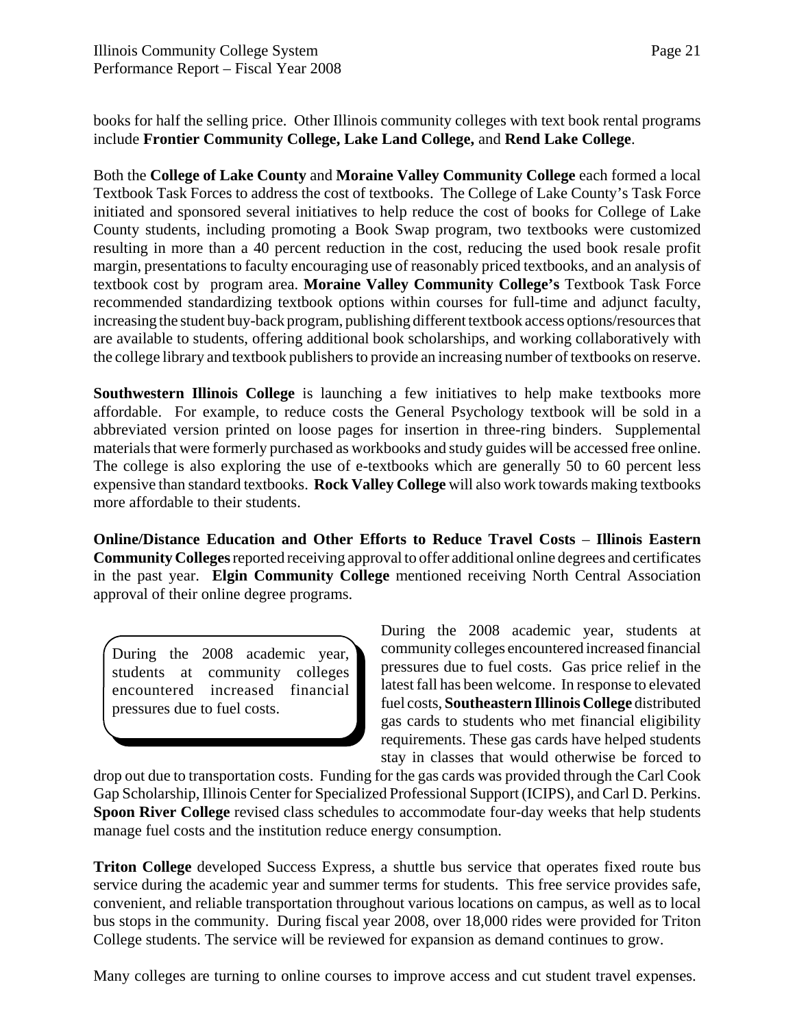books for half the selling price. Other Illinois community colleges with text book rental programs include **Frontier Community College, Lake Land College,** and **Rend Lake College**.

Both the **College of Lake County** and **Moraine Valley Community College** each formed a local Textbook Task Forces to address the cost of textbooks. The College of Lake County's Task Force initiated and sponsored several initiatives to help reduce the cost of books for College of Lake County students, including promoting a Book Swap program, two textbooks were customized resulting in more than a 40 percent reduction in the cost, reducing the used book resale profit margin, presentations to faculty encouraging use of reasonably priced textbooks, and an analysis of textbook cost by program area. **Moraine Valley Community College's** Textbook Task Force recommended standardizing textbook options within courses for full-time and adjunct faculty, increasing the student buy-back program, publishing different textbook access options/resources that are available to students, offering additional book scholarships, and working collaboratively with the college library and textbook publishers to provide an increasing number of textbooks on reserve.

**Southwestern Illinois College** is launching a few initiatives to help make textbooks more affordable. For example, to reduce costs the General Psychology textbook will be sold in a abbreviated version printed on loose pages for insertion in three-ring binders. Supplemental materials that were formerly purchased as workbooks and study guides will be accessed free online. The college is also exploring the use of e-textbooks which are generally 50 to 60 percent less expensive than standard textbooks. **Rock Valley College** will also work towards making textbooks more affordable to their students.

**Online/Distance Education and Other Efforts to Reduce Travel Costs** – **Illinois Eastern Community Colleges** reported receiving approval to offer additional online degrees and certificates in the past year. **Elgin Community College** mentioned receiving North Central Association approval of their online degree programs.

> During the 2008 academic year, students at community colleges encountered increased financial pressures due to fuel costs.

During the 2008 academic year, students at community colleges encountered increased financial pressures due to fuel costs. Gas price relief in the latest fall has been welcome. In response to elevated fuel costs, **Southeastern Illinois College** distributed gas cards to students who met financial eligibility requirements. These gas cards have helped students stay in classes that would otherwise be forced to drop out due to transportation costs. Funding for the gas cards was provided through the Carl Cook Gap Scholarship, Illinois Center for Specialized Professional Support (ICIPS), and Carl D. Perkins. **Spoon River College** revised class schedules to accommodate four-day weeks that help students manage fuel costs and the institution reduce energy consumption.

**Triton College** developed Success Express, a shuttle bus service that operates fixed route bus service during the academic year and summer terms for students. This free service provides safe, convenient, and reliable transportation throughout various locations on campus, as well as to local bus stops in the community. During fiscal year 2008, over 18,000 rides were provided for Triton College students. The service will be reviewed for expansion as demand continues to grow.

Many colleges are turning to online courses to improve access and cut student travel expenses.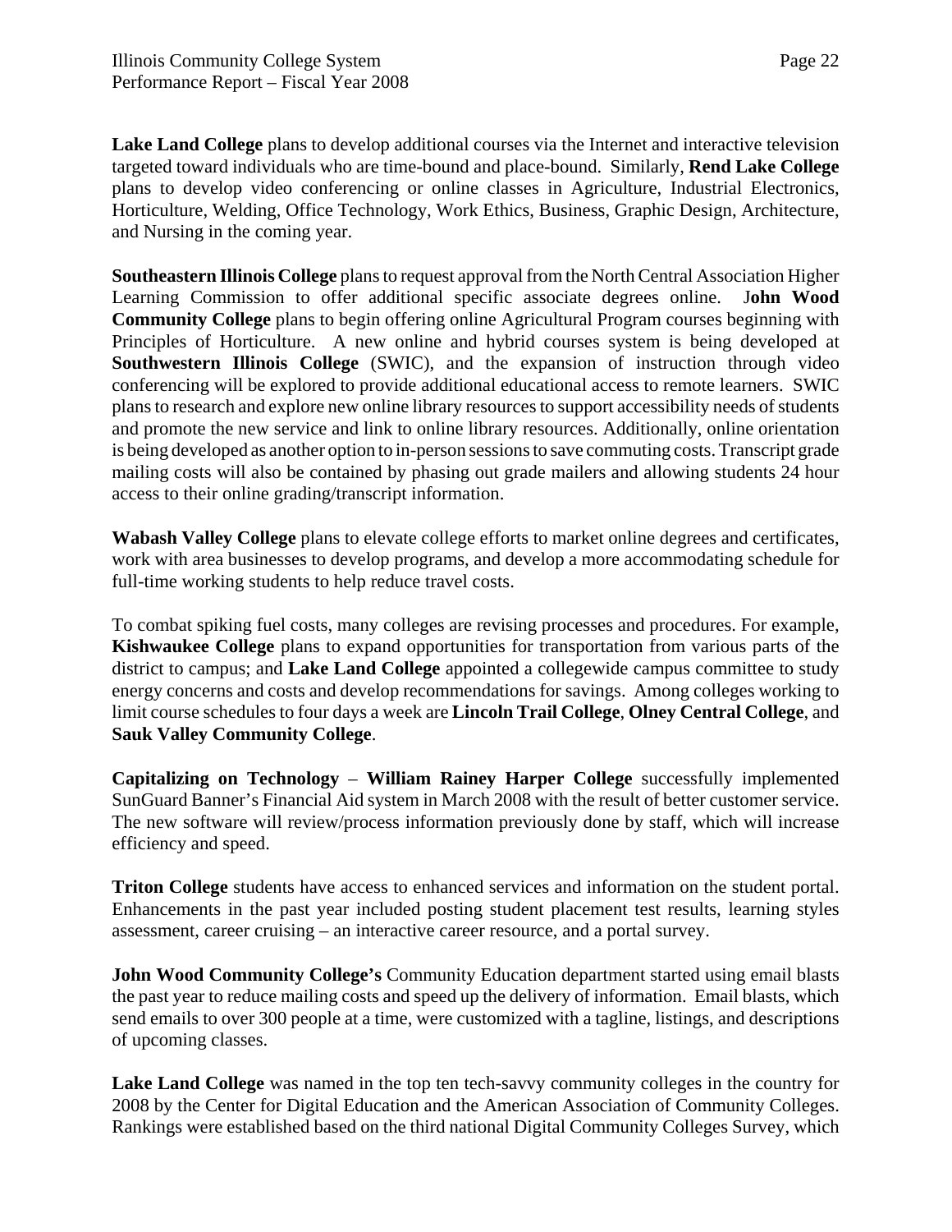**Lake Land College** plans to develop additional courses via the Internet and interactive television targeted toward individuals who are time-bound and place-bound. Similarly, **Rend Lake College** plans to develop video conferencing or online classes in Agriculture, Industrial Electronics, Horticulture, Welding, Office Technology, Work Ethics, Business, Graphic Design, Architecture, and Nursing in the coming year.

**Southeastern Illinois College** plans to request approval from the North Central Association Higher Learning Commission to offer additional specific associate degrees online. J**ohn Wood Community College** plans to begin offering online Agricultural Program courses beginning with Principles of Horticulture. A new online and hybrid courses system is being developed at **Southwestern Illinois College** (SWIC), and the expansion of instruction through video conferencing will be explored to provide additional educational access to remote learners. SWIC plans to research and explore new online library resources to support accessibility needs of students and promote the new service and link to online library resources. Additionally, online orientation is being developed as another option to in-person sessions to save commuting costs. Transcript grade mailing costs will also be contained by phasing out grade mailers and allowing students 24 hour access to their online grading/transcript information.

**Wabash Valley College** plans to elevate college efforts to market online degrees and certificates, work with area businesses to develop programs, and develop a more accommodating schedule for full-time working students to help reduce travel costs.

To combat spiking fuel costs, many colleges are revising processes and procedures. For example, **Kishwaukee College** plans to expand opportunities for transportation from various parts of the district to campus; and **Lake Land College** appointed a collegewide campus committee to study energy concerns and costs and develop recommendations for savings. Among colleges working to limit course schedules to four days a week are **Lincoln Trail College**, **Olney Central College**, and **Sauk Valley Community College**.

**Capitalizing on Technology** – **William Rainey Harper College** successfully implemented SunGuard Banner's Financial Aid system in March 2008 with the result of better customer service. The new software will review/process information previously done by staff, which will increase efficiency and speed.

**Triton College** students have access to enhanced services and information on the student portal. Enhancements in the past year included posting student placement test results, learning styles assessment, career cruising – an interactive career resource, and a portal survey.

**John Wood Community College's** Community Education department started using email blasts the past year to reduce mailing costs and speed up the delivery of information. Email blasts, which send emails to over 300 people at a time, were customized with a tagline, listings, and descriptions of upcoming classes.

**Lake Land College** was named in the top ten tech-savvy community colleges in the country for 2008 by the Center for Digital Education and the American Association of Community Colleges. Rankings were established based on the third national Digital Community Colleges Survey, which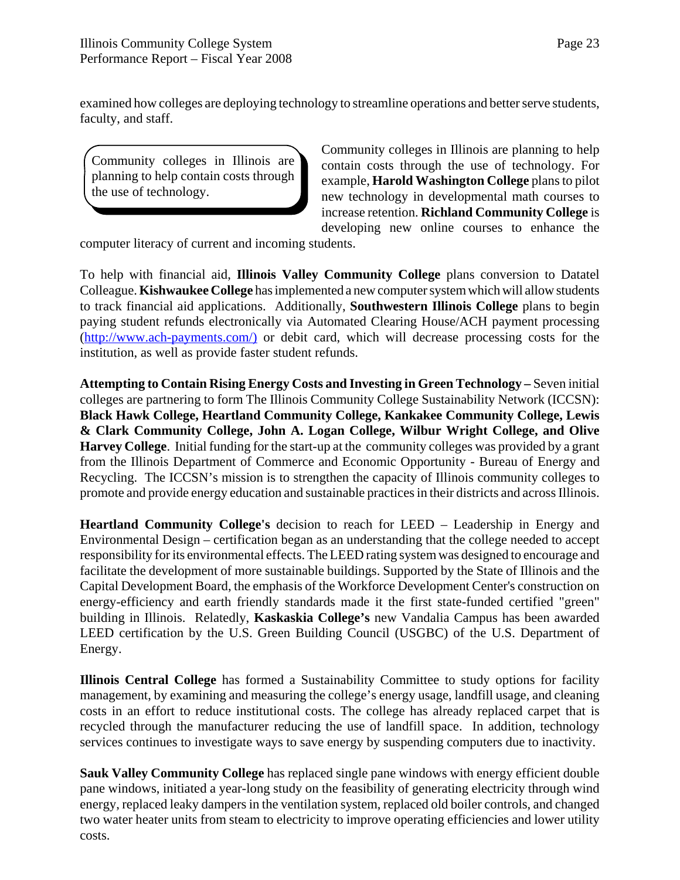examined how colleges are deploying technology to streamline operations and better serve students, faculty, and staff.

> Community colleges in Illinois are planning to help contain costs through the use of technology.

Community colleges in Illinois are planning to help contain costs through the use of technology. For example, **Harold Washington College** plans to pilot new technology in developmental math courses to increase retention. **Richland Community College** is developing new online courses to enhance the computer literacy of current and incoming students.

To help with financial aid, **Illinois Valley Community College** plans conversion to Datatel Colleague. **Kishwaukee College** has implemented a new computer system which will allow students to track financial aid applications. Additionally, **Southwestern Illinois College** plans to begin paying student refunds electronically via Automated Clearing House/ACH payment processing (http://www.ach-payments.com/) or debit card, which will decrease processing costs for the institution, as well as provide faster student refunds.

**Attempting to Contain Rising Energy Costs and Investing in Green Technology –** Seven initial colleges are partnering to form The Illinois Community College Sustainability Network (ICCSN): **Black Hawk College, Heartland Community College, Kankakee Community College, Lewis & Clark Community College, John A. Logan College, Wilbur Wright College, and Olive Harvey College**. Initial funding for the start-up at the community colleges was provided by a grant from the Illinois Department of Commerce and Economic Opportunity - Bureau of Energy and Recycling. The ICCSN's mission is to strengthen the capacity of Illinois community colleges to promote and provide energy education and sustainable practices in their districts and across Illinois.

**Heartland Community College's** decision to reach for LEED – Leadership in Energy and Environmental Design – certification began as an understanding that the college needed to accept responsibility for its environmental effects. The LEED rating system was designed to encourage and facilitate the development of more sustainable buildings. Supported by the State of Illinois and the Capital Development Board, the emphasis of the Workforce Development Center's construction on energy-efficiency and earth friendly standards made it the first state-funded certified "green" building in Illinois. Relatedly, **Kaskaskia College's** new Vandalia Campus has been awarded LEED certification by the U.S. Green Building Council (USGBC) of the U.S. Department of Energy.

**Illinois Central College** has formed a Sustainability Committee to study options for facility management, by examining and measuring the college's energy usage, landfill usage, and cleaning costs in an effort to reduce institutional costs. The college has already replaced carpet that is recycled through the manufacturer reducing the use of landfill space. In addition, technology services continues to investigate ways to save energy by suspending computers due to inactivity.

**Sauk Valley Community College** has replaced single pane windows with energy efficient double pane windows, initiated a year-long study on the feasibility of generating electricity through wind energy, replaced leaky dampers in the ventilation system, replaced old boiler controls, and changed two water heater units from steam to electricity to improve operating efficiencies and lower utility costs.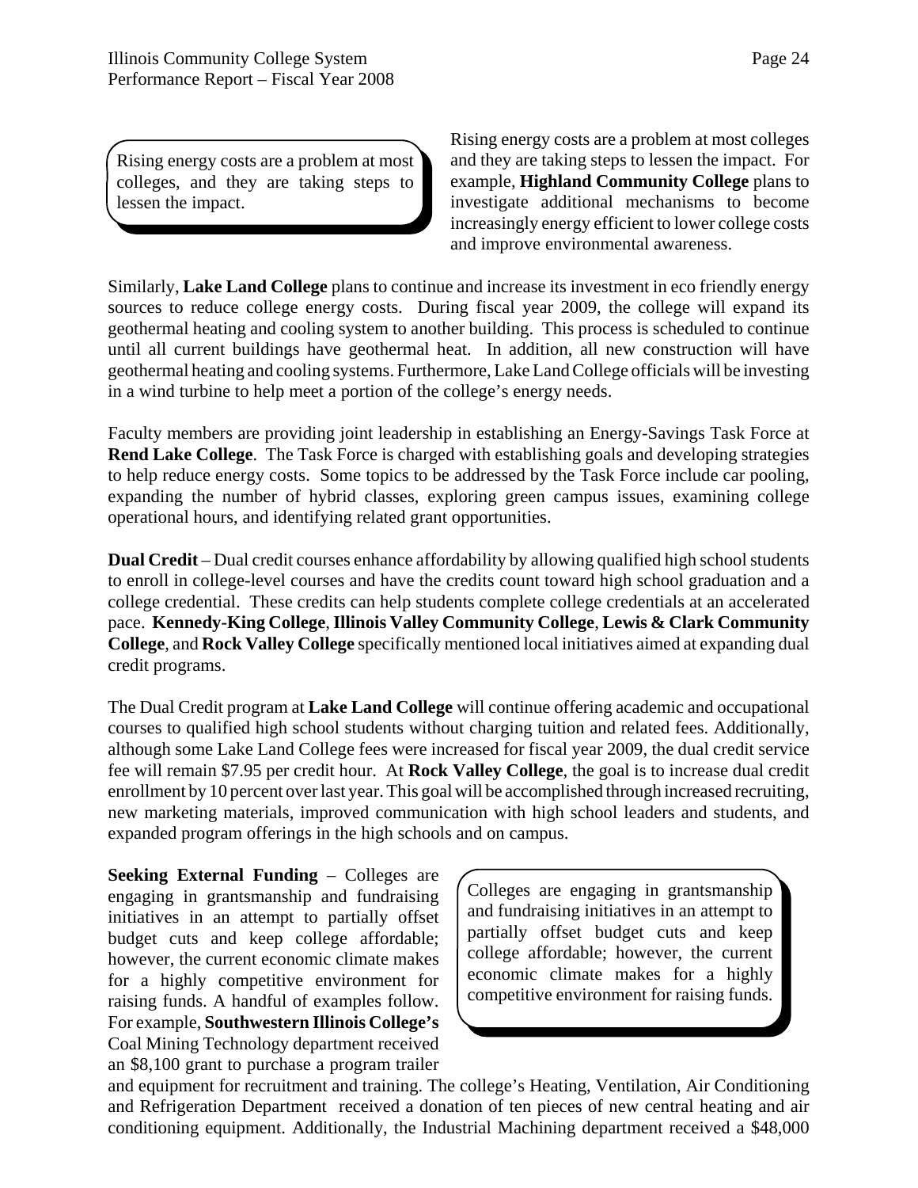> Rising energy costs are a problem at most colleges, and they are taking steps to lessen the impact.

Rising energy costs are a problem at most colleges and they are taking steps to lessen the impact. For example, **Highland Community College** plans to investigate additional mechanisms to become increasingly energy efficient to lower college costs and improve environmental awareness.

Similarly, **Lake Land College** plans to continue and increase its investment in eco friendly energy sources to reduce college energy costs. During fiscal year 2009, the college will expand its geothermal heating and cooling system to another building. This process is scheduled to continue until all current buildings have geothermal heat. In addition, all new construction will have geothermal heating and cooling systems. Furthermore, Lake Land College officials will be investing in a wind turbine to help meet a portion of the college's energy needs.

Faculty members are providing joint leadership in establishing an Energy-Savings Task Force at **Rend Lake College**. The Task Force is charged with establishing goals and developing strategies to help reduce energy costs. Some topics to be addressed by the Task Force include car pooling, expanding the number of hybrid classes, exploring green campus issues, examining college operational hours, and identifying related grant opportunities.

**Dual Credit** – Dual credit courses enhance affordability by allowing qualified high school students to enroll in college-level courses and have the credits count toward high school graduation and a college credential. These credits can help students complete college credentials at an accelerated pace. **Kennedy-King College**, **Illinois Valley Community College**, **Lewis & Clark Community College**, and **Rock Valley College** specifically mentioned local initiatives aimed at expanding dual credit programs.

The Dual Credit program at **Lake Land College** will continue offering academic and occupational courses to qualified high school students without charging tuition and related fees. Additionally, although some Lake Land College fees were increased for fiscal year 2009, the dual credit service fee will remain $7.95 per credit hour. At **Rock Valley College**, the goal is to increase dual credit enrollment by 10 percent over last year. This goal will be accomplished through increased recruiting, new marketing materials, improved communication with high school leaders and students, and expanded program offerings in the high schools and on campus.

> Colleges are engaging in grantsmanship and fundraising initiatives in an attempt to partially offset budget cuts and keep college affordable; however, the current economic climate makes for a highly competitive environment for raising funds.

**Seeking External Funding** – Colleges are engaging in grantsmanship and fundraising initiatives in an attempt to partially offset budget cuts and keep college affordable; however, the current economic climate makes for a highly competitive environment for raising funds. A handful of examples follow. For example, **Southwestern Illinois College's** Coal Mining Technology department received an $8,100 grant to purchase a program trailer and equipment for recruitment and training. The college's Heating, Ventilation, Air Conditioning and Refrigeration Department received a donation of ten pieces of new central heating and air conditioning equipment. Additionally, the Industrial Machining department received a $48,000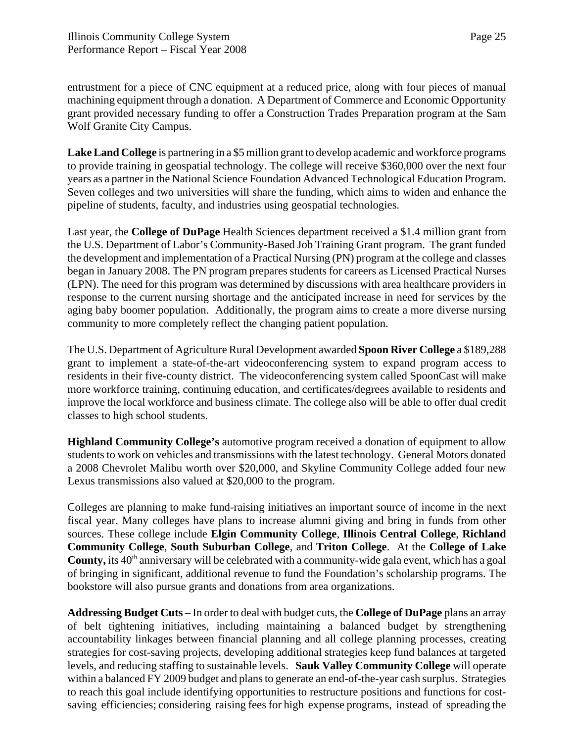entrustment for a piece of CNC equipment at a reduced price, along with four pieces of manual machining equipment through a donation. A Department of Commerce and Economic Opportunity grant provided necessary funding to offer a Construction Trades Preparation program at the Sam Wolf Granite City Campus.

**Lake Land College** is partnering in a $5 million grant to develop academic and workforce programs to provide training in geospatial technology. The college will receive $360,000 over the next four years as a partner in the National Science Foundation Advanced Technological Education Program. Seven colleges and two universities will share the funding, which aims to widen and enhance the pipeline of students, faculty, and industries using geospatial technologies.

Last year, the **College of DuPage** Health Sciences department received a $1.4 million grant from the U.S. Department of Labor's Community-Based Job Training Grant program. The grant funded the development and implementation of a Practical Nursing (PN) program at the college and classes began in January 2008. The PN program prepares students for careers as Licensed Practical Nurses (LPN). The need for this program was determined by discussions with area healthcare providers in response to the current nursing shortage and the anticipated increase in need for services by the aging baby boomer population. Additionally, the program aims to create a more diverse nursing community to more completely reflect the changing patient population.

The U.S. Department of Agriculture Rural Development awarded **Spoon River College** a $189,288 grant to implement a state-of-the-art videoconferencing system to expand program access to residents in their five-county district. The videoconferencing system called SpoonCast will make more workforce training, continuing education, and certificates/degrees available to residents and improve the local workforce and business climate. The college also will be able to offer dual credit classes to high school students.

**Highland Community College's** automotive program received a donation of equipment to allow students to work on vehicles and transmissions with the latest technology. General Motors donated a 2008 Chevrolet Malibu worth over $20,000, and Skyline Community College added four new Lexus transmissions also valued at $20,000 to the program.

Colleges are planning to make fund-raising initiatives an important source of income in the next fiscal year. Many colleges have plans to increase alumni giving and bring in funds from other sources. These college include **Elgin Community College**, **Illinois Central College**, **Richland Community College**, **South Suburban College**, and **Triton College**. At the **College of Lake County,** its 40th anniversary will be celebrated with a community-wide gala event, which has a goal of bringing in significant, additional revenue to fund the Foundation's scholarship programs. The bookstore will also pursue grants and donations from area organizations.

**Addressing Budget Cuts** – In order to deal with budget cuts, the **College of DuPage** plans an array of belt tightening initiatives, including maintaining a balanced budget by strengthening accountability linkages between financial planning and all college planning processes, creating strategies for cost-saving projects, developing additional strategies keep fund balances at targeted levels, and reducing staffing to sustainable levels. **Sauk Valley Community College** will operate within a balanced FY 2009 budget and plans to generate an end-of-the-year cash surplus. Strategies to reach this goal include identifying opportunities to restructure positions and functions for cost-saving efficiencies; considering raising fees for high expense programs, instead of spreading the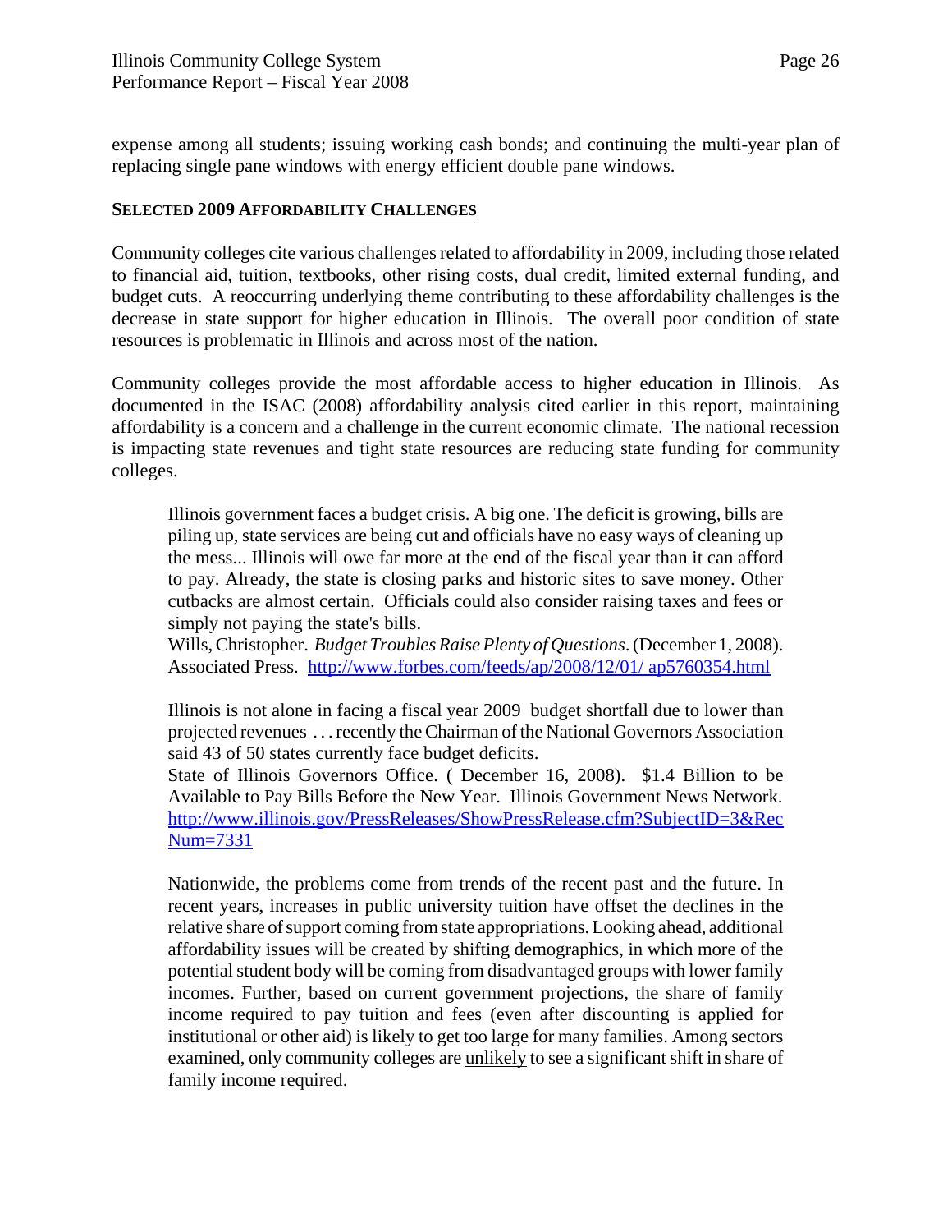expense among all students; issuing working cash bonds; and continuing the multi-year plan of replacing single pane windows with energy efficient double pane windows.

## SELECTED 2009 AFFORDABILITY CHALLENGES

Community colleges cite various challenges related to affordability in 2009, including those related to financial aid, tuition, textbooks, other rising costs, dual credit, limited external funding, and budget cuts. A reoccurring underlying theme contributing to these affordability challenges is the decrease in state support for higher education in Illinois. The overall poor condition of state resources is problematic in Illinois and across most of the nation.

Community colleges provide the most affordable access to higher education in Illinois. As documented in the ISAC (2008) affordability analysis cited earlier in this report, maintaining affordability is a concern and a challenge in the current economic climate. The national recession is impacting state revenues and tight state resources are reducing state funding for community colleges.

> Illinois government faces a budget crisis. A big one. The deficit is growing, bills are piling up, state services are being cut and officials have no easy ways of cleaning up the mess... Illinois will owe far more at the end of the fiscal year than it can afford to pay. Already, the state is closing parks and historic sites to save money. Other cutbacks are almost certain. Officials could also consider raising taxes and fees or simply not paying the state's bills.
> Wills, Christopher. *Budget Troubles Raise Plenty of Questions*. (December 1, 2008). Associated Press. http://www.forbes.com/feeds/ap/2008/12/01/ ap5760354.html

> Illinois is not alone in facing a fiscal year 2009 budget shortfall due to lower than projected revenues . . . recently the Chairman of the National Governors Association said 43 of 50 states currently face budget deficits.
> State of Illinois Governors Office. ( December 16, 2008). $1.4 Billion to be Available to Pay Bills Before the New Year. Illinois Government News Network. http://www.illinois.gov/PressReleases/ShowPressRelease.cfm?SubjectID=3&RecNum=7331

> Nationwide, the problems come from trends of the recent past and the future. In recent years, increases in public university tuition have offset the declines in the relative share of support coming from state appropriations. Looking ahead, additional affordability issues will be created by shifting demographics, in which more of the potential student body will be coming from disadvantaged groups with lower family incomes. Further, based on current government projections, the share of family income required to pay tuition and fees (even after discounting is applied for institutional or other aid) is likely to get too large for many families. Among sectors examined, only community colleges are <u>unlikely</u> to see a significant shift in share of family income required.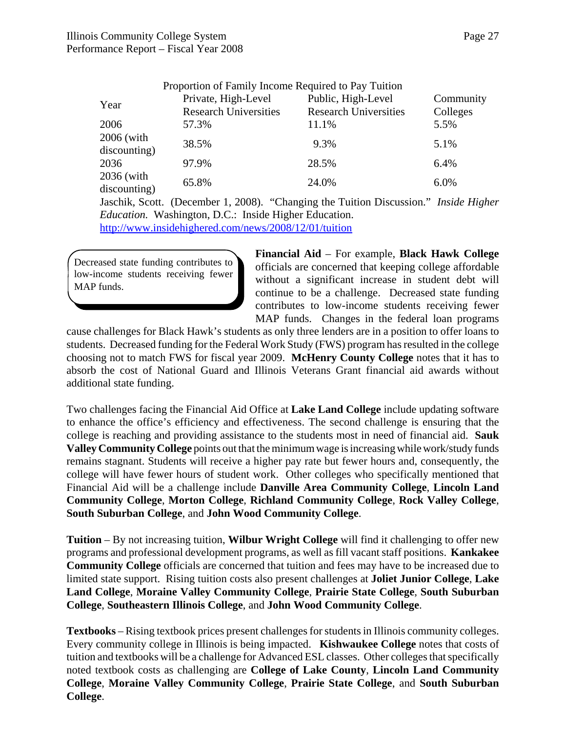Proportion of Family Income Required to Pay Tuition

| Year | Private, High-Level Research Universities | Public, High-Level Research Universities | Community Colleges |
|---|---|---|---|
| 2006 | 57.3% | 11.1% | 5.5% |
| 2006 (with discounting) | 38.5% | 9.3% | 5.1% |
| 2036 | 97.9% | 28.5% | 6.4% |
| 2036 (with discounting) | 65.8% | 24.0% | 6.0% |

Jaschik, Scott. (December 1, 2008). "Changing the Tuition Discussion." *Inside Higher Education.* Washington, D.C.: Inside Higher Education. http://www.insidehighered.com/news/2008/12/01/tuition

> Decreased state funding contributes to low-income students receiving fewer MAP funds.

**Financial Aid** – For example, **Black Hawk College** officials are concerned that keeping college affordable without a significant increase in student debt will continue to be a challenge. Decreased state funding contributes to low-income students receiving fewer MAP funds. Changes in the federal loan programs cause challenges for Black Hawk's students as only three lenders are in a position to offer loans to students. Decreased funding for the Federal Work Study (FWS) program has resulted in the college choosing not to match FWS for fiscal year 2009. **McHenry County College** notes that it has to absorb the cost of National Guard and Illinois Veterans Grant financial aid awards without additional state funding.

Two challenges facing the Financial Aid Office at **Lake Land College** include updating software to enhance the office's efficiency and effectiveness. The second challenge is ensuring that the college is reaching and providing assistance to the students most in need of financial aid. **Sauk Valley Community College** points out that the minimum wage is increasing while work/study funds remains stagnant. Students will receive a higher pay rate but fewer hours and, consequently, the college will have fewer hours of student work. Other colleges who specifically mentioned that Financial Aid will be a challenge include **Danville Area Community College**, **Lincoln Land Community College**, **Morton College**, **Richland Community College**, **Rock Valley College**, **South Suburban College**, and **John Wood Community College**.

**Tuition** – By not increasing tuition, **Wilbur Wright College** will find it challenging to offer new programs and professional development programs, as well as fill vacant staff positions. **Kankakee Community College** officials are concerned that tuition and fees may have to be increased due to limited state support. Rising tuition costs also present challenges at **Joliet Junior College**, **Lake Land College**, **Moraine Valley Community College**, **Prairie State College**, **South Suburban College**, **Southeastern Illinois College**, and **John Wood Community College**.

**Textbooks** – Rising textbook prices present challenges for students in Illinois community colleges. Every community college in Illinois is being impacted. **Kishwaukee College** notes that costs of tuition and textbooks will be a challenge for Advanced ESL classes. Other colleges that specifically noted textbook costs as challenging are **College of Lake County**, **Lincoln Land Community College**, **Moraine Valley Community College**, **Prairie State College**, and **South Suburban College**.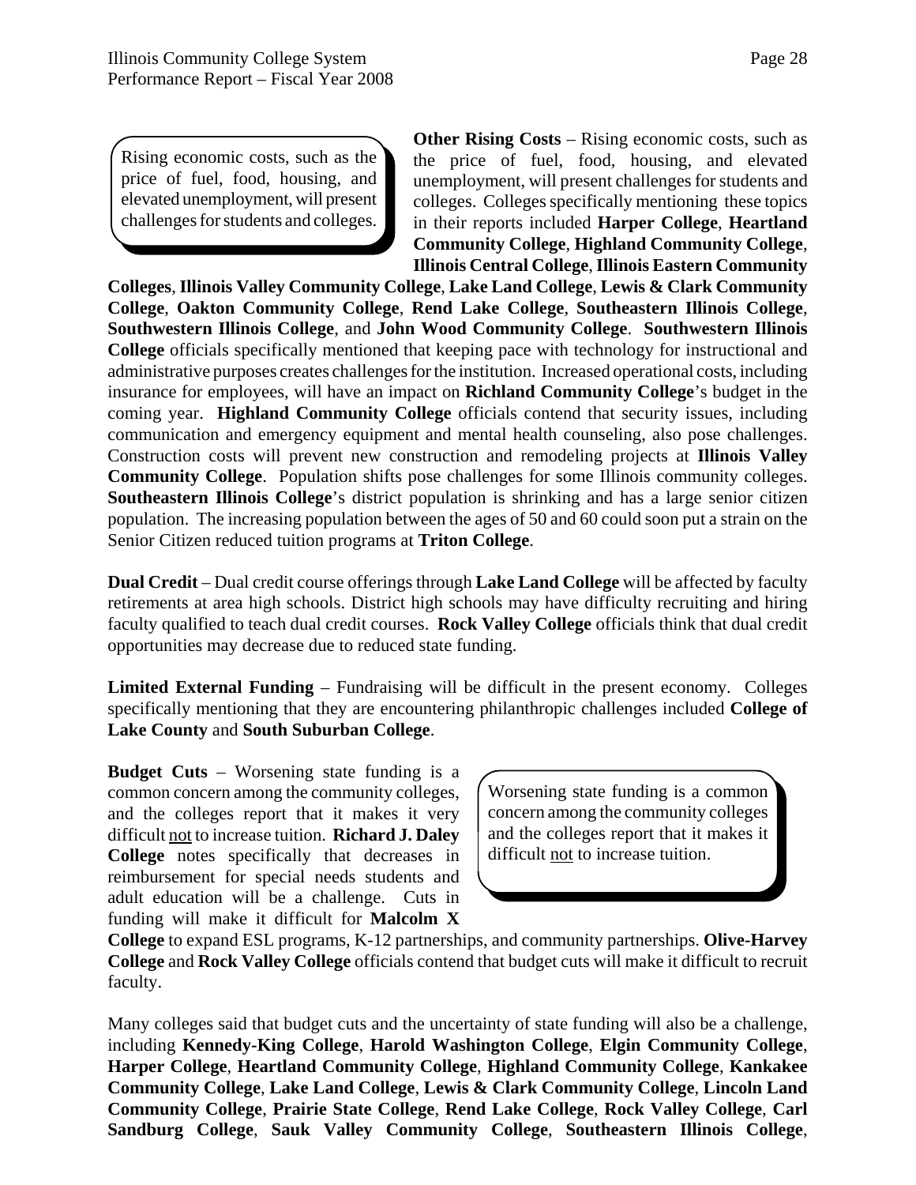> Rising economic costs, such as the price of fuel, food, housing, and elevated unemployment, will present challenges for students and colleges.

**Other Rising Costs** – Rising economic costs, such as the price of fuel, food, housing, and elevated unemployment, will present challenges for students and colleges. Colleges specifically mentioning these topics in their reports included **Harper College**, **Heartland Community College**, **Highland Community College**, **Illinois Central College**, **Illinois Eastern Community Colleges**, **Illinois Valley Community College**, **Lake Land College**, **Lewis & Clark Community College**, **Oakton Community College**, **Rend Lake College**, **Southeastern Illinois College**, **Southwestern Illinois College**, and **John Wood Community College**. **Southwestern Illinois College** officials specifically mentioned that keeping pace with technology for instructional and administrative purposes creates challenges for the institution. Increased operational costs, including insurance for employees, will have an impact on **Richland Community College**'s budget in the coming year. **Highland Community College** officials contend that security issues, including communication and emergency equipment and mental health counseling, also pose challenges. Construction costs will prevent new construction and remodeling projects at **Illinois Valley Community College**. Population shifts pose challenges for some Illinois community colleges. **Southeastern Illinois College**'s district population is shrinking and has a large senior citizen population. The increasing population between the ages of 50 and 60 could soon put a strain on the Senior Citizen reduced tuition programs at **Triton College**.

**Dual Credit** – Dual credit course offerings through **Lake Land College** will be affected by faculty retirements at area high schools. District high schools may have difficulty recruiting and hiring faculty qualified to teach dual credit courses. **Rock Valley College** officials think that dual credit opportunities may decrease due to reduced state funding.

**Limited External Funding** – Fundraising will be difficult in the present economy. Colleges specifically mentioning that they are encountering philanthropic challenges included **College of Lake County** and **South Suburban College**.

> Worsening state funding is a common concern among the community colleges and the colleges report that it makes it difficult <u>not</u> to increase tuition.

**Budget Cuts** – Worsening state funding is a common concern among the community colleges, and the colleges report that it makes it very difficult <u>not</u> to increase tuition. **Richard J. Daley College** notes specifically that decreases in reimbursement for special needs students and adult education will be a challenge. Cuts in funding will make it difficult for **Malcolm X College** to expand ESL programs, K-12 partnerships, and community partnerships. **Olive-Harvey College** and **Rock Valley College** officials contend that budget cuts will make it difficult to recruit faculty.

Many colleges said that budget cuts and the uncertainty of state funding will also be a challenge, including **Kennedy-King College**, **Harold Washington College**, **Elgin Community College**, **Harper College**, **Heartland Community College**, **Highland Community College**, **Kankakee Community College**, **Lake Land College**, **Lewis & Clark Community College**, **Lincoln Land Community College**, **Prairie State College**, **Rend Lake College**, **Rock Valley College**, **Carl Sandburg College**, **Sauk Valley Community College**, **Southeastern Illinois College**,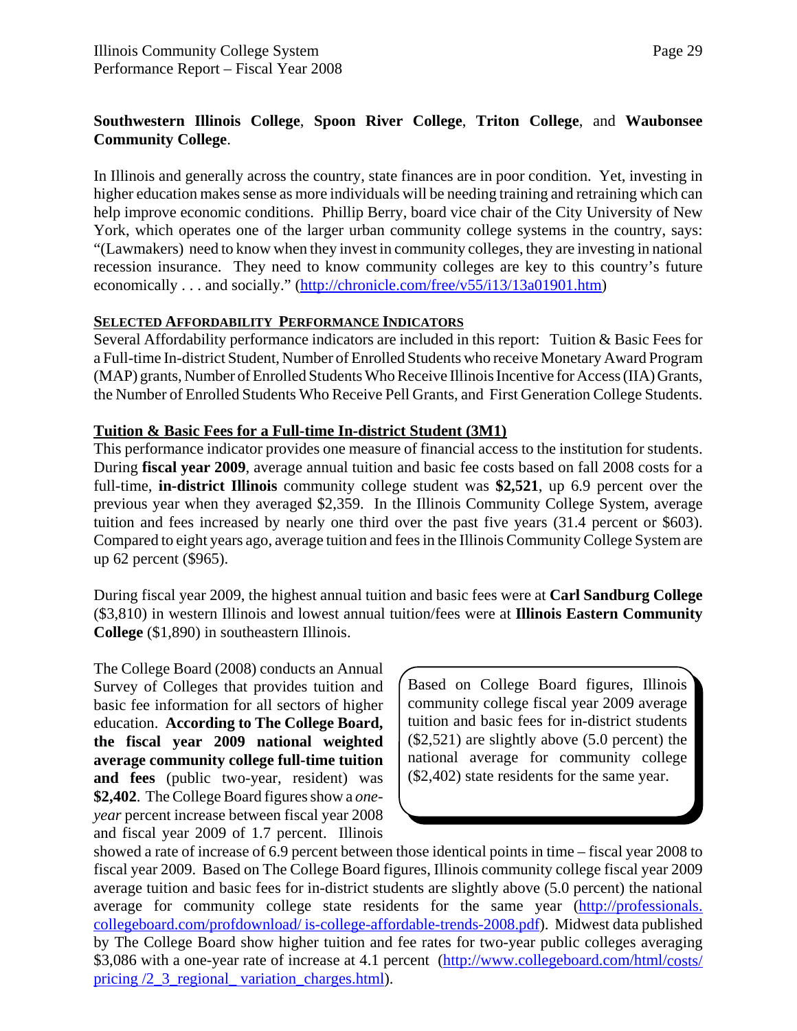**Southwestern Illinois College**, **Spoon River College**, **Triton College**, and **Waubonsee Community College**.

In Illinois and generally across the country, state finances are in poor condition. Yet, investing in higher education makes sense as more individuals will be needing training and retraining which can help improve economic conditions. Phillip Berry, board vice chair of the City University of New York, which operates one of the larger urban community college systems in the country, says: "(Lawmakers) need to know when they invest in community colleges, they are investing in national recession insurance. They need to know community colleges are key to this country's future economically . . . and socially." (http://chronicle.com/free/v55/i13/13a01901.htm)

**SELECTED AFFORDABILITY PERFORMANCE INDICATORS**

Several Affordability performance indicators are included in this report: Tuition & Basic Fees for a Full-time In-district Student, Number of Enrolled Students who receive Monetary Award Program (MAP) grants, Number of Enrolled Students Who Receive Illinois Incentive for Access (IIA) Grants, the Number of Enrolled Students Who Receive Pell Grants, and First Generation College Students.

**Tuition & Basic Fees for a Full-time In-district Student (3M1)**

This performance indicator provides one measure of financial access to the institution for students. During **fiscal year 2009**, average annual tuition and basic fee costs based on fall 2008 costs for a full-time, **in-district Illinois** community college student was **$2,521**, up 6.9 percent over the previous year when they averaged $2,359. In the Illinois Community College System, average tuition and fees increased by nearly one third over the past five years (31.4 percent or $603). Compared to eight years ago, average tuition and fees in the Illinois Community College System are up 62 percent ($965).

During fiscal year 2009, the highest annual tuition and basic fees were at **Carl Sandburg College** ($3,810) in western Illinois and lowest annual tuition/fees were at **Illinois Eastern Community College** ($1,890) in southeastern Illinois.

> Based on College Board figures, Illinois community college fiscal year 2009 average tuition and basic fees for in-district students ($2,521) are slightly above (5.0 percent) the national average for community college ($2,402) state residents for the same year.

The College Board (2008) conducts an Annual Survey of Colleges that provides tuition and basic fee information for all sectors of higher education. **According to The College Board, the fiscal year 2009 national weighted average community college full-time tuition and fees** (public two-year, resident) was **$2,402**. The College Board figures show a *one-year* percent increase between fiscal year 2008 and fiscal year 2009 of 1.7 percent. Illinois showed a rate of increase of 6.9 percent between those identical points in time – fiscal year 2008 to fiscal year 2009. Based on The College Board figures, Illinois community college fiscal year 2009 average tuition and basic fees for in-district students are slightly above (5.0 percent) the national average for community college state residents for the same year (http://professionals.collegeboard.com/profdownload/ is-college-affordable-trends-2008.pdf). Midwest data published by The College Board show higher tuition and fee rates for two-year public colleges averaging $3,086 with a one-year rate of increase at 4.1 percent (http://www.collegeboard.com/html/costs/pricing /2_3_regional_ variation_charges.html).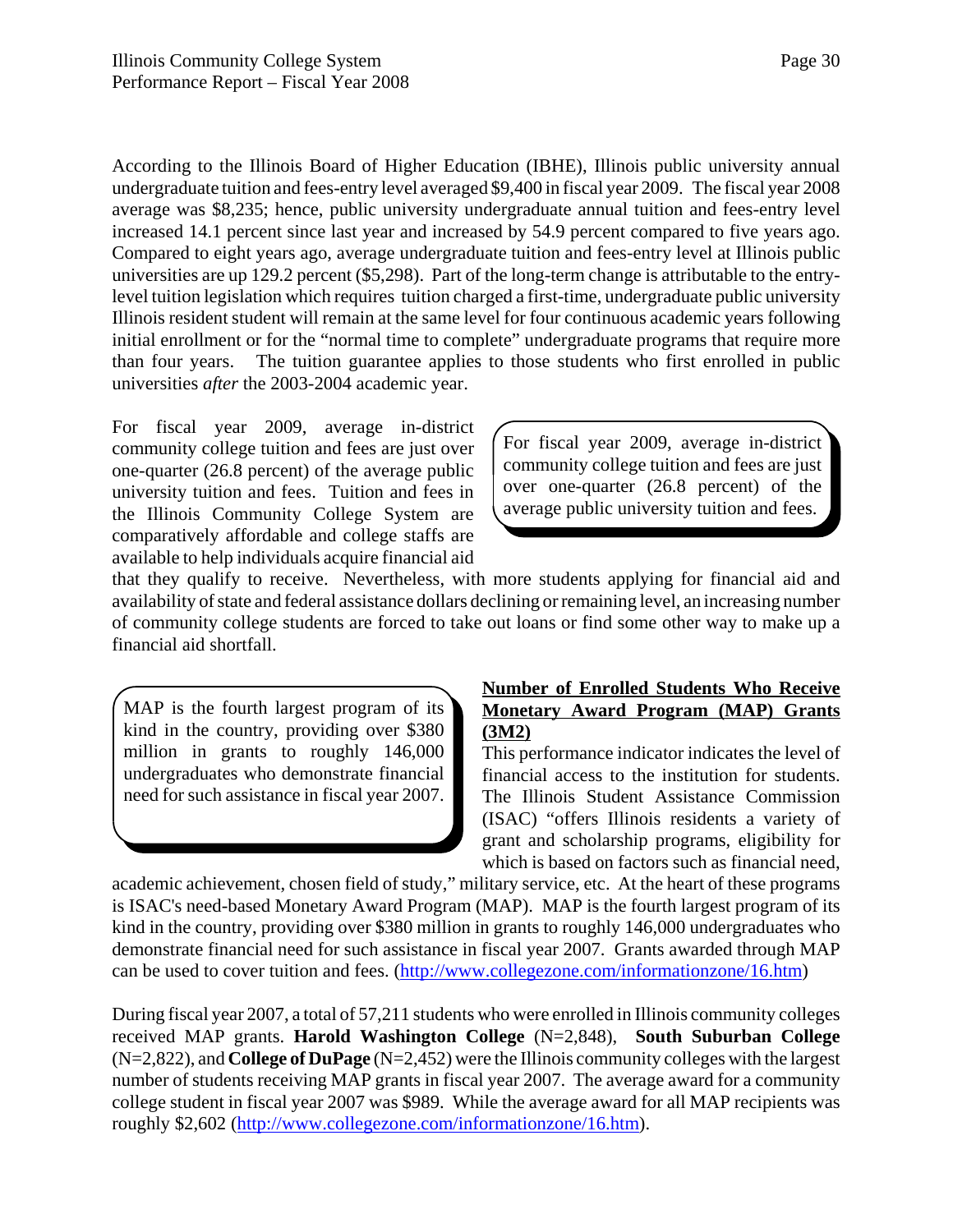According to the Illinois Board of Higher Education (IBHE), Illinois public university annual undergraduate tuition and fees-entry level averaged $9,400 in fiscal year 2009. The fiscal year 2008 average was $8,235; hence, public university undergraduate annual tuition and fees-entry level increased 14.1 percent since last year and increased by 54.9 percent compared to five years ago. Compared to eight years ago, average undergraduate tuition and fees-entry level at Illinois public universities are up 129.2 percent ($5,298). Part of the long-term change is attributable to the entry-level tuition legislation which requires tuition charged a first-time, undergraduate public university Illinois resident student will remain at the same level for four continuous academic years following initial enrollment or for the "normal time to complete" undergraduate programs that require more than four years. The tuition guarantee applies to those students who first enrolled in public universities *after* the 2003-2004 academic year.

For fiscal year 2009, average in-district community college tuition and fees are just over one-quarter (26.8 percent) of the average public university tuition and fees. Tuition and fees in the Illinois Community College System are comparatively affordable and college staffs are available to help individuals acquire financial aid that they qualify to receive. Nevertheless, with more students applying for financial aid and availability of state and federal assistance dollars declining or remaining level, an increasing number of community college students are forced to take out loans or find some other way to make up a financial aid shortfall.

> For fiscal year 2009, average in-district community college tuition and fees are just over one-quarter (26.8 percent) of the average public university tuition and fees.

**Number of Enrolled Students Who Receive Monetary Award Program (MAP) Grants (3M2)**

This performance indicator indicates the level of financial access to the institution for students. The Illinois Student Assistance Commission (ISAC) "offers Illinois residents a variety of grant and scholarship programs, eligibility for which is based on factors such as financial need, academic achievement, chosen field of study," military service, etc. At the heart of these programs is ISAC's need-based Monetary Award Program (MAP). MAP is the fourth largest program of its kind in the country, providing over $380 million in grants to roughly 146,000 undergraduates who demonstrate financial need for such assistance in fiscal year 2007. Grants awarded through MAP can be used to cover tuition and fees. (http://www.collegezone.com/informationzone/16.htm)

> MAP is the fourth largest program of its kind in the country, providing over $380 million in grants to roughly 146,000 undergraduates who demonstrate financial need for such assistance in fiscal year 2007.

During fiscal year 2007, a total of 57,211 students who were enrolled in Illinois community colleges received MAP grants. **Harold Washington College** (N=2,848), **South Suburban College** (N=2,822), and **College of DuPage** (N=2,452) were the Illinois community colleges with the largest number of students receiving MAP grants in fiscal year 2007. The average award for a community college student in fiscal year 2007 was $989. While the average award for all MAP recipients was roughly $2,602 (http://www.collegezone.com/informationzone/16.htm).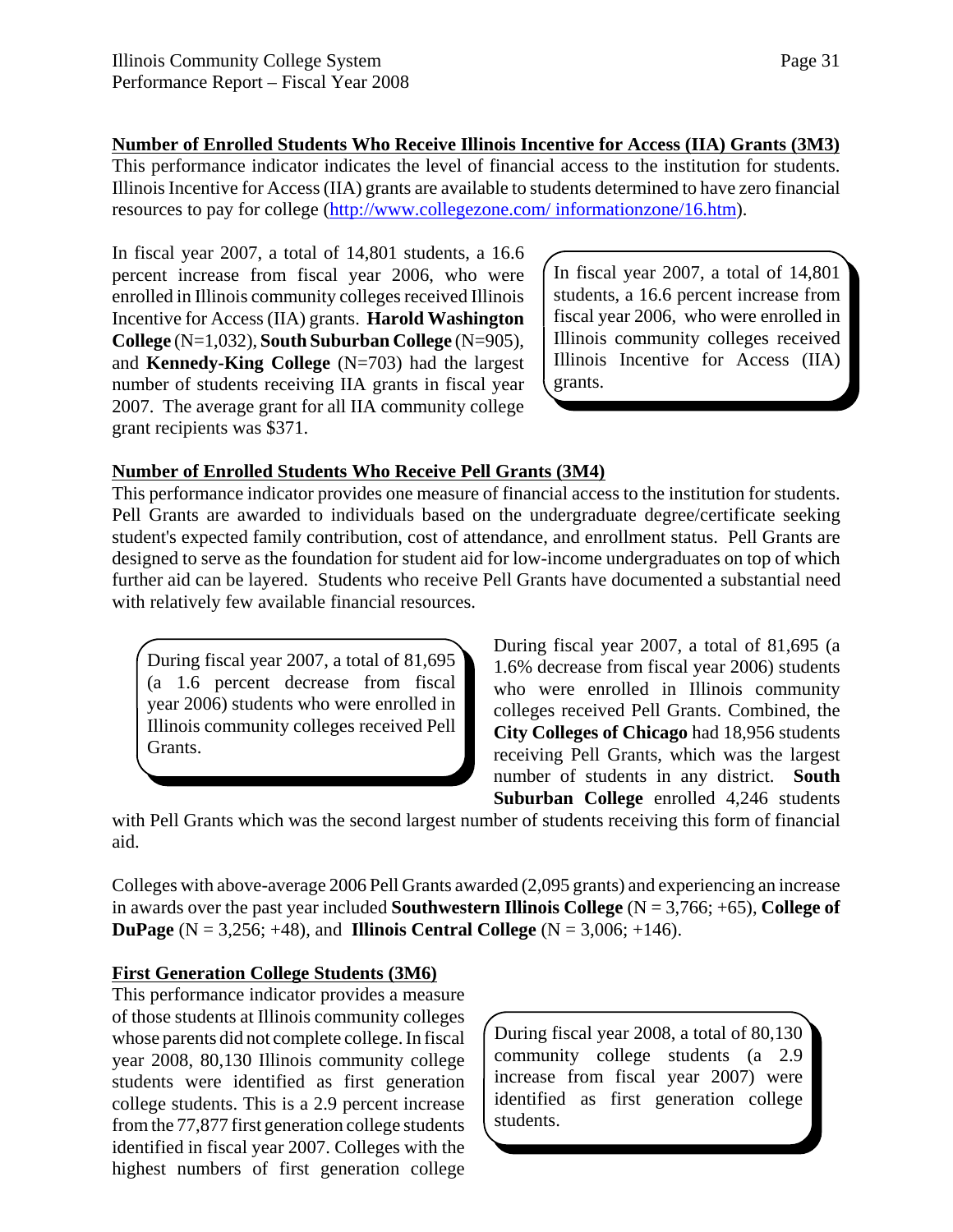**Number of Enrolled Students Who Receive Illinois Incentive for Access (IIA) Grants (3M3)**

This performance indicator indicates the level of financial access to the institution for students. Illinois Incentive for Access (IIA) grants are available to students determined to have zero financial resources to pay for college (http://www.collegezone.com/ informationzone/16.htm).

In fiscal year 2007, a total of 14,801 students, a 16.6 percent increase from fiscal year 2006, who were enrolled in Illinois community colleges received Illinois Incentive for Access (IIA) grants. **Harold Washington College** (N=1,032), **South Suburban College** (N=905), and **Kennedy-King College** (N=703) had the largest number of students receiving IIA grants in fiscal year 2007. The average grant for all IIA community college grant recipients was $371.

> In fiscal year 2007, a total of 14,801 students, a 16.6 percent increase from fiscal year 2006, who were enrolled in Illinois community colleges received Illinois Incentive for Access (IIA) grants.

**Number of Enrolled Students Who Receive Pell Grants (3M4)**

This performance indicator provides one measure of financial access to the institution for students. Pell Grants are awarded to individuals based on the undergraduate degree/certificate seeking student's expected family contribution, cost of attendance, and enrollment status. Pell Grants are designed to serve as the foundation for student aid for low-income undergraduates on top of which further aid can be layered. Students who receive Pell Grants have documented a substantial need with relatively few available financial resources.

> During fiscal year 2007, a total of 81,695 (a 1.6 percent decrease from fiscal year 2006) students who were enrolled in Illinois community colleges received Pell Grants.

During fiscal year 2007, a total of 81,695 (a 1.6% decrease from fiscal year 2006) students who were enrolled in Illinois community colleges received Pell Grants. Combined, the **City Colleges of Chicago** had 18,956 students receiving Pell Grants, which was the largest number of students in any district. **South Suburban College** enrolled 4,246 students with Pell Grants which was the second largest number of students receiving this form of financial aid.

Colleges with above-average 2006 Pell Grants awarded (2,095 grants) and experiencing an increase in awards over the past year included **Southwestern Illinois College** (N = 3,766; +65), **College of DuPage** (N = 3,256; +48), and **Illinois Central College** (N = 3,006; +146).

**First Generation College Students (3M6)**

This performance indicator provides a measure of those students at Illinois community colleges whose parents did not complete college. In fiscal year 2008, 80,130 Illinois community college students were identified as first generation college students. This is a 2.9 percent increase from the 77,877 first generation college students identified in fiscal year 2007. Colleges with the highest numbers of first generation college

> During fiscal year 2008, a total of 80,130 community college students (a 2.9 increase from fiscal year 2007) were identified as first generation college students.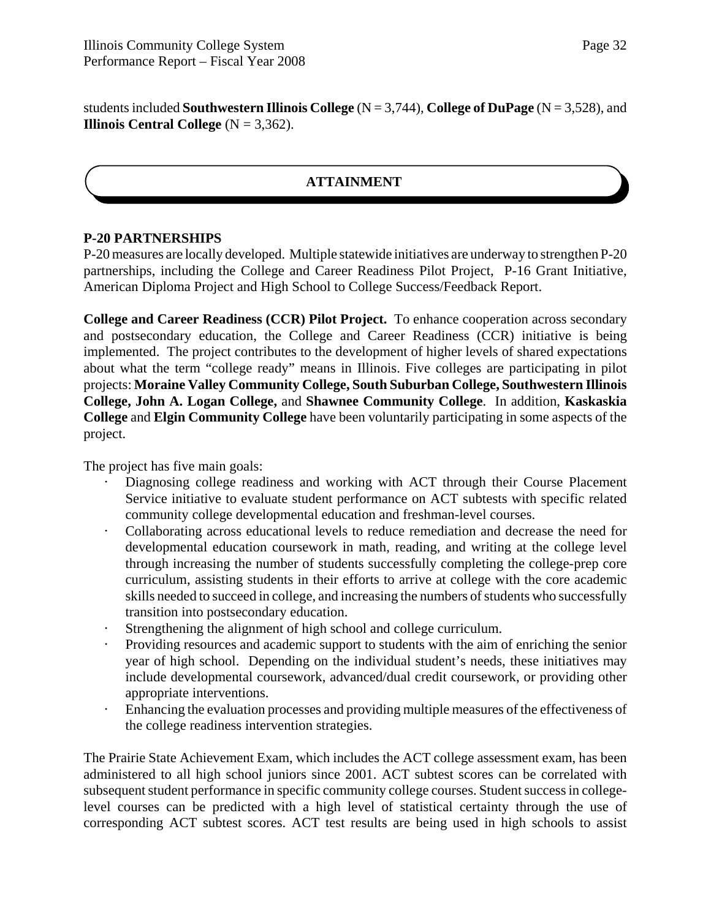students included **Southwestern Illinois College** (N = 3,744), **College of DuPage** (N = 3,528), and **Illinois Central College** (N = 3,362).

## ATTAINMENT

### P-20 PARTNERSHIPS

P-20 measures are locally developed. Multiple statewide initiatives are underway to strengthen P-20 partnerships, including the College and Career Readiness Pilot Project, P-16 Grant Initiative, American Diploma Project and High School to College Success/Feedback Report.

**College and Career Readiness (CCR) Pilot Project.** To enhance cooperation across secondary and postsecondary education, the College and Career Readiness (CCR) initiative is being implemented. The project contributes to the development of higher levels of shared expectations about what the term "college ready" means in Illinois. Five colleges are participating in pilot projects: **Moraine Valley Community College, South Suburban College, Southwestern Illinois College, John A. Logan College,** and **Shawnee Community College**. In addition, **Kaskaskia College** and **Elgin Community College** have been voluntarily participating in some aspects of the project.

The project has five main goals:

- Diagnosing college readiness and working with ACT through their Course Placement Service initiative to evaluate student performance on ACT subtests with specific related community college developmental education and freshman-level courses.
- Collaborating across educational levels to reduce remediation and decrease the need for developmental education coursework in math, reading, and writing at the college level through increasing the number of students successfully completing the college-prep core curriculum, assisting students in their efforts to arrive at college with the core academic skills needed to succeed in college, and increasing the numbers of students who successfully transition into postsecondary education.
- Strengthening the alignment of high school and college curriculum.
- Providing resources and academic support to students with the aim of enriching the senior year of high school. Depending on the individual student's needs, these initiatives may include developmental coursework, advanced/dual credit coursework, or providing other appropriate interventions.
- Enhancing the evaluation processes and providing multiple measures of the effectiveness of the college readiness intervention strategies.

The Prairie State Achievement Exam, which includes the ACT college assessment exam, has been administered to all high school juniors since 2001. ACT subtest scores can be correlated with subsequent student performance in specific community college courses. Student success in college-level courses can be predicted with a high level of statistical certainty through the use of corresponding ACT subtest scores. ACT test results are being used in high schools to assist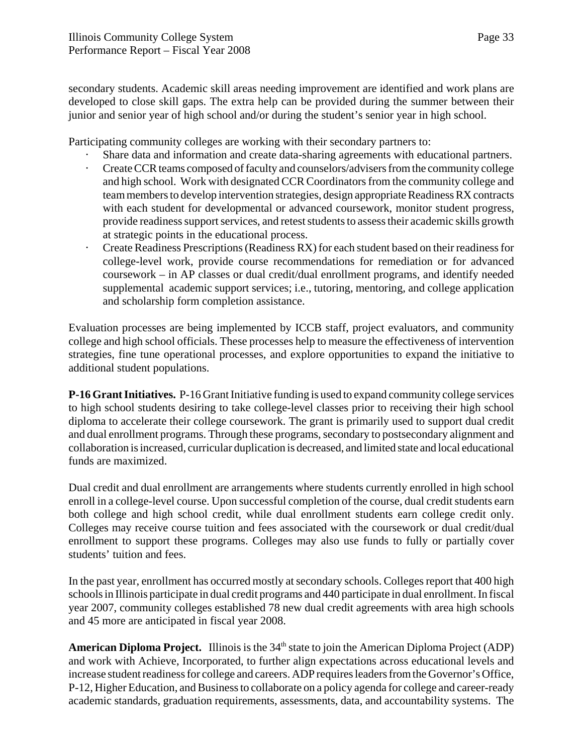secondary students. Academic skill areas needing improvement are identified and work plans are developed to close skill gaps. The extra help can be provided during the summer between their junior and senior year of high school and/or during the student's senior year in high school.

Participating community colleges are working with their secondary partners to:

- Share data and information and create data-sharing agreements with educational partners.
- Create CCR teams composed of faculty and counselors/advisers from the community college and high school. Work with designated CCR Coordinators from the community college and team members to develop intervention strategies, design appropriate Readiness RX contracts with each student for developmental or advanced coursework, monitor student progress, provide readiness support services, and retest students to assess their academic skills growth at strategic points in the educational process.
- Create Readiness Prescriptions (Readiness RX) for each student based on their readiness for college-level work, provide course recommendations for remediation or for advanced coursework – in AP classes or dual credit/dual enrollment programs, and identify needed supplemental academic support services; i.e., tutoring, mentoring, and college application and scholarship form completion assistance.

Evaluation processes are being implemented by ICCB staff, project evaluators, and community college and high school officials. These processes help to measure the effectiveness of intervention strategies, fine tune operational processes, and explore opportunities to expand the initiative to additional student populations.

**P-16 Grant Initiatives.** P-16 Grant Initiative funding is used to expand community college services to high school students desiring to take college-level classes prior to receiving their high school diploma to accelerate their college coursework. The grant is primarily used to support dual credit and dual enrollment programs. Through these programs, secondary to postsecondary alignment and collaboration is increased, curricular duplication is decreased, and limited state and local educational funds are maximized.

Dual credit and dual enrollment are arrangements where students currently enrolled in high school enroll in a college-level course. Upon successful completion of the course, dual credit students earn both college and high school credit, while dual enrollment students earn college credit only. Colleges may receive course tuition and fees associated with the coursework or dual credit/dual enrollment to support these programs. Colleges may also use funds to fully or partially cover students' tuition and fees.

In the past year, enrollment has occurred mostly at secondary schools. Colleges report that 400 high schools in Illinois participate in dual credit programs and 440 participate in dual enrollment. In fiscal year 2007, community colleges established 78 new dual credit agreements with area high schools and 45 more are anticipated in fiscal year 2008.

**American Diploma Project.** Illinois is the 34th state to join the American Diploma Project (ADP) and work with Achieve, Incorporated, to further align expectations across educational levels and increase student readiness for college and careers. ADP requires leaders from the Governor's Office, P-12, Higher Education, and Business to collaborate on a policy agenda for college and career-ready academic standards, graduation requirements, assessments, data, and accountability systems. The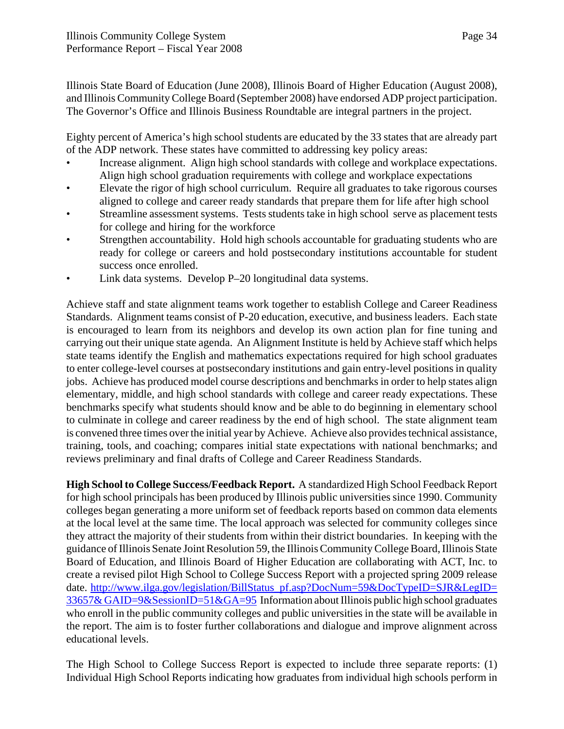Illinois State Board of Education (June 2008), Illinois Board of Higher Education (August 2008), and Illinois Community College Board (September 2008) have endorsed ADP project participation. The Governor's Office and Illinois Business Roundtable are integral partners in the project.

Eighty percent of America's high school students are educated by the 33 states that are already part of the ADP network. These states have committed to addressing key policy areas:

- Increase alignment. Align high school standards with college and workplace expectations. Align high school graduation requirements with college and workplace expectations
- Elevate the rigor of high school curriculum. Require all graduates to take rigorous courses aligned to college and career ready standards that prepare them for life after high school
- Streamline assessment systems. Tests students take in high school serve as placement tests for college and hiring for the workforce
- Strengthen accountability. Hold high schools accountable for graduating students who are ready for college or careers and hold postsecondary institutions accountable for student success once enrolled.
- Link data systems. Develop P–20 longitudinal data systems.

Achieve staff and state alignment teams work together to establish College and Career Readiness Standards. Alignment teams consist of P-20 education, executive, and business leaders. Each state is encouraged to learn from its neighbors and develop its own action plan for fine tuning and carrying out their unique state agenda. An Alignment Institute is held by Achieve staff which helps state teams identify the English and mathematics expectations required for high school graduates to enter college-level courses at postsecondary institutions and gain entry-level positions in quality jobs. Achieve has produced model course descriptions and benchmarks in order to help states align elementary, middle, and high school standards with college and career ready expectations. These benchmarks specify what students should know and be able to do beginning in elementary school to culminate in college and career readiness by the end of high school. The state alignment team is convened three times over the initial year by Achieve. Achieve also provides technical assistance, training, tools, and coaching; compares initial state expectations with national benchmarks; and reviews preliminary and final drafts of College and Career Readiness Standards.

**High School to College Success/Feedback Report.** A standardized High School Feedback Report for high school principals has been produced by Illinois public universities since 1990. Community colleges began generating a more uniform set of feedback reports based on common data elements at the local level at the same time. The local approach was selected for community colleges since they attract the majority of their students from within their district boundaries. In keeping with the guidance of Illinois Senate Joint Resolution 59, the Illinois Community College Board, Illinois State Board of Education, and Illinois Board of Higher Education are collaborating with ACT, Inc. to create a revised pilot High School to College Success Report with a projected spring 2009 release date. http://www.ilga.gov/legislation/BillStatus_pf.asp?DocNum=59&DocTypeID=SJR&LegID=33657&GAID=9&SessionID=51&GA=95 Information about Illinois public high school graduates who enroll in the public community colleges and public universities in the state will be available in the report. The aim is to foster further collaborations and dialogue and improve alignment across educational levels.

The High School to College Success Report is expected to include three separate reports: (1) Individual High School Reports indicating how graduates from individual high schools perform in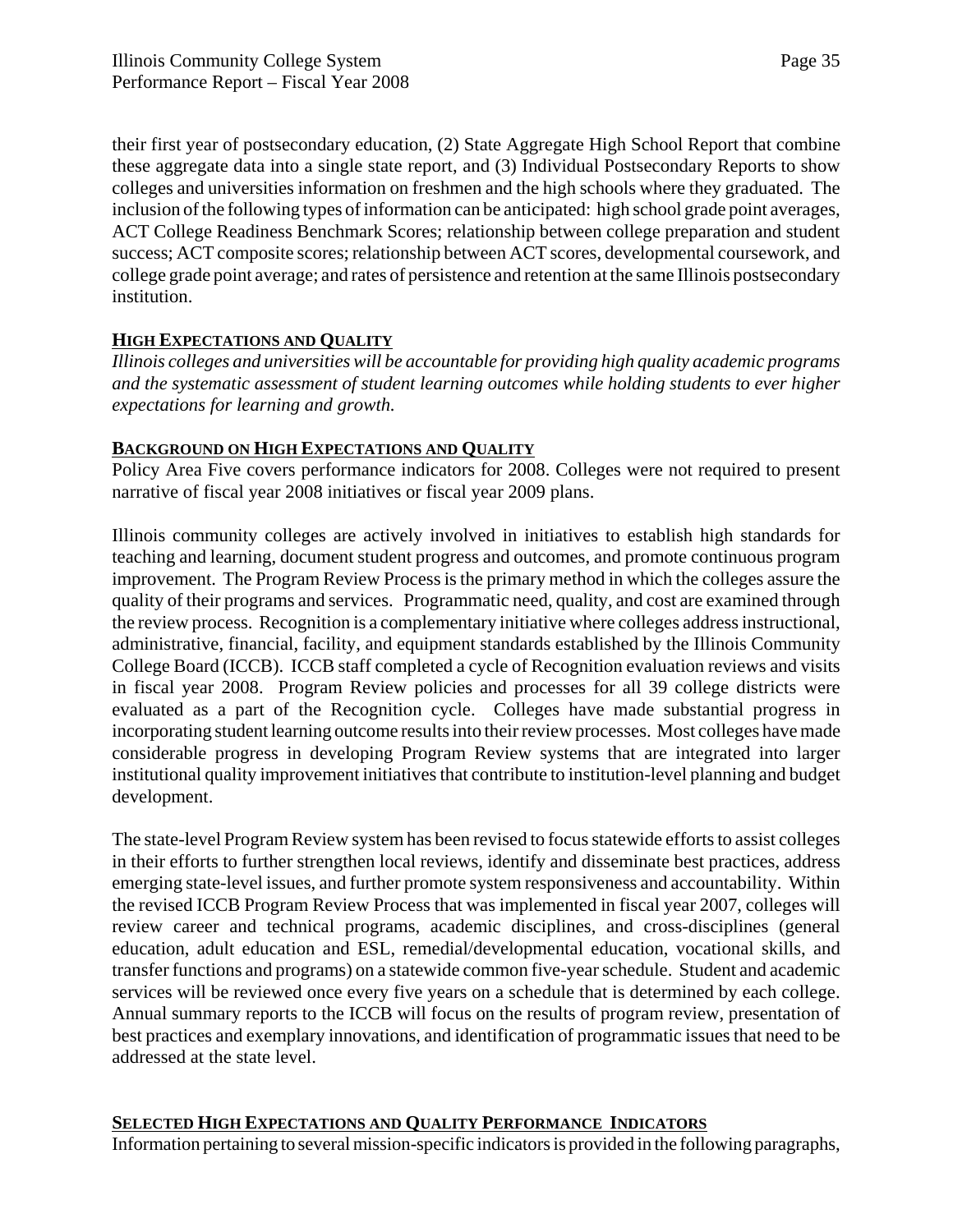their first year of postsecondary education, (2) State Aggregate High School Report that combine these aggregate data into a single state report, and (3) Individual Postsecondary Reports to show colleges and universities information on freshmen and the high schools where they graduated. The inclusion of the following types of information can be anticipated: high school grade point averages, ACT College Readiness Benchmark Scores; relationship between college preparation and student success; ACT composite scores; relationship between ACT scores, developmental coursework, and college grade point average; and rates of persistence and retention at the same Illinois postsecondary institution.

## HIGH EXPECTATIONS AND QUALITY

*Illinois colleges and universities will be accountable for providing high quality academic programs and the systematic assessment of student learning outcomes while holding students to ever higher expectations for learning and growth.*

## BACKGROUND ON HIGH EXPECTATIONS AND QUALITY

Policy Area Five covers performance indicators for 2008. Colleges were not required to present narrative of fiscal year 2008 initiatives or fiscal year 2009 plans.

Illinois community colleges are actively involved in initiatives to establish high standards for teaching and learning, document student progress and outcomes, and promote continuous program improvement. The Program Review Process is the primary method in which the colleges assure the quality of their programs and services. Programmatic need, quality, and cost are examined through the review process. Recognition is a complementary initiative where colleges address instructional, administrative, financial, facility, and equipment standards established by the Illinois Community College Board (ICCB). ICCB staff completed a cycle of Recognition evaluation reviews and visits in fiscal year 2008. Program Review policies and processes for all 39 college districts were evaluated as a part of the Recognition cycle. Colleges have made substantial progress in incorporating student learning outcome results into their review processes. Most colleges have made considerable progress in developing Program Review systems that are integrated into larger institutional quality improvement initiatives that contribute to institution-level planning and budget development.

The state-level Program Review system has been revised to focus statewide efforts to assist colleges in their efforts to further strengthen local reviews, identify and disseminate best practices, address emerging state-level issues, and further promote system responsiveness and accountability. Within the revised ICCB Program Review Process that was implemented in fiscal year 2007, colleges will review career and technical programs, academic disciplines, and cross-disciplines (general education, adult education and ESL, remedial/developmental education, vocational skills, and transfer functions and programs) on a statewide common five-year schedule. Student and academic services will be reviewed once every five years on a schedule that is determined by each college. Annual summary reports to the ICCB will focus on the results of program review, presentation of best practices and exemplary innovations, and identification of programmatic issues that need to be addressed at the state level.

## SELECTED HIGH EXPECTATIONS AND QUALITY PERFORMANCE INDICATORS

Information pertaining to several mission-specific indicators is provided in the following paragraphs,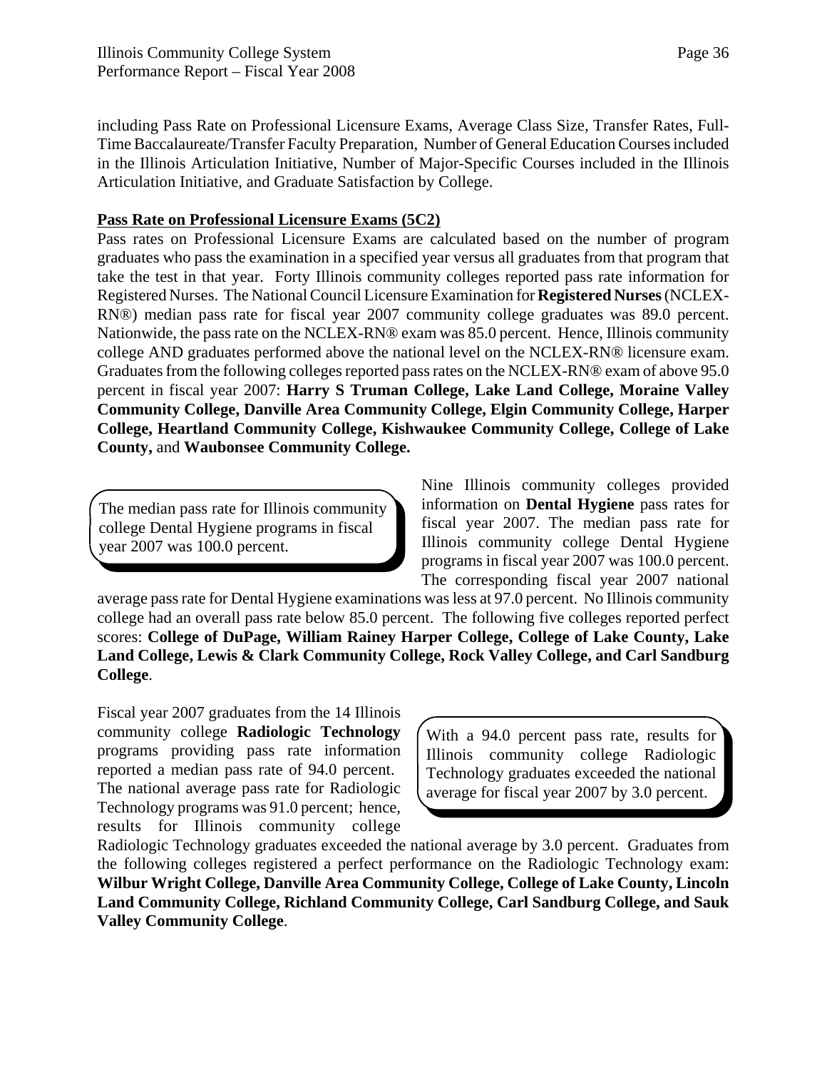including Pass Rate on Professional Licensure Exams, Average Class Size, Transfer Rates, Full-Time Baccalaureate/Transfer Faculty Preparation, Number of General Education Courses included in the Illinois Articulation Initiative, Number of Major-Specific Courses included in the Illinois Articulation Initiative, and Graduate Satisfaction by College.

**Pass Rate on Professional Licensure Exams (5C2)**

Pass rates on Professional Licensure Exams are calculated based on the number of program graduates who pass the examination in a specified year versus all graduates from that program that take the test in that year. Forty Illinois community colleges reported pass rate information for Registered Nurses. The National Council Licensure Examination for **Registered Nurses** (NCLEX-RN®) median pass rate for fiscal year 2007 community college graduates was 89.0 percent. Nationwide, the pass rate on the NCLEX-RN® exam was 85.0 percent. Hence, Illinois community college AND graduates performed above the national level on the NCLEX-RN® licensure exam. Graduates from the following colleges reported pass rates on the NCLEX-RN® exam of above 95.0 percent in fiscal year 2007: **Harry S Truman College, Lake Land College, Moraine Valley Community College, Danville Area Community College, Elgin Community College, Harper College, Heartland Community College, Kishwaukee Community College, College of Lake County,** and **Waubonsee Community College.**

> The median pass rate for Illinois community college Dental Hygiene programs in fiscal year 2007 was 100.0 percent.

Nine Illinois community colleges provided information on **Dental Hygiene** pass rates for fiscal year 2007. The median pass rate for Illinois community college Dental Hygiene programs in fiscal year 2007 was 100.0 percent. The corresponding fiscal year 2007 national average pass rate for Dental Hygiene examinations was less at 97.0 percent. No Illinois community college had an overall pass rate below 85.0 percent. The following five colleges reported perfect scores: **College of DuPage, William Rainey Harper College, College of Lake County, Lake Land College, Lewis & Clark Community College, Rock Valley College, and Carl Sandburg College**.

> With a 94.0 percent pass rate, results for Illinois community college Radiologic Technology graduates exceeded the national average for fiscal year 2007 by 3.0 percent.

Fiscal year 2007 graduates from the 14 Illinois community college **Radiologic Technology** programs providing pass rate information reported a median pass rate of 94.0 percent. The national average pass rate for Radiologic Technology programs was 91.0 percent; hence, results for Illinois community college Radiologic Technology graduates exceeded the national average by 3.0 percent. Graduates from the following colleges registered a perfect performance on the Radiologic Technology exam: **Wilbur Wright College, Danville Area Community College, College of Lake County, Lincoln Land Community College, Richland Community College, Carl Sandburg College, and Sauk Valley Community College**.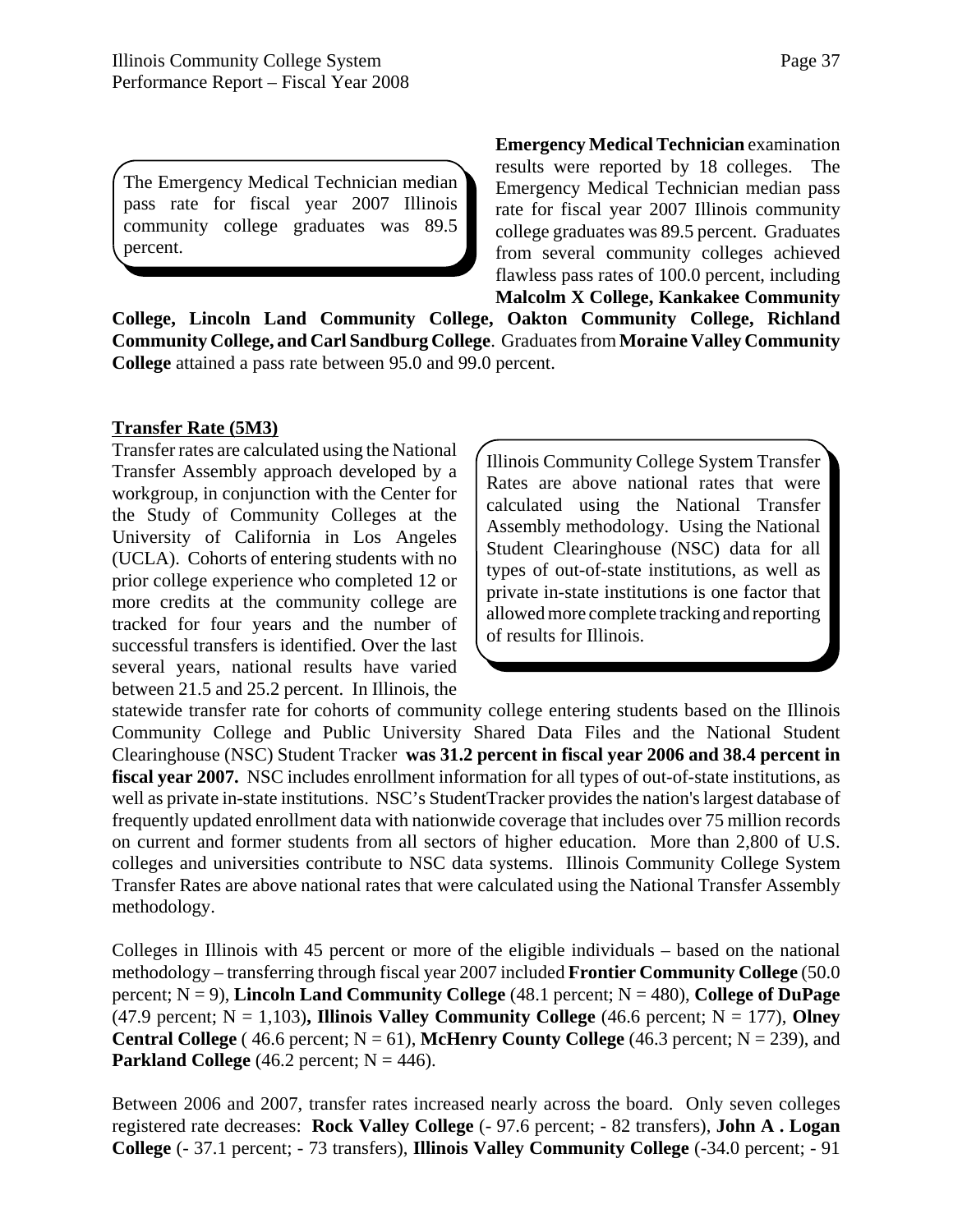> The Emergency Medical Technician median pass rate for fiscal year 2007 Illinois community college graduates was 89.5 percent.

**Emergency Medical Technician** examination results were reported by 18 colleges. The Emergency Medical Technician median pass rate for fiscal year 2007 Illinois community college graduates was 89.5 percent. Graduates from several community colleges achieved flawless pass rates of 100.0 percent, including **Malcolm X College, Kankakee Community College, Lincoln Land Community College, Oakton Community College, Richland Community College, and Carl Sandburg College**. Graduates from **Moraine Valley Community College** attained a pass rate between 95.0 and 99.0 percent.

**Transfer Rate (5M3)**

> Illinois Community College System Transfer Rates are above national rates that were calculated using the National Transfer Assembly methodology. Using the National Student Clearinghouse (NSC) data for all types of out-of-state institutions, as well as private in-state institutions is one factor that allowed more complete tracking and reporting of results for Illinois.

Transfer rates are calculated using the National Transfer Assembly approach developed by a workgroup, in conjunction with the Center for the Study of Community Colleges at the University of California in Los Angeles (UCLA). Cohorts of entering students with no prior college experience who completed 12 or more credits at the community college are tracked for four years and the number of successful transfers is identified. Over the last several years, national results have varied between 21.5 and 25.2 percent. In Illinois, the statewide transfer rate for cohorts of community college entering students based on the Illinois Community College and Public University Shared Data Files and the National Student Clearinghouse (NSC) Student Tracker **was 31.2 percent in fiscal year 2006 and 38.4 percent in fiscal year 2007.** NSC includes enrollment information for all types of out-of-state institutions, as well as private in-state institutions. NSC's StudentTracker provides the nation's largest database of frequently updated enrollment data with nationwide coverage that includes over 75 million records on current and former students from all sectors of higher education. More than 2,800 of U.S. colleges and universities contribute to NSC data systems. Illinois Community College System Transfer Rates are above national rates that were calculated using the National Transfer Assembly methodology.

Colleges in Illinois with 45 percent or more of the eligible individuals – based on the national methodology – transferring through fiscal year 2007 included **Frontier Community College** (50.0 percent; N = 9), **Lincoln Land Community College** (48.1 percent; N = 480), **College of DuPage** (47.9 percent; N = 1,103)**, Illinois Valley Community College** (46.6 percent; N = 177), **Olney Central College** ( 46.6 percent; N = 61), **McHenry County College** (46.3 percent; N = 239), and **Parkland College** (46.2 percent; N = 446).

Between 2006 and 2007, transfer rates increased nearly across the board. Only seven colleges registered rate decreases: **Rock Valley College** (- 97.6 percent; - 82 transfers), **John A . Logan College** (- 37.1 percent; - 73 transfers), **Illinois Valley Community College** (-34.0 percent; - 91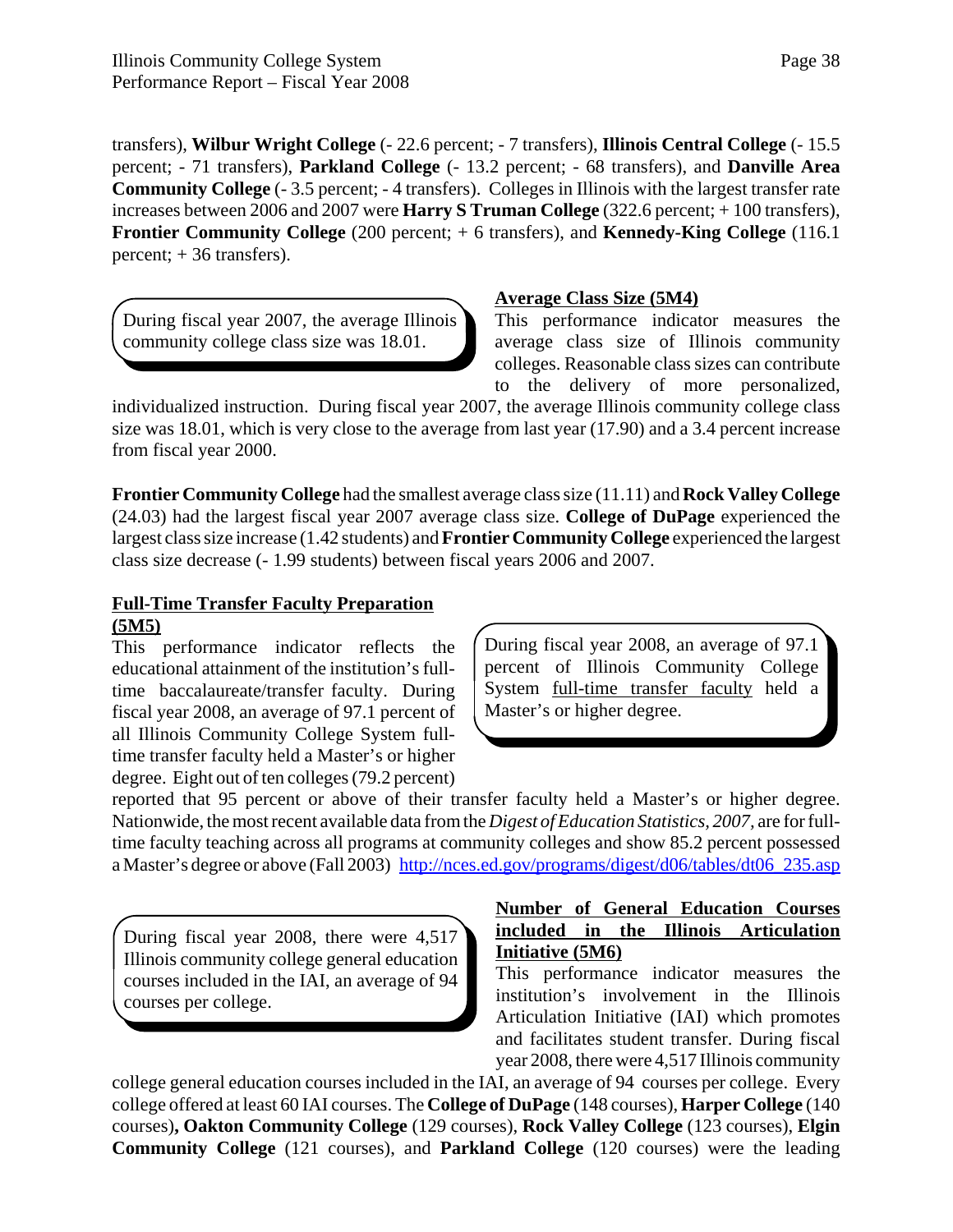transfers), **Wilbur Wright College** (- 22.6 percent; - 7 transfers), **Illinois Central College** (- 15.5 percent; - 71 transfers), **Parkland College** (- 13.2 percent; - 68 transfers), and **Danville Area Community College** (- 3.5 percent; - 4 transfers). Colleges in Illinois with the largest transfer rate increases between 2006 and 2007 were **Harry S Truman College** (322.6 percent; + 100 transfers), **Frontier Community College** (200 percent; + 6 transfers), and **Kennedy-King College** (116.1 percent; + 36 transfers).

> During fiscal year 2007, the average Illinois community college class size was 18.01.

**Average Class Size (5M4)**

This performance indicator measures the average class size of Illinois community colleges. Reasonable class sizes can contribute to the delivery of more personalized, individualized instruction. During fiscal year 2007, the average Illinois community college class size was 18.01, which is very close to the average from last year (17.90) and a 3.4 percent increase from fiscal year 2000.

**Frontier Community College** had the smallest average class size (11.11) and **Rock Valley College** (24.03) had the largest fiscal year 2007 average class size. **College of DuPage** experienced the largest class size increase (1.42 students) and **Frontier Community College** experienced the largest class size decrease (- 1.99 students) between fiscal years 2006 and 2007.

**Full-Time Transfer Faculty Preparation (5M5)**

> During fiscal year 2008, an average of 97.1 percent of Illinois Community College System full-time transfer faculty held a Master's or higher degree.

This performance indicator reflects the educational attainment of the institution's full-time baccalaureate/transfer faculty. During fiscal year 2008, an average of 97.1 percent of all Illinois Community College System full-time transfer faculty held a Master's or higher degree. Eight out of ten colleges (79.2 percent) reported that 95 percent or above of their transfer faculty held a Master's or higher degree. Nationwide, the most recent available data from the *Digest of Education Statistics, 2007*, are for full-time faculty teaching across all programs at community colleges and show 85.2 percent possessed a Master's degree or above (Fall 2003) http://nces.ed.gov/programs/digest/d06/tables/dt06_235.asp

> During fiscal year 2008, there were 4,517 Illinois community college general education courses included in the IAI, an average of 94 courses per college.

**Number of General Education Courses included in the Illinois Articulation Initiative (5M6)**

This performance indicator measures the institution's involvement in the Illinois Articulation Initiative (IAI) which promotes and facilitates student transfer. During fiscal year 2008, there were 4,517 Illinois community college general education courses included in the IAI, an average of 94 courses per college. Every college offered at least 60 IAI courses. The **College of DuPage** (148 courses), **Harper College** (140 courses)**, Oakton Community College** (129 courses), **Rock Valley College** (123 courses), **Elgin Community College** (121 courses), and **Parkland College** (120 courses) were the leading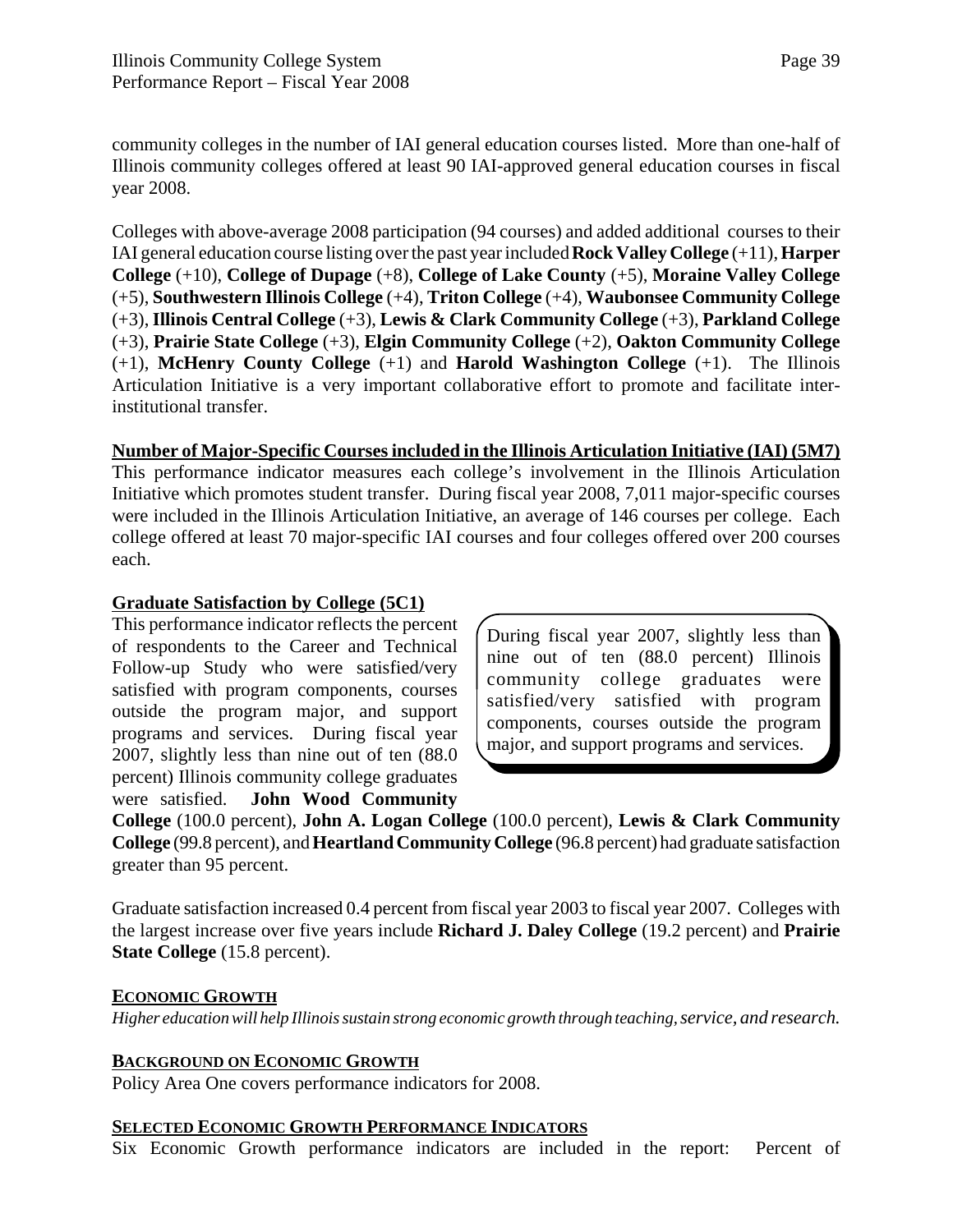community colleges in the number of IAI general education courses listed. More than one-half of Illinois community colleges offered at least 90 IAI-approved general education courses in fiscal year 2008.

Colleges with above-average 2008 participation (94 courses) and added additional courses to their IAI general education course listing over the past year included **Rock Valley College** (+11), **Harper College** (+10), **College of Dupage** (+8), **College of Lake County** (+5), **Moraine Valley College** (+5), **Southwestern Illinois College** (+4), **Triton College** (+4), **Waubonsee Community College** (+3), **Illinois Central College** (+3), **Lewis & Clark Community College** (+3), **Parkland College** (+3), **Prairie State College** (+3), **Elgin Community College** (+2), **Oakton Community College** (+1), **McHenry County College** (+1) and **Harold Washington College** (+1). The Illinois Articulation Initiative is a very important collaborative effort to promote and facilitate inter-institutional transfer.

**Number of Major-Specific Courses included in the Illinois Articulation Initiative (IAI) (5M7)**

This performance indicator measures each college's involvement in the Illinois Articulation Initiative which promotes student transfer. During fiscal year 2008, 7,011 major-specific courses were included in the Illinois Articulation Initiative, an average of 146 courses per college. Each college offered at least 70 major-specific IAI courses and four colleges offered over 200 courses each.

**Graduate Satisfaction by College (5C1)**

This performance indicator reflects the percent of respondents to the Career and Technical Follow-up Study who were satisfied/very satisfied with program components, courses outside the program major, and support programs and services. During fiscal year 2007, slightly less than nine out of ten (88.0 percent) Illinois community college graduates were satisfied. **John Wood Community College** (100.0 percent), **John A. Logan College** (100.0 percent), **Lewis & Clark Community College** (99.8 percent), and **Heartland Community College** (96.8 percent) had graduate satisfaction greater than 95 percent.

> During fiscal year 2007, slightly less than nine out of ten (88.0 percent) Illinois community college graduates were satisfied/very satisfied with program components, courses outside the program major, and support programs and services.

Graduate satisfaction increased 0.4 percent from fiscal year 2003 to fiscal year 2007. Colleges with the largest increase over five years include **Richard J. Daley College** (19.2 percent) and **Prairie State College** (15.8 percent).

## ECONOMIC GROWTH

*Higher education will help Illinois sustain strong economic growth through teaching, service, and research.*

### BACKGROUND ON ECONOMIC GROWTH

Policy Area One covers performance indicators for 2008.

### SELECTED ECONOMIC GROWTH PERFORMANCE INDICATORS

Six Economic Growth performance indicators are included in the report: Percent of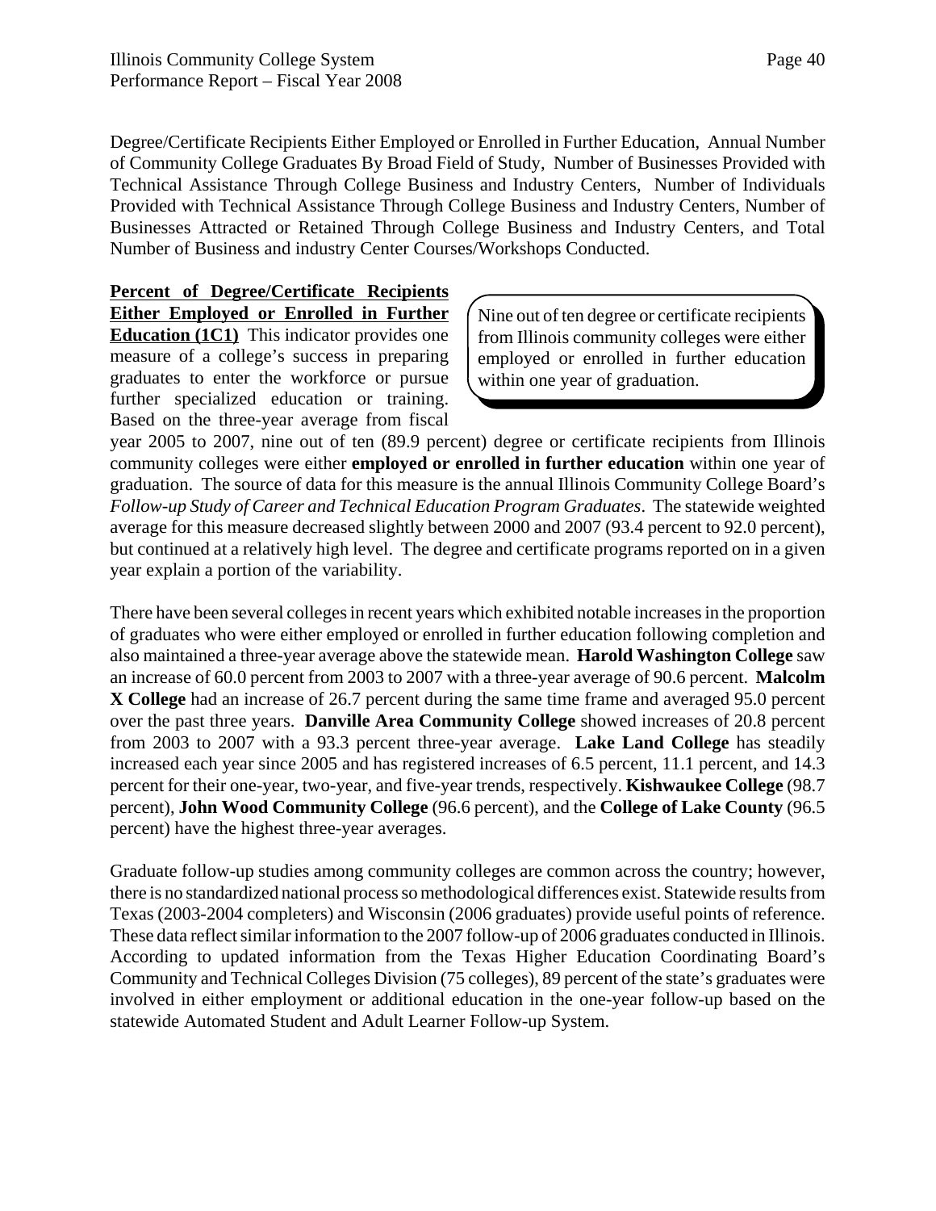Degree/Certificate Recipients Either Employed or Enrolled in Further Education, Annual Number of Community College Graduates By Broad Field of Study, Number of Businesses Provided with Technical Assistance Through College Business and Industry Centers, Number of Individuals Provided with Technical Assistance Through College Business and Industry Centers, Number of Businesses Attracted or Retained Through College Business and Industry Centers, and Total Number of Business and industry Center Courses/Workshops Conducted.

> Nine out of ten degree or certificate recipients from Illinois community colleges were either employed or enrolled in further education within one year of graduation.

**Percent of Degree/Certificate Recipients Either Employed or Enrolled in Further Education (1C1)** This indicator provides one measure of a college's success in preparing graduates to enter the workforce or pursue further specialized education or training. Based on the three-year average from fiscal year 2005 to 2007, nine out of ten (89.9 percent) degree or certificate recipients from Illinois community colleges were either **employed or enrolled in further education** within one year of graduation. The source of data for this measure is the annual Illinois Community College Board's *Follow-up Study of Career and Technical Education Program Graduates*. The statewide weighted average for this measure decreased slightly between 2000 and 2007 (93.4 percent to 92.0 percent), but continued at a relatively high level. The degree and certificate programs reported on in a given year explain a portion of the variability.

There have been several colleges in recent years which exhibited notable increases in the proportion of graduates who were either employed or enrolled in further education following completion and also maintained a three-year average above the statewide mean. **Harold Washington College** saw an increase of 60.0 percent from 2003 to 2007 with a three-year average of 90.6 percent. **Malcolm X College** had an increase of 26.7 percent during the same time frame and averaged 95.0 percent over the past three years. **Danville Area Community College** showed increases of 20.8 percent from 2003 to 2007 with a 93.3 percent three-year average. **Lake Land College** has steadily increased each year since 2005 and has registered increases of 6.5 percent, 11.1 percent, and 14.3 percent for their one-year, two-year, and five-year trends, respectively. **Kishwaukee College** (98.7 percent), **John Wood Community College** (96.6 percent), and the **College of Lake County** (96.5 percent) have the highest three-year averages.

Graduate follow-up studies among community colleges are common across the country; however, there is no standardized national process so methodological differences exist. Statewide results from Texas (2003-2004 completers) and Wisconsin (2006 graduates) provide useful points of reference. These data reflect similar information to the 2007 follow-up of 2006 graduates conducted in Illinois. According to updated information from the Texas Higher Education Coordinating Board's Community and Technical Colleges Division (75 colleges), 89 percent of the state's graduates were involved in either employment or additional education in the one-year follow-up based on the statewide Automated Student and Adult Learner Follow-up System.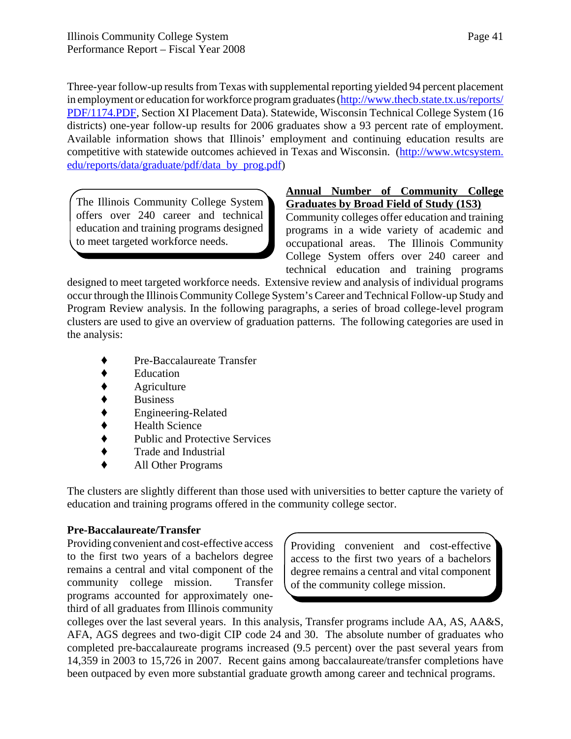Three-year follow-up results from Texas with supplemental reporting yielded 94 percent placement in employment or education for workforce program graduates (http://www.thecb.state.tx.us/reports/PDF/1174.PDF, Section XI Placement Data). Statewide, Wisconsin Technical College System (16 districts) one-year follow-up results for 2006 graduates show a 93 percent rate of employment. Available information shows that Illinois' employment and continuing education results are competitive with statewide outcomes achieved in Texas and Wisconsin. (http://www.wtcsystem.edu/reports/data/graduate/pdf/data_by_prog.pdf)

> The Illinois Community College System offers over 240 career and technical education and training programs designed to meet targeted workforce needs.

**Annual Number of Community College Graduates by Broad Field of Study (1S3)**

Community colleges offer education and training programs in a wide variety of academic and occupational areas. The Illinois Community College System offers over 240 career and technical education and training programs designed to meet targeted workforce needs. Extensive review and analysis of individual programs occur through the Illinois Community College System's Career and Technical Follow-up Study and Program Review analysis. In the following paragraphs, a series of broad college-level program clusters are used to give an overview of graduation patterns. The following categories are used in the analysis:

- Pre-Baccalaureate Transfer
- Education
- Agriculture
- Business
- Engineering-Related
- Health Science
- Public and Protective Services
- Trade and Industrial
- All Other Programs

The clusters are slightly different than those used with universities to better capture the variety of education and training programs offered in the community college sector.

**Pre-Baccalaureate/Transfer**

> Providing convenient and cost-effective access to the first two years of a bachelors degree remains a central and vital component of the community college mission.

Providing convenient and cost-effective access to the first two years of a bachelors degree remains a central and vital component of the community college mission. Transfer programs accounted for approximately one-third of all graduates from Illinois community colleges over the last several years. In this analysis, Transfer programs include AA, AS, AA&S, AFA, AGS degrees and two-digit CIP code 24 and 30. The absolute number of graduates who completed pre-baccalaureate programs increased (9.5 percent) over the past several years from 14,359 in 2003 to 15,726 in 2007. Recent gains among baccalaureate/transfer completions have been outpaced by even more substantial graduate growth among career and technical programs.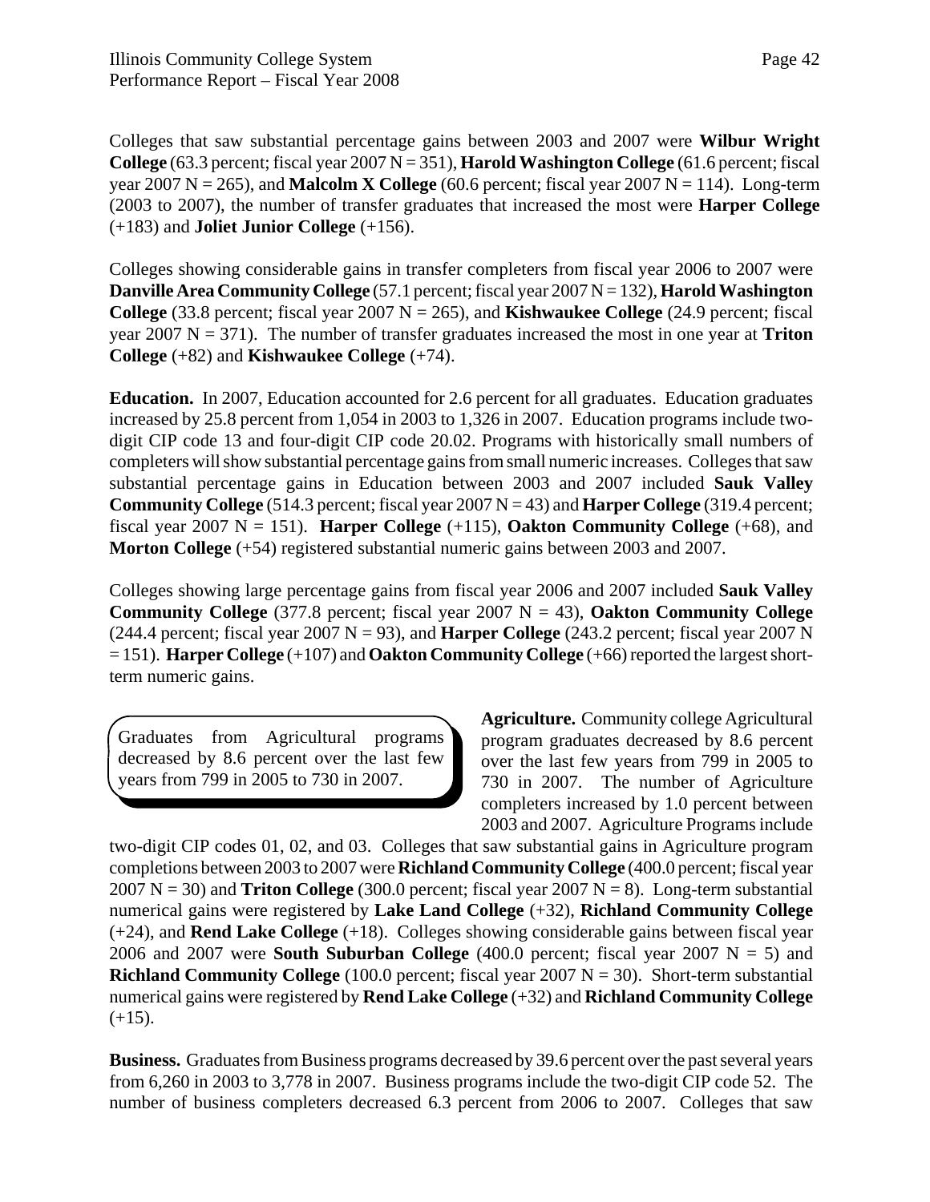Colleges that saw substantial percentage gains between 2003 and 2007 were **Wilbur Wright College** (63.3 percent; fiscal year 2007 N = 351), **Harold Washington College** (61.6 percent; fiscal year 2007 N = 265), and **Malcolm X College** (60.6 percent; fiscal year 2007 N = 114). Long-term (2003 to 2007), the number of transfer graduates that increased the most were **Harper College** (+183) and **Joliet Junior College** (+156).

Colleges showing considerable gains in transfer completers from fiscal year 2006 to 2007 were **Danville Area Community College** (57.1 percent; fiscal year 2007 N = 132), **Harold Washington College** (33.8 percent; fiscal year 2007 N = 265), and **Kishwaukee College** (24.9 percent; fiscal year 2007 N = 371). The number of transfer graduates increased the most in one year at **Triton College** (+82) and **Kishwaukee College** (+74).

**Education.** In 2007, Education accounted for 2.6 percent for all graduates. Education graduates increased by 25.8 percent from 1,054 in 2003 to 1,326 in 2007. Education programs include two-digit CIP code 13 and four-digit CIP code 20.02. Programs with historically small numbers of completers will show substantial percentage gains from small numeric increases. Colleges that saw substantial percentage gains in Education between 2003 and 2007 included **Sauk Valley Community College** (514.3 percent; fiscal year 2007 N = 43) and **Harper College** (319.4 percent; fiscal year 2007 N = 151). **Harper College** (+115), **Oakton Community College** (+68), and **Morton College** (+54) registered substantial numeric gains between 2003 and 2007.

Colleges showing large percentage gains from fiscal year 2006 and 2007 included **Sauk Valley Community College** (377.8 percent; fiscal year 2007 N = 43), **Oakton Community College** (244.4 percent; fiscal year 2007 N = 93), and **Harper College** (243.2 percent; fiscal year 2007 N = 151). **Harper College** (+107) and **Oakton Community College** (+66) reported the largest short-term numeric gains.

> Graduates from Agricultural programs decreased by 8.6 percent over the last few years from 799 in 2005 to 730 in 2007.

**Agriculture.** Community college Agricultural program graduates decreased by 8.6 percent over the last few years from 799 in 2005 to 730 in 2007. The number of Agriculture completers increased by 1.0 percent between 2003 and 2007. Agriculture Programs include two-digit CIP codes 01, 02, and 03. Colleges that saw substantial gains in Agriculture program completions between 2003 to 2007 were **Richland Community College** (400.0 percent; fiscal year 2007 N = 30) and **Triton College** (300.0 percent; fiscal year 2007 N = 8). Long-term substantial numerical gains were registered by **Lake Land College** (+32), **Richland Community College** (+24), and **Rend Lake College** (+18). Colleges showing considerable gains between fiscal year 2006 and 2007 were **South Suburban College** (400.0 percent; fiscal year 2007 N = 5) and **Richland Community College** (100.0 percent; fiscal year 2007 N = 30). Short-term substantial numerical gains were registered by **Rend Lake College** (+32) and **Richland Community College** (+15).

**Business.** Graduates from Business programs decreased by 39.6 percent over the past several years from 6,260 in 2003 to 3,778 in 2007. Business programs include the two-digit CIP code 52. The number of business completers decreased 6.3 percent from 2006 to 2007. Colleges that saw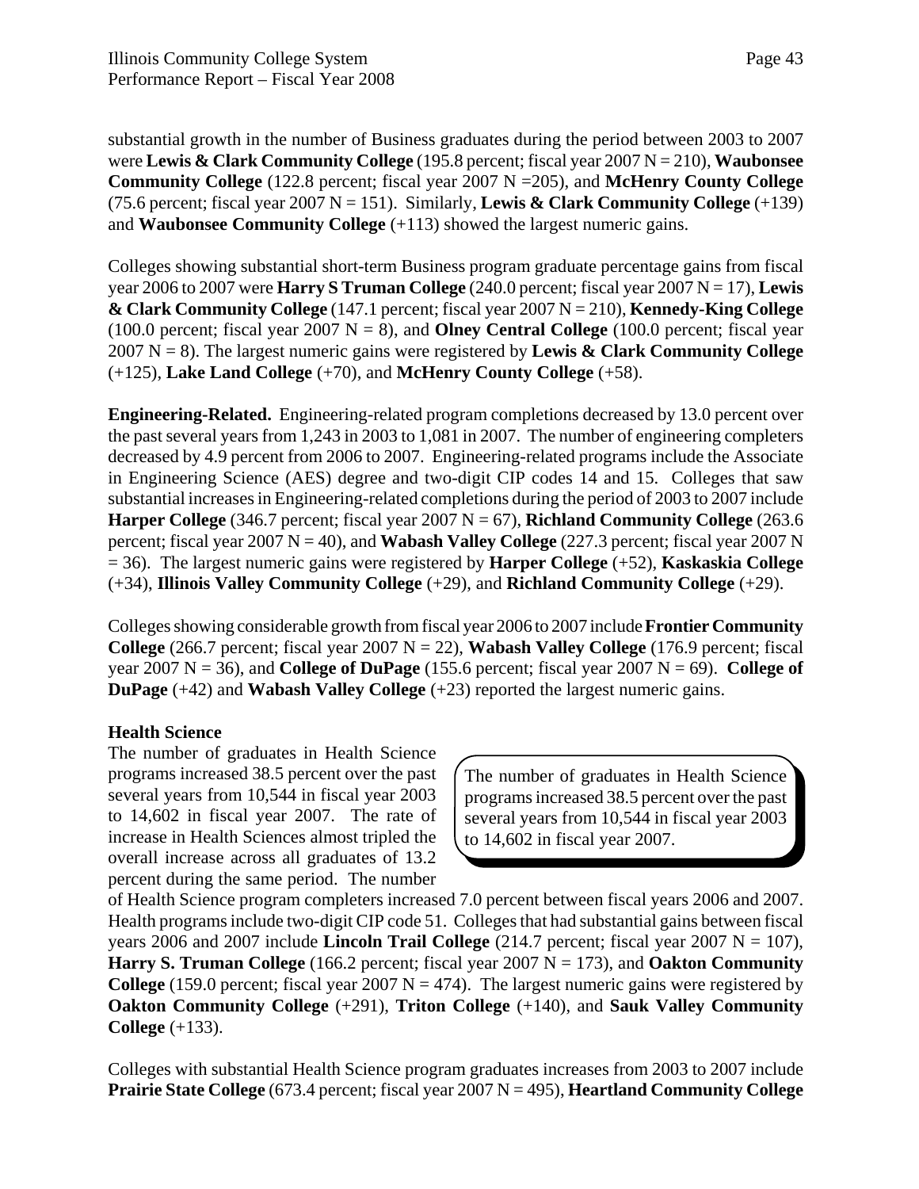substantial growth in the number of Business graduates during the period between 2003 to 2007 were **Lewis & Clark Community College** (195.8 percent; fiscal year 2007 N = 210), **Waubonsee Community College** (122.8 percent; fiscal year 2007 N =205), and **McHenry County College** (75.6 percent; fiscal year 2007 N = 151). Similarly, **Lewis & Clark Community College** (+139) and **Waubonsee Community College** (+113) showed the largest numeric gains.

Colleges showing substantial short-term Business program graduate percentage gains from fiscal year 2006 to 2007 were **Harry S Truman College** (240.0 percent; fiscal year 2007 N = 17), **Lewis & Clark Community College** (147.1 percent; fiscal year 2007 N = 210), **Kennedy-King College** (100.0 percent; fiscal year 2007 N = 8), and **Olney Central College** (100.0 percent; fiscal year 2007 N = 8). The largest numeric gains were registered by **Lewis & Clark Community College** (+125), **Lake Land College** (+70), and **McHenry County College** (+58).

**Engineering-Related.** Engineering-related program completions decreased by 13.0 percent over the past several years from 1,243 in 2003 to 1,081 in 2007. The number of engineering completers decreased by 4.9 percent from 2006 to 2007. Engineering-related programs include the Associate in Engineering Science (AES) degree and two-digit CIP codes 14 and 15. Colleges that saw substantial increases in Engineering-related completions during the period of 2003 to 2007 include **Harper College** (346.7 percent; fiscal year 2007 N = 67), **Richland Community College** (263.6 percent; fiscal year 2007 N = 40), and **Wabash Valley College** (227.3 percent; fiscal year 2007 N = 36). The largest numeric gains were registered by **Harper College** (+52), **Kaskaskia College** (+34), **Illinois Valley Community College** (+29), and **Richland Community College** (+29).

Colleges showing considerable growth from fiscal year 2006 to 2007 include **Frontier Community College** (266.7 percent; fiscal year 2007 N = 22), **Wabash Valley College** (176.9 percent; fiscal year 2007 N = 36), and **College of DuPage** (155.6 percent; fiscal year 2007 N = 69). **College of DuPage** (+42) and **Wabash Valley College** (+23) reported the largest numeric gains.

**Health Science**

The number of graduates in Health Science programs increased 38.5 percent over the past several years from 10,544 in fiscal year 2003 to 14,602 in fiscal year 2007. The rate of increase in Health Sciences almost tripled the overall increase across all graduates of 13.2 percent during the same period. The number of Health Science program completers increased 7.0 percent between fiscal years 2006 and 2007. Health programs include two-digit CIP code 51. Colleges that had substantial gains between fiscal years 2006 and 2007 include **Lincoln Trail College** (214.7 percent; fiscal year 2007 N = 107), **Harry S. Truman College** (166.2 percent; fiscal year 2007 N = 173), and **Oakton Community College** (159.0 percent; fiscal year 2007 N = 474). The largest numeric gains were registered by **Oakton Community College** (+291), **Triton College** (+140), and **Sauk Valley Community College** (+133).

> The number of graduates in Health Science programs increased 38.5 percent over the past several years from 10,544 in fiscal year 2003 to 14,602 in fiscal year 2007.

Colleges with substantial Health Science program graduates increases from 2003 to 2007 include **Prairie State College** (673.4 percent; fiscal year 2007 N = 495), **Heartland Community College**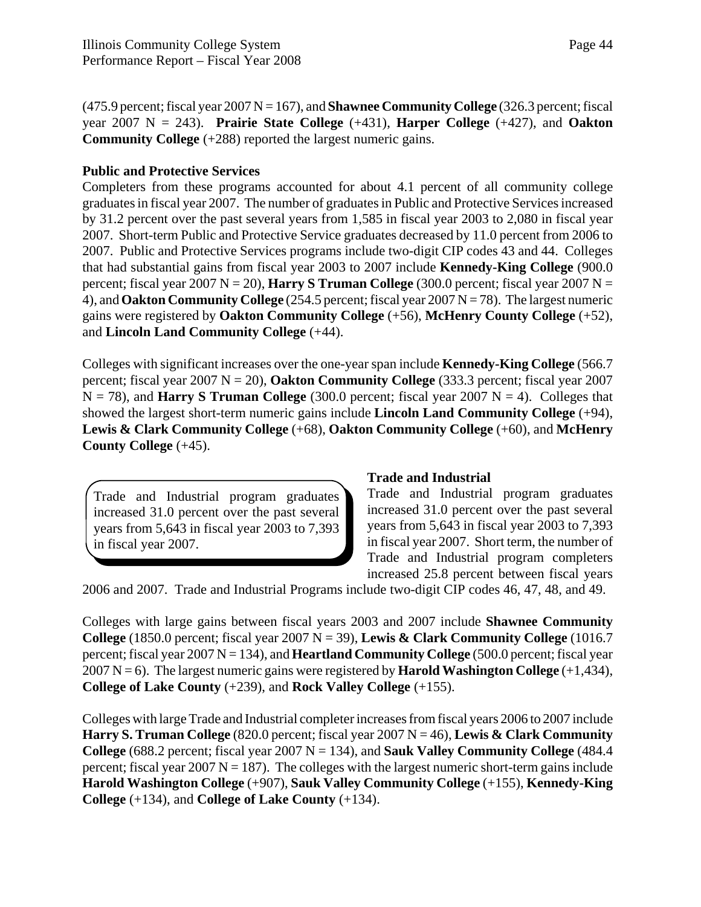(475.9 percent; fiscal year 2007 N = 167), and **Shawnee Community College** (326.3 percent; fiscal year 2007 N = 243). **Prairie State College** (+431), **Harper College** (+427), and **Oakton Community College** (+288) reported the largest numeric gains.

**Public and Protective Services**

Completers from these programs accounted for about 4.1 percent of all community college graduates in fiscal year 2007. The number of graduates in Public and Protective Services increased by 31.2 percent over the past several years from 1,585 in fiscal year 2003 to 2,080 in fiscal year 2007. Short-term Public and Protective Service graduates decreased by 11.0 percent from 2006 to 2007. Public and Protective Services programs include two-digit CIP codes 43 and 44. Colleges that had substantial gains from fiscal year 2003 to 2007 include **Kennedy-King College** (900.0 percent; fiscal year 2007 N = 20), **Harry S Truman College** (300.0 percent; fiscal year 2007 N = 4), and **Oakton Community College** (254.5 percent; fiscal year 2007 N = 78). The largest numeric gains were registered by **Oakton Community College** (+56), **McHenry County College** (+52), and **Lincoln Land Community College** (+44).

Colleges with significant increases over the one-year span include **Kennedy-King College** (566.7 percent; fiscal year 2007 N = 20), **Oakton Community College** (333.3 percent; fiscal year 2007 N = 78), and **Harry S Truman College** (300.0 percent; fiscal year 2007 N = 4). Colleges that showed the largest short-term numeric gains include **Lincoln Land Community College** (+94), **Lewis & Clark Community College** (+68), **Oakton Community College** (+60), and **McHenry County College** (+45).

**Trade and Industrial**

> Trade and Industrial program graduates increased 31.0 percent over the past several years from 5,643 in fiscal year 2003 to 7,393 in fiscal year 2007.

Trade and Industrial program graduates increased 31.0 percent over the past several years from 5,643 in fiscal year 2003 to 7,393 in fiscal year 2007. Short term, the number of Trade and Industrial program completers increased 25.8 percent between fiscal years 2006 and 2007. Trade and Industrial Programs include two-digit CIP codes 46, 47, 48, and 49.

Colleges with large gains between fiscal years 2003 and 2007 include **Shawnee Community College** (1850.0 percent; fiscal year 2007 N = 39), **Lewis & Clark Community College** (1016.7 percent; fiscal year 2007 N = 134), and **Heartland Community College** (500.0 percent; fiscal year 2007 N = 6). The largest numeric gains were registered by **Harold Washington College** (+1,434), **College of Lake County** (+239), and **Rock Valley College** (+155).

Colleges with large Trade and Industrial completer increases from fiscal years 2006 to 2007 include **Harry S. Truman College** (820.0 percent; fiscal year 2007 N = 46), **Lewis & Clark Community College** (688.2 percent; fiscal year 2007 N = 134), and **Sauk Valley Community College** (484.4 percent; fiscal year 2007 N = 187). The colleges with the largest numeric short-term gains include **Harold Washington College** (+907), **Sauk Valley Community College** (+155), **Kennedy-King College** (+134), and **College of Lake County** (+134).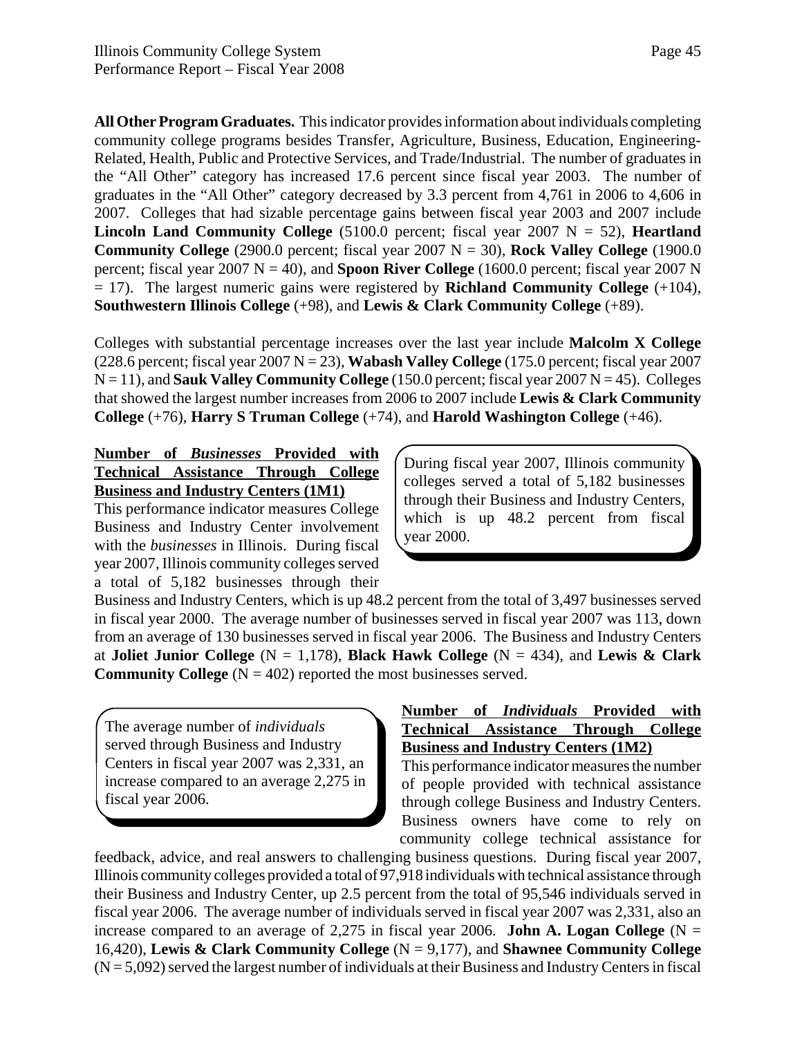**All Other Program Graduates.** This indicator provides information about individuals completing community college programs besides Transfer, Agriculture, Business, Education, Engineering-Related, Health, Public and Protective Services, and Trade/Industrial. The number of graduates in the "All Other" category has increased 17.6 percent since fiscal year 2003. The number of graduates in the "All Other" category decreased by 3.3 percent from 4,761 in 2006 to 4,606 in 2007. Colleges that had sizable percentage gains between fiscal year 2003 and 2007 include **Lincoln Land Community College** (5100.0 percent; fiscal year 2007 N = 52), **Heartland Community College** (2900.0 percent; fiscal year 2007 N = 30), **Rock Valley College** (1900.0 percent; fiscal year 2007 N = 40), and **Spoon River College** (1600.0 percent; fiscal year 2007 N = 17). The largest numeric gains were registered by **Richland Community College** (+104), **Southwestern Illinois College** (+98), and **Lewis & Clark Community College** (+89).

Colleges with substantial percentage increases over the last year include **Malcolm X College** (228.6 percent; fiscal year 2007 N = 23), **Wabash Valley College** (175.0 percent; fiscal year 2007 N = 11), and **Sauk Valley Community College** (150.0 percent; fiscal year 2007 N = 45). Colleges that showed the largest number increases from 2006 to 2007 include **Lewis & Clark Community College** (+76), **Harry S Truman College** (+74), and **Harold Washington College** (+46).

**Number of *Businesses* Provided with Technical Assistance Through College Business and Industry Centers (1M1)**

> During fiscal year 2007, Illinois community colleges served a total of 5,182 businesses through their Business and Industry Centers, which is up 48.2 percent from fiscal year 2000.

This performance indicator measures College Business and Industry Center involvement with the *businesses* in Illinois. During fiscal year 2007, Illinois community colleges served a total of 5,182 businesses through their Business and Industry Centers, which is up 48.2 percent from the total of 3,497 businesses served in fiscal year 2000. The average number of businesses served in fiscal year 2007 was 113, down from an average of 130 businesses served in fiscal year 2006. The Business and Industry Centers at **Joliet Junior College** (N = 1,178), **Black Hawk College** (N = 434), and **Lewis & Clark Community College** (N = 402) reported the most businesses served.

> The average number of *individuals* served through Business and Industry Centers in fiscal year 2007 was 2,331, an increase compared to an average 2,275 in fiscal year 2006.

**Number of *Individuals* Provided with Technical Assistance Through College Business and Industry Centers (1M2)**

This performance indicator measures the number of people provided with technical assistance through college Business and Industry Centers. Business owners have come to rely on community college technical assistance for feedback, advice, and real answers to challenging business questions. During fiscal year 2007, Illinois community colleges provided a total of 97,918 individuals with technical assistance through their Business and Industry Center, up 2.5 percent from the total of 95,546 individuals served in fiscal year 2006. The average number of individuals served in fiscal year 2007 was 2,331, also an increase compared to an average of 2,275 in fiscal year 2006. **John A. Logan College** (N = 16,420), **Lewis & Clark Community College** (N = 9,177), and **Shawnee Community College** (N = 5,092) served the largest number of individuals at their Business and Industry Centers in fiscal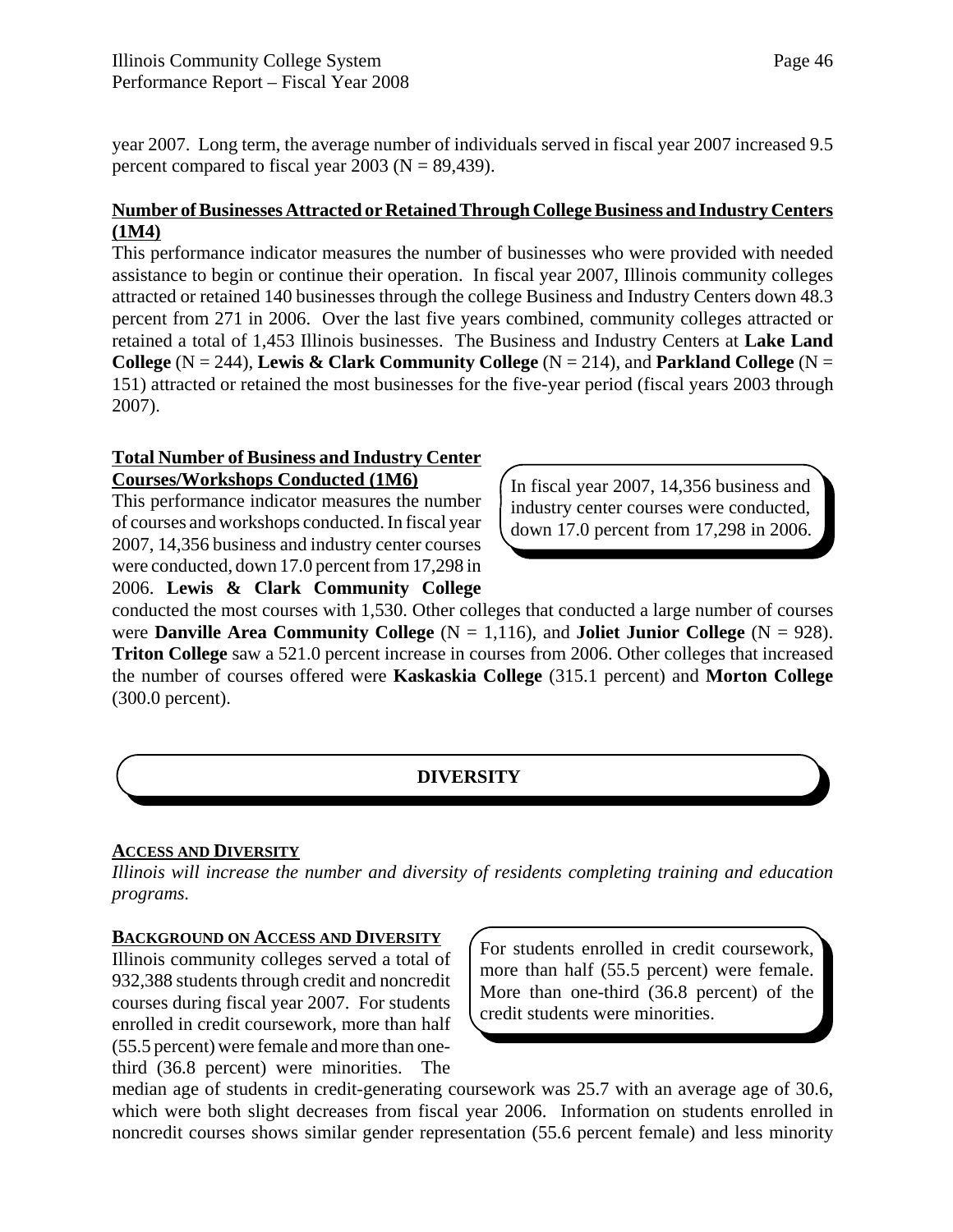year 2007. Long term, the average number of individuals served in fiscal year 2007 increased 9.5 percent compared to fiscal year 2003 (N = 89,439).

**Number of Businesses Attracted or Retained Through College Business and Industry Centers (1M4)**

This performance indicator measures the number of businesses who were provided with needed assistance to begin or continue their operation. In fiscal year 2007, Illinois community colleges attracted or retained 140 businesses through the college Business and Industry Centers down 48.3 percent from 271 in 2006. Over the last five years combined, community colleges attracted or retained a total of 1,453 Illinois businesses. The Business and Industry Centers at **Lake Land College** (N = 244), **Lewis & Clark Community College** (N = 214), and **Parkland College** (N = 151) attracted or retained the most businesses for the five-year period (fiscal years 2003 through 2007).

**Total Number of Business and Industry Center Courses/Workshops Conducted (1M6)**

> In fiscal year 2007, 14,356 business and industry center courses were conducted, down 17.0 percent from 17,298 in 2006.

This performance indicator measures the number of courses and workshops conducted. In fiscal year 2007, 14,356 business and industry center courses were conducted, down 17.0 percent from 17,298 in 2006. **Lewis & Clark Community College** conducted the most courses with 1,530. Other colleges that conducted a large number of courses were **Danville Area Community College** (N = 1,116), and **Joliet Junior College** (N = 928). **Triton College** saw a 521.0 percent increase in courses from 2006. Other colleges that increased the number of courses offered were **Kaskaskia College** (315.1 percent) and **Morton College** (300.0 percent).

## DIVERSITY

**ACCESS AND DIVERSITY**

*Illinois will increase the number and diversity of residents completing training and education programs.*

**BACKGROUND ON ACCESS AND DIVERSITY**

> For students enrolled in credit coursework, more than half (55.5 percent) were female. More than one-third (36.8 percent) of the credit students were minorities.

Illinois community colleges served a total of 932,388 students through credit and noncredit courses during fiscal year 2007. For students enrolled in credit coursework, more than half (55.5 percent) were female and more than one-third (36.8 percent) were minorities. The median age of students in credit-generating coursework was 25.7 with an average age of 30.6, which were both slight decreases from fiscal year 2006. Information on students enrolled in noncredit courses shows similar gender representation (55.6 percent female) and less minority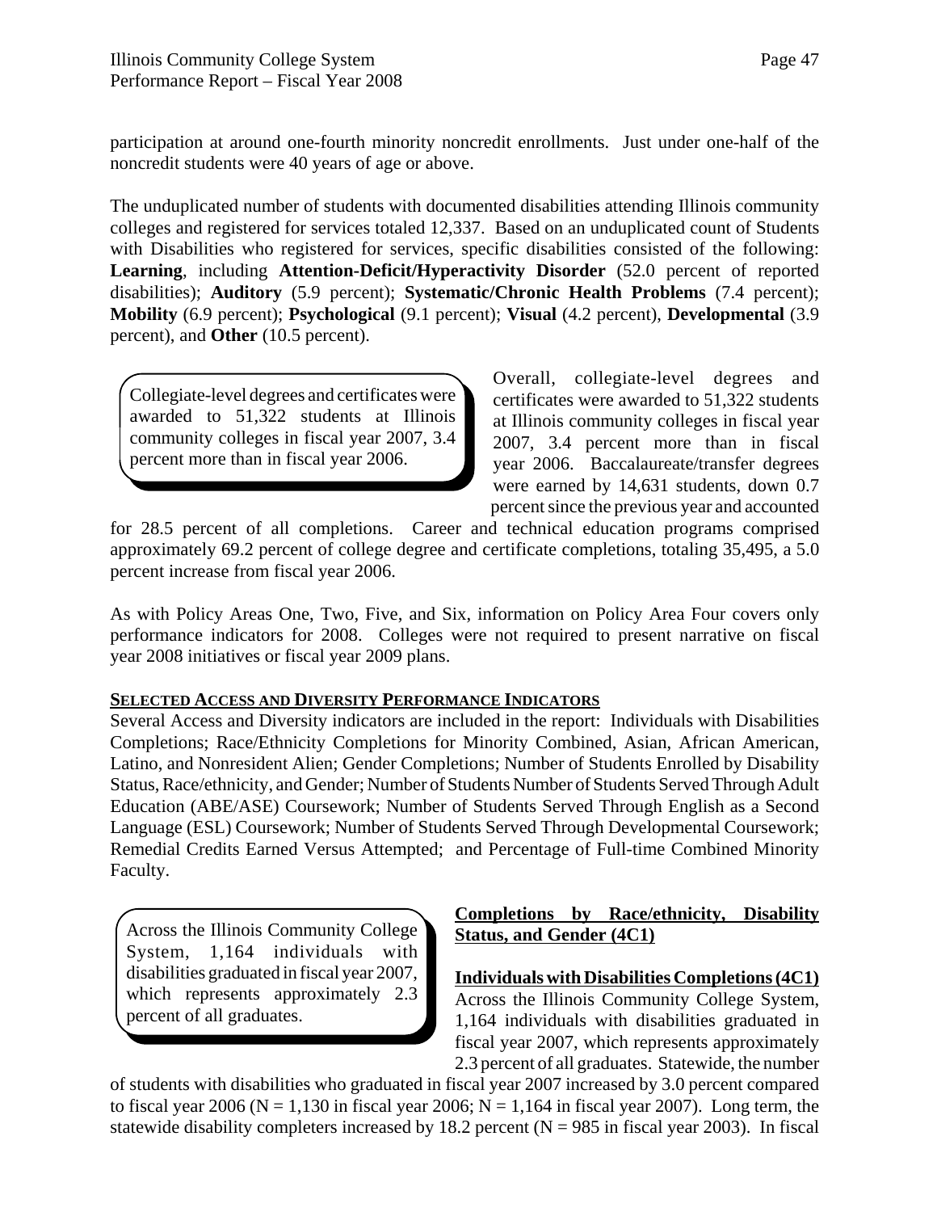participation at around one-fourth minority noncredit enrollments. Just under one-half of the noncredit students were 40 years of age or above.

The unduplicated number of students with documented disabilities attending Illinois community colleges and registered for services totaled 12,337. Based on an unduplicated count of Students with Disabilities who registered for services, specific disabilities consisted of the following: **Learning**, including **Attention-Deficit/Hyperactivity Disorder** (52.0 percent of reported disabilities); **Auditory** (5.9 percent); **Systematic/Chronic Health Problems** (7.4 percent); **Mobility** (6.9 percent); **Psychological** (9.1 percent); **Visual** (4.2 percent), **Developmental** (3.9 percent), and **Other** (10.5 percent).

> Collegiate-level degrees and certificates were awarded to 51,322 students at Illinois community colleges in fiscal year 2007, 3.4 percent more than in fiscal year 2006.

Overall, collegiate-level degrees and certificates were awarded to 51,322 students at Illinois community colleges in fiscal year 2007, 3.4 percent more than in fiscal year 2006. Baccalaureate/transfer degrees were earned by 14,631 students, down 0.7 percent since the previous year and accounted for 28.5 percent of all completions. Career and technical education programs comprised approximately 69.2 percent of college degree and certificate completions, totaling 35,495, a 5.0 percent increase from fiscal year 2006.

As with Policy Areas One, Two, Five, and Six, information on Policy Area Four covers only performance indicators for 2008. Colleges were not required to present narrative on fiscal year 2008 initiatives or fiscal year 2009 plans.

## SELECTED ACCESS AND DIVERSITY PERFORMANCE INDICATORS

Several Access and Diversity indicators are included in the report: Individuals with Disabilities Completions; Race/Ethnicity Completions for Minority Combined, Asian, African American, Latino, and Nonresident Alien; Gender Completions; Number of Students Enrolled by Disability Status, Race/ethnicity, and Gender; Number of Students Number of Students Served Through Adult Education (ABE/ASE) Coursework; Number of Students Served Through English as a Second Language (ESL) Coursework; Number of Students Served Through Developmental Coursework; Remedial Credits Earned Versus Attempted; and Percentage of Full-time Combined Minority Faculty.

> Across the Illinois Community College System, 1,164 individuals with disabilities graduated in fiscal year 2007, which represents approximately 2.3 percent of all graduates.

### Completions by Race/ethnicity, Disability Status, and Gender (4C1)

**Individuals with Disabilities Completions (4C1)**

Across the Illinois Community College System, 1,164 individuals with disabilities graduated in fiscal year 2007, which represents approximately 2.3 percent of all graduates. Statewide, the number of students with disabilities who graduated in fiscal year 2007 increased by 3.0 percent compared to fiscal year 2006 (N = 1,130 in fiscal year 2006; N = 1,164 in fiscal year 2007). Long term, the statewide disability completers increased by 18.2 percent (N = 985 in fiscal year 2003). In fiscal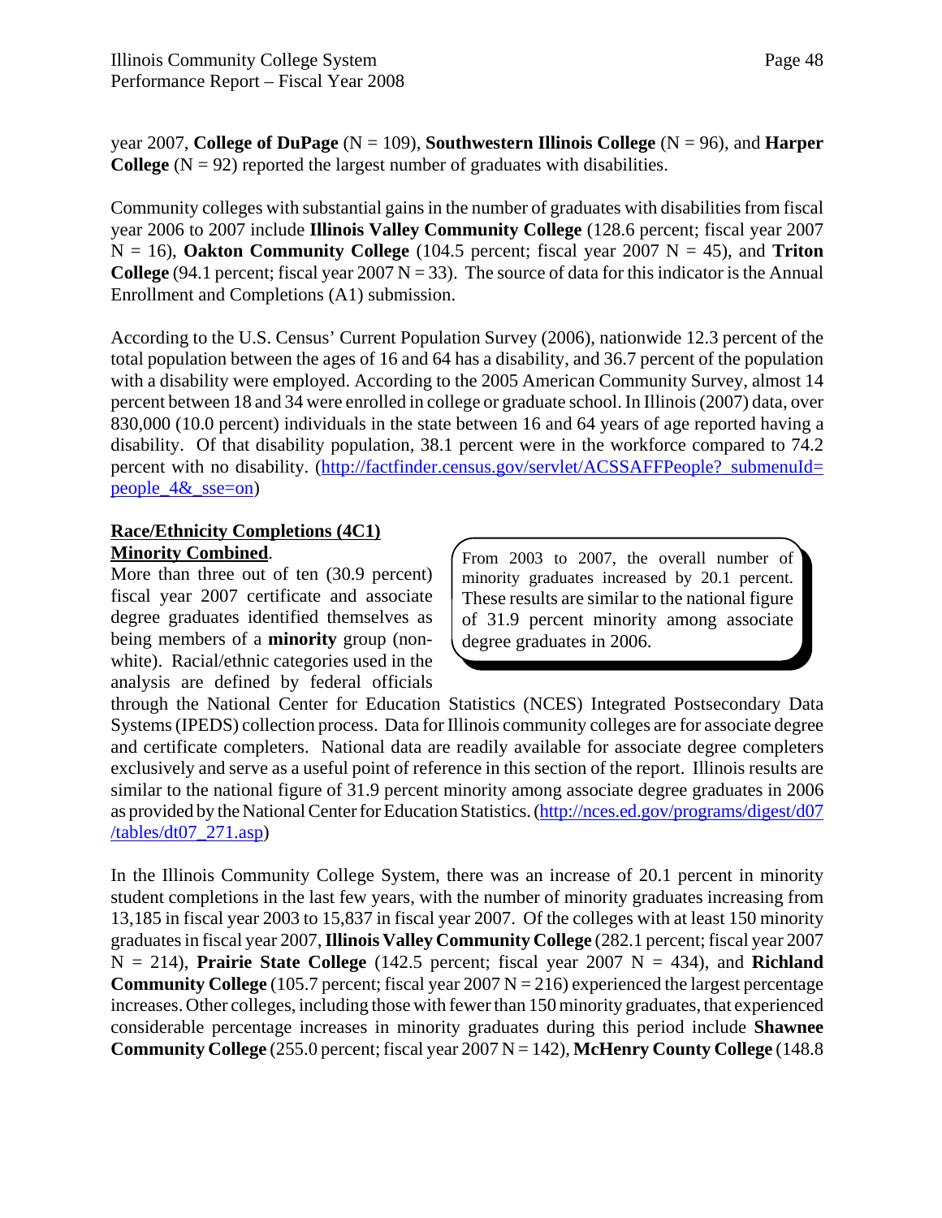year 2007, **College of DuPage** (N = 109), **Southwestern Illinois College** (N = 96), and **Harper College** (N = 92) reported the largest number of graduates with disabilities.

Community colleges with substantial gains in the number of graduates with disabilities from fiscal year 2006 to 2007 include **Illinois Valley Community College** (128.6 percent; fiscal year 2007 N = 16), **Oakton Community College** (104.5 percent; fiscal year 2007 N = 45), and **Triton College** (94.1 percent; fiscal year 2007 N = 33). The source of data for this indicator is the Annual Enrollment and Completions (A1) submission.

According to the U.S. Census' Current Population Survey (2006), nationwide 12.3 percent of the total population between the ages of 16 and 64 has a disability, and 36.7 percent of the population with a disability were employed. According to the 2005 American Community Survey, almost 14 percent between 18 and 34 were enrolled in college or graduate school. In Illinois (2007) data, over 830,000 (10.0 percent) individuals in the state between 16 and 64 years of age reported having a disability. Of that disability population, 38.1 percent were in the workforce compared to 74.2 percent with no disability. (http://factfinder.census.gov/servlet/ACSSAFFPeople?_submenuId=people_4&_sse=on)

**Race/Ethnicity Completions (4C1)**

**Minority Combined**. More than three out of ten (30.9 percent) fiscal year 2007 certificate and associate degree graduates identified themselves as being members of a **minority** group (non-white). Racial/ethnic categories used in the analysis are defined by federal officials through the National Center for Education Statistics (NCES) Integrated Postsecondary Data Systems (IPEDS) collection process. Data for Illinois community colleges are for associate degree and certificate completers. National data are readily available for associate degree completers exclusively and serve as a useful point of reference in this section of the report. Illinois results are similar to the national figure of 31.9 percent minority among associate degree graduates in 2006 as provided by the National Center for Education Statistics. (http://nces.ed.gov/programs/digest/d07/tables/dt07_271.asp)

> From 2003 to 2007, the overall number of minority graduates increased by 20.1 percent. These results are similar to the national figure of 31.9 percent minority among associate degree graduates in 2006.

In the Illinois Community College System, there was an increase of 20.1 percent in minority student completions in the last few years, with the number of minority graduates increasing from 13,185 in fiscal year 2003 to 15,837 in fiscal year 2007. Of the colleges with at least 150 minority graduates in fiscal year 2007, **Illinois Valley Community College** (282.1 percent; fiscal year 2007 N = 214), **Prairie State College** (142.5 percent; fiscal year 2007 N = 434), and **Richland Community College** (105.7 percent; fiscal year 2007 N = 216) experienced the largest percentage increases. Other colleges, including those with fewer than 150 minority graduates, that experienced considerable percentage increases in minority graduates during this period include **Shawnee Community College** (255.0 percent; fiscal year 2007 N = 142), **McHenry County College** (148.8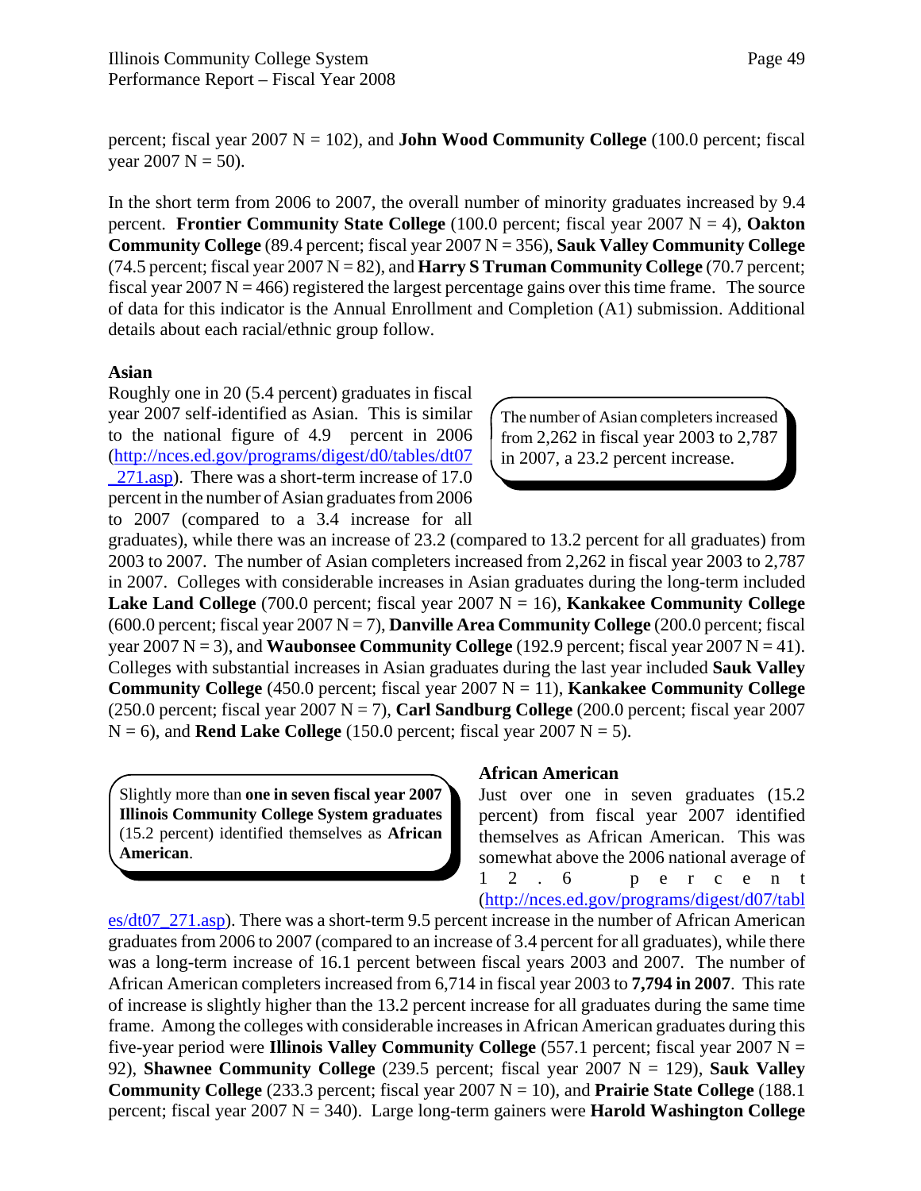percent; fiscal year 2007 N = 102), and **John Wood Community College** (100.0 percent; fiscal year 2007 N = 50).

In the short term from 2006 to 2007, the overall number of minority graduates increased by 9.4 percent. **Frontier Community State College** (100.0 percent; fiscal year 2007 N = 4), **Oakton Community College** (89.4 percent; fiscal year 2007 N = 356), **Sauk Valley Community College** (74.5 percent; fiscal year 2007 N = 82), and **Harry S Truman Community College** (70.7 percent; fiscal year 2007 N = 466) registered the largest percentage gains over this time frame. The source of data for this indicator is the Annual Enrollment and Completion (A1) submission. Additional details about each racial/ethnic group follow.

**Asian**

> The number of Asian completers increased from 2,262 in fiscal year 2003 to 2,787 in 2007, a 23.2 percent increase.

Roughly one in 20 (5.4 percent) graduates in fiscal year 2007 self-identified as Asian. This is similar to the national figure of 4.9 percent in 2006 (http://nces.ed.gov/programs/digest/d0/tables/dt07_271.asp). There was a short-term increase of 17.0 percent in the number of Asian graduates from 2006 to 2007 (compared to a 3.4 increase for all graduates), while there was an increase of 23.2 (compared to 13.2 percent for all graduates) from 2003 to 2007. The number of Asian completers increased from 2,262 in fiscal year 2003 to 2,787 in 2007. Colleges with considerable increases in Asian graduates during the long-term included **Lake Land College** (700.0 percent; fiscal year 2007 N = 16), **Kankakee Community College** (600.0 percent; fiscal year 2007 N = 7), **Danville Area Community College** (200.0 percent; fiscal year 2007 N = 3), and **Waubonsee Community College** (192.9 percent; fiscal year 2007 N = 41). Colleges with substantial increases in Asian graduates during the last year included **Sauk Valley Community College** (450.0 percent; fiscal year 2007 N = 11), **Kankakee Community College** (250.0 percent; fiscal year 2007 N = 7), **Carl Sandburg College** (200.0 percent; fiscal year 2007 N = 6), and **Rend Lake College** (150.0 percent; fiscal year 2007 N = 5).

> Slightly more than **one in seven fiscal year 2007 Illinois Community College System graduates** (15.2 percent) identified themselves as **African American**.

**African American**

Just over one in seven graduates (15.2 percent) from fiscal year 2007 identified themselves as African American. This was somewhat above the 2006 national average of 12.6 percent (http://nces.ed.gov/programs/digest/d07/tables/dt07_271.asp). There was a short-term 9.5 percent increase in the number of African American graduates from 2006 to 2007 (compared to an increase of 3.4 percent for all graduates), while there was a long-term increase of 16.1 percent between fiscal years 2003 and 2007. The number of African American completers increased from 6,714 in fiscal year 2003 to **7,794 in 2007**. This rate of increase is slightly higher than the 13.2 percent increase for all graduates during the same time frame. Among the colleges with considerable increases in African American graduates during this five-year period were **Illinois Valley Community College** (557.1 percent; fiscal year 2007 N = 92), **Shawnee Community College** (239.5 percent; fiscal year 2007 N = 129), **Sauk Valley Community College** (233.3 percent; fiscal year 2007 N = 10), and **Prairie State College** (188.1 percent; fiscal year 2007 N = 340). Large long-term gainers were **Harold Washington College**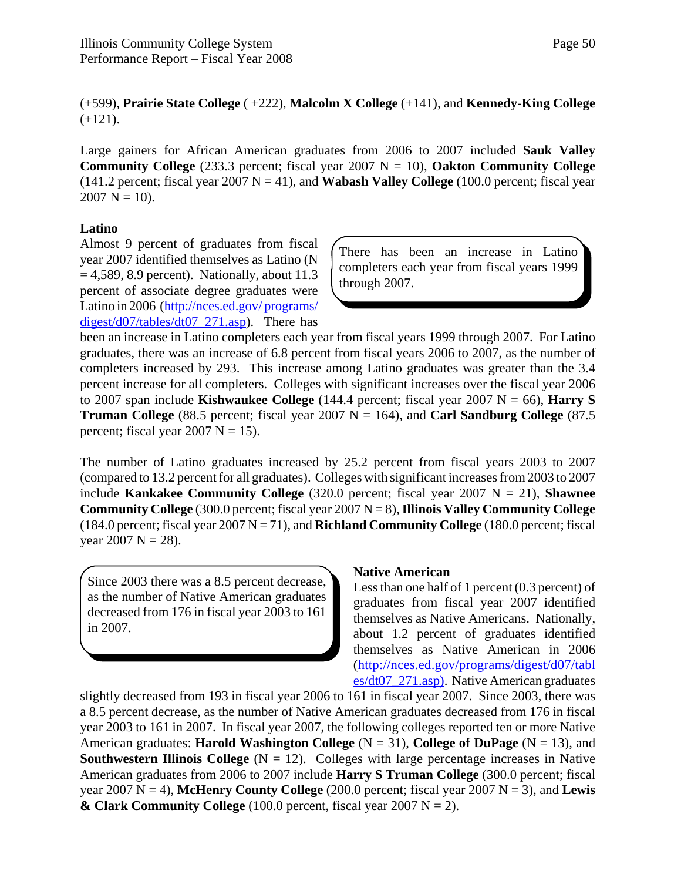(+599), **Prairie State College** ( +222), **Malcolm X College** (+141), and **Kennedy-King College** (+121).

Large gainers for African American graduates from 2006 to 2007 included **Sauk Valley Community College** (233.3 percent; fiscal year 2007 N = 10), **Oakton Community College** (141.2 percent; fiscal year 2007 N = 41), and **Wabash Valley College** (100.0 percent; fiscal year 2007 N = 10).

**Latino**

> There has been an increase in Latino completers each year from fiscal years 1999 through 2007.

Almost 9 percent of graduates from fiscal year 2007 identified themselves as Latino (N = 4,589, 8.9 percent). Nationally, about 11.3 percent of associate degree graduates were Latino in 2006 ([http://nces.ed.gov/ programs/ digest/d07/tables/dt07_271.asp](http://nces.ed.gov/programs/digest/d07/tables/dt07_271.asp)). There has been an increase in Latino completers each year from fiscal years 1999 through 2007. For Latino graduates, there was an increase of 6.8 percent from fiscal years 2006 to 2007, as the number of completers increased by 293. This increase among Latino graduates was greater than the 3.4 percent increase for all completers. Colleges with significant increases over the fiscal year 2006 to 2007 span include **Kishwaukee College** (144.4 percent; fiscal year 2007 N = 66), **Harry S Truman College** (88.5 percent; fiscal year 2007 N = 164), and **Carl Sandburg College** (87.5 percent; fiscal year 2007 N = 15).

The number of Latino graduates increased by 25.2 percent from fiscal years 2003 to 2007 (compared to 13.2 percent for all graduates). Colleges with significant increases from 2003 to 2007 include **Kankakee Community College** (320.0 percent; fiscal year 2007 N = 21), **Shawnee Community College** (300.0 percent; fiscal year 2007 N = 8), **Illinois Valley Community College** (184.0 percent; fiscal year 2007 N = 71), and **Richland Community College** (180.0 percent; fiscal year 2007 N = 28).

> Since 2003 there was a 8.5 percent decrease, as the number of Native American graduates decreased from 176 in fiscal year 2003 to 161 in 2007.

**Native American**

Less than one half of 1 percent (0.3 percent) of graduates from fiscal year 2007 identified themselves as Native Americans. Nationally, about 1.2 percent of graduates identified themselves as Native American in 2006 ([http://nces.ed.gov/programs/digest/d07/tables/dt07_271.asp)](http://nces.ed.gov/programs/digest/d07/tables/dt07_271.asp). Native American graduates slightly decreased from 193 in fiscal year 2006 to 161 in fiscal year 2007. Since 2003, there was a 8.5 percent decrease, as the number of Native American graduates decreased from 176 in fiscal year 2003 to 161 in 2007. In fiscal year 2007, the following colleges reported ten or more Native American graduates: **Harold Washington College** (N = 31), **College of DuPage** (N = 13), and **Southwestern Illinois College** (N = 12). Colleges with large percentage increases in Native American graduates from 2006 to 2007 include **Harry S Truman College** (300.0 percent; fiscal year 2007 N = 4), **McHenry County College** (200.0 percent; fiscal year 2007 N = 3), and **Lewis & Clark Community College** (100.0 percent, fiscal year 2007 N = 2).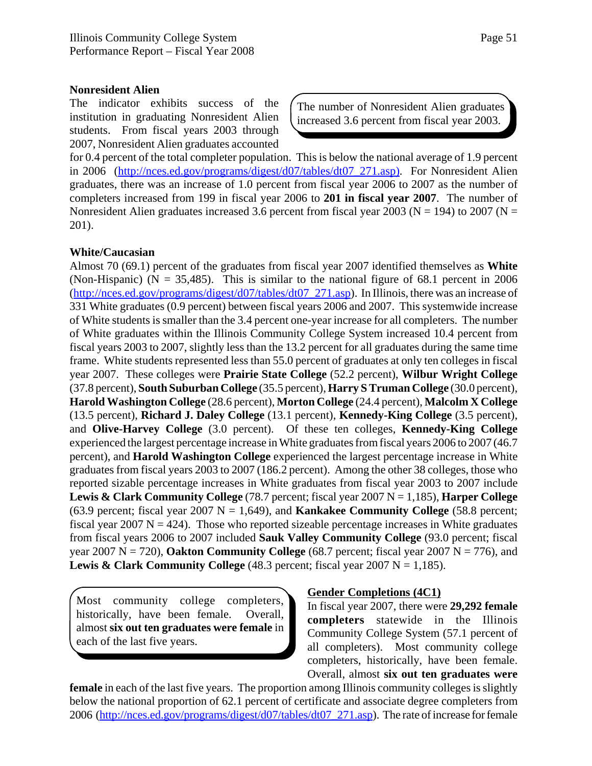### Nonresident Alien

The indicator exhibits success of the institution in graduating Nonresident Alien students. From fiscal years 2003 through 2007, Nonresident Alien graduates accounted for 0.4 percent of the total completer population. This is below the national average of 1.9 percent in 2006 (http://nces.ed.gov/programs/digest/d07/tables/dt07_271.asp). For Nonresident Alien graduates, there was an increase of 1.0 percent from fiscal year 2006 to 2007 as the number of completers increased from 199 in fiscal year 2006 to **201 in fiscal year 2007**. The number of Nonresident Alien graduates increased 3.6 percent from fiscal year 2003 (N = 194) to 2007 (N = 201).

> The number of Nonresident Alien graduates increased 3.6 percent from fiscal year 2003.

### White/Caucasian

Almost 70 (69.1) percent of the graduates from fiscal year 2007 identified themselves as **White** (Non-Hispanic) (N = 35,485). This is similar to the national figure of 68.1 percent in 2006 (http://nces.ed.gov/programs/digest/d07/tables/dt07_271.asp). In Illinois, there was an increase of 331 White graduates (0.9 percent) between fiscal years 2006 and 2007. This systemwide increase of White students is smaller than the 3.4 percent one-year increase for all completers. The number of White graduates within the Illinois Community College System increased 10.4 percent from fiscal years 2003 to 2007, slightly less than the 13.2 percent for all graduates during the same time frame. White students represented less than 55.0 percent of graduates at only ten colleges in fiscal year 2007. These colleges were **Prairie State College** (52.2 percent), **Wilbur Wright College** (37.8 percent), **South Suburban College** (35.5 percent), **Harry S Truman College** (30.0 percent), **Harold Washington College** (28.6 percent), **Morton College** (24.4 percent), **Malcolm X College** (13.5 percent), **Richard J. Daley College** (13.1 percent), **Kennedy-King College** (3.5 percent), and **Olive-Harvey College** (3.0 percent). Of these ten colleges, **Kennedy-King College** experienced the largest percentage increase in White graduates from fiscal years 2006 to 2007 (46.7 percent), and **Harold Washington College** experienced the largest percentage increase in White graduates from fiscal years 2003 to 2007 (186.2 percent). Among the other 38 colleges, those who reported sizable percentage increases in White graduates from fiscal year 2003 to 2007 include **Lewis & Clark Community College** (78.7 percent; fiscal year 2007 N = 1,185), **Harper College** (63.9 percent; fiscal year 2007 N = 1,649), and **Kankakee Community College** (58.8 percent; fiscal year 2007 N = 424). Those who reported sizeable percentage increases in White graduates from fiscal years 2006 to 2007 included **Sauk Valley Community College** (93.0 percent; fiscal year 2007 N = 720), **Oakton Community College** (68.7 percent; fiscal year 2007 N = 776), and **Lewis & Clark Community College** (48.3 percent; fiscal year 2007 N = 1,185).

> Most community college completers, historically, have been female. Overall, almost **six out ten graduates were female** in each of the last five years.

### Gender Completions (4C1)

In fiscal year 2007, there were **29,292 female completers** statewide in the Illinois Community College System (57.1 percent of all completers). Most community college completers, historically, have been female. Overall, almost **six out ten graduates were female** in each of the last five years. The proportion among Illinois community colleges is slightly below the national proportion of 62.1 percent of certificate and associate degree completers from 2006 (http://nces.ed.gov/programs/digest/d07/tables/dt07_271.asp). The rate of increase for female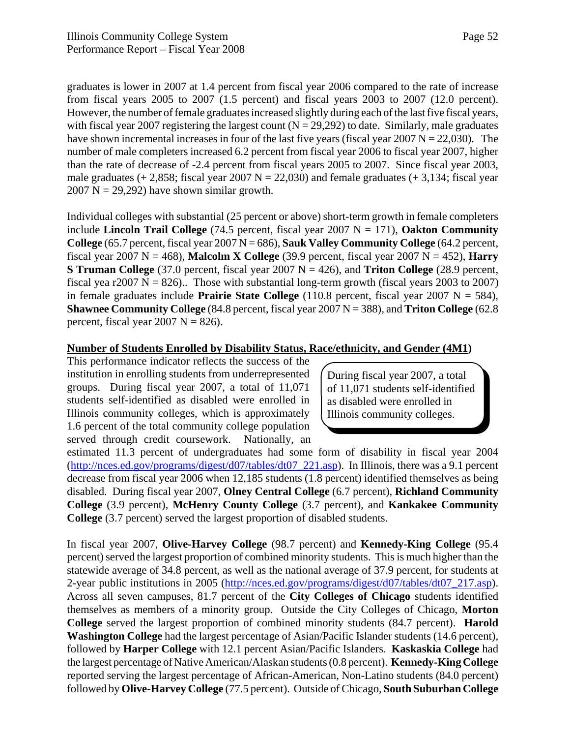graduates is lower in 2007 at 1.4 percent from fiscal year 2006 compared to the rate of increase from fiscal years 2005 to 2007 (1.5 percent) and fiscal years 2003 to 2007 (12.0 percent). However, the number of female graduates increased slightly during each of the last five fiscal years, with fiscal year 2007 registering the largest count (N = 29,292) to date. Similarly, male graduates have shown incremental increases in four of the last five years (fiscal year 2007 N = 22,030). The number of male completers increased 6.2 percent from fiscal year 2006 to fiscal year 2007, higher than the rate of decrease of -2.4 percent from fiscal years 2005 to 2007. Since fiscal year 2003, male graduates (+ 2,858; fiscal year 2007 N = 22,030) and female graduates (+ 3,134; fiscal year 2007 N = 29,292) have shown similar growth.

Individual colleges with substantial (25 percent or above) short-term growth in female completers include **Lincoln Trail College** (74.5 percent, fiscal year 2007 N = 171), **Oakton Community College** (65.7 percent, fiscal year 2007 N = 686), **Sauk Valley Community College** (64.2 percent, fiscal year 2007 N = 468), **Malcolm X College** (39.9 percent, fiscal year 2007 N = 452), **Harry S Truman College** (37.0 percent, fiscal year 2007 N = 426), and **Triton College** (28.9 percent, fiscal yea r2007 N = 826).. Those with substantial long-term growth (fiscal years 2003 to 2007) in female graduates include **Prairie State College** (110.8 percent, fiscal year 2007 N = 584), **Shawnee Community College** (84.8 percent, fiscal year 2007 N = 388), and **Triton College** (62.8 percent, fiscal year 2007 N = 826).

**Number of Students Enrolled by Disability Status, Race/ethnicity, and Gender (4M1)**

This performance indicator reflects the success of the institution in enrolling students from underrepresented groups. During fiscal year 2007, a total of 11,071 students self-identified as disabled were enrolled in Illinois community colleges, which is approximately 1.6 percent of the total community college population served through credit coursework. Nationally, an estimated 11.3 percent of undergraduates had some form of disability in fiscal year 2004 (http://nces.ed.gov/programs/digest/d07/tables/dt07_221.asp). In Illinois, there was a 9.1 percent decrease from fiscal year 2006 when 12,185 students (1.8 percent) identified themselves as being disabled. During fiscal year 2007, **Olney Central College** (6.7 percent), **Richland Community College** (3.9 percent), **McHenry County College** (3.7 percent), and **Kankakee Community College** (3.7 percent) served the largest proportion of disabled students.

> During fiscal year 2007, a total of 11,071 students self-identified as disabled were enrolled in Illinois community colleges.

In fiscal year 2007, **Olive-Harvey College** (98.7 percent) and **Kennedy-King College** (95.4 percent) served the largest proportion of combined minority students. This is much higher than the statewide average of 34.8 percent, as well as the national average of 37.9 percent, for students at 2-year public institutions in 2005 (http://nces.ed.gov/programs/digest/d07/tables/dt07_217.asp). Across all seven campuses, 81.7 percent of the **City Colleges of Chicago** students identified themselves as members of a minority group. Outside the City Colleges of Chicago, **Morton College** served the largest proportion of combined minority students (84.7 percent). **Harold Washington College** had the largest percentage of Asian/Pacific Islander students (14.6 percent), followed by **Harper College** with 12.1 percent Asian/Pacific Islanders. **Kaskaskia College** had the largest percentage of Native American/Alaskan students (0.8 percent). **Kennedy-King College** reported serving the largest percentage of African-American, Non-Latino students (84.0 percent) followed by **Olive-Harvey College** (77.5 percent). Outside of Chicago, **South Suburban College**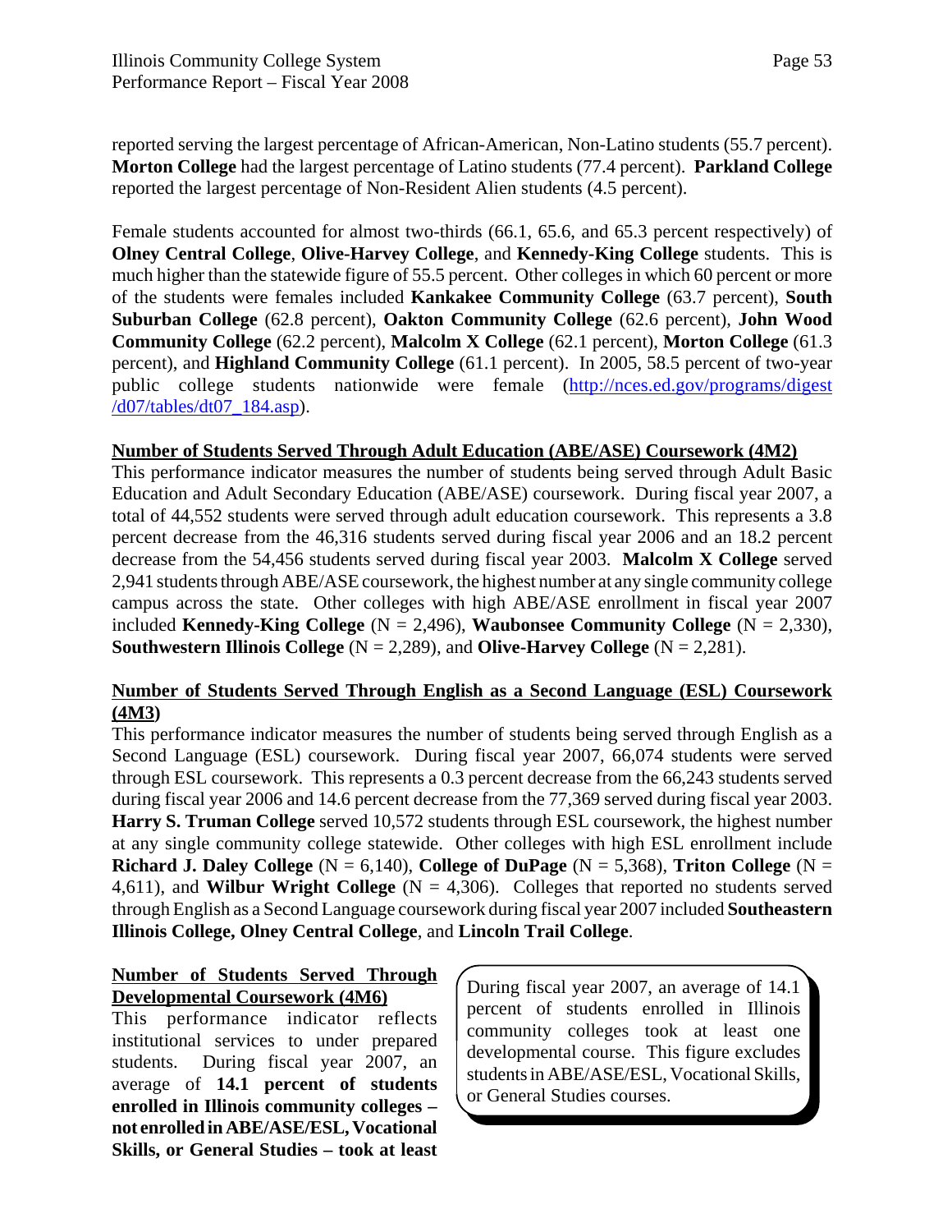reported serving the largest percentage of African-American, Non-Latino students (55.7 percent). **Morton College** had the largest percentage of Latino students (77.4 percent). **Parkland College** reported the largest percentage of Non-Resident Alien students (4.5 percent).

Female students accounted for almost two-thirds (66.1, 65.6, and 65.3 percent respectively) of **Olney Central College**, **Olive-Harvey College**, and **Kennedy-King College** students. This is much higher than the statewide figure of 55.5 percent. Other colleges in which 60 percent or more of the students were females included **Kankakee Community College** (63.7 percent), **South Suburban College** (62.8 percent), **Oakton Community College** (62.6 percent), **John Wood Community College** (62.2 percent), **Malcolm X College** (62.1 percent), **Morton College** (61.3 percent), and **Highland Community College** (61.1 percent). In 2005, 58.5 percent of two-year public college students nationwide were female (http://nces.ed.gov/programs/digest/d07/tables/dt07_184.asp).

**Number of Students Served Through Adult Education (ABE/ASE) Coursework (4M2)**

This performance indicator measures the number of students being served through Adult Basic Education and Adult Secondary Education (ABE/ASE) coursework. During fiscal year 2007, a total of 44,552 students were served through adult education coursework. This represents a 3.8 percent decrease from the 46,316 students served during fiscal year 2006 and an 18.2 percent decrease from the 54,456 students served during fiscal year 2003. **Malcolm X College** served 2,941 students through ABE/ASE coursework, the highest number at any single community college campus across the state. Other colleges with high ABE/ASE enrollment in fiscal year 2007 included **Kennedy-King College** (N = 2,496), **Waubonsee Community College** (N = 2,330), **Southwestern Illinois College** (N = 2,289), and **Olive-Harvey College** (N = 2,281).

**Number of Students Served Through English as a Second Language (ESL) Coursework (4M3)**

This performance indicator measures the number of students being served through English as a Second Language (ESL) coursework. During fiscal year 2007, 66,074 students were served through ESL coursework. This represents a 0.3 percent decrease from the 66,243 students served during fiscal year 2006 and 14.6 percent decrease from the 77,369 served during fiscal year 2003. **Harry S. Truman College** served 10,572 students through ESL coursework, the highest number at any single community college statewide. Other colleges with high ESL enrollment include **Richard J. Daley College** (N = 6,140), **College of DuPage** (N = 5,368), **Triton College** (N = 4,611), and **Wilbur Wright College** (N = 4,306). Colleges that reported no students served through English as a Second Language coursework during fiscal year 2007 included **Southeastern Illinois College, Olney Central College**, and **Lincoln Trail College**.

**Number of Students Served Through Developmental Coursework (4M6)**

This performance indicator reflects institutional services to under prepared students. During fiscal year 2007, an average of **14.1 percent of students enrolled in Illinois community colleges – not enrolled in ABE/ASE/ESL, Vocational Skills, or General Studies – took at least**

> During fiscal year 2007, an average of 14.1 percent of students enrolled in Illinois community colleges took at least one developmental course. This figure excludes students in ABE/ASE/ESL, Vocational Skills, or General Studies courses.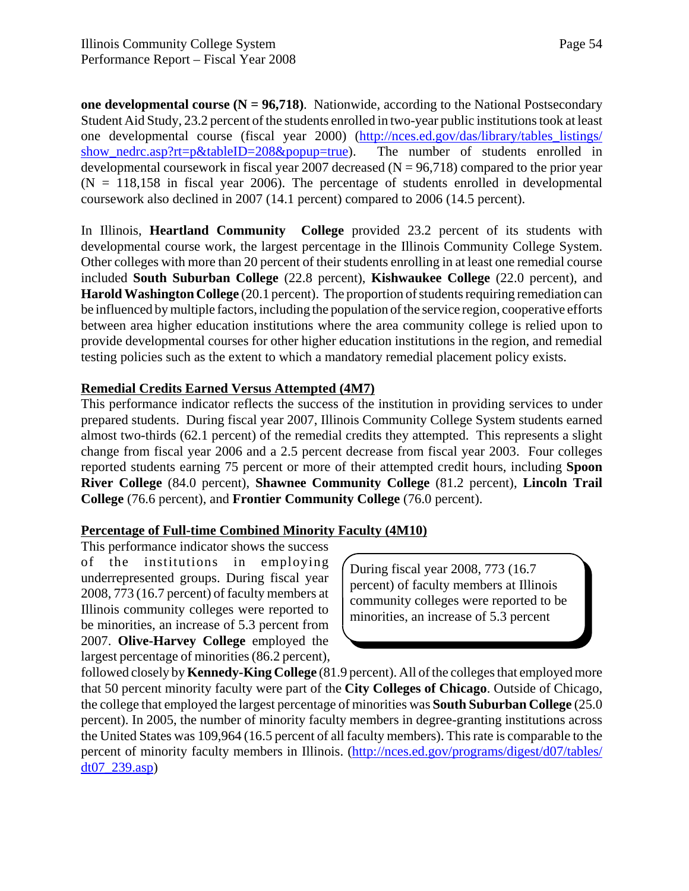**one developmental course (N = 96,718)**. Nationwide, according to the National Postsecondary Student Aid Study, 23.2 percent of the students enrolled in two-year public institutions took at least one developmental course (fiscal year 2000) (http://nces.ed.gov/das/library/tables_listings/show_nedrc.asp?rt=p&tableID=208&popup=true). The number of students enrolled in developmental coursework in fiscal year 2007 decreased (N = 96,718) compared to the prior year (N = 118,158 in fiscal year 2006). The percentage of students enrolled in developmental coursework also declined in 2007 (14.1 percent) compared to 2006 (14.5 percent).

In Illinois, **Heartland Community College** provided 23.2 percent of its students with developmental course work, the largest percentage in the Illinois Community College System. Other colleges with more than 20 percent of their students enrolling in at least one remedial course included **South Suburban College** (22.8 percent), **Kishwaukee College** (22.0 percent), and **Harold Washington College** (20.1 percent). The proportion of students requiring remediation can be influenced by multiple factors, including the population of the service region, cooperative efforts between area higher education institutions where the area community college is relied upon to provide developmental courses for other higher education institutions in the region, and remedial testing policies such as the extent to which a mandatory remedial placement policy exists.

**Remedial Credits Earned Versus Attempted (4M7)**

This performance indicator reflects the success of the institution in providing services to under prepared students. During fiscal year 2007, Illinois Community College System students earned almost two-thirds (62.1 percent) of the remedial credits they attempted. This represents a slight change from fiscal year 2006 and a 2.5 percent decrease from fiscal year 2003. Four colleges reported students earning 75 percent or more of their attempted credit hours, including **Spoon River College** (84.0 percent), **Shawnee Community College** (81.2 percent), **Lincoln Trail College** (76.6 percent), and **Frontier Community College** (76.0 percent).

**Percentage of Full-time Combined Minority Faculty (4M10)**

This performance indicator shows the success of the institutions in employing underrepresented groups. During fiscal year 2008, 773 (16.7 percent) of faculty members at Illinois community colleges were reported to be minorities, an increase of 5.3 percent from 2007. **Olive-Harvey College** employed the largest percentage of minorities (86.2 percent), followed closely by **Kennedy-King College** (81.9 percent). All of the colleges that employed more that 50 percent minority faculty were part of the **City Colleges of Chicago**. Outside of Chicago, the college that employed the largest percentage of minorities was **South Suburban College** (25.0 percent). In 2005, the number of minority faculty members in degree-granting institutions across the United States was 109,964 (16.5 percent of all faculty members). This rate is comparable to the percent of minority faculty members in Illinois. (http://nces.ed.gov/programs/digest/d07/tables/dt07_239.asp)

> During fiscal year 2008, 773 (16.7 percent) of faculty members at Illinois community colleges were reported to be minorities, an increase of 5.3 percent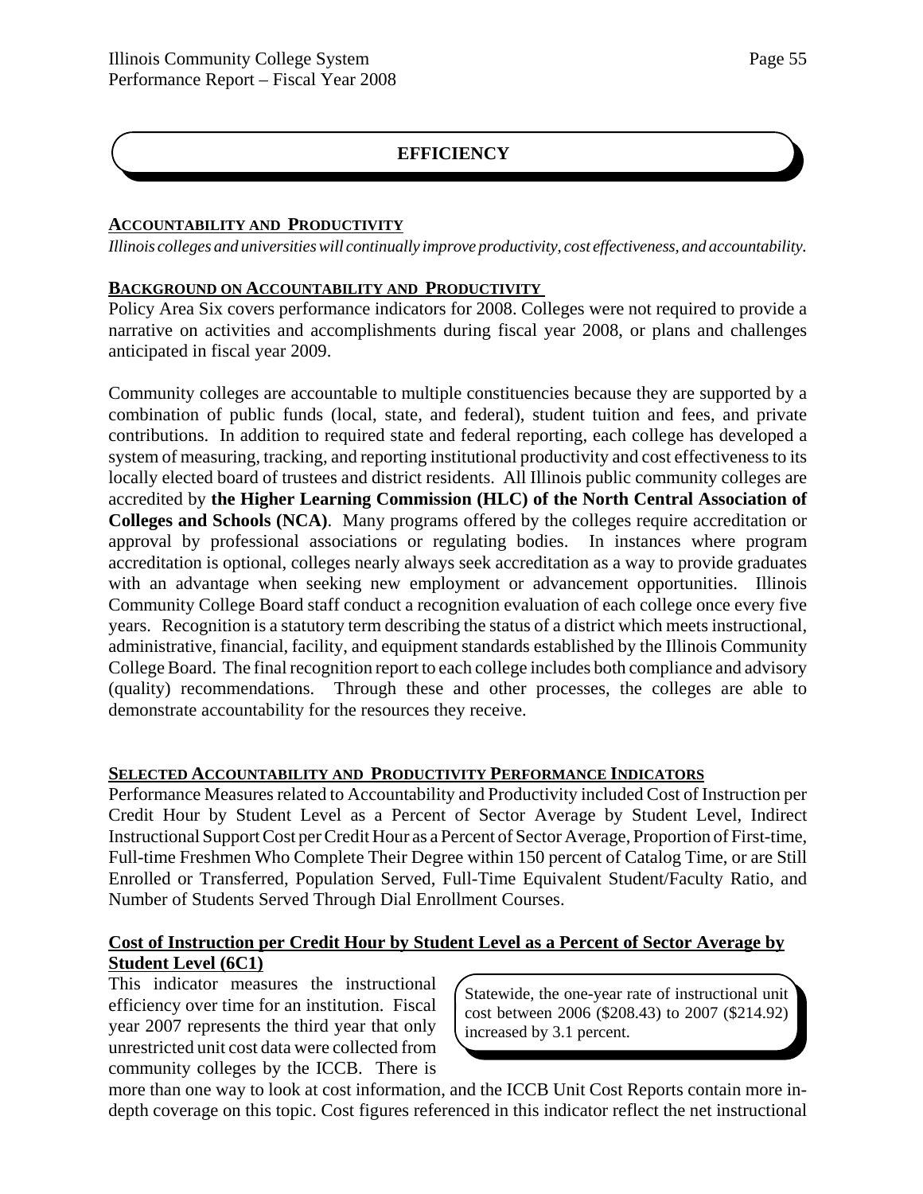# EFFICIENCY

## ACCOUNTABILITY AND PRODUCTIVITY

*Illinois colleges and universities will continually improve productivity, cost effectiveness, and accountability.*

### BACKGROUND ON ACCOUNTABILITY AND PRODUCTIVITY

Policy Area Six covers performance indicators for 2008. Colleges were not required to provide a narrative on activities and accomplishments during fiscal year 2008, or plans and challenges anticipated in fiscal year 2009.

Community colleges are accountable to multiple constituencies because they are supported by a combination of public funds (local, state, and federal), student tuition and fees, and private contributions. In addition to required state and federal reporting, each college has developed a system of measuring, tracking, and reporting institutional productivity and cost effectiveness to its locally elected board of trustees and district residents. All Illinois public community colleges are accredited by **the Higher Learning Commission (HLC) of the North Central Association of Colleges and Schools (NCA)**. Many programs offered by the colleges require accreditation or approval by professional associations or regulating bodies. In instances where program accreditation is optional, colleges nearly always seek accreditation as a way to provide graduates with an advantage when seeking new employment or advancement opportunities. Illinois Community College Board staff conduct a recognition evaluation of each college once every five years. Recognition is a statutory term describing the status of a district which meets instructional, administrative, financial, facility, and equipment standards established by the Illinois Community College Board. The final recognition report to each college includes both compliance and advisory (quality) recommendations. Through these and other processes, the colleges are able to demonstrate accountability for the resources they receive.

### SELECTED ACCOUNTABILITY AND PRODUCTIVITY PERFORMANCE INDICATORS

Performance Measures related to Accountability and Productivity included Cost of Instruction per Credit Hour by Student Level as a Percent of Sector Average by Student Level, Indirect Instructional Support Cost per Credit Hour as a Percent of Sector Average, Proportion of First-time, Full-time Freshmen Who Complete Their Degree within 150 percent of Catalog Time, or are Still Enrolled or Transferred, Population Served, Full-Time Equivalent Student/Faculty Ratio, and Number of Students Served Through Dial Enrollment Courses.

**Cost of Instruction per Credit Hour by Student Level as a Percent of Sector Average by Student Level (6C1)**

> Statewide, the one-year rate of instructional unit cost between 2006 ($208.43) to 2007 ($214.92) increased by 3.1 percent.

This indicator measures the instructional efficiency over time for an institution. Fiscal year 2007 represents the third year that only unrestricted unit cost data were collected from community colleges by the ICCB. There is more than one way to look at cost information, and the ICCB Unit Cost Reports contain more in-depth coverage on this topic. Cost figures referenced in this indicator reflect the net instructional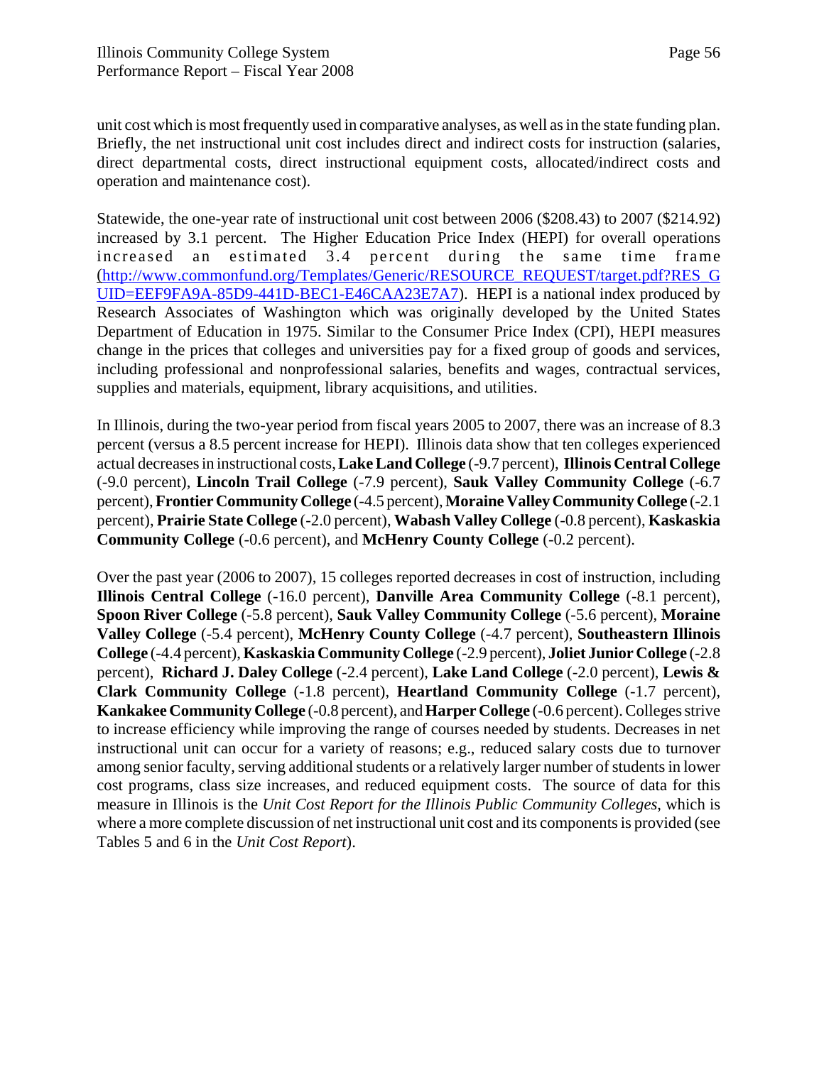unit cost which is most frequently used in comparative analyses, as well as in the state funding plan. Briefly, the net instructional unit cost includes direct and indirect costs for instruction (salaries, direct departmental costs, direct instructional equipment costs, allocated/indirect costs and operation and maintenance cost).

Statewide, the one-year rate of instructional unit cost between 2006 ($208.43) to 2007 ($214.92) increased by 3.1 percent. The Higher Education Price Index (HEPI) for overall operations increased an estimated 3.4 percent during the same time frame (http://www.commonfund.org/Templates/Generic/RESOURCE_REQUEST/target.pdf?RES_GUID=EEF9FA9A-85D9-441D-BEC1-E46CAA23E7A7). HEPI is a national index produced by Research Associates of Washington which was originally developed by the United States Department of Education in 1975. Similar to the Consumer Price Index (CPI), HEPI measures change in the prices that colleges and universities pay for a fixed group of goods and services, including professional and nonprofessional salaries, benefits and wages, contractual services, supplies and materials, equipment, library acquisitions, and utilities.

In Illinois, during the two-year period from fiscal years 2005 to 2007, there was an increase of 8.3 percent (versus a 8.5 percent increase for HEPI). Illinois data show that ten colleges experienced actual decreases in instructional costs, **Lake Land College** (-9.7 percent), **Illinois Central College** (-9.0 percent), **Lincoln Trail College** (-7.9 percent), **Sauk Valley Community College** (-6.7 percent), **Frontier Community College** (-4.5 percent), **Moraine Valley Community College** (-2.1 percent), **Prairie State College** (-2.0 percent), **Wabash Valley College** (-0.8 percent), **Kaskaskia Community College** (-0.6 percent), and **McHenry County College** (-0.2 percent).

Over the past year (2006 to 2007), 15 colleges reported decreases in cost of instruction, including **Illinois Central College** (-16.0 percent), **Danville Area Community College** (-8.1 percent), **Spoon River College** (-5.8 percent), **Sauk Valley Community College** (-5.6 percent), **Moraine Valley College** (-5.4 percent), **McHenry County College** (-4.7 percent), **Southeastern Illinois College** (-4.4 percent), **Kaskaskia Community College** (-2.9 percent), **Joliet Junior College** (-2.8 percent), **Richard J. Daley College** (-2.4 percent), **Lake Land College** (-2.0 percent), **Lewis & Clark Community College** (-1.8 percent), **Heartland Community College** (-1.7 percent), **Kankakee Community College** (-0.8 percent), and **Harper College** (-0.6 percent). Colleges strive to increase efficiency while improving the range of courses needed by students. Decreases in net instructional unit can occur for a variety of reasons; e.g., reduced salary costs due to turnover among senior faculty, serving additional students or a relatively larger number of students in lower cost programs, class size increases, and reduced equipment costs. The source of data for this measure in Illinois is the *Unit Cost Report for the Illinois Public Community Colleges*, which is where a more complete discussion of net instructional unit cost and its components is provided (see Tables 5 and 6 in the *Unit Cost Report*).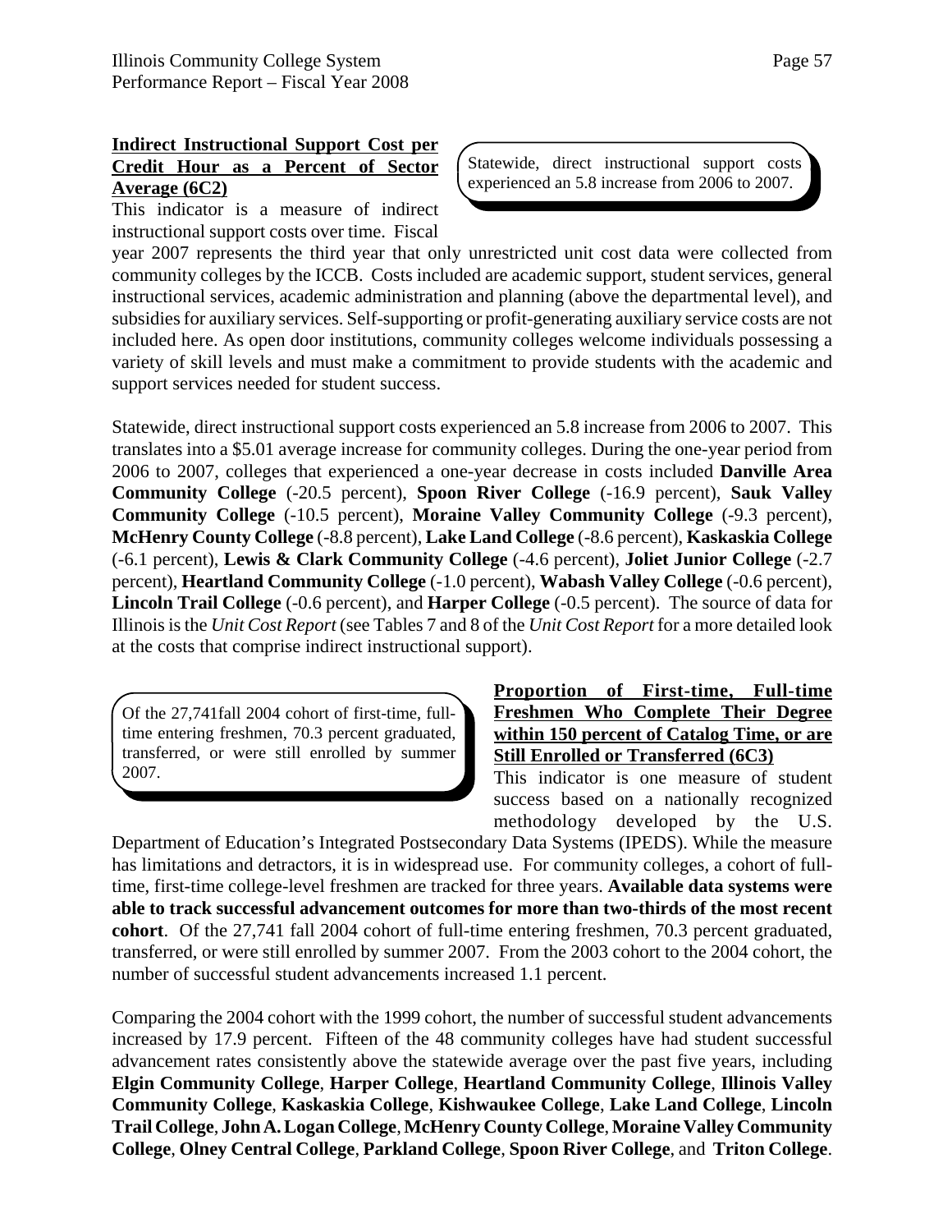**Indirect Instructional Support Cost per Credit Hour as a Percent of Sector Average (6C2)**

Statewide, direct instructional support costs experienced an 5.8 increase from 2006 to 2007.

This indicator is a measure of indirect instructional support costs over time. Fiscal year 2007 represents the third year that only unrestricted unit cost data were collected from community colleges by the ICCB. Costs included are academic support, student services, general instructional services, academic administration and planning (above the departmental level), and subsidies for auxiliary services. Self-supporting or profit-generating auxiliary service costs are not included here. As open door institutions, community colleges welcome individuals possessing a variety of skill levels and must make a commitment to provide students with the academic and support services needed for student success.

Statewide, direct instructional support costs experienced an 5.8 increase from 2006 to 2007. This translates into a $5.01 average increase for community colleges. During the one-year period from 2006 to 2007, colleges that experienced a one-year decrease in costs included **Danville Area Community College** (-20.5 percent), **Spoon River College** (-16.9 percent), **Sauk Valley Community College** (-10.5 percent), **Moraine Valley Community College** (-9.3 percent), **McHenry County College** (-8.8 percent), **Lake Land College** (-8.6 percent), **Kaskaskia College** (-6.1 percent), **Lewis & Clark Community College** (-4.6 percent), **Joliet Junior College** (-2.7 percent), **Heartland Community College** (-1.0 percent), **Wabash Valley College** (-0.6 percent), **Lincoln Trail College** (-0.6 percent), and **Harper College** (-0.5 percent). The source of data for Illinois is the *Unit Cost Report* (see Tables 7 and 8 of the *Unit Cost Report* for a more detailed look at the costs that comprise indirect instructional support).

**Proportion of First-time, Full-time Freshmen Who Complete Their Degree within 150 percent of Catalog Time, or are Still Enrolled or Transferred (6C3)**

Of the 27,741fall 2004 cohort of first-time, full-time entering freshmen, 70.3 percent graduated, transferred, or were still enrolled by summer 2007.

This indicator is one measure of student success based on a nationally recognized methodology developed by the U.S. Department of Education's Integrated Postsecondary Data Systems (IPEDS). While the measure has limitations and detractors, it is in widespread use. For community colleges, a cohort of full-time, first-time college-level freshmen are tracked for three years. **Available data systems were able to track successful advancement outcomes for more than two-thirds of the most recent cohort**. Of the 27,741 fall 2004 cohort of full-time entering freshmen, 70.3 percent graduated, transferred, or were still enrolled by summer 2007. From the 2003 cohort to the 2004 cohort, the number of successful student advancements increased 1.1 percent.

Comparing the 2004 cohort with the 1999 cohort, the number of successful student advancements increased by 17.9 percent. Fifteen of the 48 community colleges have had student successful advancement rates consistently above the statewide average over the past five years, including **Elgin Community College**, **Harper College**, **Heartland Community College**, **Illinois Valley Community College**, **Kaskaskia College**, **Kishwaukee College**, **Lake Land College**, **Lincoln Trail College**, **John A. Logan College**, **McHenry County College**, **Moraine Valley Community College**, **Olney Central College**, **Parkland College**, **Spoon River College**, and **Triton College**.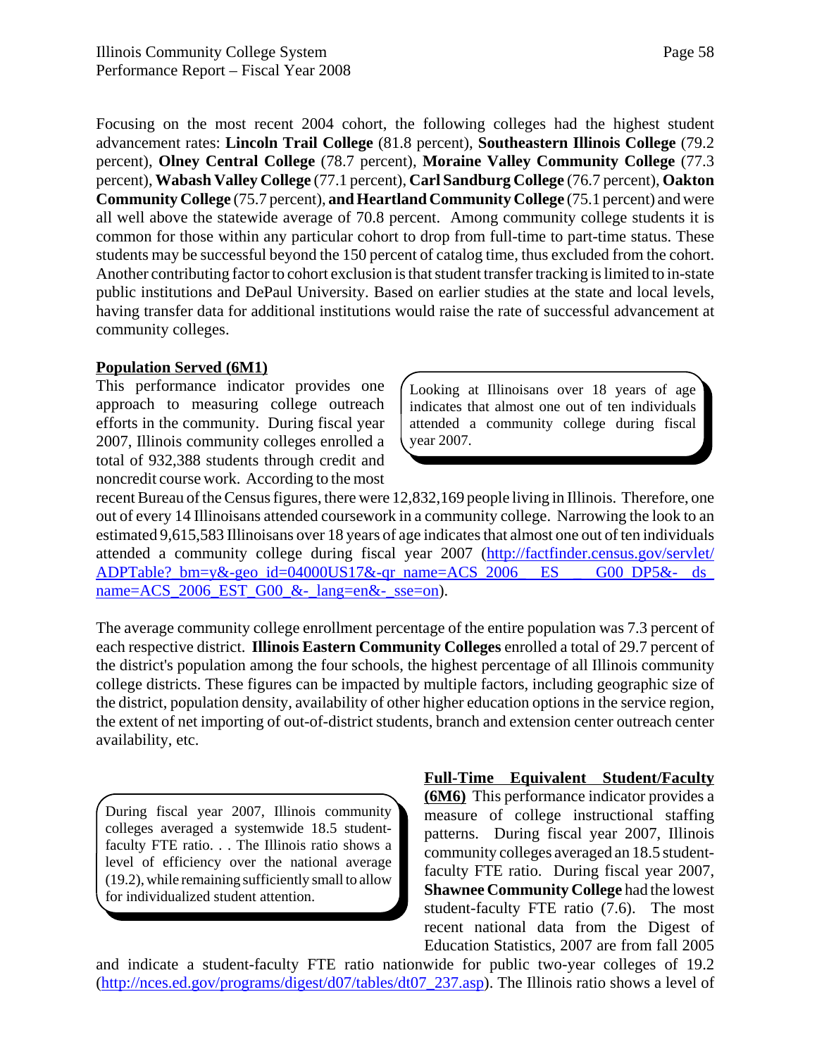Focusing on the most recent 2004 cohort, the following colleges had the highest student advancement rates: **Lincoln Trail College** (81.8 percent), **Southeastern Illinois College** (79.2 percent), **Olney Central College** (78.7 percent), **Moraine Valley Community College** (77.3 percent), **Wabash Valley College** (77.1 percent), **Carl Sandburg College** (76.7 percent), **Oakton Community College** (75.7 percent), **and Heartland Community College** (75.1 percent) and were all well above the statewide average of 70.8 percent. Among community college students it is common for those within any particular cohort to drop from full-time to part-time status. These students may be successful beyond the 150 percent of catalog time, thus excluded from the cohort. Another contributing factor to cohort exclusion is that student transfer tracking is limited to in-state public institutions and DePaul University. Based on earlier studies at the state and local levels, having transfer data for additional institutions would raise the rate of successful advancement at community colleges.

**Population Served (6M1)**

This performance indicator provides one approach to measuring college outreach efforts in the community. During fiscal year 2007, Illinois community colleges enrolled a total of 932,388 students through credit and noncredit course work. According to the most recent Bureau of the Census figures, there were 12,832,169 people living in Illinois. Therefore, one out of every 14 Illinoisans attended coursework in a community college. Narrowing the look to an estimated 9,615,583 Illinoisans over 18 years of age indicates that almost one out of ten individuals attended a community college during fiscal year 2007 (http://factfinder.census.gov/servlet/ADPTable?_bm=y&-geo_id=04000US17&-qr_name=ACS_2006_EST_G00_DP5&-ds_name=ACS_2006_EST_G00_&-_lang=en&-_sse=on).

> Looking at Illinoisans over 18 years of age indicates that almost one out of ten individuals attended a community college during fiscal year 2007.

The average community college enrollment percentage of the entire population was 7.3 percent of each respective district. **Illinois Eastern Community Colleges** enrolled a total of 29.7 percent of the district's population among the four schools, the highest percentage of all Illinois community college districts. These figures can be impacted by multiple factors, including geographic size of the district, population density, availability of other higher education options in the service region, the extent of net importing of out-of-district students, branch and extension center outreach center availability, etc.

> During fiscal year 2007, Illinois community colleges averaged a systemwide 18.5 student-faculty FTE ratio. . . The Illinois ratio shows a level of efficiency over the national average (19.2), while remaining sufficiently small to allow for individualized student attention.

**Full-Time Equivalent Student/Faculty (6M6)** This performance indicator provides a measure of college instructional staffing patterns. During fiscal year 2007, Illinois community colleges averaged an 18.5 student-faculty FTE ratio. During fiscal year 2007, **Shawnee Community College** had the lowest student-faculty FTE ratio (7.6). The most recent national data from the Digest of Education Statistics, 2007 are from fall 2005 and indicate a student-faculty FTE ratio nationwide for public two-year colleges of 19.2 (http://nces.ed.gov/programs/digest/d07/tables/dt07_237.asp). The Illinois ratio shows a level of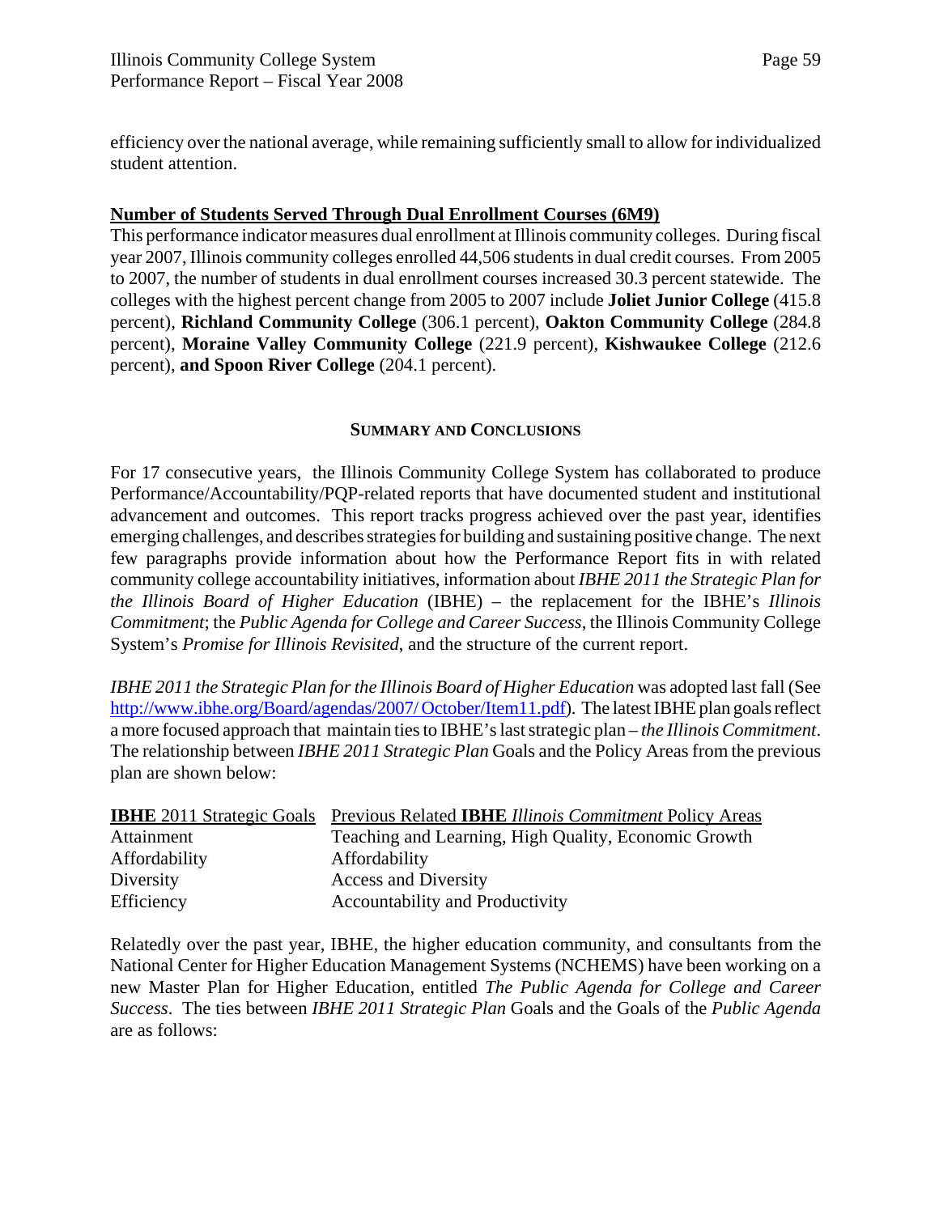efficiency over the national average, while remaining sufficiently small to allow for individualized student attention.

**Number of Students Served Through Dual Enrollment Courses (6M9)**

This performance indicator measures dual enrollment at Illinois community colleges. During fiscal year 2007, Illinois community colleges enrolled 44,506 students in dual credit courses. From 2005 to 2007, the number of students in dual enrollment courses increased 30.3 percent statewide. The colleges with the highest percent change from 2005 to 2007 include **Joliet Junior College** (415.8 percent), **Richland Community College** (306.1 percent), **Oakton Community College** (284.8 percent), **Moraine Valley Community College** (221.9 percent), **Kishwaukee College** (212.6 percent), **and Spoon River College** (204.1 percent).

## SUMMARY AND CONCLUSIONS

For 17 consecutive years, the Illinois Community College System has collaborated to produce Performance/Accountability/PQP-related reports that have documented student and institutional advancement and outcomes. This report tracks progress achieved over the past year, identifies emerging challenges, and describes strategies for building and sustaining positive change. The next few paragraphs provide information about how the Performance Report fits in with related community college accountability initiatives, information about *IBHE 2011 the Strategic Plan for the Illinois Board of Higher Education* (IBHE) – the replacement for the IBHE's *Illinois Commitment*; the *Public Agenda for College and Career Success*, the Illinois Community College System's *Promise for Illinois Revisited*, and the structure of the current report.

*IBHE 2011 the Strategic Plan for the Illinois Board of Higher Education* was adopted last fall (See http://www.ibhe.org/Board/agendas/2007/ October/Item11.pdf). The latest IBHE plan goals reflect a more focused approach that maintain ties to IBHE's last strategic plan – *the Illinois Commitment*. The relationship between *IBHE 2011 Strategic Plan* Goals and the Policy Areas from the previous plan are shown below:

| **IBHE** 2011 Strategic Goals | Previous Related **IBHE** *Illinois Commitment* Policy Areas |
|---|---|
| Attainment | Teaching and Learning, High Quality, Economic Growth |
| Affordability | Affordability |
| Diversity | Access and Diversity |
| Efficiency | Accountability and Productivity |

Relatedly over the past year, IBHE, the higher education community, and consultants from the National Center for Higher Education Management Systems (NCHEMS) have been working on a new Master Plan for Higher Education, entitled *The Public Agenda for College and Career Success*. The ties between *IBHE 2011 Strategic Plan* Goals and the Goals of the *Public Agenda* are as follows: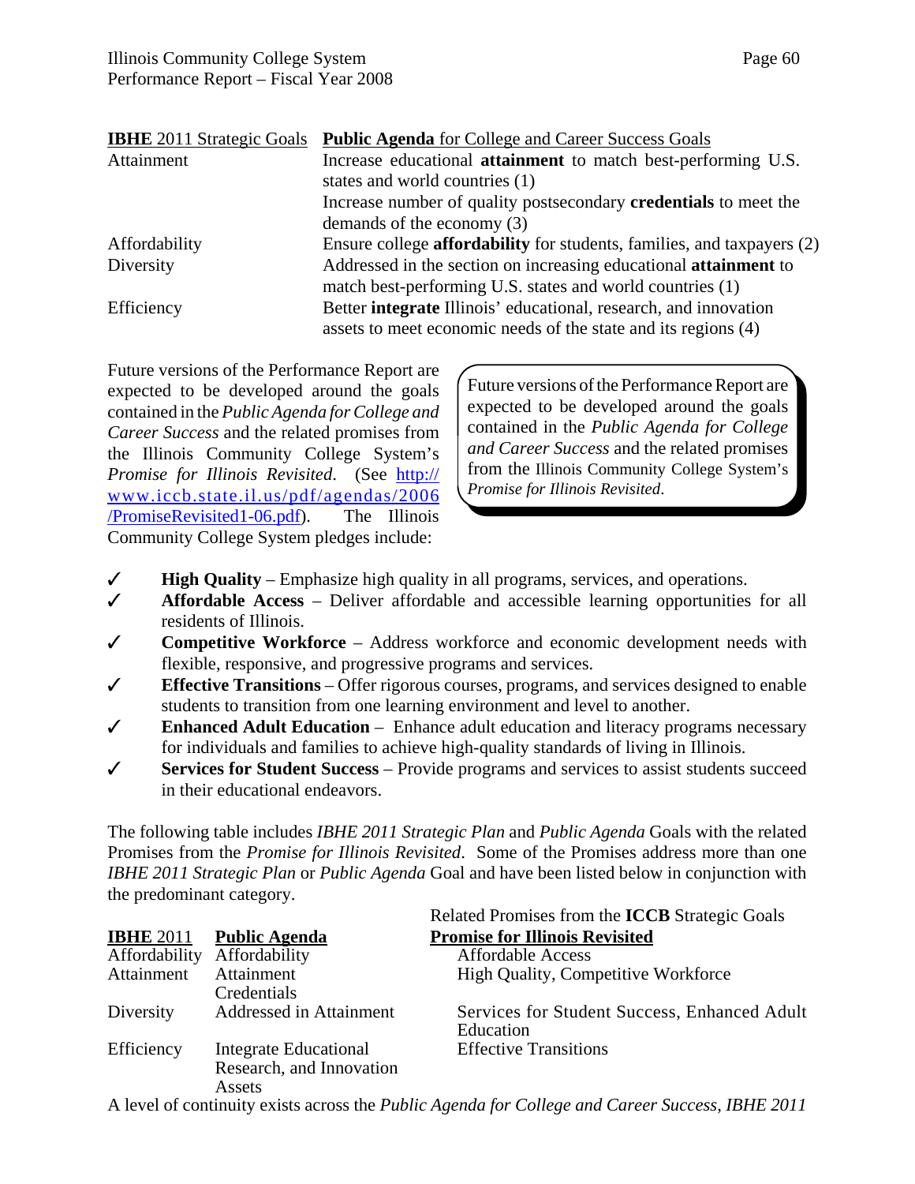| **IBHE** 2011 Strategic Goals | **Public Agenda** for College and Career Success Goals |
|---|---|
| Attainment | Increase educational **attainment** to match best-performing U.S. states and world countries (1) |
| | Increase number of quality postsecondary **credentials** to meet the demands of the economy (3) |
| Affordability | Ensure college **affordability** for students, families, and taxpayers (2) |
| Diversity | Addressed in the section on increasing educational **attainment** to match best-performing U.S. states and world countries (1) |
| Efficiency | Better **integrate** Illinois' educational, research, and innovation assets to meet economic needs of the state and its regions (4) |

Future versions of the Performance Report are expected to be developed around the goals contained in the *Public Agenda for College and Career Success* and the related promises from the Illinois Community College System's *Promise for Illinois Revisited*. (See http://www.iccb.state.il.us/pdf/agendas/2006/PromiseRevisited1-06.pdf). The Illinois Community College System pledges include:

> Future versions of the Performance Report are expected to be developed around the goals contained in the *Public Agenda for College and Career Success* and the related promises from the Illinois Community College System's *Promise for Illinois Revisited*.

- ✓ **High Quality** – Emphasize high quality in all programs, services, and operations.
- ✓ **Affordable Access** – Deliver affordable and accessible learning opportunities for all residents of Illinois.
- ✓ **Competitive Workforce** – Address workforce and economic development needs with flexible, responsive, and progressive programs and services.
- ✓ **Effective Transitions** – Offer rigorous courses, programs, and services designed to enable students to transition from one learning environment and level to another.
- ✓ **Enhanced Adult Education** – Enhance adult education and literacy programs necessary for individuals and families to achieve high-quality standards of living in Illinois.
- ✓ **Services for Student Success** – Provide programs and services to assist students succeed in their educational endeavors.

The following table includes *IBHE 2011 Strategic Plan* and *Public Agenda* Goals with the related Promises from the *Promise for Illinois Revisited*. Some of the Promises address more than one *IBHE 2011 Strategic Plan* or *Public Agenda* Goal and have been listed below in conjunction with the predominant category.

| **IBHE** 2011 | **Public Agenda** | Related Promises from the **ICCB** Strategic Goals **Promise for Illinois Revisited** |
|---|---|---|
| Affordability | Affordability | Affordable Access |
| Attainment | Attainment<br>Credentials | High Quality, Competitive Workforce |
| Diversity | Addressed in Attainment | Services for Student Success, Enhanced Adult Education |
| Efficiency | Integrate Educational Research, and Innovation Assets | Effective Transitions |

A level of continuity exists across the *Public Agenda for College and Career Success*, *IBHE 2011*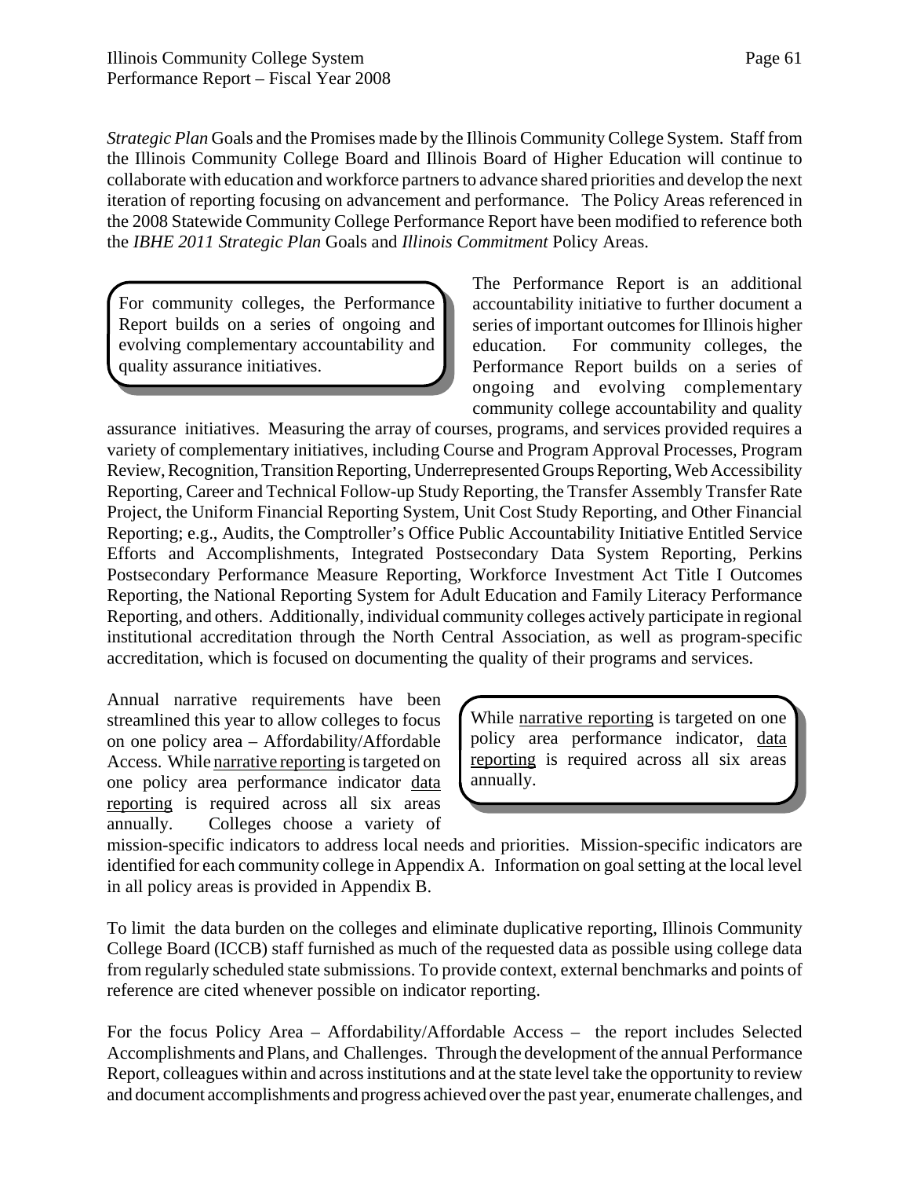*Strategic Plan* Goals and the Promises made by the Illinois Community College System. Staff from the Illinois Community College Board and Illinois Board of Higher Education will continue to collaborate with education and workforce partners to advance shared priorities and develop the next iteration of reporting focusing on advancement and performance. The Policy Areas referenced in the 2008 Statewide Community College Performance Report have been modified to reference both the *IBHE 2011 Strategic Plan* Goals and *Illinois Commitment* Policy Areas.

> For community colleges, the Performance Report builds on a series of ongoing and evolving complementary accountability and quality assurance initiatives.

The Performance Report is an additional accountability initiative to further document a series of important outcomes for Illinois higher education. For community colleges, the Performance Report builds on a series of ongoing and evolving complementary community college accountability and quality assurance initiatives. Measuring the array of courses, programs, and services provided requires a variety of complementary initiatives, including Course and Program Approval Processes, Program Review, Recognition, Transition Reporting, Underrepresented Groups Reporting, Web Accessibility Reporting, Career and Technical Follow-up Study Reporting, the Transfer Assembly Transfer Rate Project, the Uniform Financial Reporting System, Unit Cost Study Reporting, and Other Financial Reporting; e.g., Audits, the Comptroller's Office Public Accountability Initiative Entitled Service Efforts and Accomplishments, Integrated Postsecondary Data System Reporting, Perkins Postsecondary Performance Measure Reporting, Workforce Investment Act Title I Outcomes Reporting, the National Reporting System for Adult Education and Family Literacy Performance Reporting, and others. Additionally, individual community colleges actively participate in regional institutional accreditation through the North Central Association, as well as program-specific accreditation, which is focused on documenting the quality of their programs and services.

> While <u>narrative reporting</u> is targeted on one policy area performance indicator, <u>data reporting</u> is required across all six areas annually.

Annual narrative requirements have been streamlined this year to allow colleges to focus on one policy area – Affordability/Affordable Access. While <u>narrative reporting</u> is targeted on one policy area performance indicator <u>data reporting</u> is required across all six areas annually. Colleges choose a variety of mission-specific indicators to address local needs and priorities. Mission-specific indicators are identified for each community college in Appendix A. Information on goal setting at the local level in all policy areas is provided in Appendix B.

To limit the data burden on the colleges and eliminate duplicative reporting, Illinois Community College Board (ICCB) staff furnished as much of the requested data as possible using college data from regularly scheduled state submissions. To provide context, external benchmarks and points of reference are cited whenever possible on indicator reporting.

For the focus Policy Area – Affordability/Affordable Access – the report includes Selected Accomplishments and Plans, and Challenges. Through the development of the annual Performance Report, colleagues within and across institutions and at the state level take the opportunity to review and document accomplishments and progress achieved over the past year, enumerate challenges, and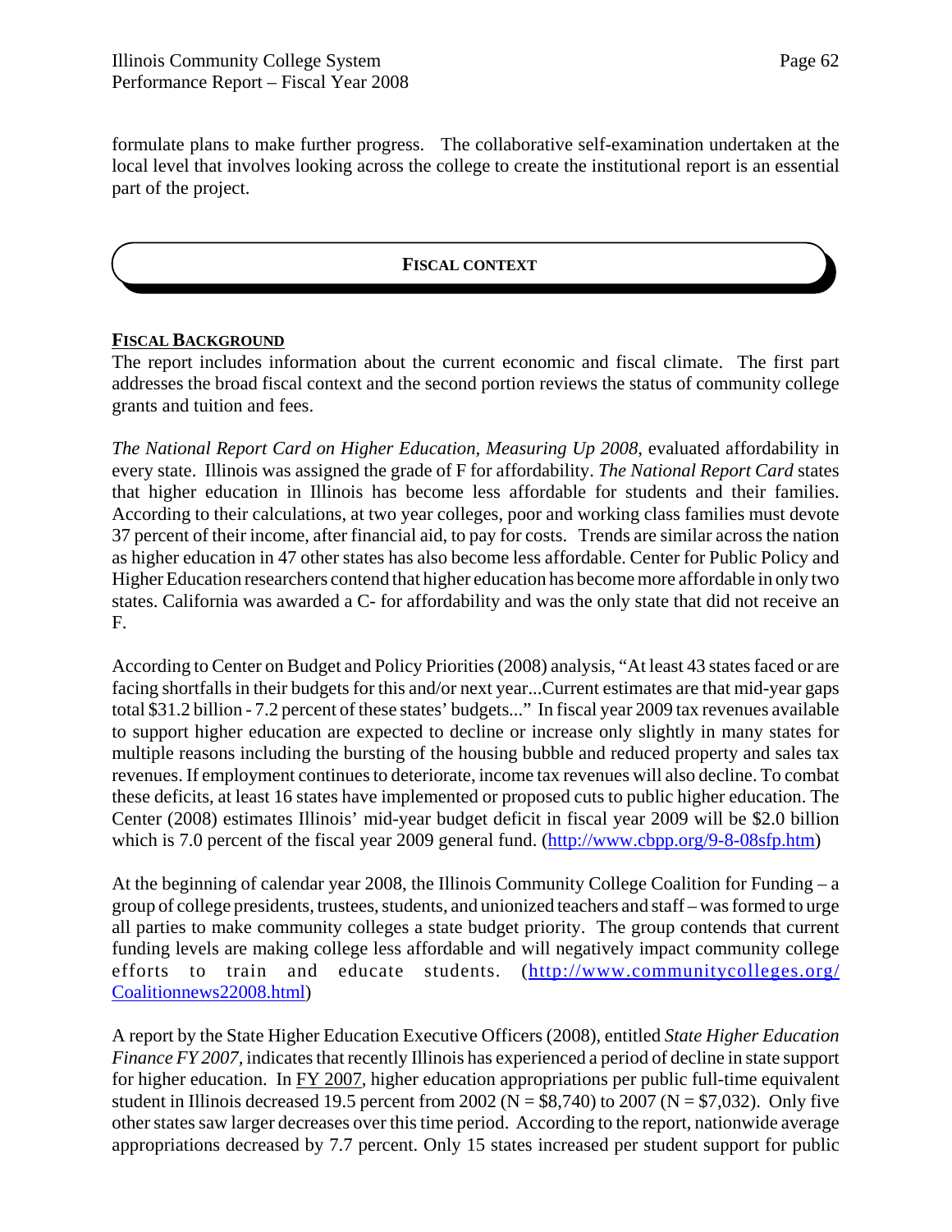formulate plans to make further progress. The collaborative self-examination undertaken at the local level that involves looking across the college to create the institutional report is an essential part of the project.

## FISCAL CONTEXT

### FISCAL BACKGROUND

The report includes information about the current economic and fiscal climate. The first part addresses the broad fiscal context and the second portion reviews the status of community college grants and tuition and fees.

*The National Report Card on Higher Education, Measuring Up 2008*, evaluated affordability in every state. Illinois was assigned the grade of F for affordability. *The National Report Card* states that higher education in Illinois has become less affordable for students and their families. According to their calculations, at two year colleges, poor and working class families must devote 37 percent of their income, after financial aid, to pay for costs. Trends are similar across the nation as higher education in 47 other states has also become less affordable. Center for Public Policy and Higher Education researchers contend that higher education has become more affordable in only two states. California was awarded a C- for affordability and was the only state that did not receive an F.

According to Center on Budget and Policy Priorities (2008) analysis, "At least 43 states faced or are facing shortfalls in their budgets for this and/or next year...Current estimates are that mid-year gaps total $31.2 billion - 7.2 percent of these states' budgets..." In fiscal year 2009 tax revenues available to support higher education are expected to decline or increase only slightly in many states for multiple reasons including the bursting of the housing bubble and reduced property and sales tax revenues. If employment continues to deteriorate, income tax revenues will also decline. To combat these deficits, at least 16 states have implemented or proposed cuts to public higher education. The Center (2008) estimates Illinois' mid-year budget deficit in fiscal year 2009 will be $2.0 billion which is 7.0 percent of the fiscal year 2009 general fund. (http://www.cbpp.org/9-8-08sfp.htm)

At the beginning of calendar year 2008, the Illinois Community College Coalition for Funding – a group of college presidents, trustees, students, and unionized teachers and staff – was formed to urge all parties to make community colleges a state budget priority. The group contends that current funding levels are making college less affordable and will negatively impact community college efforts to train and educate students. (http://www.communitycolleges.org/Coalitionnews22008.html)

A report by the State Higher Education Executive Officers (2008), entitled *State Higher Education Finance FY 2007*, indicates that recently Illinois has experienced a period of decline in state support for higher education. In FY 2007, higher education appropriations per public full-time equivalent student in Illinois decreased 19.5 percent from 2002 (N = $8,740) to 2007 (N = $7,032). Only five other states saw larger decreases over this time period. According to the report, nationwide average appropriations decreased by 7.7 percent. Only 15 states increased per student support for public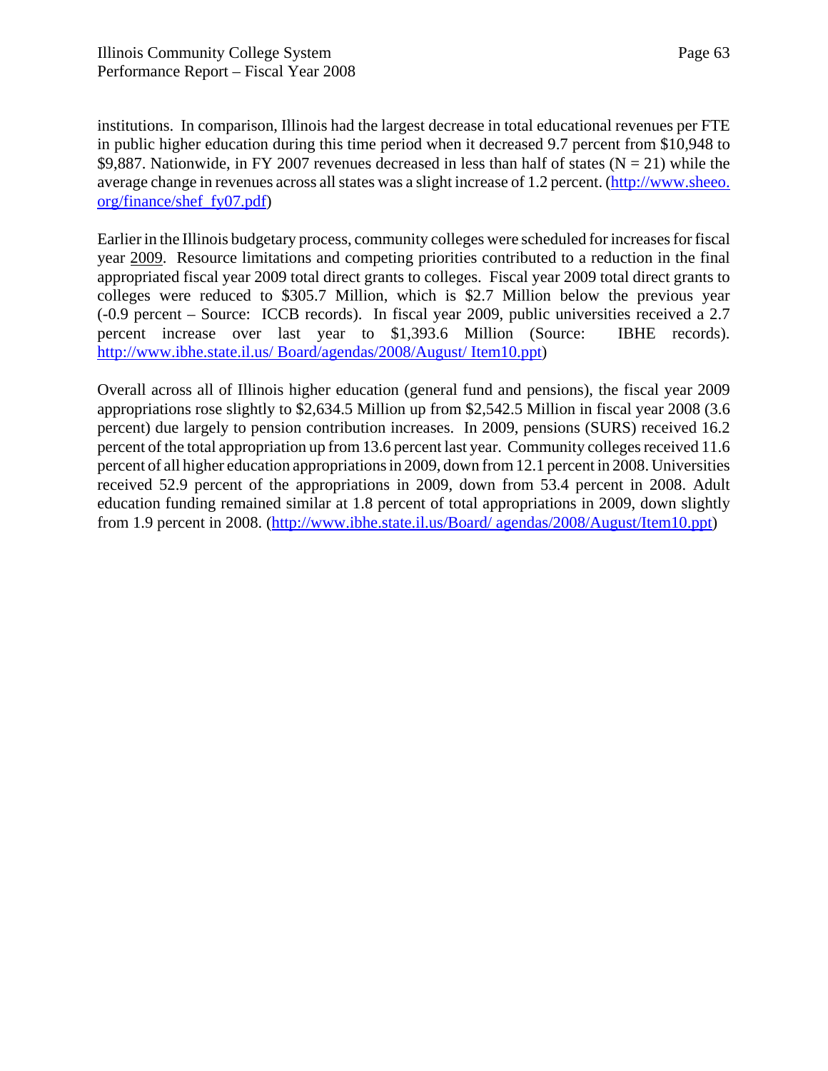institutions. In comparison, Illinois had the largest decrease in total educational revenues per FTE in public higher education during this time period when it decreased 9.7 percent from $10,948 to $9,887. Nationwide, in FY 2007 revenues decreased in less than half of states (N = 21) while the average change in revenues across all states was a slight increase of 1.2 percent. (http://www.sheeo.org/finance/shef_fy07.pdf)

Earlier in the Illinois budgetary process, community colleges were scheduled for increases for fiscal year 2009. Resource limitations and competing priorities contributed to a reduction in the final appropriated fiscal year 2009 total direct grants to colleges. Fiscal year 2009 total direct grants to colleges were reduced to $305.7 Million, which is $2.7 Million below the previous year (-0.9 percent – Source: ICCB records). In fiscal year 2009, public universities received a 2.7 percent increase over last year to $1,393.6 Million (Source: IBHE records). http://www.ibhe.state.il.us/ Board/agendas/2008/August/ Item10.ppt)

Overall across all of Illinois higher education (general fund and pensions), the fiscal year 2009 appropriations rose slightly to $2,634.5 Million up from $2,542.5 Million in fiscal year 2008 (3.6 percent) due largely to pension contribution increases. In 2009, pensions (SURS) received 16.2 percent of the total appropriation up from 13.6 percent last year. Community colleges received 11.6 percent of all higher education appropriations in 2009, down from 12.1 percent in 2008. Universities received 52.9 percent of the appropriations in 2009, down from 53.4 percent in 2008. Adult education funding remained similar at 1.8 percent of total appropriations in 2009, down slightly from 1.9 percent in 2008. (http://www.ibhe.state.il.us/Board/ agendas/2008/August/Item10.ppt)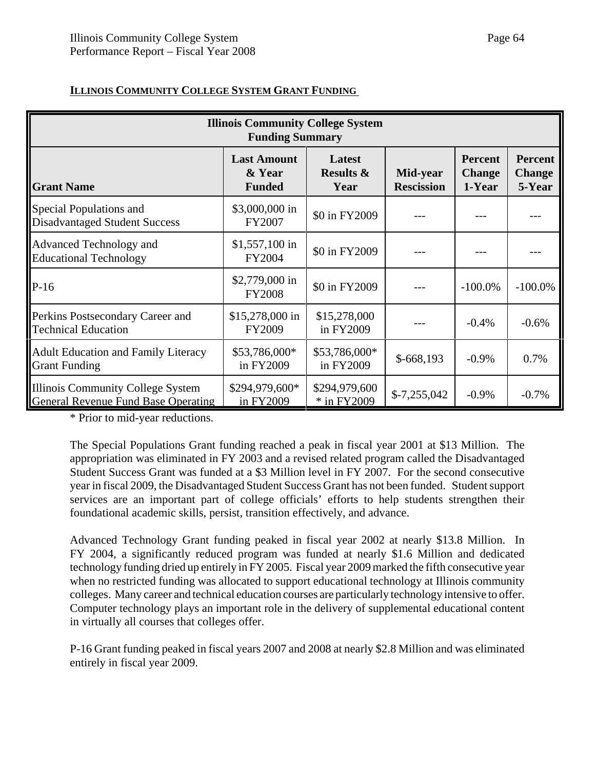## ILLINOIS COMMUNITY COLLEGE SYSTEM GRANT FUNDING

| Illinois Community College System Funding Summary | | | | | |
|---|---|---|---|---|---|
| **Grant Name** | **Last Amount & Year Funded** | **Latest Results & Year** | **Mid-year Rescission** | **Percent Change 1-Year** | **Percent Change 5-Year** |
| Special Populations and Disadvantaged Student Success | $3,000,000 in FY2007 | $0 in FY2009 | --- | --- | --- |
| Advanced Technology and Educational Technology | $1,557,100 in FY2004 | $0 in FY2009 | --- | --- | --- |
| P-16 | $2,779,000 in FY2008 | $0 in FY2009 | --- | -100.0% | -100.0% |
| Perkins Postsecondary Career and Technical Education | $15,278,000 in FY2009 | $15,278,000 in FY2009 | --- | -0.4% | -0.6% |
| Adult Education and Family Literacy Grant Funding | $53,786,000* in FY2009 | $53,786,000* in FY2009 | $-668,193 | -0.9% | 0.7% |
| Illinois Community College System General Revenue Fund Base Operating | $294,979,600* in FY2009 | $294,979,600 * in FY2009 | $-7,255,042 | -0.9% | -0.7% |

* Prior to mid-year reductions.

The Special Populations Grant funding reached a peak in fiscal year 2001 at $13 Million. The appropriation was eliminated in FY 2003 and a revised related program called the Disadvantaged Student Success Grant was funded at a $3 Million level in FY 2007. For the second consecutive year in fiscal 2009, the Disadvantaged Student Success Grant has not been funded. Student support services are an important part of college officials' efforts to help students strengthen their foundational academic skills, persist, transition effectively, and advance.

Advanced Technology Grant funding peaked in fiscal year 2002 at nearly $13.8 Million. In FY 2004, a significantly reduced program was funded at nearly $1.6 Million and dedicated technology funding dried up entirely in FY 2005. Fiscal year 2009 marked the fifth consecutive year when no restricted funding was allocated to support educational technology at Illinois community colleges. Many career and technical education courses are particularly technology intensive to offer. Computer technology plays an important role in the delivery of supplemental educational content in virtually all courses that colleges offer.

P-16 Grant funding peaked in fiscal years 2007 and 2008 at nearly $2.8 Million and was eliminated entirely in fiscal year 2009.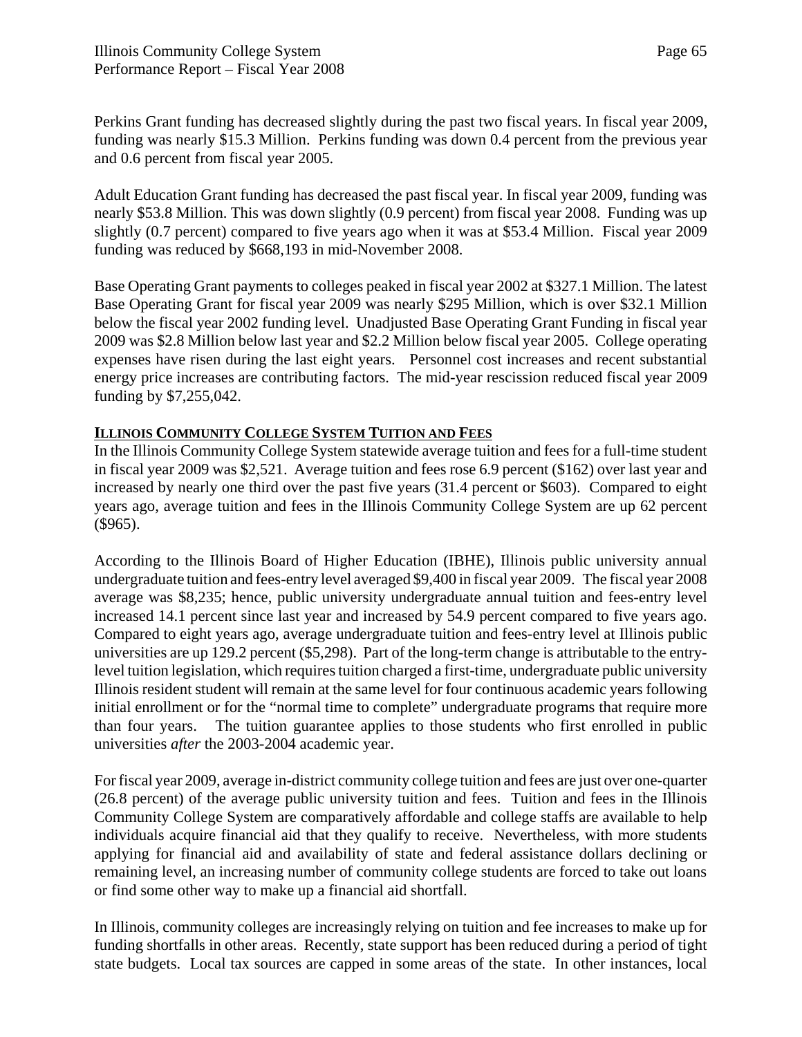Perkins Grant funding has decreased slightly during the past two fiscal years. In fiscal year 2009, funding was nearly $15.3 Million. Perkins funding was down 0.4 percent from the previous year and 0.6 percent from fiscal year 2005.

Adult Education Grant funding has decreased the past fiscal year. In fiscal year 2009, funding was nearly $53.8 Million. This was down slightly (0.9 percent) from fiscal year 2008. Funding was up slightly (0.7 percent) compared to five years ago when it was at $53.4 Million. Fiscal year 2009 funding was reduced by $668,193 in mid-November 2008.

Base Operating Grant payments to colleges peaked in fiscal year 2002 at $327.1 Million. The latest Base Operating Grant for fiscal year 2009 was nearly $295 Million, which is over $32.1 Million below the fiscal year 2002 funding level. Unadjusted Base Operating Grant Funding in fiscal year 2009 was $2.8 Million below last year and $2.2 Million below fiscal year 2005. College operating expenses have risen during the last eight years. Personnel cost increases and recent substantial energy price increases are contributing factors. The mid-year rescission reduced fiscal year 2009 funding by $7,255,042.

## ILLINOIS COMMUNITY COLLEGE SYSTEM TUITION AND FEES

In the Illinois Community College System statewide average tuition and fees for a full-time student in fiscal year 2009 was $2,521. Average tuition and fees rose 6.9 percent ($162) over last year and increased by nearly one third over the past five years (31.4 percent or $603). Compared to eight years ago, average tuition and fees in the Illinois Community College System are up 62 percent ($965).

According to the Illinois Board of Higher Education (IBHE), Illinois public university annual undergraduate tuition and fees-entry level averaged $9,400 in fiscal year 2009. The fiscal year 2008 average was $8,235; hence, public university undergraduate annual tuition and fees-entry level increased 14.1 percent since last year and increased by 54.9 percent compared to five years ago. Compared to eight years ago, average undergraduate tuition and fees-entry level at Illinois public universities are up 129.2 percent ($5,298). Part of the long-term change is attributable to the entry-level tuition legislation, which requires tuition charged a first-time, undergraduate public university Illinois resident student will remain at the same level for four continuous academic years following initial enrollment or for the "normal time to complete" undergraduate programs that require more than four years. The tuition guarantee applies to those students who first enrolled in public universities *after* the 2003-2004 academic year.

For fiscal year 2009, average in-district community college tuition and fees are just over one-quarter (26.8 percent) of the average public university tuition and fees. Tuition and fees in the Illinois Community College System are comparatively affordable and college staffs are available to help individuals acquire financial aid that they qualify to receive. Nevertheless, with more students applying for financial aid and availability of state and federal assistance dollars declining or remaining level, an increasing number of community college students are forced to take out loans or find some other way to make up a financial aid shortfall.

In Illinois, community colleges are increasingly relying on tuition and fee increases to make up for funding shortfalls in other areas. Recently, state support has been reduced during a period of tight state budgets. Local tax sources are capped in some areas of the state. In other instances, local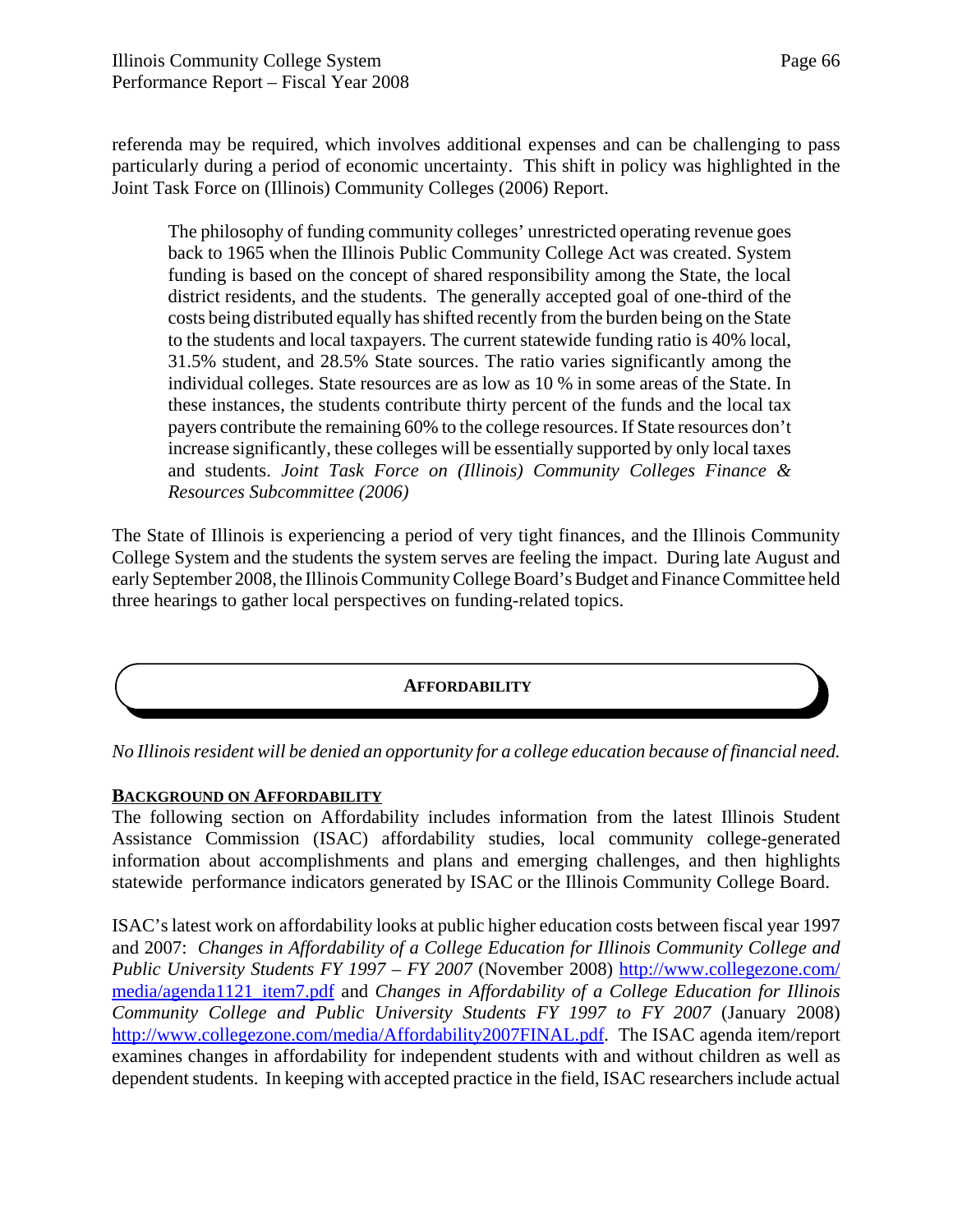referenda may be required, which involves additional expenses and can be challenging to pass particularly during a period of economic uncertainty. This shift in policy was highlighted in the Joint Task Force on (Illinois) Community Colleges (2006) Report.

> The philosophy of funding community colleges' unrestricted operating revenue goes back to 1965 when the Illinois Public Community College Act was created. System funding is based on the concept of shared responsibility among the State, the local district residents, and the students. The generally accepted goal of one-third of the costs being distributed equally has shifted recently from the burden being on the State to the students and local taxpayers. The current statewide funding ratio is 40% local, 31.5% student, and 28.5% State sources. The ratio varies significantly among the individual colleges. State resources are as low as 10 % in some areas of the State. In these instances, the students contribute thirty percent of the funds and the local tax payers contribute the remaining 60% to the college resources. If State resources don't increase significantly, these colleges will be essentially supported by only local taxes and students. *Joint Task Force on (Illinois) Community Colleges Finance & Resources Subcommittee (2006)*

The State of Illinois is experiencing a period of very tight finances, and the Illinois Community College System and the students the system serves are feeling the impact. During late August and early September 2008, the Illinois Community College Board's Budget and Finance Committee held three hearings to gather local perspectives on funding-related topics.

## AFFORDABILITY

*No Illinois resident will be denied an opportunity for a college education because of financial need.*

### BACKGROUND ON AFFORDABILITY

The following section on Affordability includes information from the latest Illinois Student Assistance Commission (ISAC) affordability studies, local community college-generated information about accomplishments and plans and emerging challenges, and then highlights statewide performance indicators generated by ISAC or the Illinois Community College Board.

ISAC's latest work on affordability looks at public higher education costs between fiscal year 1997 and 2007: *Changes in Affordability of a College Education for Illinois Community College and Public University Students FY 1997 – FY 2007* (November 2008) http://www.collegezone.com/media/agenda1121_item7.pdf and *Changes in Affordability of a College Education for Illinois Community College and Public University Students FY 1997 to FY 2007* (January 2008) http://www.collegezone.com/media/Affordability2007FINAL.pdf. The ISAC agenda item/report examines changes in affordability for independent students with and without children as well as dependent students. In keeping with accepted practice in the field, ISAC researchers include actual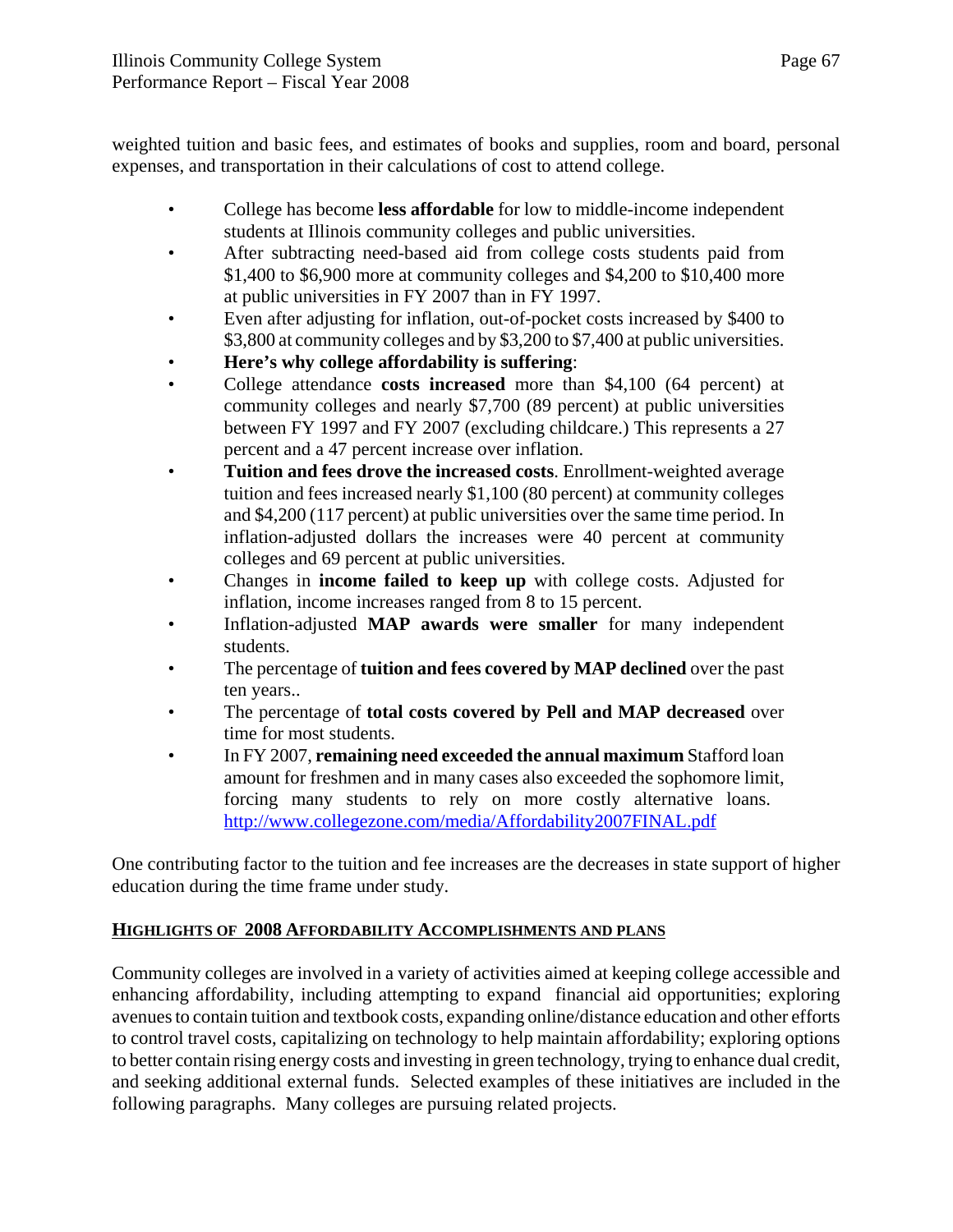weighted tuition and basic fees, and estimates of books and supplies, room and board, personal expenses, and transportation in their calculations of cost to attend college.

- College has become **less affordable** for low to middle-income independent students at Illinois community colleges and public universities.
- After subtracting need-based aid from college costs students paid from $1,400 to $6,900 more at community colleges and $4,200 to $10,400 more at public universities in FY 2007 than in FY 1997.
- Even after adjusting for inflation, out-of-pocket costs increased by $400 to $3,800 at community colleges and by $3,200 to $7,400 at public universities.
- **Here's why college affordability is suffering**:
- College attendance **costs increased** more than $4,100 (64 percent) at community colleges and nearly $7,700 (89 percent) at public universities between FY 1997 and FY 2007 (excluding childcare.) This represents a 27 percent and a 47 percent increase over inflation.
- **Tuition and fees drove the increased costs**. Enrollment-weighted average tuition and fees increased nearly $1,100 (80 percent) at community colleges and $4,200 (117 percent) at public universities over the same time period. In inflation-adjusted dollars the increases were 40 percent at community colleges and 69 percent at public universities.
- Changes in **income failed to keep up** with college costs. Adjusted for inflation, income increases ranged from 8 to 15 percent.
- Inflation-adjusted **MAP awards were smaller** for many independent students.
- The percentage of **tuition and fees covered by MAP declined** over the past ten years..
- The percentage of **total costs covered by Pell and MAP decreased** over time for most students.
- In FY 2007, **remaining need exceeded the annual maximum** Stafford loan amount for freshmen and in many cases also exceeded the sophomore limit, forcing many students to rely on more costly alternative loans. http://www.collegezone.com/media/Affordability2007FINAL.pdf

One contributing factor to the tuition and fee increases are the decreases in state support of higher education during the time frame under study.

## HIGHLIGHTS OF 2008 AFFORDABILITY ACCOMPLISHMENTS AND PLANS

Community colleges are involved in a variety of activities aimed at keeping college accessible and enhancing affordability, including attempting to expand financial aid opportunities; exploring avenues to contain tuition and textbook costs, expanding online/distance education and other efforts to control travel costs, capitalizing on technology to help maintain affordability; exploring options to better contain rising energy costs and investing in green technology, trying to enhance dual credit, and seeking additional external funds. Selected examples of these initiatives are included in the following paragraphs. Many colleges are pursuing related projects.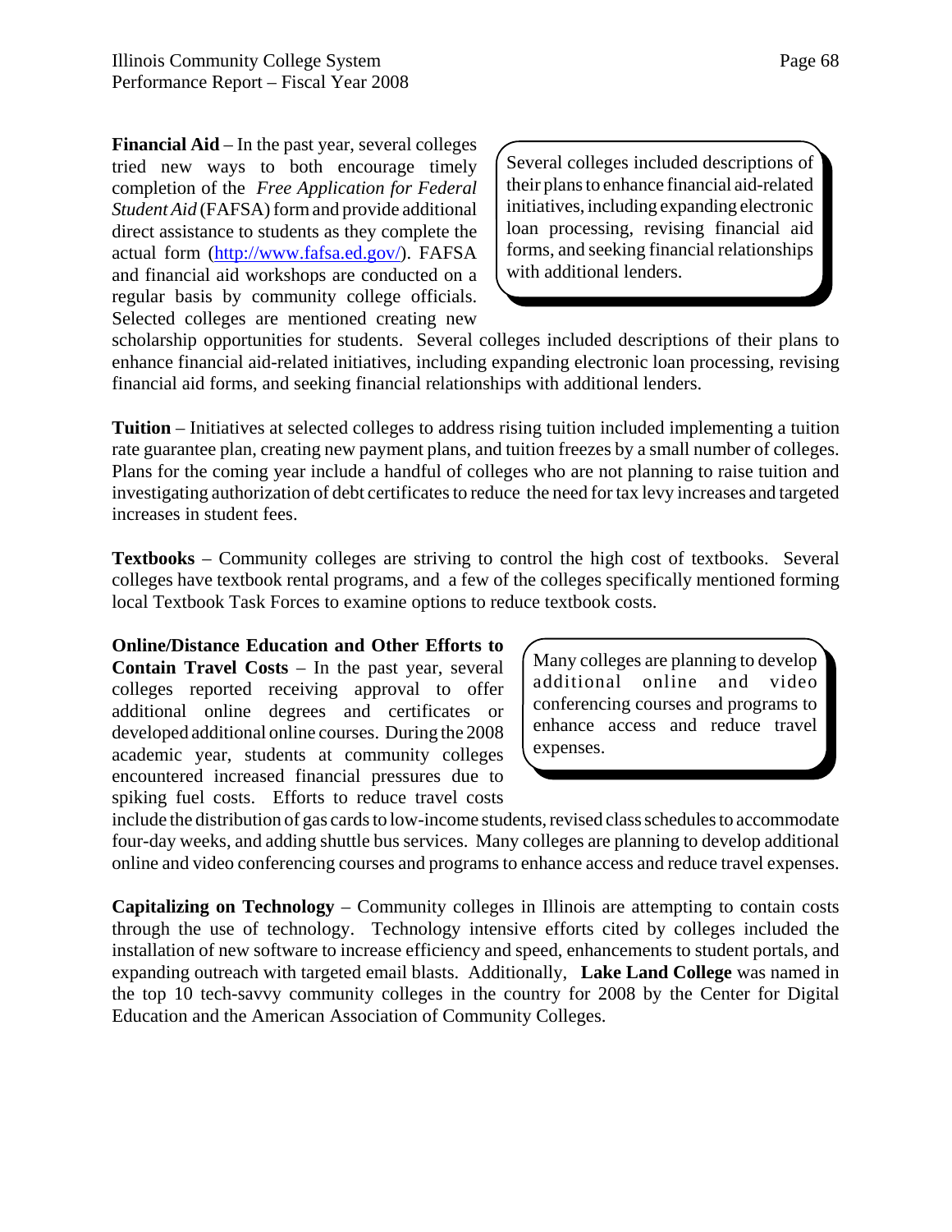**Financial Aid** – In the past year, several colleges tried new ways to both encourage timely completion of the *Free Application for Federal Student Aid* (FAFSA) form and provide additional direct assistance to students as they complete the actual form (http://www.fafsa.ed.gov/). FAFSA and financial aid workshops are conducted on a regular basis by community college officials. Selected colleges are mentioned creating new scholarship opportunities for students. Several colleges included descriptions of their plans to enhance financial aid-related initiatives, including expanding electronic loan processing, revising financial aid forms, and seeking financial relationships with additional lenders.

> Several colleges included descriptions of their plans to enhance financial aid-related initiatives, including expanding electronic loan processing, revising financial aid forms, and seeking financial relationships with additional lenders.

**Tuition** – Initiatives at selected colleges to address rising tuition included implementing a tuition rate guarantee plan, creating new payment plans, and tuition freezes by a small number of colleges. Plans for the coming year include a handful of colleges who are not planning to raise tuition and investigating authorization of debt certificates to reduce the need for tax levy increases and targeted increases in student fees.

**Textbooks** – Community colleges are striving to control the high cost of textbooks. Several colleges have textbook rental programs, and a few of the colleges specifically mentioned forming local Textbook Task Forces to examine options to reduce textbook costs.

**Online/Distance Education and Other Efforts to Contain Travel Costs** – In the past year, several colleges reported receiving approval to offer additional online degrees and certificates or developed additional online courses. During the 2008 academic year, students at community colleges encountered increased financial pressures due to spiking fuel costs. Efforts to reduce travel costs include the distribution of gas cards to low-income students, revised class schedules to accommodate four-day weeks, and adding shuttle bus services. Many colleges are planning to develop additional online and video conferencing courses and programs to enhance access and reduce travel expenses.

> Many colleges are planning to develop additional online and video conferencing courses and programs to enhance access and reduce travel expenses.

**Capitalizing on Technology** – Community colleges in Illinois are attempting to contain costs through the use of technology. Technology intensive efforts cited by colleges included the installation of new software to increase efficiency and speed, enhancements to student portals, and expanding outreach with targeted email blasts. Additionally, **Lake Land College** was named in the top 10 tech-savvy community colleges in the country for 2008 by the Center for Digital Education and the American Association of Community Colleges.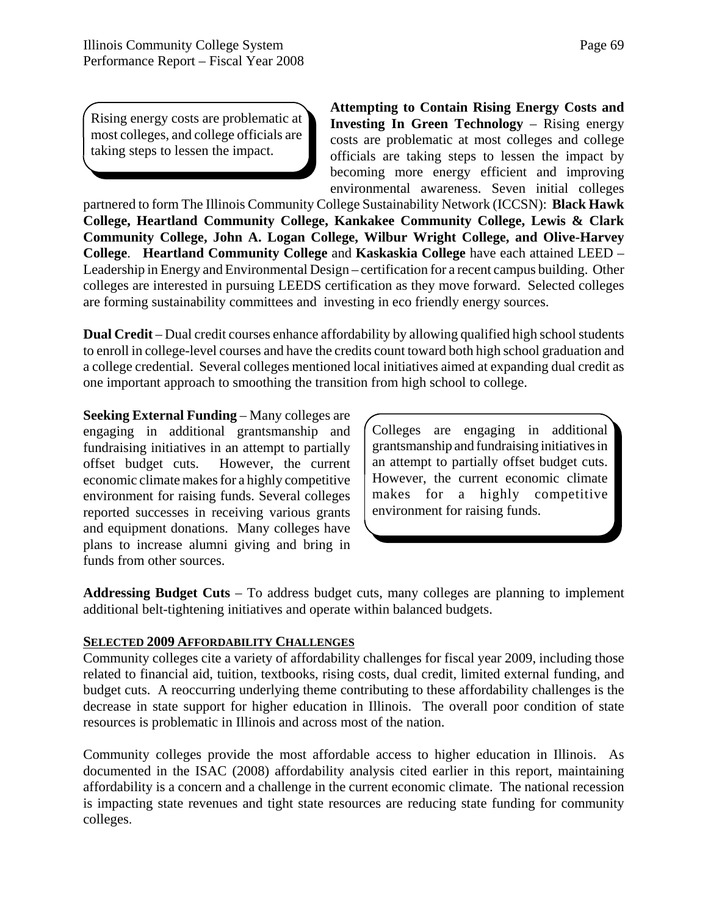> Rising energy costs are problematic at most colleges, and college officials are taking steps to lessen the impact.

**Attempting to Contain Rising Energy Costs and Investing In Green Technology** – Rising energy costs are problematic at most colleges and college officials are taking steps to lessen the impact by becoming more energy efficient and improving environmental awareness. Seven initial colleges partnered to form The Illinois Community College Sustainability Network (ICCSN): **Black Hawk College, Heartland Community College, Kankakee Community College, Lewis & Clark Community College, John A. Logan College, Wilbur Wright College, and Olive-Harvey College**. **Heartland Community College** and **Kaskaskia College** have each attained LEED – Leadership in Energy and Environmental Design – certification for a recent campus building. Other colleges are interested in pursuing LEEDS certification as they move forward. Selected colleges are forming sustainability committees and investing in eco friendly energy sources.

**Dual Credit** – Dual credit courses enhance affordability by allowing qualified high school students to enroll in college-level courses and have the credits count toward both high school graduation and a college credential. Several colleges mentioned local initiatives aimed at expanding dual credit as one important approach to smoothing the transition from high school to college.

**Seeking External Funding** – Many colleges are engaging in additional grantsmanship and fundraising initiatives in an attempt to partially offset budget cuts. However, the current economic climate makes for a highly competitive environment for raising funds. Several colleges reported successes in receiving various grants and equipment donations. Many colleges have plans to increase alumni giving and bring in funds from other sources.

> Colleges are engaging in additional grantsmanship and fundraising initiatives in an attempt to partially offset budget cuts. However, the current economic climate makes for a highly competitive environment for raising funds.

**Addressing Budget Cuts** – To address budget cuts, many colleges are planning to implement additional belt-tightening initiatives and operate within balanced budgets.

## SELECTED 2009 AFFORDABILITY CHALLENGES

Community colleges cite a variety of affordability challenges for fiscal year 2009, including those related to financial aid, tuition, textbooks, rising costs, dual credit, limited external funding, and budget cuts. A reoccurring underlying theme contributing to these affordability challenges is the decrease in state support for higher education in Illinois. The overall poor condition of state resources is problematic in Illinois and across most of the nation.

Community colleges provide the most affordable access to higher education in Illinois. As documented in the ISAC (2008) affordability analysis cited earlier in this report, maintaining affordability is a concern and a challenge in the current economic climate. The national recession is impacting state revenues and tight state resources are reducing state funding for community colleges.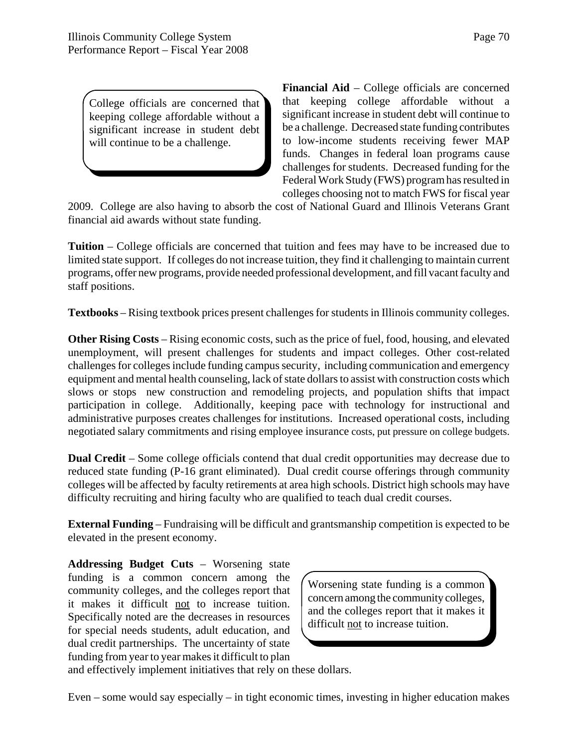> College officials are concerned that keeping college affordable without a significant increase in student debt will continue to be a challenge.

**Financial Aid** – College officials are concerned that keeping college affordable without a significant increase in student debt will continue to be a challenge. Decreased state funding contributes to low-income students receiving fewer MAP funds. Changes in federal loan programs cause challenges for students. Decreased funding for the Federal Work Study (FWS) program has resulted in colleges choosing not to match FWS for fiscal year 2009. College are also having to absorb the cost of National Guard and Illinois Veterans Grant financial aid awards without state funding.

**Tuition** – College officials are concerned that tuition and fees may have to be increased due to limited state support. If colleges do not increase tuition, they find it challenging to maintain current programs, offer new programs, provide needed professional development, and fill vacant faculty and staff positions.

**Textbooks** – Rising textbook prices present challenges for students in Illinois community colleges.

**Other Rising Costs** – Rising economic costs, such as the price of fuel, food, housing, and elevated unemployment, will present challenges for students and impact colleges. Other cost-related challenges for colleges include funding campus security, including communication and emergency equipment and mental health counseling, lack of state dollars to assist with construction costs which slows or stops new construction and remodeling projects, and population shifts that impact participation in college. Additionally, keeping pace with technology for instructional and administrative purposes creates challenges for institutions. Increased operational costs, including negotiated salary commitments and rising employee insurance costs, put pressure on college budgets.

**Dual Credit** – Some college officials contend that dual credit opportunities may decrease due to reduced state funding (P-16 grant eliminated). Dual credit course offerings through community colleges will be affected by faculty retirements at area high schools. District high schools may have difficulty recruiting and hiring faculty who are qualified to teach dual credit courses.

**External Funding** – Fundraising will be difficult and grantsmanship competition is expected to be elevated in the present economy.

> Worsening state funding is a common concern among the community colleges, and the colleges report that it makes it difficult <u>not</u> to increase tuition.

**Addressing Budget Cuts** – Worsening state funding is a common concern among the community colleges, and the colleges report that it makes it difficult <u>not</u> to increase tuition. Specifically noted are the decreases in resources for special needs students, adult education, and dual credit partnerships. The uncertainty of state funding from year to year makes it difficult to plan and effectively implement initiatives that rely on these dollars.

Even – some would say especially – in tight economic times, investing in higher education makes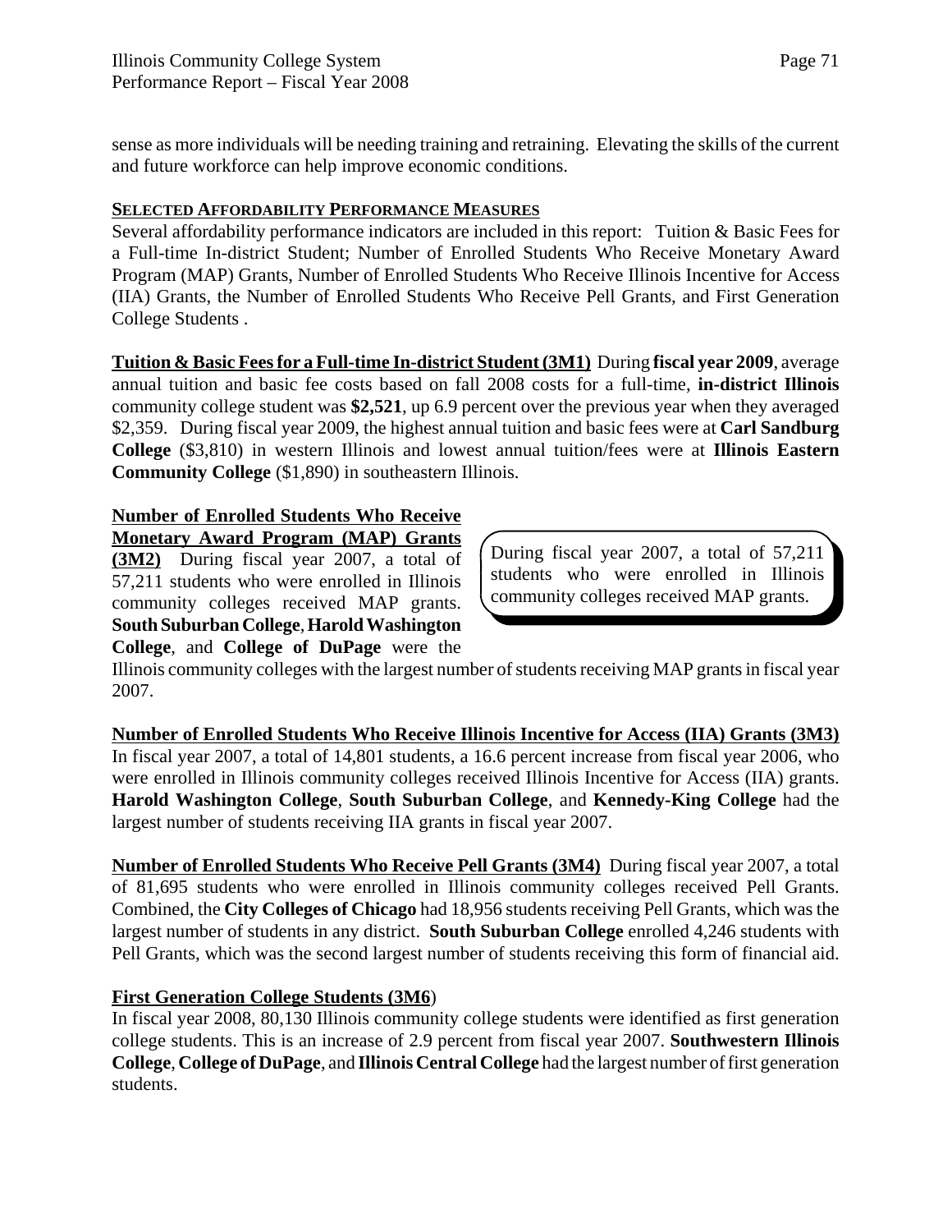sense as more individuals will be needing training and retraining. Elevating the skills of the current and future workforce can help improve economic conditions.

## SELECTED AFFORDABILITY PERFORMANCE MEASURES

Several affordability performance indicators are included in this report: Tuition & Basic Fees for a Full-time In-district Student; Number of Enrolled Students Who Receive Monetary Award Program (MAP) Grants, Number of Enrolled Students Who Receive Illinois Incentive for Access (IIA) Grants, the Number of Enrolled Students Who Receive Pell Grants, and First Generation College Students .

**Tuition & Basic Fees for a Full-time In-district Student (3M1)** During **fiscal year 2009**, average annual tuition and basic fee costs based on fall 2008 costs for a full-time, **in-district Illinois** community college student was **$2,521**, up 6.9 percent over the previous year when they averaged $2,359. During fiscal year 2009, the highest annual tuition and basic fees were at **Carl Sandburg College** ($3,810) in western Illinois and lowest annual tuition/fees were at **Illinois Eastern Community College** ($1,890) in southeastern Illinois.

**Number of Enrolled Students Who Receive Monetary Award Program (MAP) Grants (3M2)** During fiscal year 2007, a total of 57,211 students who were enrolled in Illinois community colleges received MAP grants. **South Suburban College**, **Harold Washington College**, and **College of DuPage** were the Illinois community colleges with the largest number of students receiving MAP grants in fiscal year 2007.

> During fiscal year 2007, a total of 57,211 students who were enrolled in Illinois community colleges received MAP grants.

**Number of Enrolled Students Who Receive Illinois Incentive for Access (IIA) Grants (3M3)**
In fiscal year 2007, a total of 14,801 students, a 16.6 percent increase from fiscal year 2006, who were enrolled in Illinois community colleges received Illinois Incentive for Access (IIA) grants. **Harold Washington College**, **South Suburban College**, and **Kennedy-King College** had the largest number of students receiving IIA grants in fiscal year 2007.

**Number of Enrolled Students Who Receive Pell Grants (3M4)** During fiscal year 2007, a total of 81,695 students who were enrolled in Illinois community colleges received Pell Grants. Combined, the **City Colleges of Chicago** had 18,956 students receiving Pell Grants, which was the largest number of students in any district. **South Suburban College** enrolled 4,246 students with Pell Grants, which was the second largest number of students receiving this form of financial aid.

**First Generation College Students (3M6)**
In fiscal year 2008, 80,130 Illinois community college students were identified as first generation college students. This is an increase of 2.9 percent from fiscal year 2007. **Southwestern Illinois College**, **College of DuPage**, and **Illinois Central College** had the largest number of first generation students.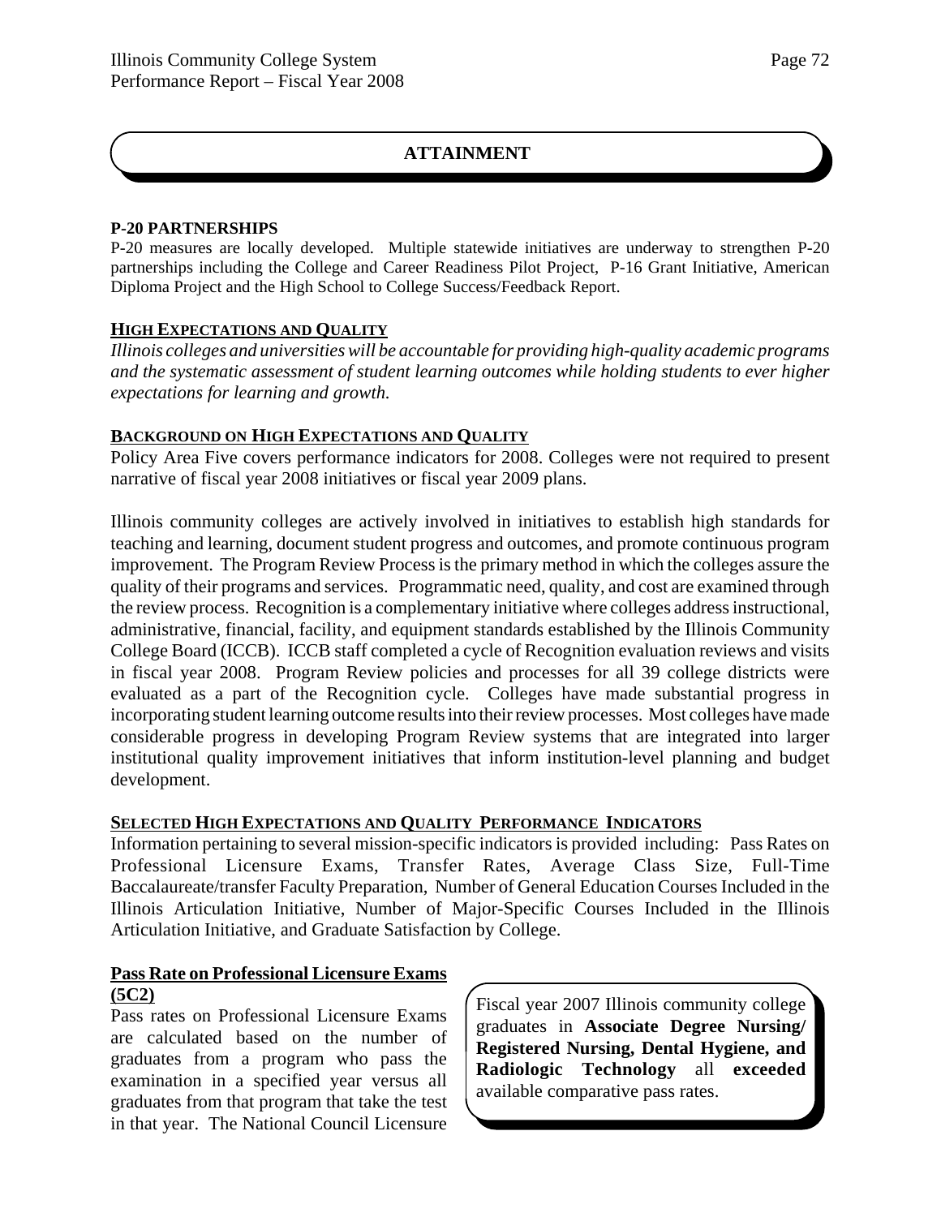## ATTAINMENT

**P-20 PARTNERSHIPS**

P-20 measures are locally developed. Multiple statewide initiatives are underway to strengthen P-20 partnerships including the College and Career Readiness Pilot Project, P-16 Grant Initiative, American Diploma Project and the High School to College Success/Feedback Report.

### HIGH EXPECTATIONS AND QUALITY

*Illinois colleges and universities will be accountable for providing high-quality academic programs and the systematic assessment of student learning outcomes while holding students to ever higher expectations for learning and growth.*

### BACKGROUND ON HIGH EXPECTATIONS AND QUALITY

Policy Area Five covers performance indicators for 2008. Colleges were not required to present narrative of fiscal year 2008 initiatives or fiscal year 2009 plans.

Illinois community colleges are actively involved in initiatives to establish high standards for teaching and learning, document student progress and outcomes, and promote continuous program improvement. The Program Review Process is the primary method in which the colleges assure the quality of their programs and services. Programmatic need, quality, and cost are examined through the review process. Recognition is a complementary initiative where colleges address instructional, administrative, financial, facility, and equipment standards established by the Illinois Community College Board (ICCB). ICCB staff completed a cycle of Recognition evaluation reviews and visits in fiscal year 2008. Program Review policies and processes for all 39 college districts were evaluated as a part of the Recognition cycle. Colleges have made substantial progress in incorporating student learning outcome results into their review processes. Most colleges have made considerable progress in developing Program Review systems that are integrated into larger institutional quality improvement initiatives that inform institution-level planning and budget development.

### SELECTED HIGH EXPECTATIONS AND QUALITY PERFORMANCE INDICATORS

Information pertaining to several mission-specific indicators is provided including: Pass Rates on Professional Licensure Exams, Transfer Rates, Average Class Size, Full-Time Baccalaureate/transfer Faculty Preparation, Number of General Education Courses Included in the Illinois Articulation Initiative, Number of Major-Specific Courses Included in the Illinois Articulation Initiative, and Graduate Satisfaction by College.

**Pass Rate on Professional Licensure Exams (5C2)**

Pass rates on Professional Licensure Exams are calculated based on the number of graduates from a program who pass the examination in a specified year versus all graduates from that program that take the test in that year. The National Council Licensure

> Fiscal year 2007 Illinois community college graduates in **Associate Degree Nursing/ Registered Nursing, Dental Hygiene, and Radiologic Technology** all **exceeded** available comparative pass rates.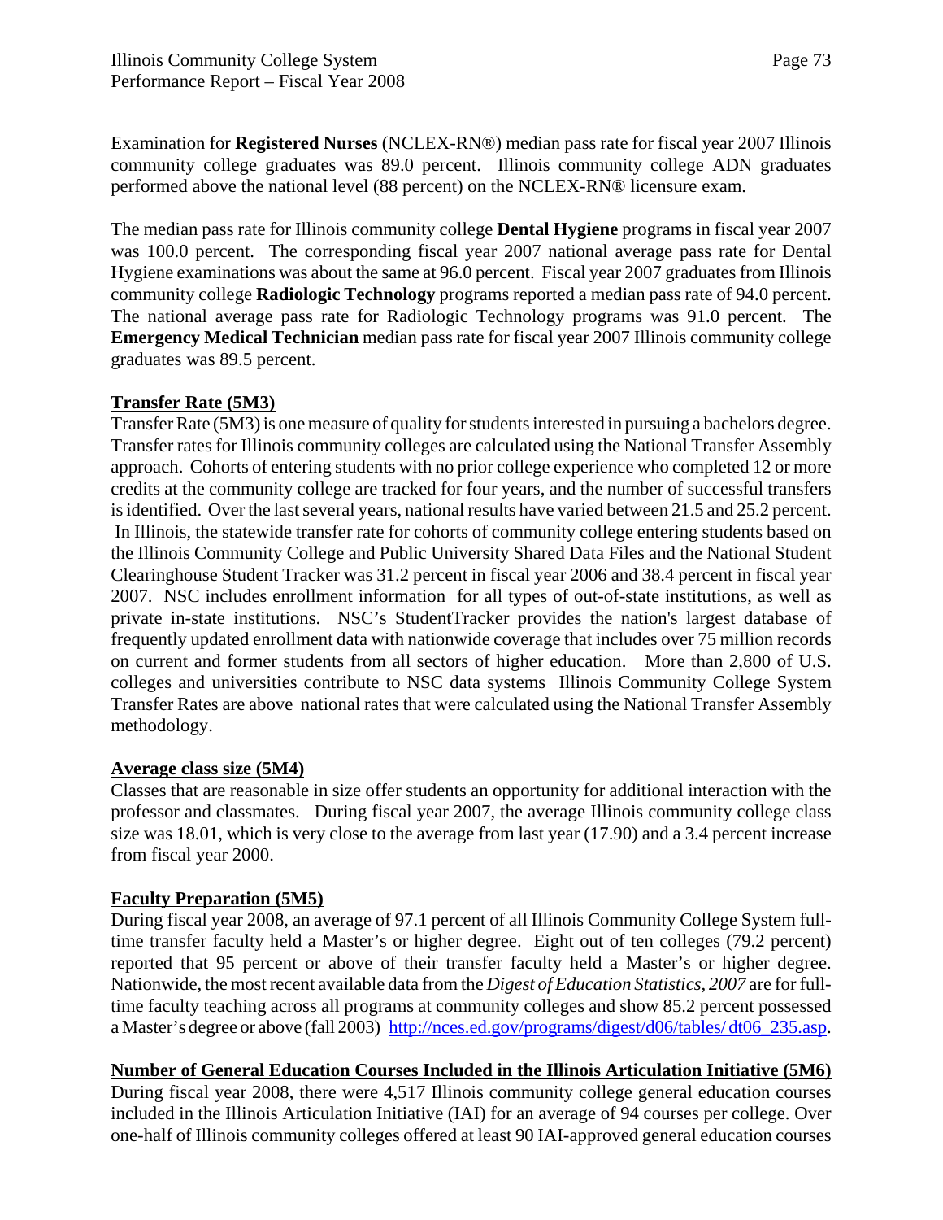Examination for **Registered Nurses** (NCLEX-RN®) median pass rate for fiscal year 2007 Illinois community college graduates was 89.0 percent. Illinois community college ADN graduates performed above the national level (88 percent) on the NCLEX-RN® licensure exam.

The median pass rate for Illinois community college **Dental Hygiene** programs in fiscal year 2007 was 100.0 percent. The corresponding fiscal year 2007 national average pass rate for Dental Hygiene examinations was about the same at 96.0 percent. Fiscal year 2007 graduates from Illinois community college **Radiologic Technology** programs reported a median pass rate of 94.0 percent. The national average pass rate for Radiologic Technology programs was 91.0 percent. The **Emergency Medical Technician** median pass rate for fiscal year 2007 Illinois community college graduates was 89.5 percent.

**Transfer Rate (5M3)**

Transfer Rate (5M3) is one measure of quality for students interested in pursuing a bachelors degree. Transfer rates for Illinois community colleges are calculated using the National Transfer Assembly approach. Cohorts of entering students with no prior college experience who completed 12 or more credits at the community college are tracked for four years, and the number of successful transfers is identified. Over the last several years, national results have varied between 21.5 and 25.2 percent. In Illinois, the statewide transfer rate for cohorts of community college entering students based on the Illinois Community College and Public University Shared Data Files and the National Student Clearinghouse Student Tracker was 31.2 percent in fiscal year 2006 and 38.4 percent in fiscal year 2007. NSC includes enrollment information for all types of out-of-state institutions, as well as private in-state institutions. NSC's StudentTracker provides the nation's largest database of frequently updated enrollment data with nationwide coverage that includes over 75 million records on current and former students from all sectors of higher education. More than 2,800 of U.S. colleges and universities contribute to NSC data systems Illinois Community College System Transfer Rates are above national rates that were calculated using the National Transfer Assembly methodology.

**Average class size (5M4)**

Classes that are reasonable in size offer students an opportunity for additional interaction with the professor and classmates. During fiscal year 2007, the average Illinois community college class size was 18.01, which is very close to the average from last year (17.90) and a 3.4 percent increase from fiscal year 2000.

**Faculty Preparation (5M5)**

During fiscal year 2008, an average of 97.1 percent of all Illinois Community College System full-time transfer faculty held a Master's or higher degree. Eight out of ten colleges (79.2 percent) reported that 95 percent or above of their transfer faculty held a Master's or higher degree. Nationwide, the most recent available data from the *Digest of Education Statistics, 2007* are for full-time faculty teaching across all programs at community colleges and show 85.2 percent possessed a Master's degree or above (fall 2003) http://nces.ed.gov/programs/digest/d06/tables/ dt06_235.asp.

**Number of General Education Courses Included in the Illinois Articulation Initiative (5M6)**

During fiscal year 2008, there were 4,517 Illinois community college general education courses included in the Illinois Articulation Initiative (IAI) for an average of 94 courses per college. Over one-half of Illinois community colleges offered at least 90 IAI-approved general education courses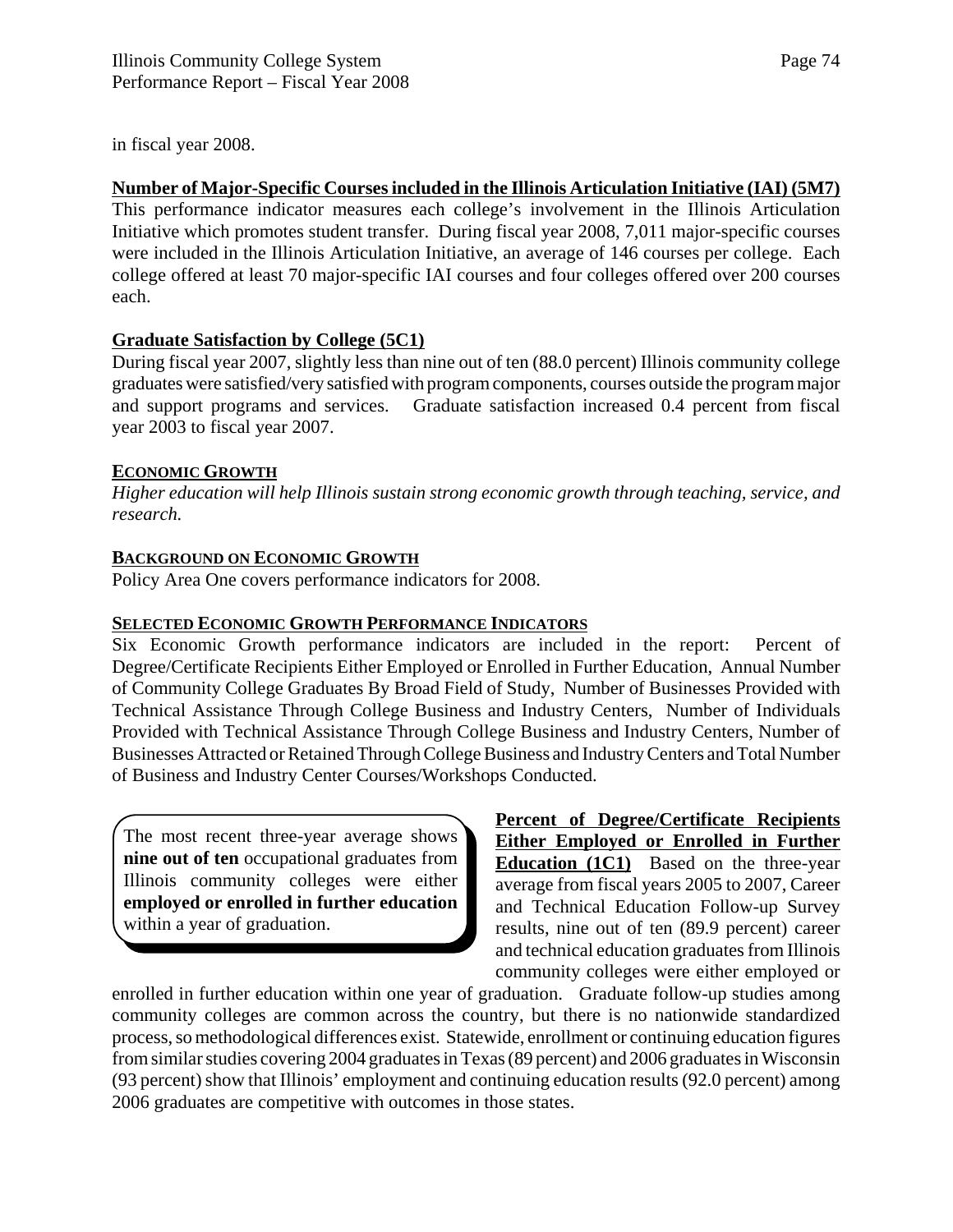in fiscal year 2008.

**Number of Major-Specific Courses included in the Illinois Articulation Initiative (IAI) (5M7)**

This performance indicator measures each college's involvement in the Illinois Articulation Initiative which promotes student transfer. During fiscal year 2008, 7,011 major-specific courses were included in the Illinois Articulation Initiative, an average of 146 courses per college. Each college offered at least 70 major-specific IAI courses and four colleges offered over 200 courses each.

**Graduate Satisfaction by College (5C1)**

During fiscal year 2007, slightly less than nine out of ten (88.0 percent) Illinois community college graduates were satisfied/very satisfied with program components, courses outside the program major and support programs and services. Graduate satisfaction increased 0.4 percent from fiscal year 2003 to fiscal year 2007.

## ECONOMIC GROWTH

*Higher education will help Illinois sustain strong economic growth through teaching, service, and research.*

### BACKGROUND ON ECONOMIC GROWTH

Policy Area One covers performance indicators for 2008.

### SELECTED ECONOMIC GROWTH PERFORMANCE INDICATORS

Six Economic Growth performance indicators are included in the report: Percent of Degree/Certificate Recipients Either Employed or Enrolled in Further Education, Annual Number of Community College Graduates By Broad Field of Study, Number of Businesses Provided with Technical Assistance Through College Business and Industry Centers, Number of Individuals Provided with Technical Assistance Through College Business and Industry Centers, Number of Businesses Attracted or Retained Through College Business and Industry Centers and Total Number of Business and Industry Center Courses/Workshops Conducted.

> The most recent three-year average shows **nine out of ten** occupational graduates from Illinois community colleges were either **employed or enrolled in further education** within a year of graduation.

**Percent of Degree/Certificate Recipients Either Employed or Enrolled in Further Education (1C1)** Based on the three-year average from fiscal years 2005 to 2007, Career and Technical Education Follow-up Survey results, nine out of ten (89.9 percent) career and technical education graduates from Illinois community colleges were either employed or enrolled in further education within one year of graduation. Graduate follow-up studies among community colleges are common across the country, but there is no nationwide standardized process, so methodological differences exist. Statewide, enrollment or continuing education figures from similar studies covering 2004 graduates in Texas (89 percent) and 2006 graduates in Wisconsin (93 percent) show that Illinois' employment and continuing education results (92.0 percent) among 2006 graduates are competitive with outcomes in those states.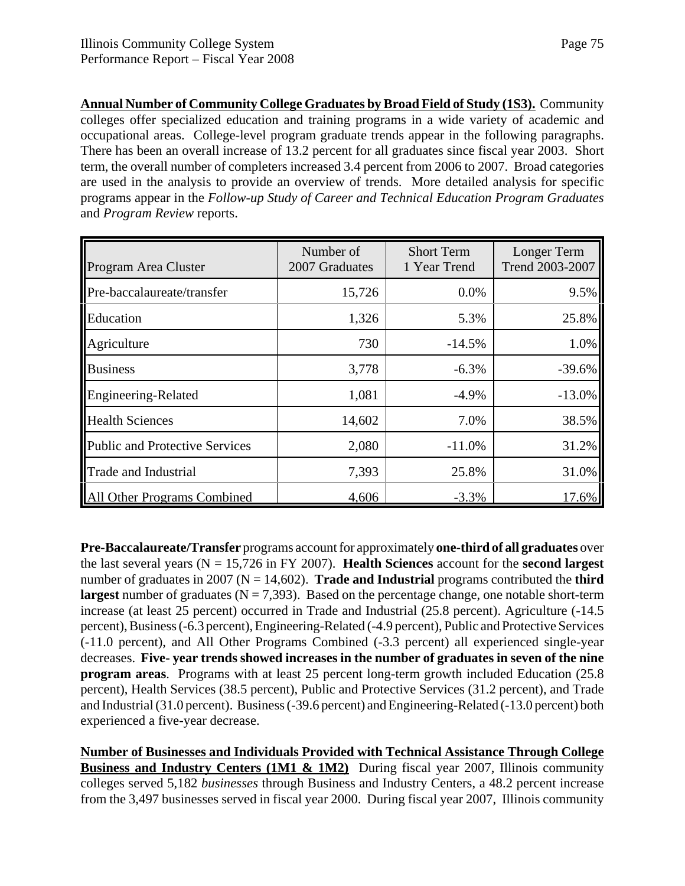**Annual Number of Community College Graduates by Broad Field of Study (1S3).** Community colleges offer specialized education and training programs in a wide variety of academic and occupational areas. College-level program graduate trends appear in the following paragraphs. There has been an overall increase of 13.2 percent for all graduates since fiscal year 2003. Short term, the overall number of completers increased 3.4 percent from 2006 to 2007. Broad categories are used in the analysis to provide an overview of trends. More detailed analysis for specific programs appear in the *Follow-up Study of Career and Technical Education Program Graduates* and *Program Review* reports.

| Program Area Cluster | Number of 2007 Graduates | Short Term 1 Year Trend | Longer Term Trend 2003-2007 |
|---|---|---|---|
| Pre-baccalaureate/transfer | 15,726 | 0.0% | 9.5% |
| Education | 1,326 | 5.3% | 25.8% |
| Agriculture | 730 | -14.5% | 1.0% |
| Business | 3,778 | -6.3% | -39.6% |
| Engineering-Related | 1,081 | -4.9% | -13.0% |
| Health Sciences | 14,602 | 7.0% | 38.5% |
| Public and Protective Services | 2,080 | -11.0% | 31.2% |
| Trade and Industrial | 7,393 | 25.8% | 31.0% |
| All Other Programs Combined | 4,606 | -3.3% | 17.6% |

**Pre-Baccalaureate/Transfer** programs account for approximately **one-third of all graduates** over the last several years (N = 15,726 in FY 2007). **Health Sciences** account for the **second largest** number of graduates in 2007 (N = 14,602). **Trade and Industrial** programs contributed the **third largest** number of graduates (N = 7,393). Based on the percentage change, one notable short-term increase (at least 25 percent) occurred in Trade and Industrial (25.8 percent). Agriculture (-14.5 percent), Business (-6.3 percent), Engineering-Related (-4.9 percent), Public and Protective Services (-11.0 percent), and All Other Programs Combined (-3.3 percent) all experienced single-year decreases. **Five- year trends showed increases in the number of graduates in seven of the nine program areas**. Programs with at least 25 percent long-term growth included Education (25.8 percent), Health Services (38.5 percent), Public and Protective Services (31.2 percent), and Trade and Industrial (31.0 percent). Business (-39.6 percent) and Engineering-Related (-13.0 percent) both experienced a five-year decrease.

**Number of Businesses and Individuals Provided with Technical Assistance Through College Business and Industry Centers (1M1 & 1M2)** During fiscal year 2007, Illinois community colleges served 5,182 *businesses* through Business and Industry Centers, a 48.2 percent increase from the 3,497 businesses served in fiscal year 2000. During fiscal year 2007, Illinois community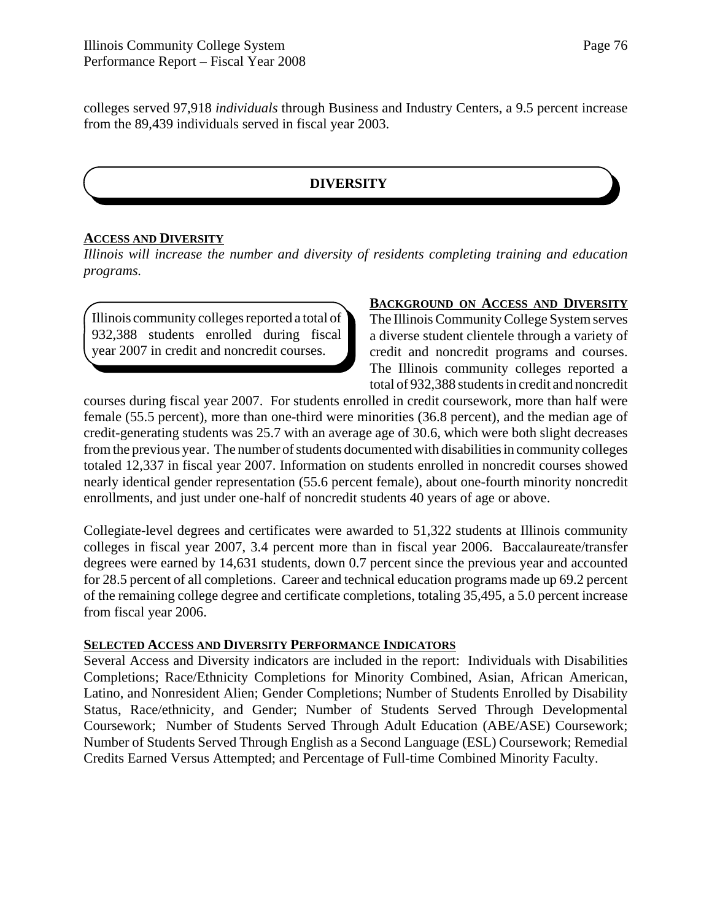colleges served 97,918 *individuals* through Business and Industry Centers, a 9.5 percent increase from the 89,439 individuals served in fiscal year 2003.

## DIVERSITY

**ACCESS AND DIVERSITY**

*Illinois will increase the number and diversity of residents completing training and education programs.*

> Illinois community colleges reported a total of 932,388 students enrolled during fiscal year 2007 in credit and noncredit courses.

**BACKGROUND ON ACCESS AND DIVERSITY**

The Illinois Community College System serves a diverse student clientele through a variety of credit and noncredit programs and courses. The Illinois community colleges reported a total of 932,388 students in credit and noncredit courses during fiscal year 2007. For students enrolled in credit coursework, more than half were female (55.5 percent), more than one-third were minorities (36.8 percent), and the median age of credit-generating students was 25.7 with an average age of 30.6, which were both slight decreases from the previous year. The number of students documented with disabilities in community colleges totaled 12,337 in fiscal year 2007. Information on students enrolled in noncredit courses showed nearly identical gender representation (55.6 percent female), about one-fourth minority noncredit enrollments, and just under one-half of noncredit students 40 years of age or above.

Collegiate-level degrees and certificates were awarded to 51,322 students at Illinois community colleges in fiscal year 2007, 3.4 percent more than in fiscal year 2006. Baccalaureate/transfer degrees were earned by 14,631 students, down 0.7 percent since the previous year and accounted for 28.5 percent of all completions. Career and technical education programs made up 69.2 percent of the remaining college degree and certificate completions, totaling 35,495, a 5.0 percent increase from fiscal year 2006.

**SELECTED ACCESS AND DIVERSITY PERFORMANCE INDICATORS**

Several Access and Diversity indicators are included in the report: Individuals with Disabilities Completions; Race/Ethnicity Completions for Minority Combined, Asian, African American, Latino, and Nonresident Alien; Gender Completions; Number of Students Enrolled by Disability Status, Race/ethnicity, and Gender; Number of Students Served Through Developmental Coursework; Number of Students Served Through Adult Education (ABE/ASE) Coursework; Number of Students Served Through English as a Second Language (ESL) Coursework; Remedial Credits Earned Versus Attempted; and Percentage of Full-time Combined Minority Faculty.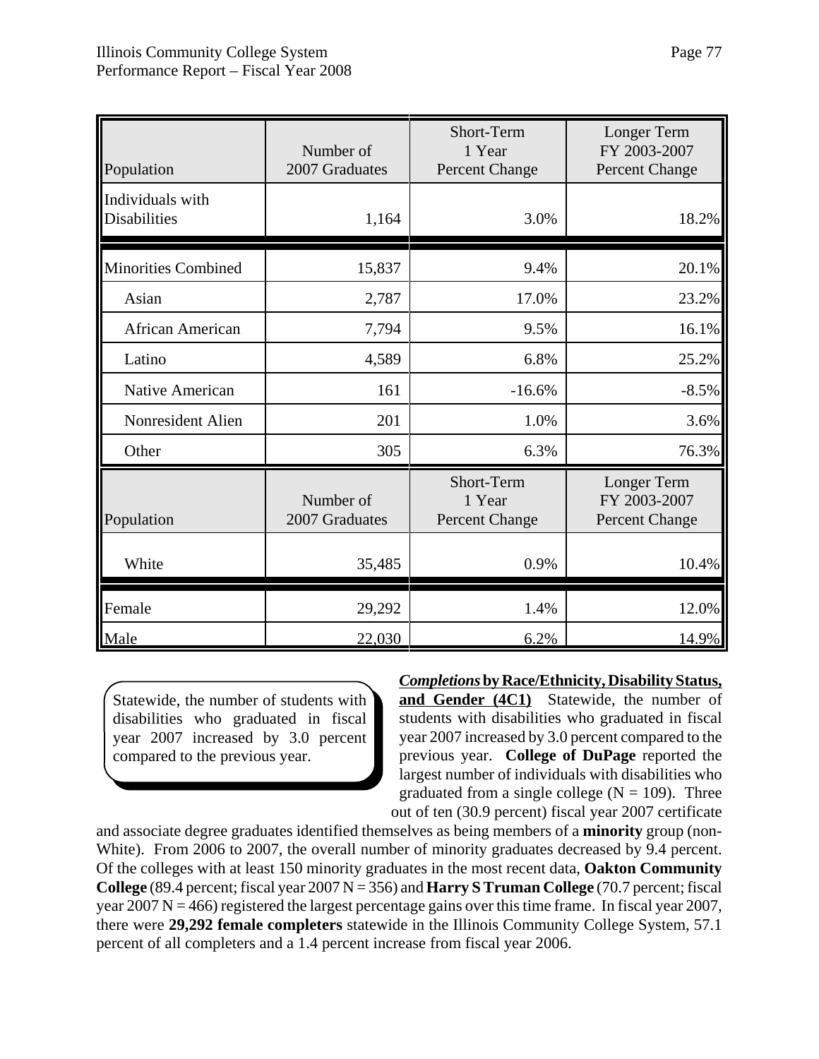| Population | Number of 2007 Graduates | Short-Term 1 Year Percent Change | Longer Term FY 2003-2007 Percent Change |
|---|---|---|---|
| Individuals with Disabilities | 1,164 | 3.0% | 18.2% |
| Minorities Combined | 15,837 | 9.4% | 20.1% |
| Asian | 2,787 | 17.0% | 23.2% |
| African American | 7,794 | 9.5% | 16.1% |
| Latino | 4,589 | 6.8% | 25.2% |
| Native American | 161 | -16.6% | -8.5% |
| Nonresident Alien | 201 | 1.0% | 3.6% |
| Other | 305 | 6.3% | 76.3% |
| **Population** | **Number of 2007 Graduates** | **Short-Term 1 Year Percent Change** | **Longer Term FY 2003-2007 Percent Change** |
| White | 35,485 | 0.9% | 10.4% |
| Female | 29,292 | 1.4% | 12.0% |
| Male | 22,030 | 6.2% | 14.9% |

> Statewide, the number of students with disabilities who graduated in fiscal year 2007 increased by 3.0 percent compared to the previous year.

***Completions*** **by Race/Ethnicity, Disability Status, and Gender (4C1)** Statewide, the number of students with disabilities who graduated in fiscal year 2007 increased by 3.0 percent compared to the previous year. **College of DuPage** reported the largest number of individuals with disabilities who graduated from a single college (N = 109). Three out of ten (30.9 percent) fiscal year 2007 certificate and associate degree graduates identified themselves as being members of a **minority** group (non-White). From 2006 to 2007, the overall number of minority graduates decreased by 9.4 percent. Of the colleges with at least 150 minority graduates in the most recent data, **Oakton Community College** (89.4 percent; fiscal year 2007 N = 356) and **Harry S Truman College** (70.7 percent; fiscal year 2007 N = 466) registered the largest percentage gains over this time frame. In fiscal year 2007, there were **29,292 female completers** statewide in the Illinois Community College System, 57.1 percent of all completers and a 1.4 percent increase from fiscal year 2006.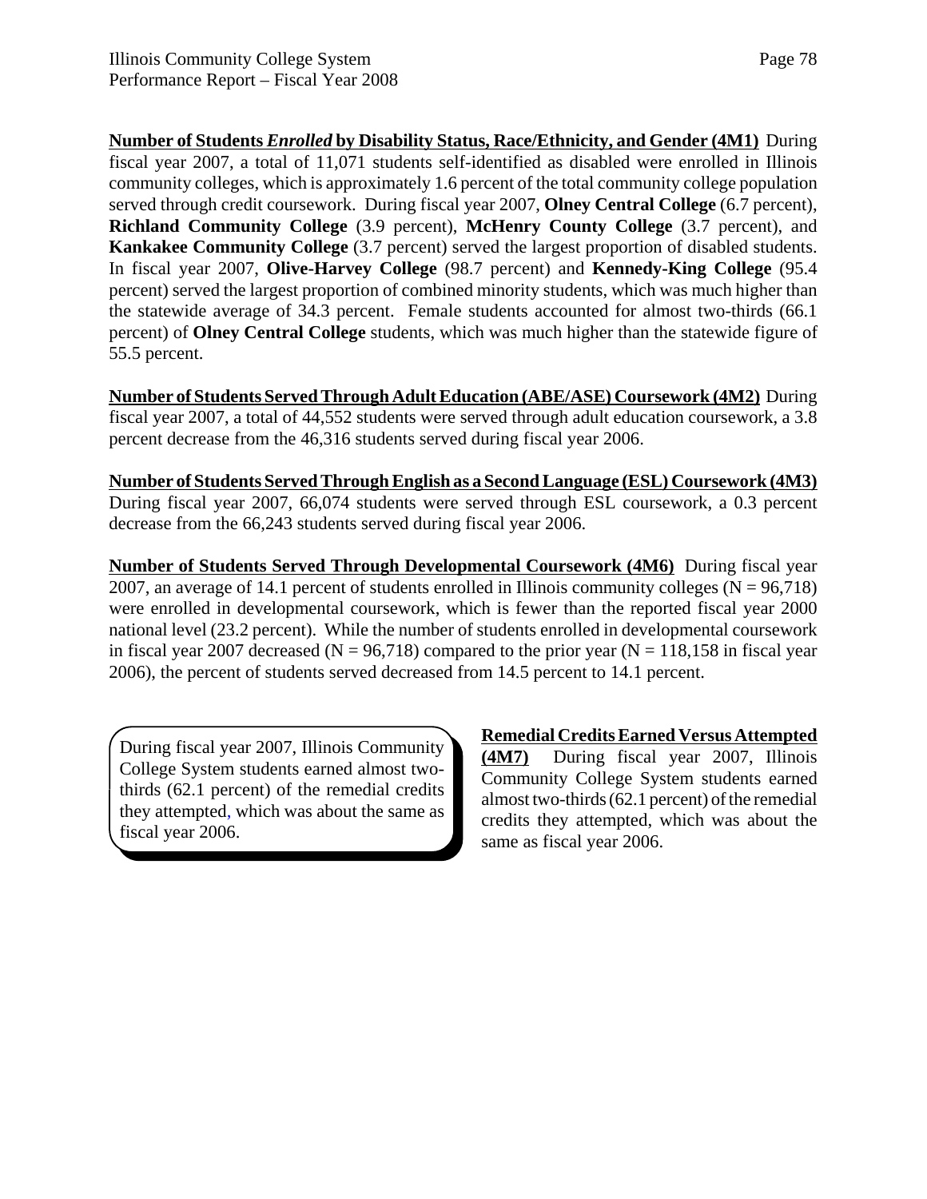**Number of Students *Enrolled* by Disability Status, Race/Ethnicity, and Gender (4M1)** During fiscal year 2007, a total of 11,071 students self-identified as disabled were enrolled in Illinois community colleges, which is approximately 1.6 percent of the total community college population served through credit coursework. During fiscal year 2007, **Olney Central College** (6.7 percent), **Richland Community College** (3.9 percent), **McHenry County College** (3.7 percent), and **Kankakee Community College** (3.7 percent) served the largest proportion of disabled students. In fiscal year 2007, **Olive-Harvey College** (98.7 percent) and **Kennedy-King College** (95.4 percent) served the largest proportion of combined minority students, which was much higher than the statewide average of 34.3 percent. Female students accounted for almost two-thirds (66.1 percent) of **Olney Central College** students, which was much higher than the statewide figure of 55.5 percent.

**Number of Students Served Through Adult Education (ABE/ASE) Coursework (4M2)** During fiscal year 2007, a total of 44,552 students were served through adult education coursework, a 3.8 percent decrease from the 46,316 students served during fiscal year 2006.

**Number of Students Served Through English as a Second Language (ESL) Coursework (4M3)** During fiscal year 2007, 66,074 students were served through ESL coursework, a 0.3 percent decrease from the 66,243 students served during fiscal year 2006.

**Number of Students Served Through Developmental Coursework (4M6)** During fiscal year 2007, an average of 14.1 percent of students enrolled in Illinois community colleges (N = 96,718) were enrolled in developmental coursework, which is fewer than the reported fiscal year 2000 national level (23.2 percent). While the number of students enrolled in developmental coursework in fiscal year 2007 decreased (N = 96,718) compared to the prior year (N = 118,158 in fiscal year 2006), the percent of students served decreased from 14.5 percent to 14.1 percent.

> During fiscal year 2007, Illinois Community College System students earned almost two-thirds (62.1 percent) of the remedial credits they attempted, which was about the same as fiscal year 2006.

**Remedial Credits Earned Versus Attempted (4M7)** During fiscal year 2007, Illinois Community College System students earned almost two-thirds (62.1 percent) of the remedial credits they attempted, which was about the same as fiscal year 2006.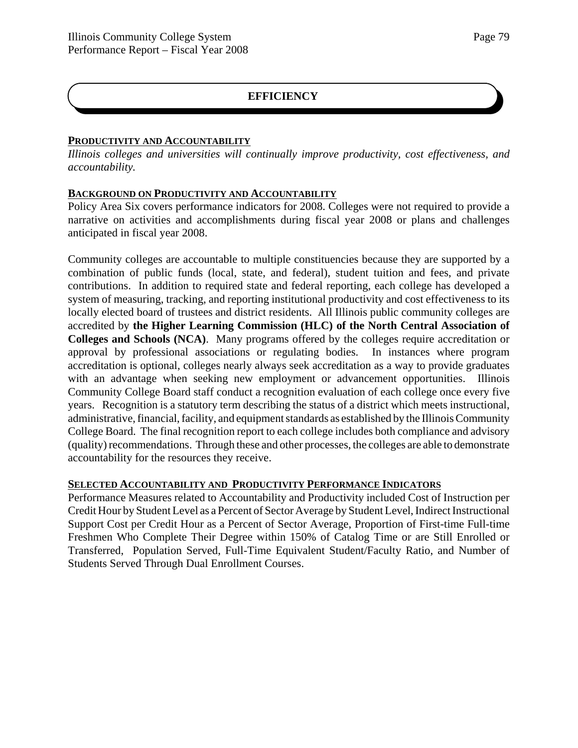# EFFICIENCY

## PRODUCTIVITY AND ACCOUNTABILITY

*Illinois colleges and universities will continually improve productivity, cost effectiveness, and accountability.*

## BACKGROUND ON PRODUCTIVITY AND ACCOUNTABILITY

Policy Area Six covers performance indicators for 2008. Colleges were not required to provide a narrative on activities and accomplishments during fiscal year 2008 or plans and challenges anticipated in fiscal year 2008.

Community colleges are accountable to multiple constituencies because they are supported by a combination of public funds (local, state, and federal), student tuition and fees, and private contributions. In addition to required state and federal reporting, each college has developed a system of measuring, tracking, and reporting institutional productivity and cost effectiveness to its locally elected board of trustees and district residents. All Illinois public community colleges are accredited by **the Higher Learning Commission (HLC) of the North Central Association of Colleges and Schools (NCA)**. Many programs offered by the colleges require accreditation or approval by professional associations or regulating bodies. In instances where program accreditation is optional, colleges nearly always seek accreditation as a way to provide graduates with an advantage when seeking new employment or advancement opportunities. Illinois Community College Board staff conduct a recognition evaluation of each college once every five years. Recognition is a statutory term describing the status of a district which meets instructional, administrative, financial, facility, and equipment standards as established by the Illinois Community College Board. The final recognition report to each college includes both compliance and advisory (quality) recommendations. Through these and other processes, the colleges are able to demonstrate accountability for the resources they receive.

## SELECTED ACCOUNTABILITY AND PRODUCTIVITY PERFORMANCE INDICATORS

Performance Measures related to Accountability and Productivity included Cost of Instruction per Credit Hour by Student Level as a Percent of Sector Average by Student Level, Indirect Instructional Support Cost per Credit Hour as a Percent of Sector Average, Proportion of First-time Full-time Freshmen Who Complete Their Degree within 150% of Catalog Time or are Still Enrolled or Transferred, Population Served, Full-Time Equivalent Student/Faculty Ratio, and Number of Students Served Through Dual Enrollment Courses.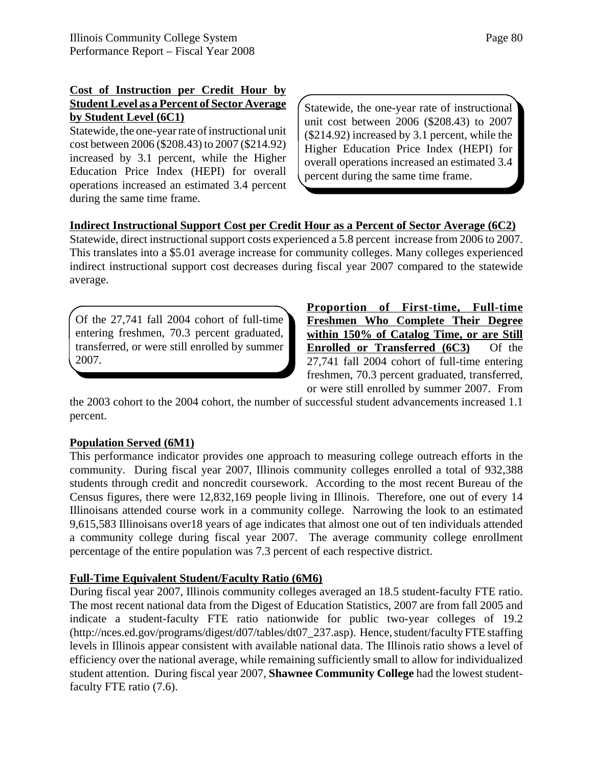**Cost of Instruction per Credit Hour by Student Level as a Percent of Sector Average by Student Level (6C1)**

Statewide, the one-year rate of instructional unit cost between 2006 ($208.43) to 2007 ($214.92) increased by 3.1 percent, while the Higher Education Price Index (HEPI) for overall operations increased an estimated 3.4 percent during the same time frame.

> Statewide, the one-year rate of instructional unit cost between 2006 ($208.43) to 2007 ($214.92) increased by 3.1 percent, while the Higher Education Price Index (HEPI) for overall operations increased an estimated 3.4 percent during the same time frame.

**Indirect Instructional Support Cost per Credit Hour as a Percent of Sector Average (6C2)**

Statewide, direct instructional support costs experienced a 5.8 percent increase from 2006 to 2007. This translates into a $5.01 average increase for community colleges. Many colleges experienced indirect instructional support cost decreases during fiscal year 2007 compared to the statewide average.

> Of the 27,741 fall 2004 cohort of full-time entering freshmen, 70.3 percent graduated, transferred, or were still enrolled by summer 2007.

**Proportion of First-time, Full-time Freshmen Who Complete Their Degree within 150% of Catalog Time, or are Still Enrolled or Transferred (6C3)** Of the 27,741 fall 2004 cohort of full-time entering freshmen, 70.3 percent graduated, transferred, or were still enrolled by summer 2007. From the 2003 cohort to the 2004 cohort, the number of successful student advancements increased 1.1 percent.

**Population Served (6M1)**

This performance indicator provides one approach to measuring college outreach efforts in the community. During fiscal year 2007, Illinois community colleges enrolled a total of 932,388 students through credit and noncredit coursework. According to the most recent Bureau of the Census figures, there were 12,832,169 people living in Illinois. Therefore, one out of every 14 Illinoisans attended course work in a community college. Narrowing the look to an estimated 9,615,583 Illinoisans over18 years of age indicates that almost one out of ten individuals attended a community college during fiscal year 2007. The average community college enrollment percentage of the entire population was 7.3 percent of each respective district.

**Full-Time Equivalent Student/Faculty Ratio (6M6)**

During fiscal year 2007, Illinois community colleges averaged an 18.5 student-faculty FTE ratio. The most recent national data from the Digest of Education Statistics, 2007 are from fall 2005 and indicate a student-faculty FTE ratio nationwide for public two-year colleges of 19.2 (http://nces.ed.gov/programs/digest/d07/tables/dt07_237.asp). Hence, student/faculty FTE staffing levels in Illinois appear consistent with available national data. The Illinois ratio shows a level of efficiency over the national average, while remaining sufficiently small to allow for individualized student attention. During fiscal year 2007, **Shawnee Community College** had the lowest student-faculty FTE ratio (7.6).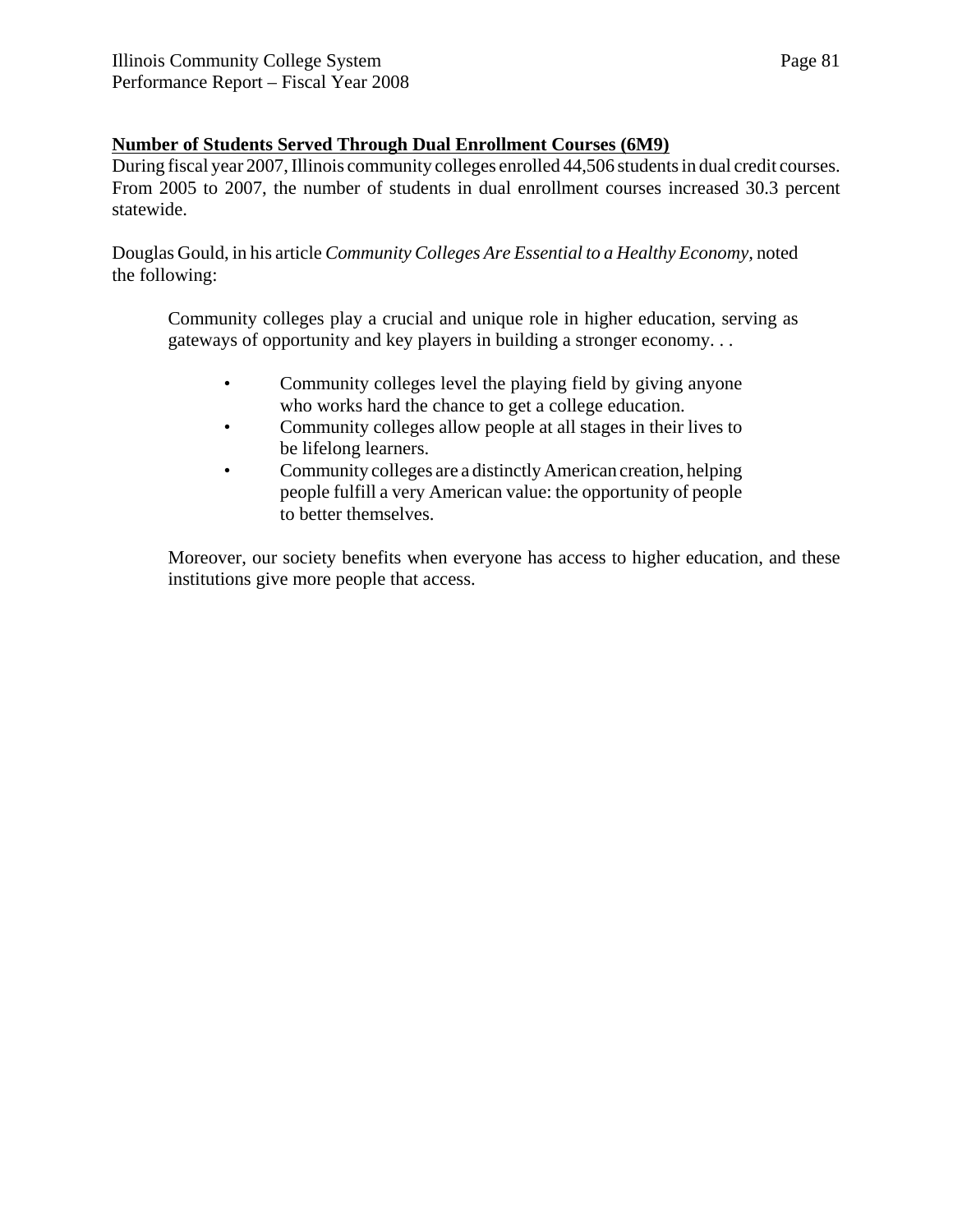**Number of Students Served Through Dual Enrollment Courses (6M9)**

During fiscal year 2007, Illinois community colleges enrolled 44,506 students in dual credit courses. From 2005 to 2007, the number of students in dual enrollment courses increased 30.3 percent statewide.

Douglas Gould, in his article *Community Colleges Are Essential to a Healthy Economy*, noted the following:

> Community colleges play a crucial and unique role in higher education, serving as gateways of opportunity and key players in building a stronger economy. . .
>
> - Community colleges level the playing field by giving anyone who works hard the chance to get a college education.
> - Community colleges allow people at all stages in their lives to be lifelong learners.
> - Community colleges are a distinctly American creation, helping people fulfill a very American value: the opportunity of people to better themselves.
>
> Moreover, our society benefits when everyone has access to higher education, and these institutions give more people that access.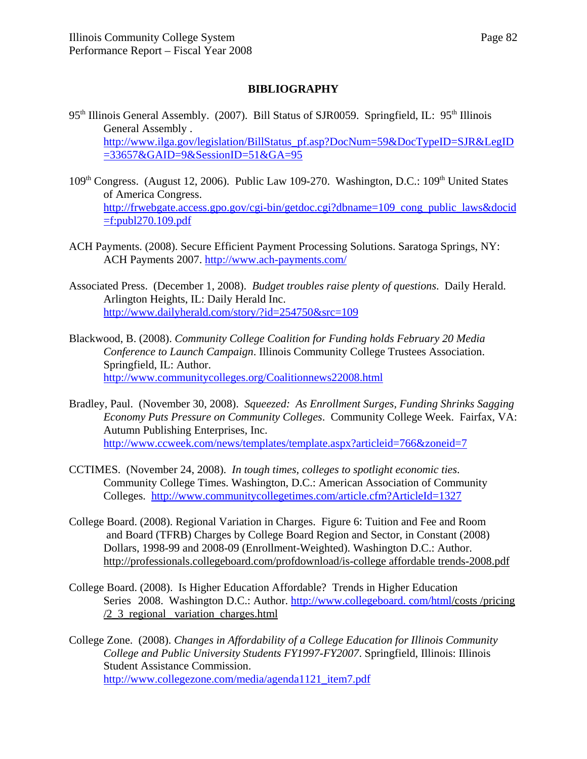## BIBLIOGRAPHY

95th Illinois General Assembly. (2007). Bill Status of SJR0059. Springfield, IL: 95th Illinois General Assembly . http://www.ilga.gov/legislation/BillStatus_pf.asp?DocNum=59&DocTypeID=SJR&LegID=33657&GAID=9&SessionID=51&GA=95

109th Congress. (August 12, 2006). Public Law 109-270. Washington, D.C.: 109th United States of America Congress. http://frwebgate.access.gpo.gov/cgi-bin/getdoc.cgi?dbname=109_cong_public_laws&docid=f:publ270.109.pdf

ACH Payments. (2008). Secure Efficient Payment Processing Solutions. Saratoga Springs, NY: ACH Payments 2007. http://www.ach-payments.com/

Associated Press. (December 1, 2008). *Budget troubles raise plenty of questions*. Daily Herald. Arlington Heights, IL: Daily Herald Inc. http://www.dailyherald.com/story/?id=254750&src=109

Blackwood, B. (2008). *Community College Coalition for Funding holds February 20 Media Conference to Launch Campaign*. Illinois Community College Trustees Association. Springfield, IL: Author. http://www.communitycolleges.org/Coalitionnews22008.html

Bradley, Paul. (November 30, 2008). *Squeezed: As Enrollment Surges, Funding Shrinks Sagging Economy Puts Pressure on Community Colleges*. Community College Week. Fairfax, VA: Autumn Publishing Enterprises, Inc. http://www.ccweek.com/news/templates/template.aspx?articleid=766&zoneid=7

CCTIMES. (November 24, 2008). *In tough times, colleges to spotlight economic ties*. Community College Times. Washington, D.C.: American Association of Community Colleges. http://www.communitycollegetimes.com/article.cfm?ArticleId=1327

College Board. (2008). Regional Variation in Charges. Figure 6: Tuition and Fee and Room and Board (TFRB) Charges by College Board Region and Sector, in Constant (2008) Dollars, 1998-99 and 2008-09 (Enrollment-Weighted). Washington D.C.: Author. http://professionals.collegeboard.com/profdownload/is-college affordable trends-2008.pdf

College Board. (2008). Is Higher Education Affordable? Trends in Higher Education Series 2008. Washington D.C.: Author. http://www.collegeboard. com/html/costs /pricing /2_3_regional _variation_charges.html

College Zone. (2008). *Changes in Affordability of a College Education for Illinois Community College and Public University Students FY1997-FY2007*. Springfield, Illinois: Illinois Student Assistance Commission. http://www.collegezone.com/media/agenda1121_item7.pdf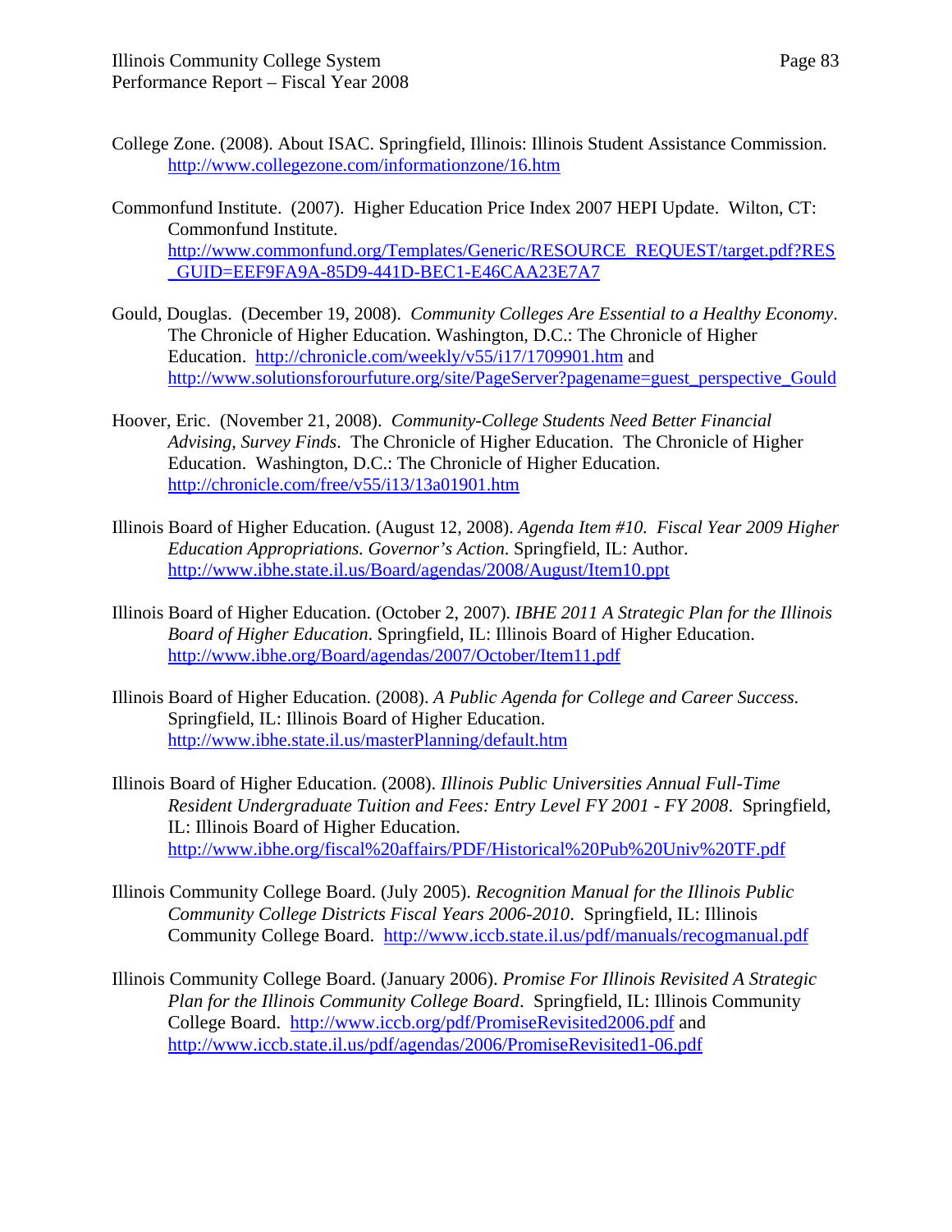College Zone. (2008). About ISAC. Springfield, Illinois: Illinois Student Assistance Commission. http://www.collegezone.com/informationzone/16.htm

Commonfund Institute. (2007). Higher Education Price Index 2007 HEPI Update. Wilton, CT: Commonfund Institute. http://www.commonfund.org/Templates/Generic/RESOURCE_REQUEST/target.pdf?RES_GUID=EEF9FA9A-85D9-441D-BEC1-E46CAA23E7A7

Gould, Douglas. (December 19, 2008). *Community Colleges Are Essential to a Healthy Economy*. The Chronicle of Higher Education. Washington, D.C.: The Chronicle of Higher Education. http://chronicle.com/weekly/v55/i17/1709901.htm and http://www.solutionsforourfuture.org/site/PageServer?pagename=guest_perspective_Gould

Hoover, Eric. (November 21, 2008). *Community-College Students Need Better Financial Advising, Survey Finds*. The Chronicle of Higher Education. The Chronicle of Higher Education. Washington, D.C.: The Chronicle of Higher Education. http://chronicle.com/free/v55/i13/13a01901.htm

Illinois Board of Higher Education. (August 12, 2008). *Agenda Item #10. Fiscal Year 2009 Higher Education Appropriations. Governor's Action.* Springfield, IL: Author. http://www.ibhe.state.il.us/Board/agendas/2008/August/Item10.ppt

Illinois Board of Higher Education. (October 2, 2007). *IBHE 2011 A Strategic Plan for the Illinois Board of Higher Education*. Springfield, IL: Illinois Board of Higher Education. http://www.ibhe.org/Board/agendas/2007/October/Item11.pdf

Illinois Board of Higher Education. (2008). *A Public Agenda for College and Career Success.* Springfield, IL: Illinois Board of Higher Education. http://www.ibhe.state.il.us/masterPlanning/default.htm

Illinois Board of Higher Education. (2008). *Illinois Public Universities Annual Full-Time Resident Undergraduate Tuition and Fees: Entry Level FY 2001 - FY 2008*. Springfield, IL: Illinois Board of Higher Education. http://www.ibhe.org/fiscal%20affairs/PDF/Historical%20Pub%20Univ%20TF.pdf

Illinois Community College Board. (July 2005). *Recognition Manual for the Illinois Public Community College Districts Fiscal Years 2006-2010*. Springfield, IL: Illinois Community College Board. http://www.iccb.state.il.us/pdf/manuals/recogmanual.pdf

Illinois Community College Board. (January 2006). *Promise For Illinois Revisited A Strategic Plan for the Illinois Community College Board*. Springfield, IL: Illinois Community College Board. http://www.iccb.org/pdf/PromiseRevisited2006.pdf and http://www.iccb.state.il.us/pdf/agendas/2006/PromiseRevisited1-06.pdf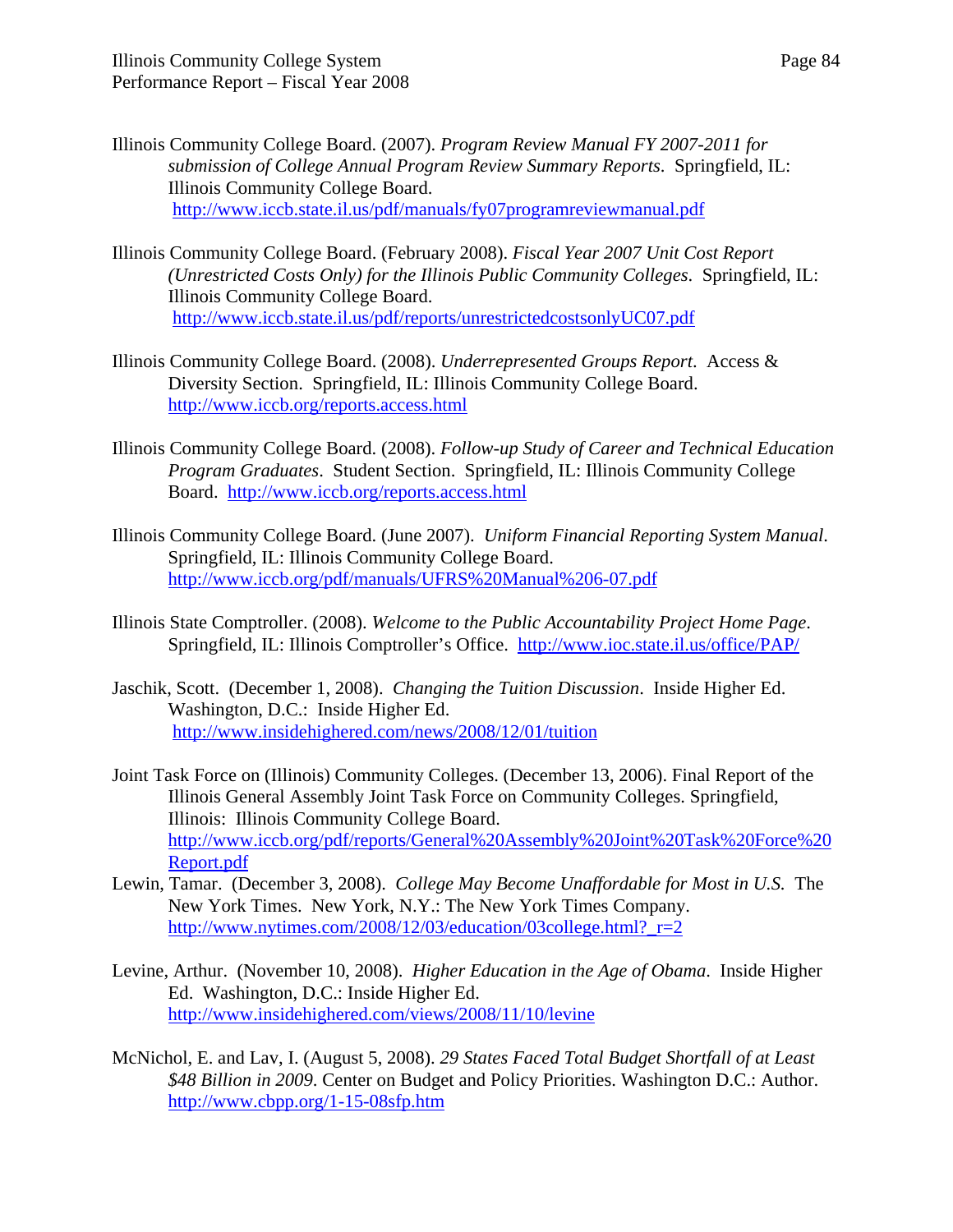Illinois Community College Board. (2007). *Program Review Manual FY 2007-2011 for submission of College Annual Program Review Summary Reports*. Springfield, IL: Illinois Community College Board. http://www.iccb.state.il.us/pdf/manuals/fy07programreviewmanual.pdf

Illinois Community College Board. (February 2008). *Fiscal Year 2007 Unit Cost Report (Unrestricted Costs Only) for the Illinois Public Community Colleges*. Springfield, IL: Illinois Community College Board. http://www.iccb.state.il.us/pdf/reports/unrestrictedcostsonlyUC07.pdf

Illinois Community College Board. (2008). *Underrepresented Groups Report*. Access & Diversity Section. Springfield, IL: Illinois Community College Board. http://www.iccb.org/reports.access.html

Illinois Community College Board. (2008). *Follow-up Study of Career and Technical Education Program Graduates*. Student Section. Springfield, IL: Illinois Community College Board. http://www.iccb.org/reports.access.html

Illinois Community College Board. (June 2007). *Uniform Financial Reporting System Manual*. Springfield, IL: Illinois Community College Board. http://www.iccb.org/pdf/manuals/UFRS%20Manual%206-07.pdf

Illinois State Comptroller. (2008). *Welcome to the Public Accountability Project Home Page*. Springfield, IL: Illinois Comptroller's Office. http://www.ioc.state.il.us/office/PAP/

Jaschik, Scott. (December 1, 2008). *Changing the Tuition Discussion*. Inside Higher Ed. Washington, D.C.: Inside Higher Ed. http://www.insidehighered.com/news/2008/12/01/tuition

Joint Task Force on (Illinois) Community Colleges. (December 13, 2006). Final Report of the Illinois General Assembly Joint Task Force on Community Colleges. Springfield, Illinois: Illinois Community College Board. http://www.iccb.org/pdf/reports/General%20Assembly%20Joint%20Task%20Force%20Report.pdf

Lewin, Tamar. (December 3, 2008). *College May Become Unaffordable for Most in U.S.* The New York Times. New York, N.Y.: The New York Times Company. http://www.nytimes.com/2008/12/03/education/03college.html?_r=2

Levine, Arthur. (November 10, 2008). *Higher Education in the Age of Obama*. Inside Higher Ed. Washington, D.C.: Inside Higher Ed. http://www.insidehighered.com/views/2008/11/10/levine

McNichol, E. and Lav, I. (August 5, 2008). *29 States Faced Total Budget Shortfall of at Least $48 Billion in 2009*. Center on Budget and Policy Priorities. Washington D.C.: Author. http://www.cbpp.org/1-15-08sfp.htm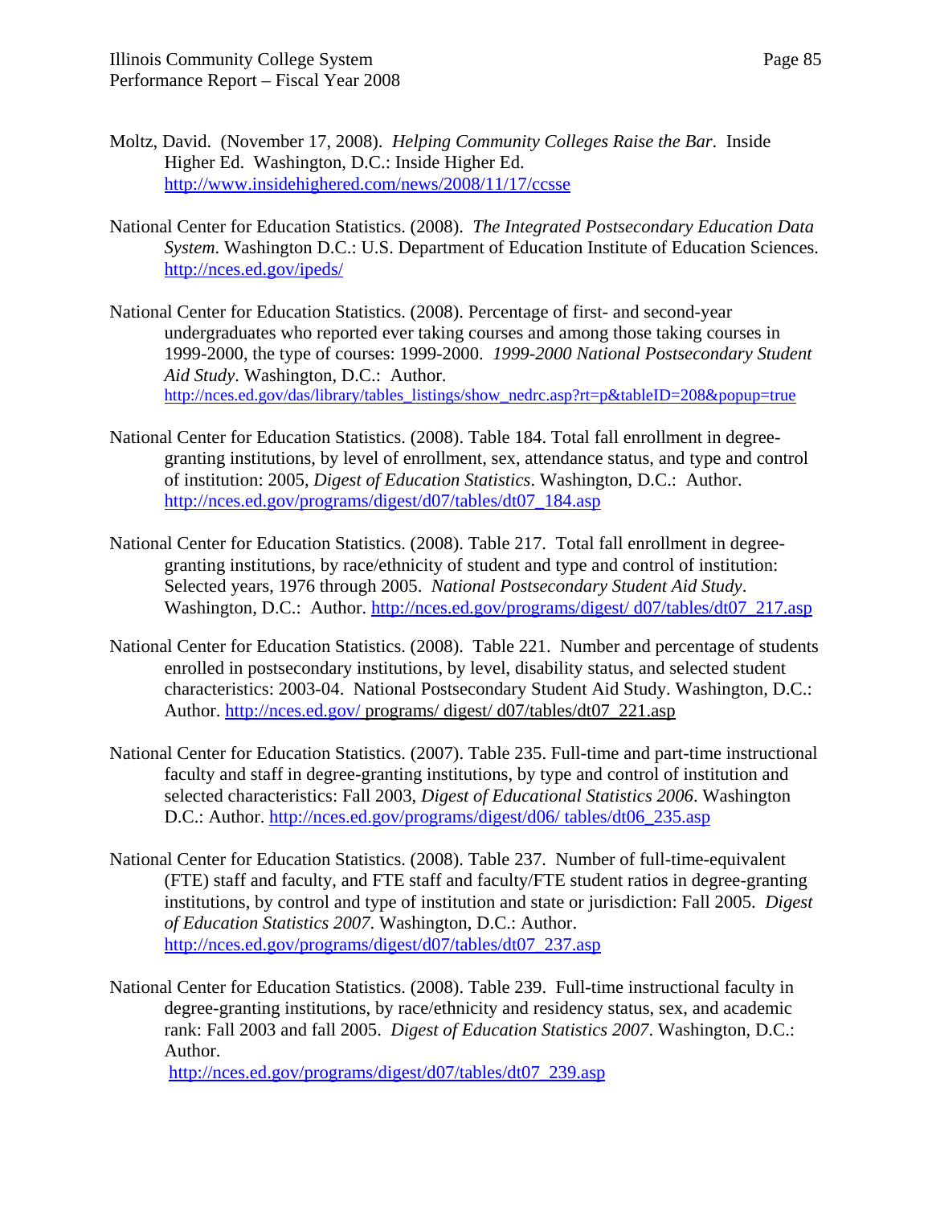Moltz, David. (November 17, 2008). *Helping Community Colleges Raise the Bar*. Inside Higher Ed. Washington, D.C.: Inside Higher Ed. http://www.insidehighered.com/news/2008/11/17/ccsse

National Center for Education Statistics. (2008). *The Integrated Postsecondary Education Data System*. Washington D.C.: U.S. Department of Education Institute of Education Sciences. http://nces.ed.gov/ipeds/

National Center for Education Statistics. (2008). Percentage of first- and second-year undergraduates who reported ever taking courses and among those taking courses in 1999-2000, the type of courses: 1999-2000. *1999-2000 National Postsecondary Student Aid Study*. Washington, D.C.: Author. http://nces.ed.gov/das/library/tables_listings/show_nedrc.asp?rt=p&tableID=208&popup=true

National Center for Education Statistics. (2008). Table 184. Total fall enrollment in degree-granting institutions, by level of enrollment, sex, attendance status, and type and control of institution: 2005, *Digest of Education Statistics*. Washington, D.C.: Author. http://nces.ed.gov/programs/digest/d07/tables/dt07_184.asp

National Center for Education Statistics. (2008). Table 217. Total fall enrollment in degree-granting institutions, by race/ethnicity of student and type and control of institution: Selected years, 1976 through 2005. *National Postsecondary Student Aid Study*. Washington, D.C.: Author. http://nces.ed.gov/programs/digest/ d07/tables/dt07_217.asp

National Center for Education Statistics. (2008). Table 221. Number and percentage of students enrolled in postsecondary institutions, by level, disability status, and selected student characteristics: 2003-04. National Postsecondary Student Aid Study. Washington, D.C.: Author. http://nces.ed.gov/ programs/ digest/ d07/tables/dt07_221.asp

National Center for Education Statistics. (2007). Table 235. Full-time and part-time instructional faculty and staff in degree-granting institutions, by type and control of institution and selected characteristics: Fall 2003, *Digest of Educational Statistics 2006*. Washington D.C.: Author. http://nces.ed.gov/programs/digest/d06/ tables/dt06_235.asp

National Center for Education Statistics. (2008). Table 237. Number of full-time-equivalent (FTE) staff and faculty, and FTE staff and faculty/FTE student ratios in degree-granting institutions, by control and type of institution and state or jurisdiction: Fall 2005. *Digest of Education Statistics 2007*. Washington, D.C.: Author. http://nces.ed.gov/programs/digest/d07/tables/dt07_237.asp

National Center for Education Statistics. (2008). Table 239. Full-time instructional faculty in degree-granting institutions, by race/ethnicity and residency status, sex, and academic rank: Fall 2003 and fall 2005. *Digest of Education Statistics 2007*. Washington, D.C.: Author. http://nces.ed.gov/programs/digest/d07/tables/dt07_239.asp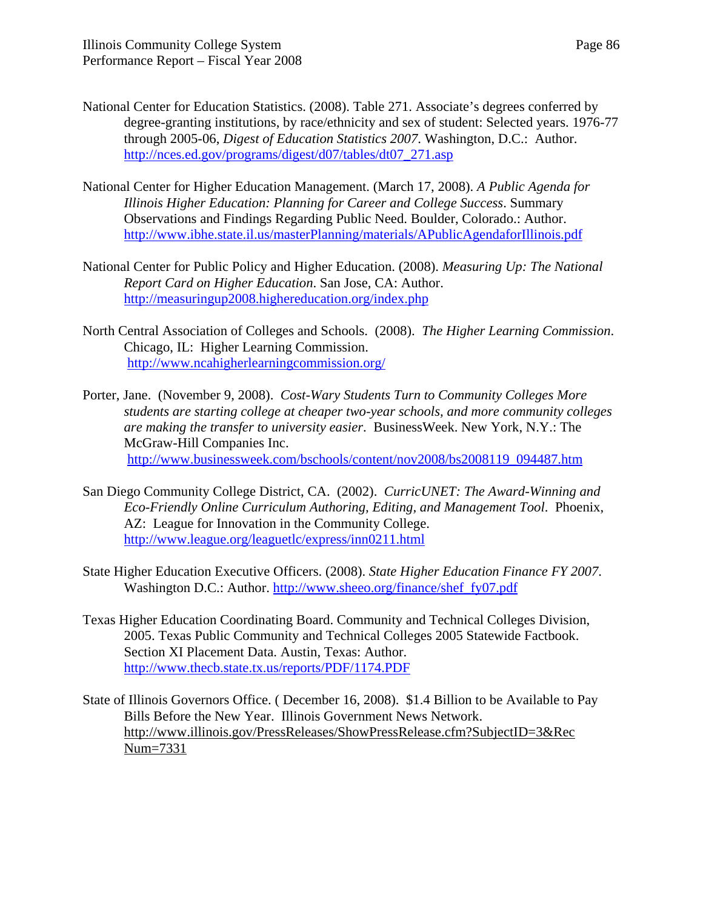National Center for Education Statistics. (2008). Table 271. Associate's degrees conferred by degree-granting institutions, by race/ethnicity and sex of student: Selected years. 1976-77 through 2005-06, *Digest of Education Statistics 2007*. Washington, D.C.: Author. http://nces.ed.gov/programs/digest/d07/tables/dt07_271.asp

National Center for Higher Education Management. (March 17, 2008). *A Public Agenda for Illinois Higher Education: Planning for Career and College Success*. Summary Observations and Findings Regarding Public Need. Boulder, Colorado.: Author. http://www.ibhe.state.il.us/masterPlanning/materials/APublicAgendaforIllinois.pdf

National Center for Public Policy and Higher Education. (2008). *Measuring Up: The National Report Card on Higher Education*. San Jose, CA: Author. http://measuringup2008.highereducation.org/index.php

North Central Association of Colleges and Schools. (2008). *The Higher Learning Commission*. Chicago, IL: Higher Learning Commission. http://www.ncahigherlearningcommission.org/

Porter, Jane. (November 9, 2008). *Cost-Wary Students Turn to Community Colleges More students are starting college at cheaper two-year schools, and more community colleges are making the transfer to university easier*. BusinessWeek. New York, N.Y.: The McGraw-Hill Companies Inc. http://www.businessweek.com/bschools/content/nov2008/bs2008119_094487.htm

San Diego Community College District, CA. (2002). *CurricUNET: The Award-Winning and Eco-Friendly Online Curriculum Authoring, Editing, and Management Tool*. Phoenix, AZ: League for Innovation in the Community College. http://www.league.org/leaguetlc/express/inn0211.html

State Higher Education Executive Officers. (2008). *State Higher Education Finance FY 2007*. Washington D.C.: Author. http://www.sheeo.org/finance/shef_fy07.pdf

Texas Higher Education Coordinating Board. Community and Technical Colleges Division, 2005. Texas Public Community and Technical Colleges 2005 Statewide Factbook. Section XI Placement Data. Austin, Texas: Author. http://www.thecb.state.tx.us/reports/PDF/1174.PDF

State of Illinois Governors Office. ( December 16, 2008). $1.4 Billion to be Available to Pay Bills Before the New Year. Illinois Government News Network. http://www.illinois.gov/PressReleases/ShowPressRelease.cfm?SubjectID=3&RecNum=7331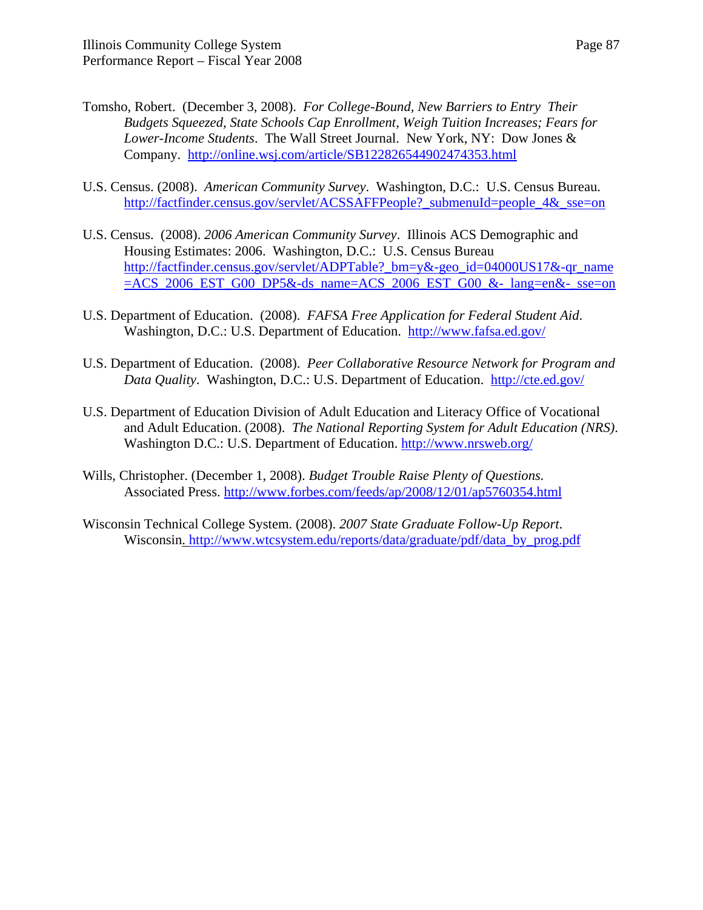Tomsho, Robert. (December 3, 2008). *For College-Bound, New Barriers to Entry Their Budgets Squeezed, State Schools Cap Enrollment, Weigh Tuition Increases; Fears for Lower-Income Students*. The Wall Street Journal. New York, NY: Dow Jones & Company. http://online.wsj.com/article/SB122826544902474353.html

U.S. Census. (2008). *American Community Survey*. Washington, D.C.: U.S. Census Bureau. http://factfinder.census.gov/servlet/ACSSAFFPeople?_submenuId=people_4&_sse=on

U.S. Census. (2008). *2006 American Community Survey*. Illinois ACS Demographic and Housing Estimates: 2006. Washington, D.C.: U.S. Census Bureau http://factfinder.census.gov/servlet/ADPTable?_bm=y&-geo_id=04000US17&-qr_name=ACS_2006_EST_G00_DP5&-ds_name=ACS_2006_EST_G00_&-_lang=en&-_sse=on

U.S. Department of Education. (2008). *FAFSA Free Application for Federal Student Aid*. Washington, D.C.: U.S. Department of Education. http://www.fafsa.ed.gov/

U.S. Department of Education. (2008). *Peer Collaborative Resource Network for Program and Data Quality*. Washington, D.C.: U.S. Department of Education. http://cte.ed.gov/

U.S. Department of Education Division of Adult Education and Literacy Office of Vocational and Adult Education. (2008). *The National Reporting System for Adult Education (NRS)*. Washington D.C.: U.S. Department of Education. http://www.nrsweb.org/

Wills, Christopher. (December 1, 2008). *Budget Trouble Raise Plenty of Questions.* Associated Press. http://www.forbes.com/feeds/ap/2008/12/01/ap5760354.html

Wisconsin Technical College System. (2008). *2007 State Graduate Follow-Up Report*. Wisconsin. http://www.wtcsystem.edu/reports/data/graduate/pdf/data_by_prog.pdf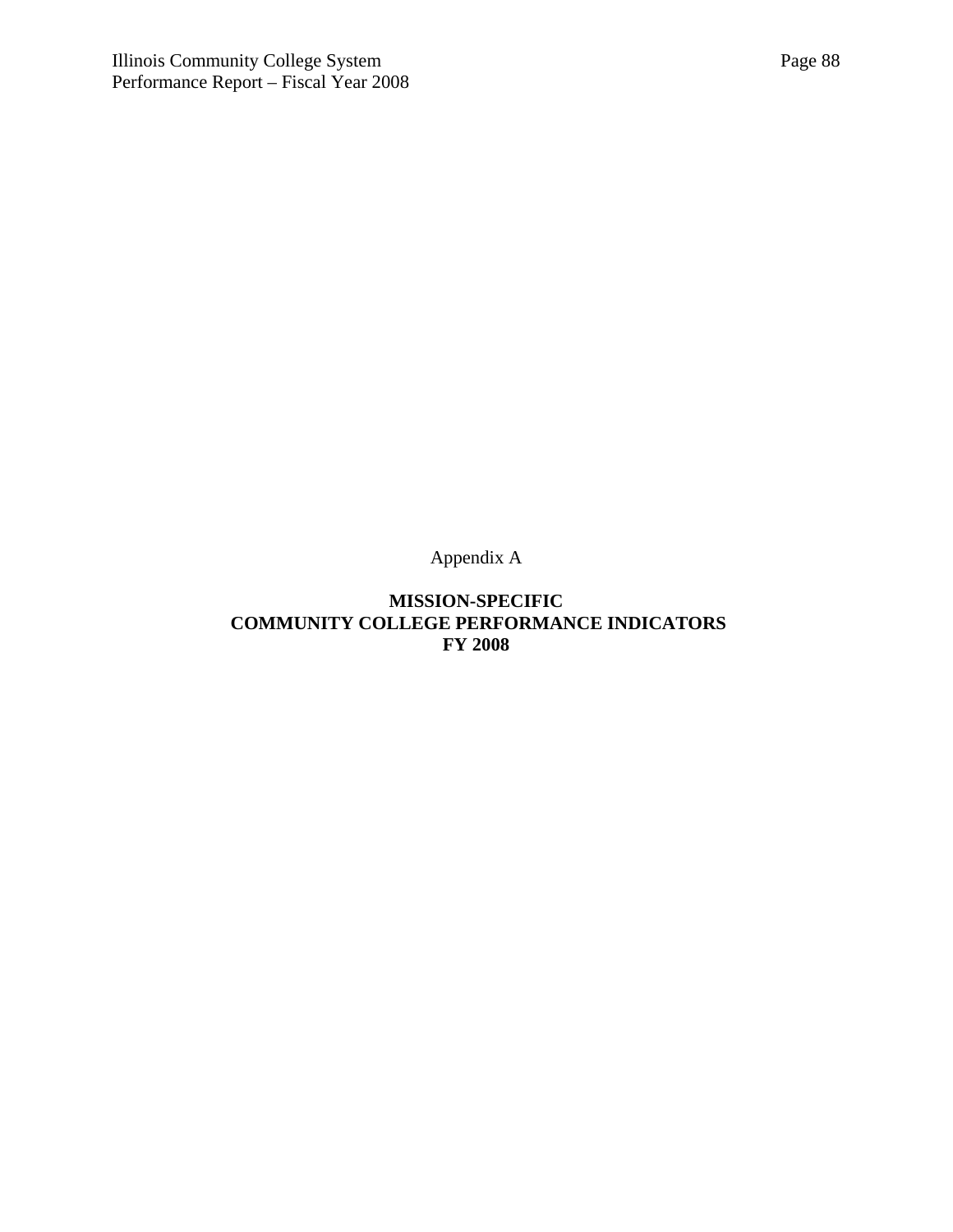Appendix A

# MISSION-SPECIFIC
# COMMUNITY COLLEGE PERFORMANCE INDICATORS
# FY 2008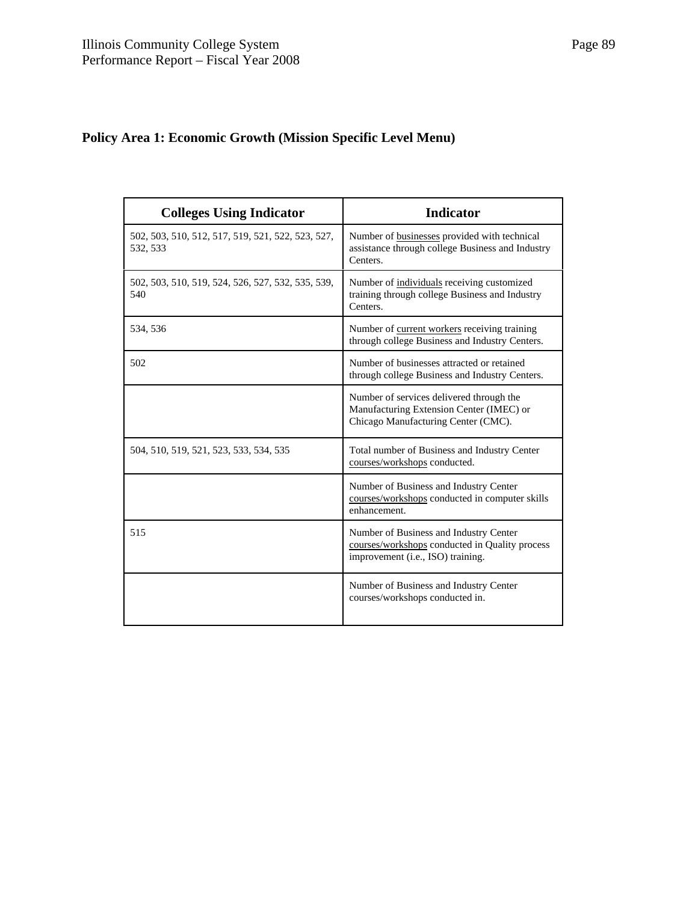**Policy Area 1: Economic Growth (Mission Specific Level Menu)**

| Colleges Using Indicator | Indicator |
|---|---|
| 502, 503, 510, 512, 517, 519, 521, 522, 523, 527, 532, 533 | Number of businesses provided with technical assistance through college Business and Industry Centers. |
| 502, 503, 510, 519, 524, 526, 527, 532, 535, 539, 540 | Number of individuals receiving customized training through college Business and Industry Centers. |
| 534, 536 | Number of current workers receiving training through college Business and Industry Centers. |
| 502 | Number of businesses attracted or retained through college Business and Industry Centers. |
| | Number of services delivered through the Manufacturing Extension Center (IMEC) or Chicago Manufacturing Center (CMC). |
| 504, 510, 519, 521, 523, 533, 534, 535 | Total number of Business and Industry Center courses/workshops conducted. |
| | Number of Business and Industry Center courses/workshops conducted in computer skills enhancement. |
| 515 | Number of Business and Industry Center courses/workshops conducted in Quality process improvement (i.e., ISO) training. |
| | Number of Business and Industry Center courses/workshops conducted in. |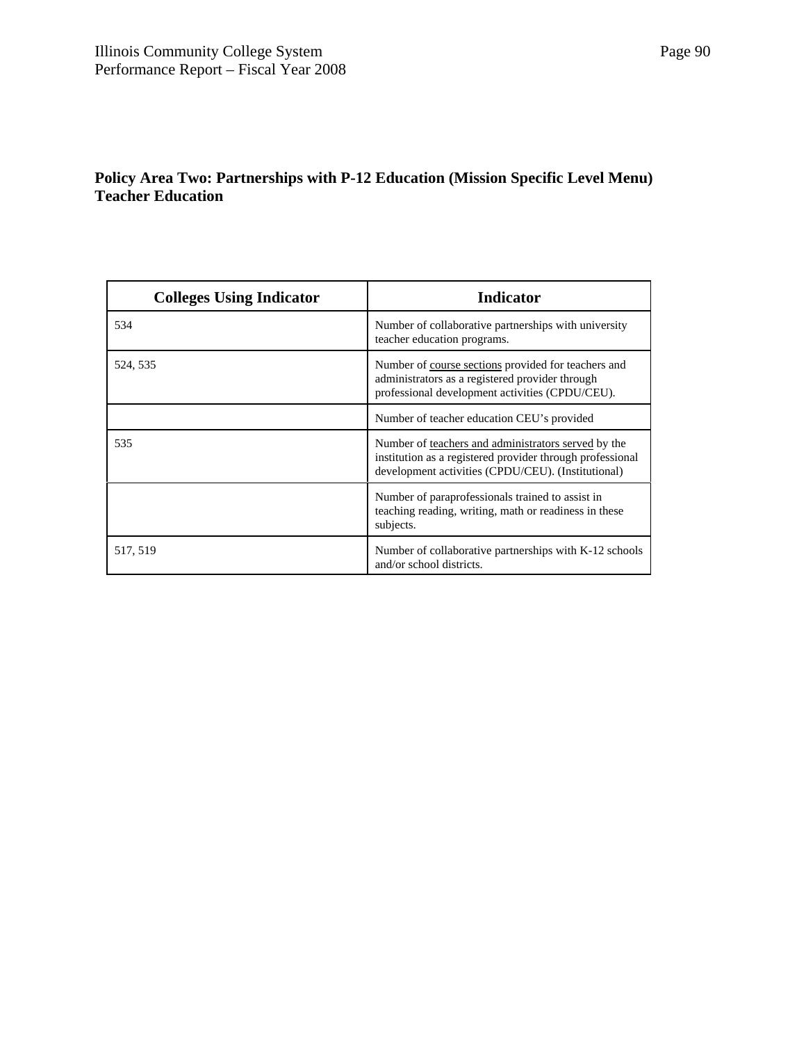**Policy Area Two: Partnerships with P-12 Education (Mission Specific Level Menu)**
**Teacher Education**

| Colleges Using Indicator | Indicator |
|---|---|
| 534 | Number of collaborative partnerships with university teacher education programs. |
| 524, 535 | Number of course sections provided for teachers and administrators as a registered provider through professional development activities (CPDU/CEU). |
| | Number of teacher education CEU's provided |
| 535 | Number of teachers and administrators served by the institution as a registered provider through professional development activities (CPDU/CEU). (Institutional) |
| | Number of paraprofessionals trained to assist in teaching reading, writing, math or readiness in these subjects. |
| 517, 519 | Number of collaborative partnerships with K-12 schools and/or school districts. |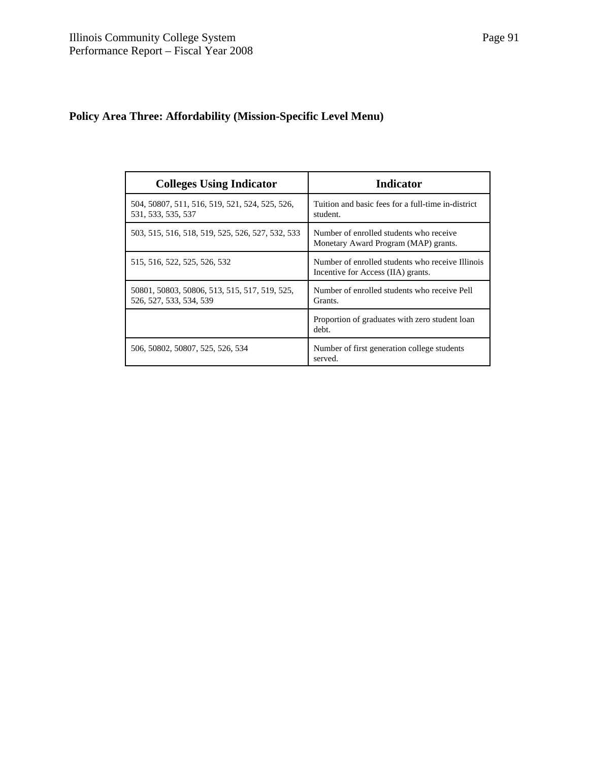**Policy Area Three: Affordability (Mission-Specific Level Menu)**

| Colleges Using Indicator | Indicator |
|---|---|
| 504, 50807, 511, 516, 519, 521, 524, 525, 526, 531, 533, 535, 537 | Tuition and basic fees for a full-time in-district student. |
| 503, 515, 516, 518, 519, 525, 526, 527, 532, 533 | Number of enrolled students who receive Monetary Award Program (MAP) grants. |
| 515, 516, 522, 525, 526, 532 | Number of enrolled students who receive Illinois Incentive for Access (IIA) grants. |
| 50801, 50803, 50806, 513, 515, 517, 519, 525, 526, 527, 533, 534, 539 | Number of enrolled students who receive Pell Grants. |
| | Proportion of graduates with zero student loan debt. |
| 506, 50802, 50807, 525, 526, 534 | Number of first generation college students served. |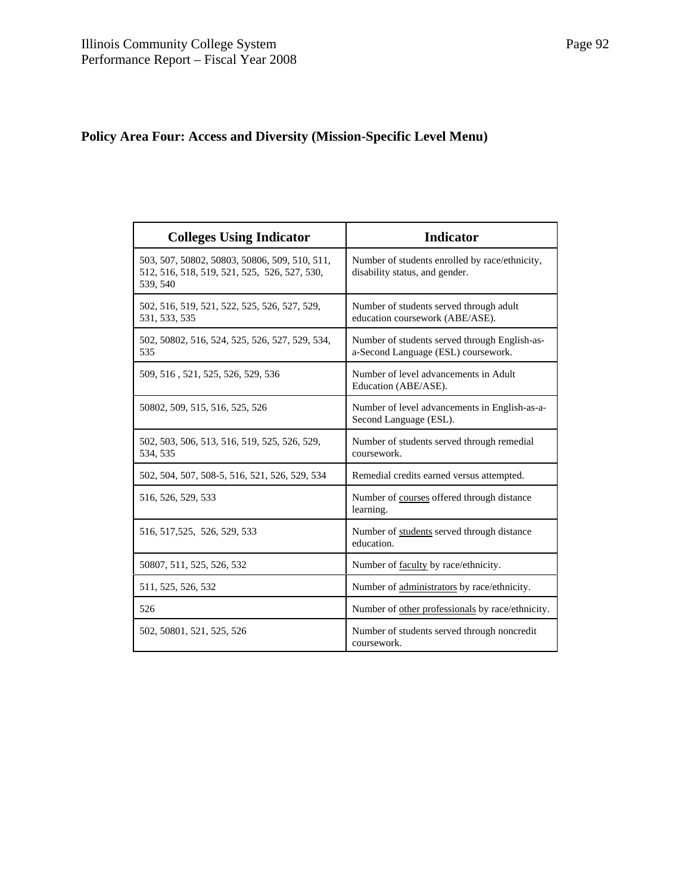## Policy Area Four: Access and Diversity (Mission-Specific Level Menu)

| Colleges Using Indicator | Indicator |
|---|---|
| 503, 507, 50802, 50803, 50806, 509, 510, 511, 512, 516, 518, 519, 521, 525, 526, 527, 530, 539, 540 | Number of students enrolled by race/ethnicity, disability status, and gender. |
| 502, 516, 519, 521, 522, 525, 526, 527, 529, 531, 533, 535 | Number of students served through adult education coursework (ABE/ASE). |
| 502, 50802, 516, 524, 525, 526, 527, 529, 534, 535 | Number of students served through English-as-a-Second Language (ESL) coursework. |
| 509, 516 , 521, 525, 526, 529, 536 | Number of level advancements in Adult Education (ABE/ASE). |
| 50802, 509, 515, 516, 525, 526 | Number of level advancements in English-as-a-Second Language (ESL). |
| 502, 503, 506, 513, 516, 519, 525, 526, 529, 534, 535 | Number of students served through remedial coursework. |
| 502, 504, 507, 508-5, 516, 521, 526, 529, 534 | Remedial credits earned versus attempted. |
| 516, 526, 529, 533 | Number of <u>courses</u> offered through distance learning. |
| 516, 517,525, 526, 529, 533 | Number of <u>students</u> served through distance education. |
| 50807, 511, 525, 526, 532 | Number of <u>faculty</u> by race/ethnicity. |
| 511, 525, 526, 532 | Number of <u>administrators</u> by race/ethnicity. |
| 526 | Number of <u>other professionals</u> by race/ethnicity. |
| 502, 50801, 521, 525, 526 | Number of students served through noncredit coursework. |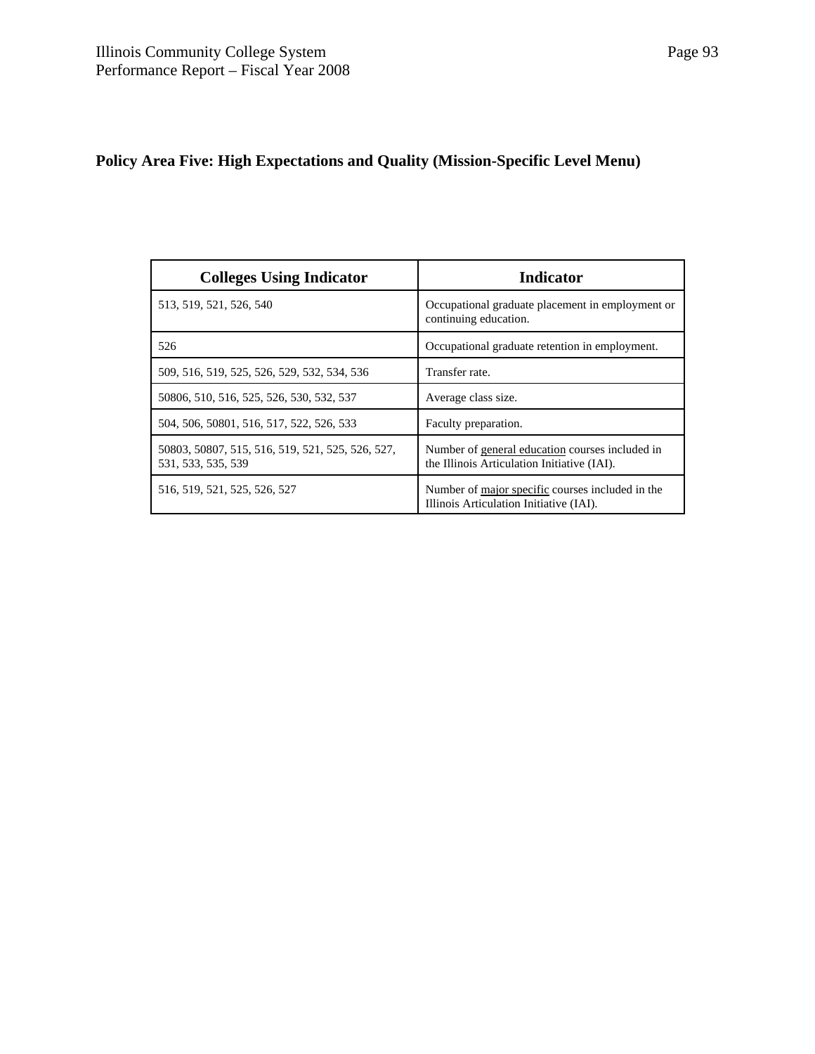**Policy Area Five: High Expectations and Quality (Mission-Specific Level Menu)**

| Colleges Using Indicator | Indicator |
|---|---|
| 513, 519, 521, 526, 540 | Occupational graduate placement in employment or continuing education. |
| 526 | Occupational graduate retention in employment. |
| 509, 516, 519, 525, 526, 529, 532, 534, 536 | Transfer rate. |
| 50806, 510, 516, 525, 526, 530, 532, 537 | Average class size. |
| 504, 506, 50801, 516, 517, 522, 526, 533 | Faculty preparation. |
| 50803, 50807, 515, 516, 519, 521, 525, 526, 527, 531, 533, 535, 539 | Number of general education courses included in the Illinois Articulation Initiative (IAI). |
| 516, 519, 521, 525, 526, 527 | Number of major specific courses included in the Illinois Articulation Initiative (IAI). |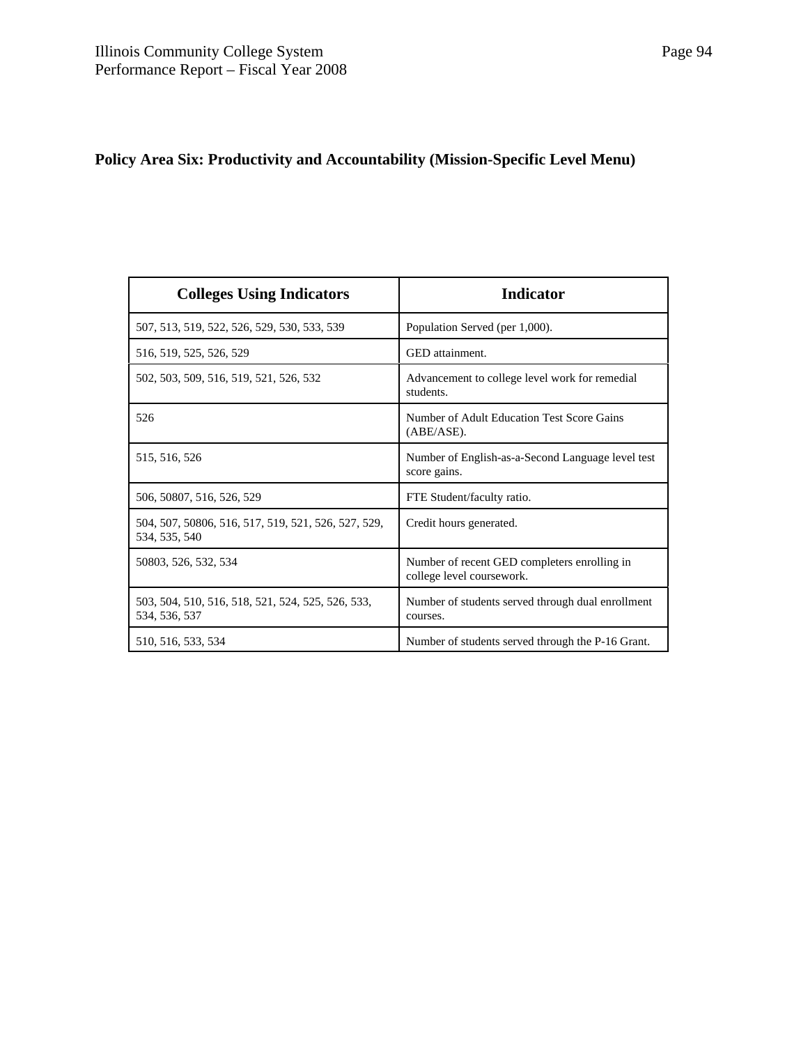**Policy Area Six: Productivity and Accountability (Mission-Specific Level Menu)**

| Colleges Using Indicators | Indicator |
| --- | --- |
| 507, 513, 519, 522, 526, 529, 530, 533, 539 | Population Served (per 1,000). |
| 516, 519, 525, 526, 529 | GED attainment. |
| 502, 503, 509, 516, 519, 521, 526, 532 | Advancement to college level work for remedial students. |
| 526 | Number of Adult Education Test Score Gains (ABE/ASE). |
| 515, 516, 526 | Number of English-as-a-Second Language level test score gains. |
| 506, 50807, 516, 526, 529 | FTE Student/faculty ratio. |
| 504, 507, 50806, 516, 517, 519, 521, 526, 527, 529, 534, 535, 540 | Credit hours generated. |
| 50803, 526, 532, 534 | Number of recent GED completers enrolling in college level coursework. |
| 503, 504, 510, 516, 518, 521, 524, 525, 526, 533, 534, 536, 537 | Number of students served through dual enrollment courses. |
| 510, 516, 533, 534 | Number of students served through the P-16 Grant. |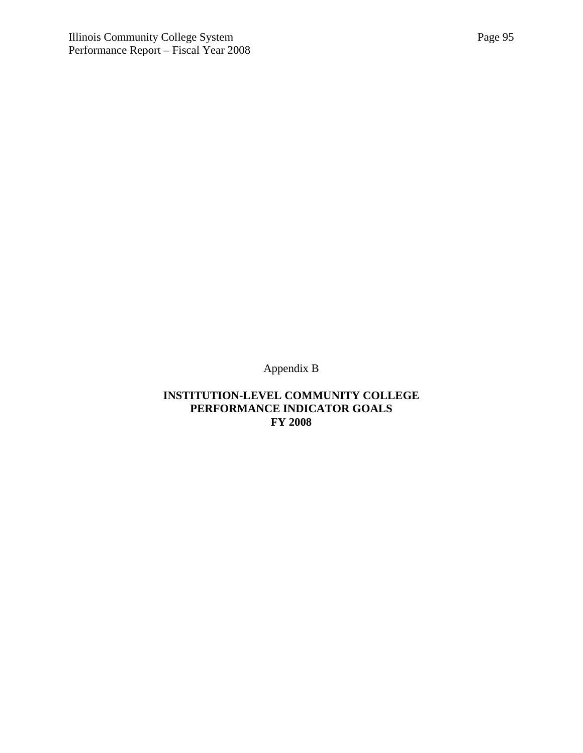Appendix B

# INSTITUTION-LEVEL COMMUNITY COLLEGE PERFORMANCE INDICATOR GOALS FY 2008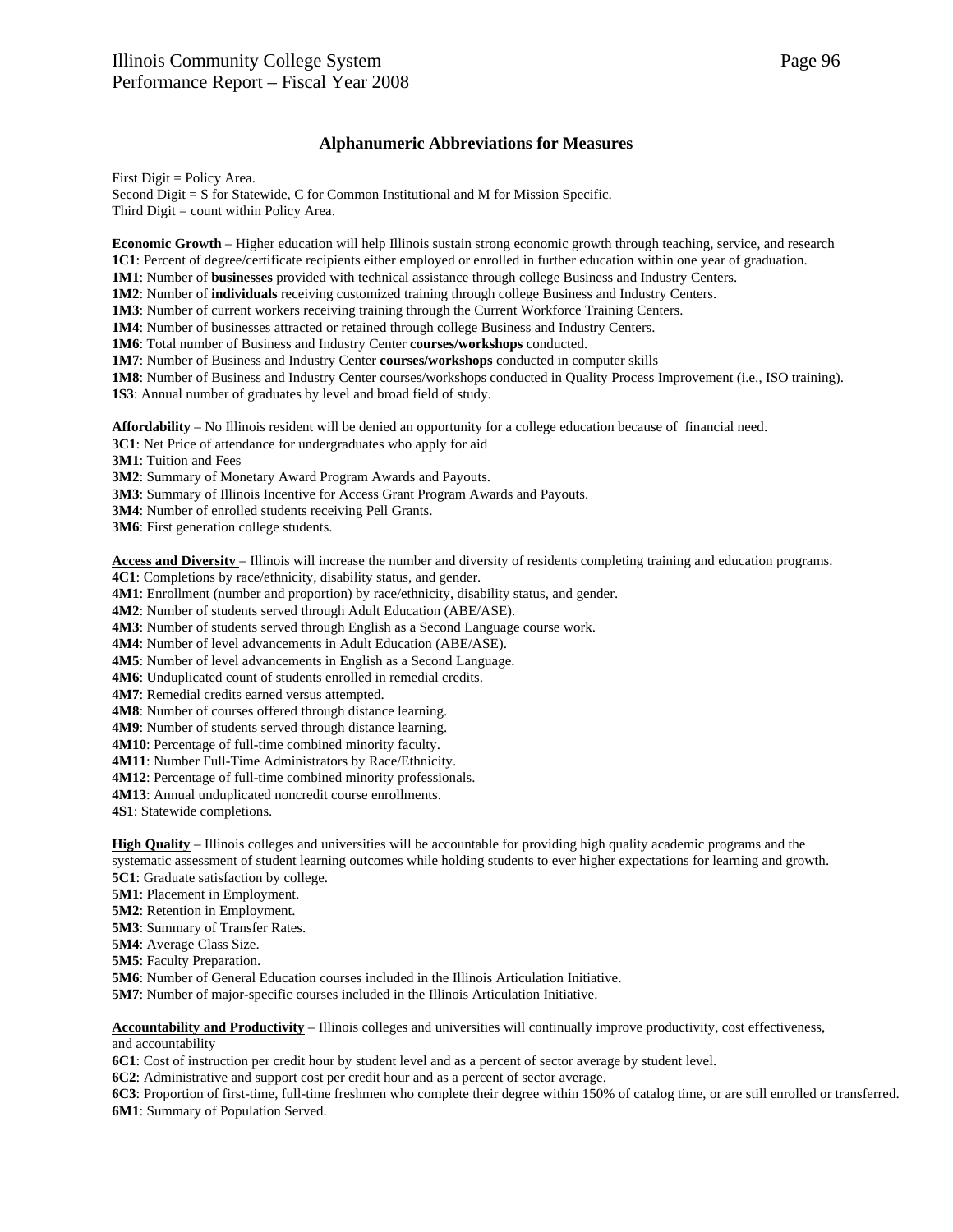## Alphanumeric Abbreviations for Measures

First Digit = Policy Area.
Second Digit = S for Statewide, C for Common Institutional and M for Mission Specific.
Third Digit = count within Policy Area.

**Economic Growth** – Higher education will help Illinois sustain strong economic growth through teaching, service, and research
**1C1**: Percent of degree/certificate recipients either employed or enrolled in further education within one year of graduation.
**1M1**: Number of **businesses** provided with technical assistance through college Business and Industry Centers.
**1M2**: Number of **individuals** receiving customized training through college Business and Industry Centers.
**1M3**: Number of current workers receiving training through the Current Workforce Training Centers.
**1M4**: Number of businesses attracted or retained through college Business and Industry Centers.
**1M6**: Total number of Business and Industry Center **courses/workshops** conducted.
**1M7**: Number of Business and Industry Center **courses/workshops** conducted in computer skills
**1M8**: Number of Business and Industry Center courses/workshops conducted in Quality Process Improvement (i.e., ISO training).
**1S3**: Annual number of graduates by level and broad field of study.

**Affordability** – No Illinois resident will be denied an opportunity for a college education because of financial need.
**3C1**: Net Price of attendance for undergraduates who apply for aid
**3M1**: Tuition and Fees
**3M2**: Summary of Monetary Award Program Awards and Payouts.
**3M3**: Summary of Illinois Incentive for Access Grant Program Awards and Payouts.
**3M4**: Number of enrolled students receiving Pell Grants.
**3M6**: First generation college students.

**Access and Diversity** – Illinois will increase the number and diversity of residents completing training and education programs.
**4C1**: Completions by race/ethnicity, disability status, and gender.
**4M1**: Enrollment (number and proportion) by race/ethnicity, disability status, and gender.
**4M2**: Number of students served through Adult Education (ABE/ASE).
**4M3**: Number of students served through English as a Second Language course work.
**4M4**: Number of level advancements in Adult Education (ABE/ASE).
**4M5**: Number of level advancements in English as a Second Language.
**4M6**: Unduplicated count of students enrolled in remedial credits.
**4M7**: Remedial credits earned versus attempted.
**4M8**: Number of courses offered through distance learning.
**4M9**: Number of students served through distance learning.
**4M10**: Percentage of full-time combined minority faculty.
**4M11**: Number Full-Time Administrators by Race/Ethnicity.
**4M12**: Percentage of full-time combined minority professionals.
**4M13**: Annual unduplicated noncredit course enrollments.
**4S1**: Statewide completions.

**High Quality** – Illinois colleges and universities will be accountable for providing high quality academic programs and the systematic assessment of student learning outcomes while holding students to ever higher expectations for learning and growth.
**5C1**: Graduate satisfaction by college.
**5M1**: Placement in Employment.
**5M2**: Retention in Employment.
**5M3**: Summary of Transfer Rates.
**5M4**: Average Class Size.
**5M5**: Faculty Preparation.
**5M6**: Number of General Education courses included in the Illinois Articulation Initiative.
**5M7**: Number of major-specific courses included in the Illinois Articulation Initiative.

**Accountability and Productivity** – Illinois colleges and universities will continually improve productivity, cost effectiveness, and accountability
**6C1**: Cost of instruction per credit hour by student level and as a percent of sector average by student level.
**6C2**: Administrative and support cost per credit hour and as a percent of sector average.
**6C3**: Proportion of first-time, full-time freshmen who complete their degree within 150% of catalog time, or are still enrolled or transferred.
**6M1**: Summary of Population Served.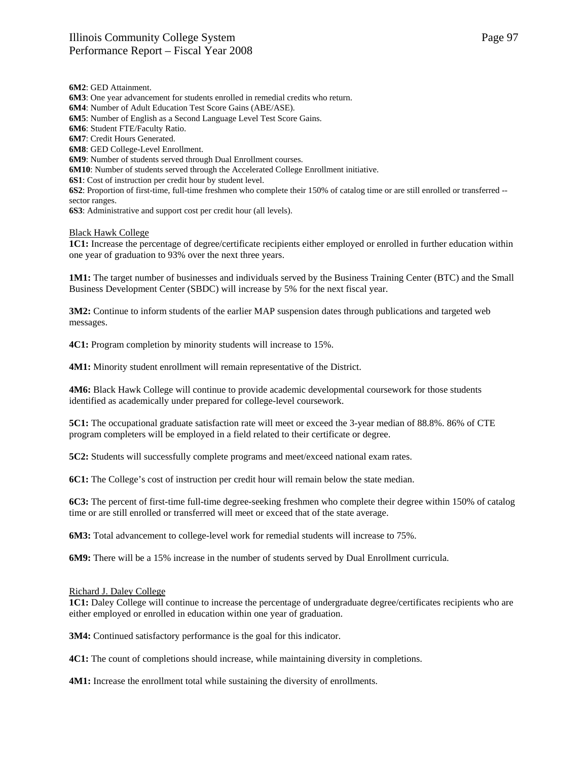**6M2**: GED Attainment.
**6M3**: One year advancement for students enrolled in remedial credits who return.
**6M4**: Number of Adult Education Test Score Gains (ABE/ASE).
**6M5**: Number of English as a Second Language Level Test Score Gains.
**6M6**: Student FTE/Faculty Ratio.
**6M7**: Credit Hours Generated.
**6M8**: GED College-Level Enrollment.
**6M9**: Number of students served through Dual Enrollment courses.
**6M10**: Number of students served through the Accelerated College Enrollment initiative.
**6S1**: Cost of instruction per credit hour by student level.
**6S2**: Proportion of first-time, full-time freshmen who complete their 150% of catalog time or are still enrolled or transferred -- sector ranges.
**6S3**: Administrative and support cost per credit hour (all levels).

Black Hawk College

**1C1:** Increase the percentage of degree/certificate recipients either employed or enrolled in further education within one year of graduation to 93% over the next three years.

**1M1:** The target number of businesses and individuals served by the Business Training Center (BTC) and the Small Business Development Center (SBDC) will increase by 5% for the next fiscal year.

**3M2:** Continue to inform students of the earlier MAP suspension dates through publications and targeted web messages.

**4C1:** Program completion by minority students will increase to 15%.

**4M1:** Minority student enrollment will remain representative of the District.

**4M6:** Black Hawk College will continue to provide academic developmental coursework for those students identified as academically under prepared for college-level coursework.

**5C1:** The occupational graduate satisfaction rate will meet or exceed the 3-year median of 88.8%. 86% of CTE program completers will be employed in a field related to their certificate or degree.

**5C2:** Students will successfully complete programs and meet/exceed national exam rates.

**6C1:** The College's cost of instruction per credit hour will remain below the state median.

**6C3:** The percent of first-time full-time degree-seeking freshmen who complete their degree within 150% of catalog time or are still enrolled or transferred will meet or exceed that of the state average.

**6M3:** Total advancement to college-level work for remedial students will increase to 75%.

**6M9:** There will be a 15% increase in the number of students served by Dual Enrollment curricula.

Richard J. Daley College

**1C1:** Daley College will continue to increase the percentage of undergraduate degree/certificates recipients who are either employed or enrolled in education within one year of graduation.

**3M4:** Continued satisfactory performance is the goal for this indicator.

**4C1:** The count of completions should increase, while maintaining diversity in completions.

**4M1:** Increase the enrollment total while sustaining the diversity of enrollments.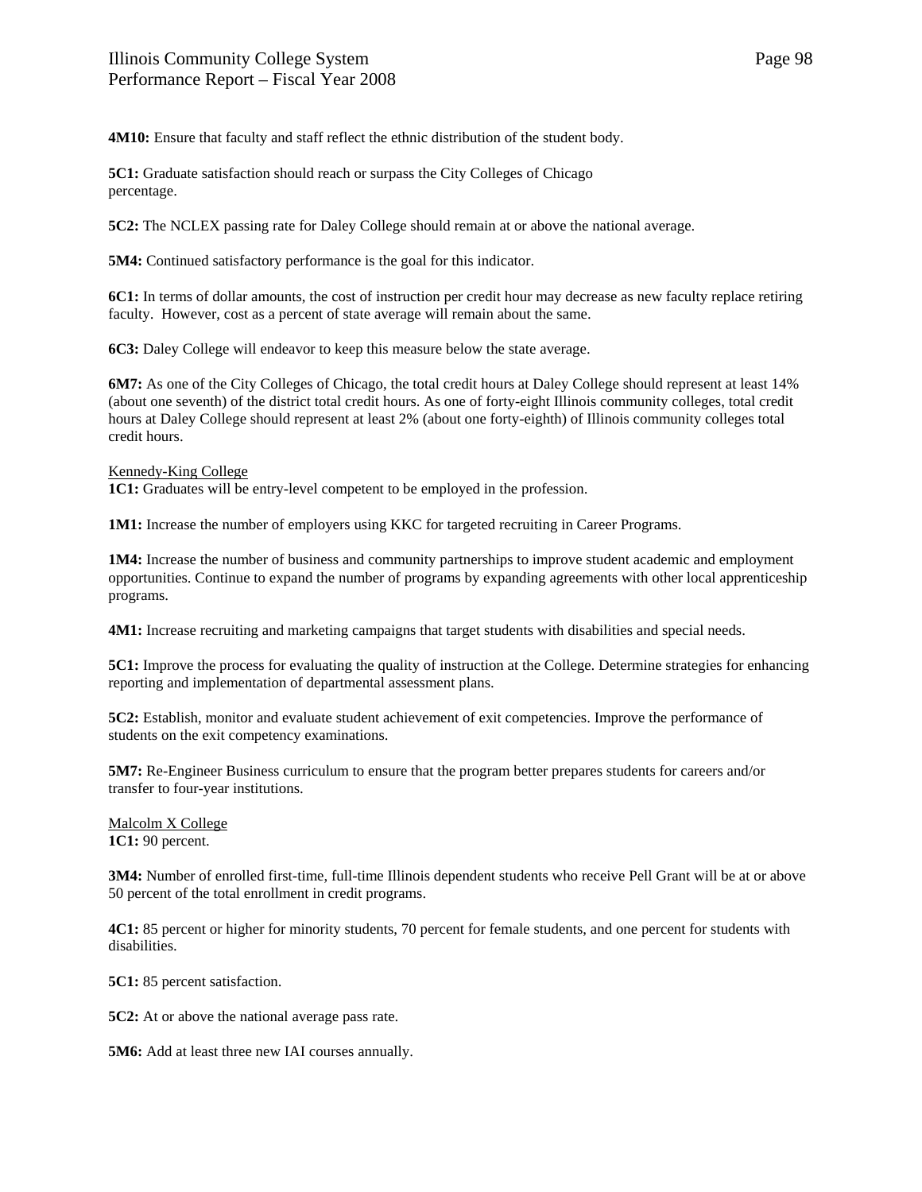**4M10:** Ensure that faculty and staff reflect the ethnic distribution of the student body.

**5C1:** Graduate satisfaction should reach or surpass the City Colleges of Chicago percentage.

**5C2:** The NCLEX passing rate for Daley College should remain at or above the national average.

**5M4:** Continued satisfactory performance is the goal for this indicator.

**6C1:** In terms of dollar amounts, the cost of instruction per credit hour may decrease as new faculty replace retiring faculty. However, cost as a percent of state average will remain about the same.

**6C3:** Daley College will endeavor to keep this measure below the state average.

**6M7:** As one of the City Colleges of Chicago, the total credit hours at Daley College should represent at least 14% (about one seventh) of the district total credit hours. As one of forty-eight Illinois community colleges, total credit hours at Daley College should represent at least 2% (about one forty-eighth) of Illinois community colleges total credit hours.

<u>Kennedy-King College</u>
**1C1:** Graduates will be entry-level competent to be employed in the profession.

**1M1:** Increase the number of employers using KKC for targeted recruiting in Career Programs.

**1M4:** Increase the number of business and community partnerships to improve student academic and employment opportunities. Continue to expand the number of programs by expanding agreements with other local apprenticeship programs.

**4M1:** Increase recruiting and marketing campaigns that target students with disabilities and special needs.

**5C1:** Improve the process for evaluating the quality of instruction at the College. Determine strategies for enhancing reporting and implementation of departmental assessment plans.

**5C2:** Establish, monitor and evaluate student achievement of exit competencies. Improve the performance of students on the exit competency examinations.

**5M7:** Re-Engineer Business curriculum to ensure that the program better prepares students for careers and/or transfer to four-year institutions.

<u>Malcolm X College</u>
**1C1:** 90 percent.

**3M4:** Number of enrolled first-time, full-time Illinois dependent students who receive Pell Grant will be at or above 50 percent of the total enrollment in credit programs.

**4C1:** 85 percent or higher for minority students, 70 percent for female students, and one percent for students with disabilities.

**5C1:** 85 percent satisfaction.

**5C2:** At or above the national average pass rate.

**5M6:** Add at least three new IAI courses annually.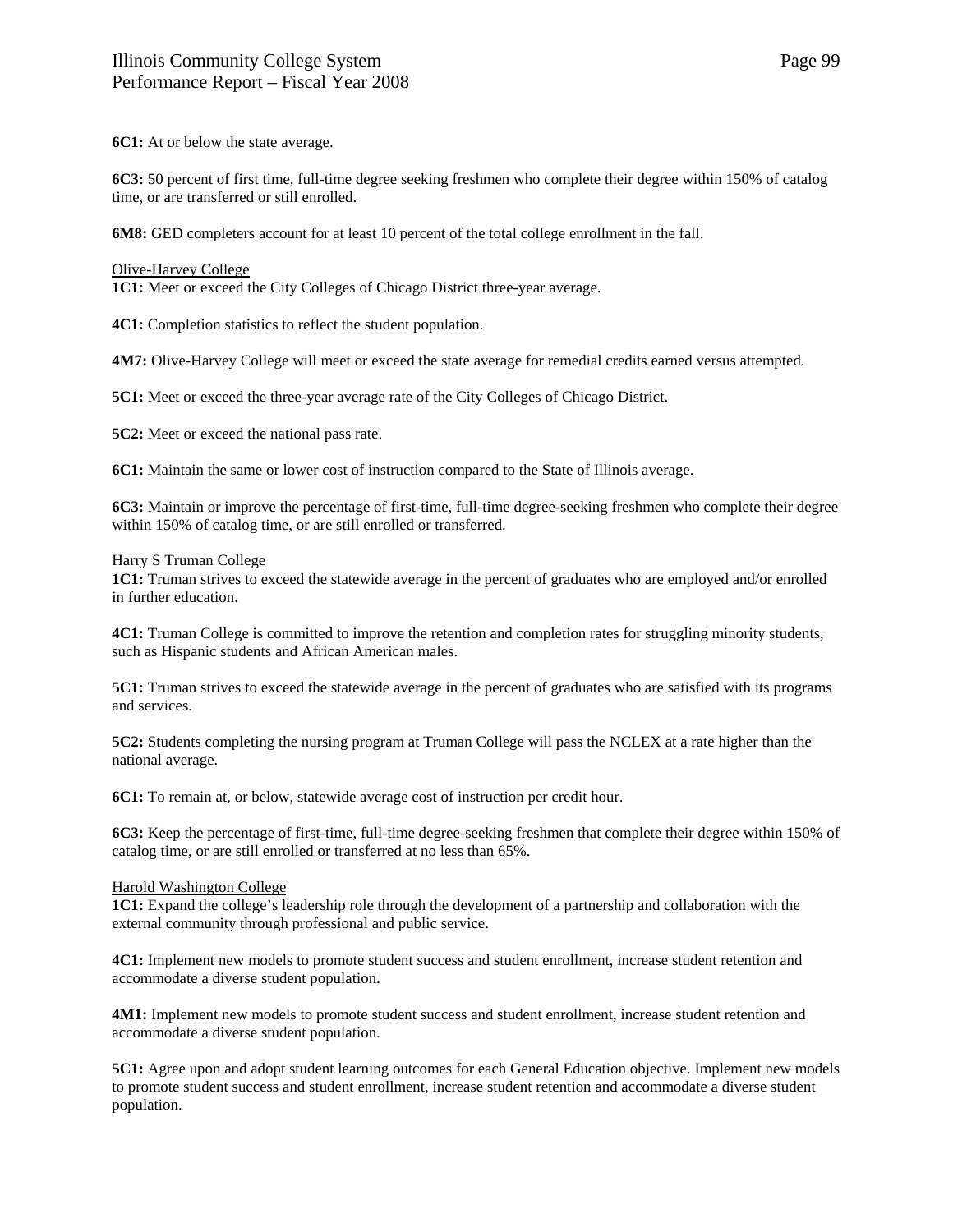**6C1:** At or below the state average.

**6C3:** 50 percent of first time, full-time degree seeking freshmen who complete their degree within 150% of catalog time, or are transferred or still enrolled.

**6M8:** GED completers account for at least 10 percent of the total college enrollment in the fall.

<u>Olive-Harvey College</u>

**1C1:** Meet or exceed the City Colleges of Chicago District three-year average.

**4C1:** Completion statistics to reflect the student population.

**4M7:** Olive-Harvey College will meet or exceed the state average for remedial credits earned versus attempted.

**5C1:** Meet or exceed the three-year average rate of the City Colleges of Chicago District.

**5C2:** Meet or exceed the national pass rate.

**6C1:** Maintain the same or lower cost of instruction compared to the State of Illinois average.

**6C3:** Maintain or improve the percentage of first-time, full-time degree-seeking freshmen who complete their degree within 150% of catalog time, or are still enrolled or transferred.

<u>Harry S Truman College</u>

**1C1:** Truman strives to exceed the statewide average in the percent of graduates who are employed and/or enrolled in further education.

**4C1:** Truman College is committed to improve the retention and completion rates for struggling minority students, such as Hispanic students and African American males.

**5C1:** Truman strives to exceed the statewide average in the percent of graduates who are satisfied with its programs and services.

**5C2:** Students completing the nursing program at Truman College will pass the NCLEX at a rate higher than the national average.

**6C1:** To remain at, or below, statewide average cost of instruction per credit hour.

**6C3:** Keep the percentage of first-time, full-time degree-seeking freshmen that complete their degree within 150% of catalog time, or are still enrolled or transferred at no less than 65%.

<u>Harold Washington College</u>

**1C1:** Expand the college's leadership role through the development of a partnership and collaboration with the external community through professional and public service.

**4C1:** Implement new models to promote student success and student enrollment, increase student retention and accommodate a diverse student population.

**4M1:** Implement new models to promote student success and student enrollment, increase student retention and accommodate a diverse student population.

**5C1:** Agree upon and adopt student learning outcomes for each General Education objective. Implement new models to promote student success and student enrollment, increase student retention and accommodate a diverse student population.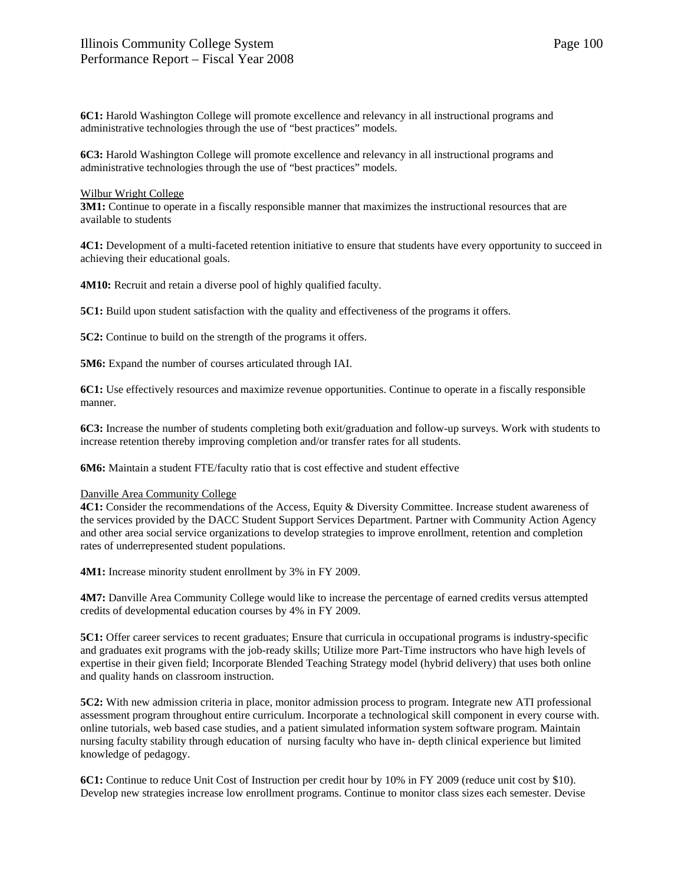**6C1:** Harold Washington College will promote excellence and relevancy in all instructional programs and administrative technologies through the use of "best practices" models.

**6C3:** Harold Washington College will promote excellence and relevancy in all instructional programs and administrative technologies through the use of "best practices" models.

Wilbur Wright College

**3M1:** Continue to operate in a fiscally responsible manner that maximizes the instructional resources that are available to students

**4C1:** Development of a multi-faceted retention initiative to ensure that students have every opportunity to succeed in achieving their educational goals.

**4M10:** Recruit and retain a diverse pool of highly qualified faculty.

**5C1:** Build upon student satisfaction with the quality and effectiveness of the programs it offers.

**5C2:** Continue to build on the strength of the programs it offers.

**5M6:** Expand the number of courses articulated through IAI.

**6C1:** Use effectively resources and maximize revenue opportunities. Continue to operate in a fiscally responsible manner.

**6C3:** Increase the number of students completing both exit/graduation and follow-up surveys. Work with students to increase retention thereby improving completion and/or transfer rates for all students.

**6M6:** Maintain a student FTE/faculty ratio that is cost effective and student effective

Danville Area Community College

**4C1:** Consider the recommendations of the Access, Equity & Diversity Committee. Increase student awareness of the services provided by the DACC Student Support Services Department. Partner with Community Action Agency and other area social service organizations to develop strategies to improve enrollment, retention and completion rates of underrepresented student populations.

**4M1:** Increase minority student enrollment by 3% in FY 2009.

**4M7:** Danville Area Community College would like to increase the percentage of earned credits versus attempted credits of developmental education courses by 4% in FY 2009.

**5C1:** Offer career services to recent graduates; Ensure that curricula in occupational programs is industry-specific and graduates exit programs with the job-ready skills; Utilize more Part-Time instructors who have high levels of expertise in their given field; Incorporate Blended Teaching Strategy model (hybrid delivery) that uses both online and quality hands on classroom instruction.

**5C2:** With new admission criteria in place, monitor admission process to program. Integrate new ATI professional assessment program throughout entire curriculum. Incorporate a technological skill component in every course with. online tutorials, web based case studies, and a patient simulated information system software program. Maintain nursing faculty stability through education of nursing faculty who have in- depth clinical experience but limited knowledge of pedagogy.

**6C1:** Continue to reduce Unit Cost of Instruction per credit hour by 10% in FY 2009 (reduce unit cost by $10). Develop new strategies increase low enrollment programs. Continue to monitor class sizes each semester. Devise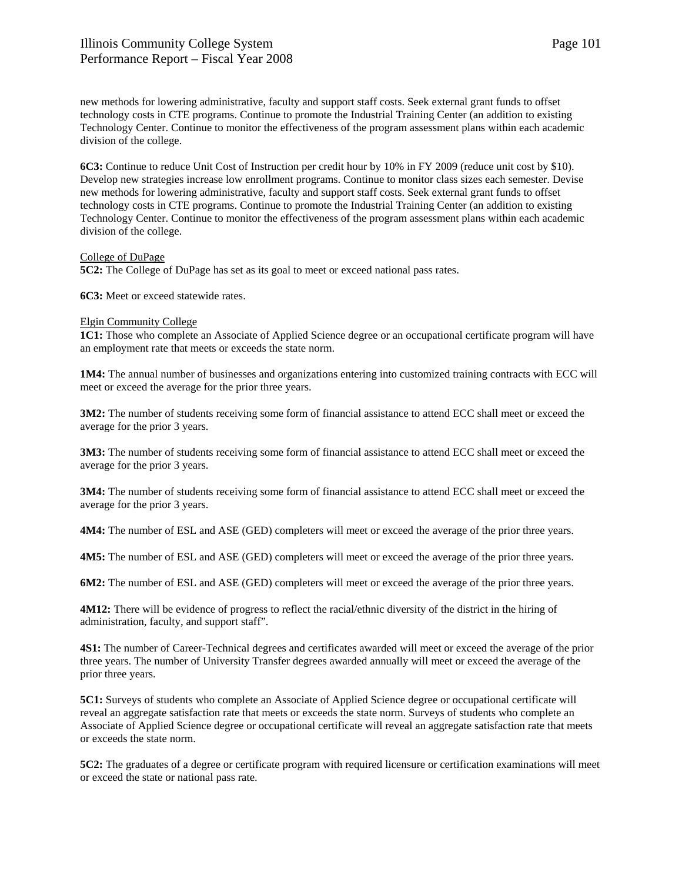new methods for lowering administrative, faculty and support staff costs. Seek external grant funds to offset technology costs in CTE programs. Continue to promote the Industrial Training Center (an addition to existing Technology Center. Continue to monitor the effectiveness of the program assessment plans within each academic division of the college.

**6C3:** Continue to reduce Unit Cost of Instruction per credit hour by 10% in FY 2009 (reduce unit cost by $10). Develop new strategies increase low enrollment programs. Continue to monitor class sizes each semester. Devise new methods for lowering administrative, faculty and support staff costs. Seek external grant funds to offset technology costs in CTE programs. Continue to promote the Industrial Training Center (an addition to existing Technology Center. Continue to monitor the effectiveness of the program assessment plans within each academic division of the college.

College of DuPage

**5C2:** The College of DuPage has set as its goal to meet or exceed national pass rates.

**6C3:** Meet or exceed statewide rates.

Elgin Community College

**1C1:** Those who complete an Associate of Applied Science degree or an occupational certificate program will have an employment rate that meets or exceeds the state norm.

**1M4:** The annual number of businesses and organizations entering into customized training contracts with ECC will meet or exceed the average for the prior three years.

**3M2:** The number of students receiving some form of financial assistance to attend ECC shall meet or exceed the average for the prior 3 years.

**3M3:** The number of students receiving some form of financial assistance to attend ECC shall meet or exceed the average for the prior 3 years.

**3M4:** The number of students receiving some form of financial assistance to attend ECC shall meet or exceed the average for the prior 3 years.

**4M4:** The number of ESL and ASE (GED) completers will meet or exceed the average of the prior three years.

**4M5:** The number of ESL and ASE (GED) completers will meet or exceed the average of the prior three years.

**6M2:** The number of ESL and ASE (GED) completers will meet or exceed the average of the prior three years.

**4M12:** There will be evidence of progress to reflect the racial/ethnic diversity of the district in the hiring of administration, faculty, and support staff".

**4S1:** The number of Career-Technical degrees and certificates awarded will meet or exceed the average of the prior three years. The number of University Transfer degrees awarded annually will meet or exceed the average of the prior three years.

**5C1:** Surveys of students who complete an Associate of Applied Science degree or occupational certificate will reveal an aggregate satisfaction rate that meets or exceeds the state norm. Surveys of students who complete an Associate of Applied Science degree or occupational certificate will reveal an aggregate satisfaction rate that meets or exceeds the state norm.

**5C2:** The graduates of a degree or certificate program with required licensure or certification examinations will meet or exceed the state or national pass rate.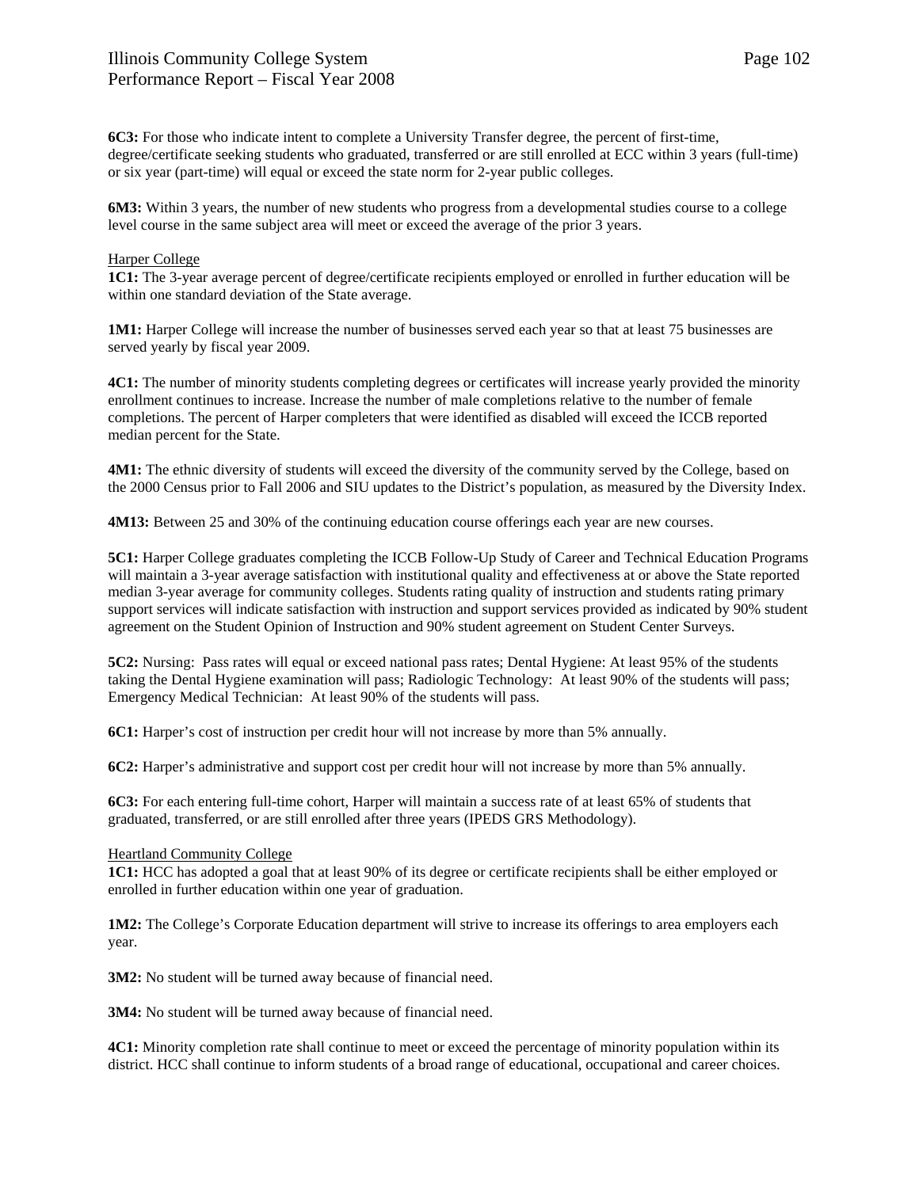**6C3:** For those who indicate intent to complete a University Transfer degree, the percent of first-time, degree/certificate seeking students who graduated, transferred or are still enrolled at ECC within 3 years (full-time) or six year (part-time) will equal or exceed the state norm for 2-year public colleges.

**6M3:** Within 3 years, the number of new students who progress from a developmental studies course to a college level course in the same subject area will meet or exceed the average of the prior 3 years.

Harper College

**1C1:** The 3-year average percent of degree/certificate recipients employed or enrolled in further education will be within one standard deviation of the State average.

**1M1:** Harper College will increase the number of businesses served each year so that at least 75 businesses are served yearly by fiscal year 2009.

**4C1:** The number of minority students completing degrees or certificates will increase yearly provided the minority enrollment continues to increase. Increase the number of male completions relative to the number of female completions. The percent of Harper completers that were identified as disabled will exceed the ICCB reported median percent for the State.

**4M1:** The ethnic diversity of students will exceed the diversity of the community served by the College, based on the 2000 Census prior to Fall 2006 and SIU updates to the District's population, as measured by the Diversity Index.

**4M13:** Between 25 and 30% of the continuing education course offerings each year are new courses.

**5C1:** Harper College graduates completing the ICCB Follow-Up Study of Career and Technical Education Programs will maintain a 3-year average satisfaction with institutional quality and effectiveness at or above the State reported median 3-year average for community colleges. Students rating quality of instruction and students rating primary support services will indicate satisfaction with instruction and support services provided as indicated by 90% student agreement on the Student Opinion of Instruction and 90% student agreement on Student Center Surveys.

**5C2:** Nursing: Pass rates will equal or exceed national pass rates; Dental Hygiene: At least 95% of the students taking the Dental Hygiene examination will pass; Radiologic Technology: At least 90% of the students will pass; Emergency Medical Technician: At least 90% of the students will pass.

**6C1:** Harper's cost of instruction per credit hour will not increase by more than 5% annually.

**6C2:** Harper's administrative and support cost per credit hour will not increase by more than 5% annually.

**6C3:** For each entering full-time cohort, Harper will maintain a success rate of at least 65% of students that graduated, transferred, or are still enrolled after three years (IPEDS GRS Methodology).

Heartland Community College

**1C1:** HCC has adopted a goal that at least 90% of its degree or certificate recipients shall be either employed or enrolled in further education within one year of graduation.

**1M2:** The College's Corporate Education department will strive to increase its offerings to area employers each year.

**3M2:** No student will be turned away because of financial need.

**3M4:** No student will be turned away because of financial need.

**4C1:** Minority completion rate shall continue to meet or exceed the percentage of minority population within its district. HCC shall continue to inform students of a broad range of educational, occupational and career choices.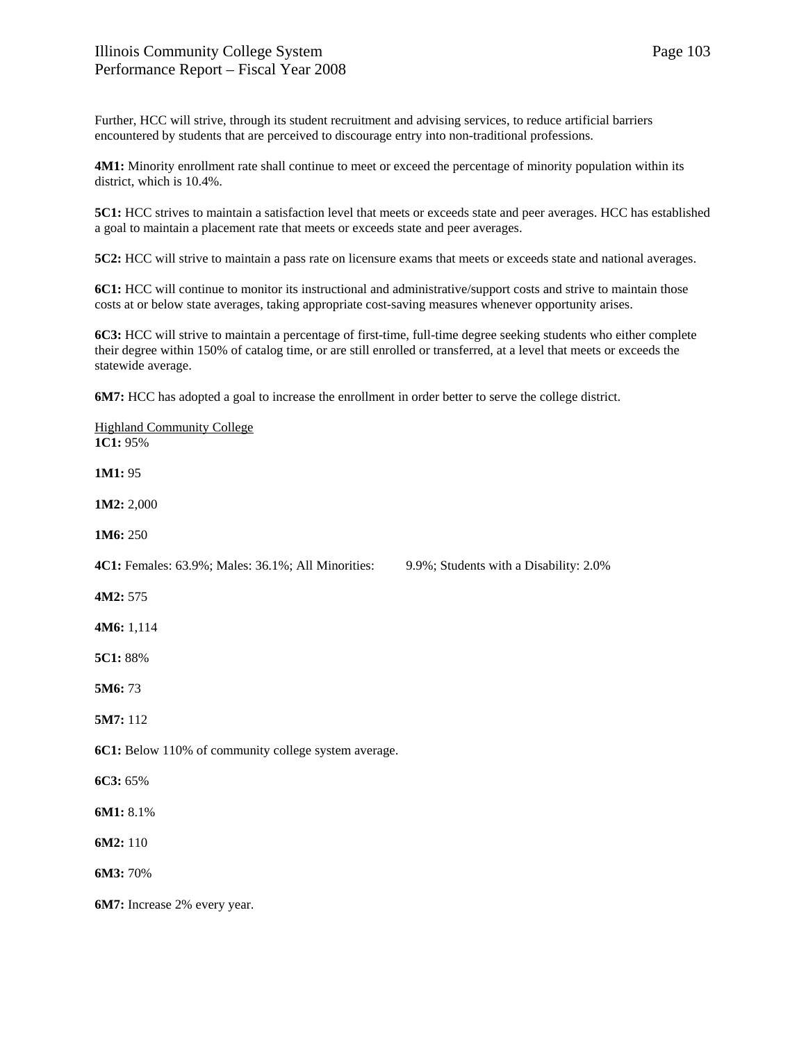Further, HCC will strive, through its student recruitment and advising services, to reduce artificial barriers encountered by students that are perceived to discourage entry into non-traditional professions.

**4M1:** Minority enrollment rate shall continue to meet or exceed the percentage of minority population within its district, which is 10.4%.

**5C1:** HCC strives to maintain a satisfaction level that meets or exceeds state and peer averages. HCC has established a goal to maintain a placement rate that meets or exceeds state and peer averages.

**5C2:** HCC will strive to maintain a pass rate on licensure exams that meets or exceeds state and national averages.

**6C1:** HCC will continue to monitor its instructional and administrative/support costs and strive to maintain those costs at or below state averages, taking appropriate cost-saving measures whenever opportunity arises.

**6C3:** HCC will strive to maintain a percentage of first-time, full-time degree seeking students who either complete their degree within 150% of catalog time, or are still enrolled or transferred, at a level that meets or exceeds the statewide average.

**6M7:** HCC has adopted a goal to increase the enrollment in order better to serve the college district.

<u>Highland Community College</u>
**1C1:** 95%

**1M1:** 95

**1M2:** 2,000

**1M6:** 250

**4C1:** Females: 63.9%; Males: 36.1%; All Minorities: 9.9%; Students with a Disability: 2.0%

**4M2:** 575

**4M6:** 1,114

**5C1:** 88%

**5M6:** 73

**5M7:** 112

**6C1:** Below 110% of community college system average.

**6C3:** 65%

**6M1:** 8.1%

**6M2:** 110

**6M3:** 70%

**6M7:** Increase 2% every year.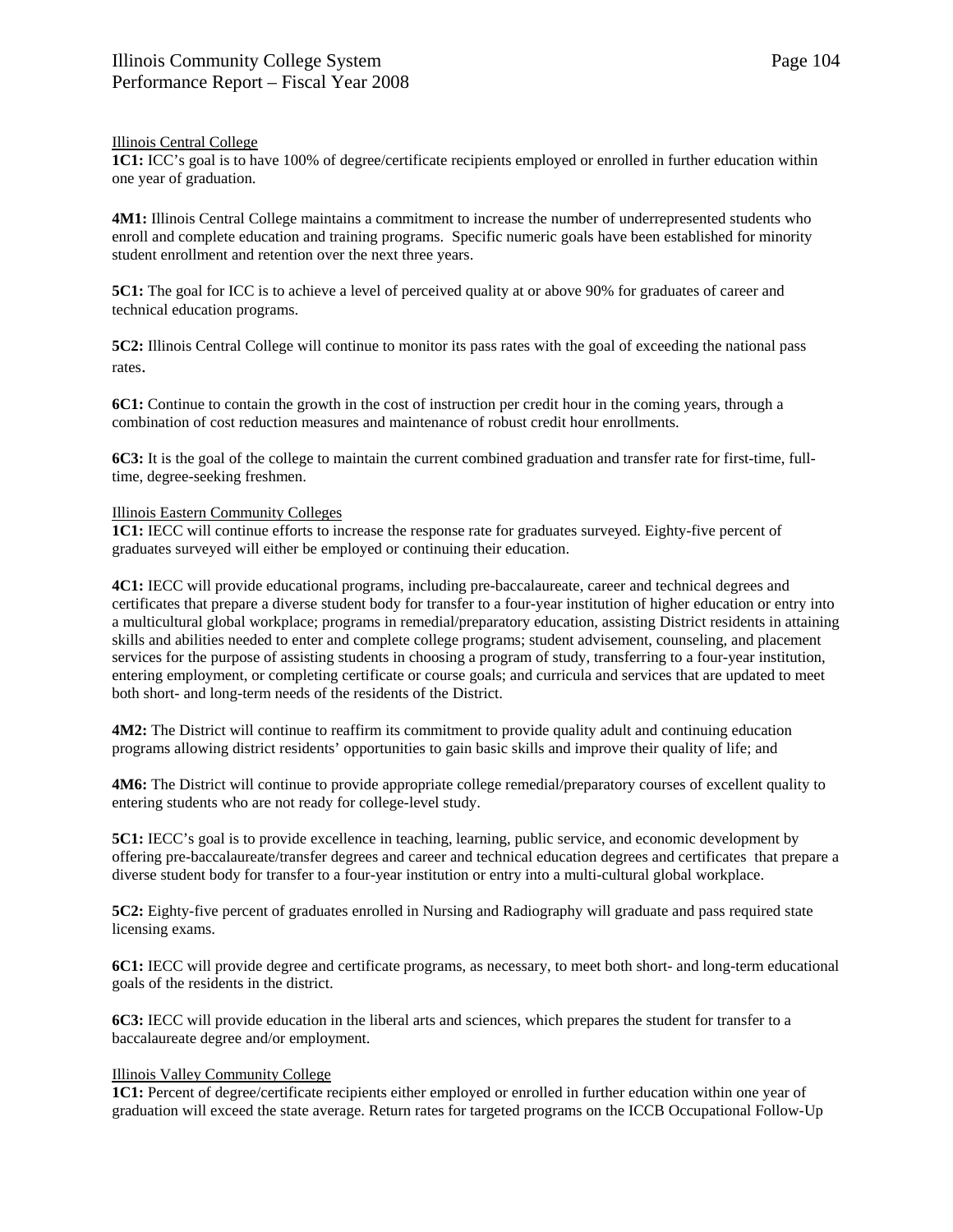Illinois Central College

**1C1:** ICC's goal is to have 100% of degree/certificate recipients employed or enrolled in further education within one year of graduation.

**4M1:** Illinois Central College maintains a commitment to increase the number of underrepresented students who enroll and complete education and training programs. Specific numeric goals have been established for minority student enrollment and retention over the next three years.

**5C1:** The goal for ICC is to achieve a level of perceived quality at or above 90% for graduates of career and technical education programs.

**5C2:** Illinois Central College will continue to monitor its pass rates with the goal of exceeding the national pass rates.

**6C1:** Continue to contain the growth in the cost of instruction per credit hour in the coming years, through a combination of cost reduction measures and maintenance of robust credit hour enrollments.

**6C3:** It is the goal of the college to maintain the current combined graduation and transfer rate for first-time, full-time, degree-seeking freshmen.

Illinois Eastern Community Colleges

**1C1:** IECC will continue efforts to increase the response rate for graduates surveyed. Eighty-five percent of graduates surveyed will either be employed or continuing their education.

**4C1:** IECC will provide educational programs, including pre-baccalaureate, career and technical degrees and certificates that prepare a diverse student body for transfer to a four-year institution of higher education or entry into a multicultural global workplace; programs in remedial/preparatory education, assisting District residents in attaining skills and abilities needed to enter and complete college programs; student advisement, counseling, and placement services for the purpose of assisting students in choosing a program of study, transferring to a four-year institution, entering employment, or completing certificate or course goals; and curricula and services that are updated to meet both short- and long-term needs of the residents of the District.

**4M2:** The District will continue to reaffirm its commitment to provide quality adult and continuing education programs allowing district residents' opportunities to gain basic skills and improve their quality of life; and

**4M6:** The District will continue to provide appropriate college remedial/preparatory courses of excellent quality to entering students who are not ready for college-level study.

**5C1:** IECC's goal is to provide excellence in teaching, learning, public service, and economic development by offering pre-baccalaureate/transfer degrees and career and technical education degrees and certificates that prepare a diverse student body for transfer to a four-year institution or entry into a multi-cultural global workplace.

**5C2:** Eighty-five percent of graduates enrolled in Nursing and Radiography will graduate and pass required state licensing exams.

**6C1:** IECC will provide degree and certificate programs, as necessary, to meet both short- and long-term educational goals of the residents in the district.

**6C3:** IECC will provide education in the liberal arts and sciences, which prepares the student for transfer to a baccalaureate degree and/or employment.

Illinois Valley Community College

**1C1:** Percent of degree/certificate recipients either employed or enrolled in further education within one year of graduation will exceed the state average. Return rates for targeted programs on the ICCB Occupational Follow-Up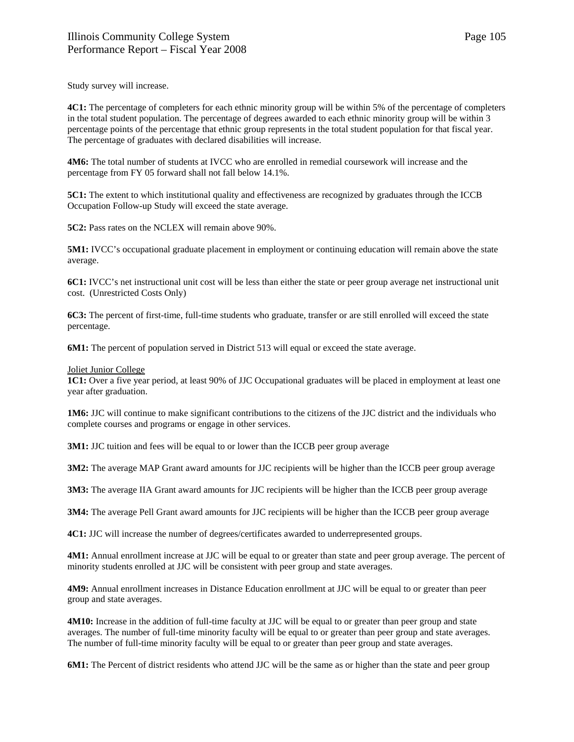Study survey will increase.

**4C1:** The percentage of completers for each ethnic minority group will be within 5% of the percentage of completers in the total student population. The percentage of degrees awarded to each ethnic minority group will be within 3 percentage points of the percentage that ethnic group represents in the total student population for that fiscal year. The percentage of graduates with declared disabilities will increase.

**4M6:** The total number of students at IVCC who are enrolled in remedial coursework will increase and the percentage from FY 05 forward shall not fall below 14.1%.

**5C1:** The extent to which institutional quality and effectiveness are recognized by graduates through the ICCB Occupation Follow-up Study will exceed the state average.

**5C2:** Pass rates on the NCLEX will remain above 90%.

**5M1:** IVCC's occupational graduate placement in employment or continuing education will remain above the state average.

**6C1:** IVCC's net instructional unit cost will be less than either the state or peer group average net instructional unit cost. (Unrestricted Costs Only)

**6C3:** The percent of first-time, full-time students who graduate, transfer or are still enrolled will exceed the state percentage.

**6M1:** The percent of population served in District 513 will equal or exceed the state average.

<u>Joliet Junior College</u>

**1C1:** Over a five year period, at least 90% of JJC Occupational graduates will be placed in employment at least one year after graduation.

**1M6:** JJC will continue to make significant contributions to the citizens of the JJC district and the individuals who complete courses and programs or engage in other services.

**3M1:** JJC tuition and fees will be equal to or lower than the ICCB peer group average

**3M2:** The average MAP Grant award amounts for JJC recipients will be higher than the ICCB peer group average

**3M3:** The average IIA Grant award amounts for JJC recipients will be higher than the ICCB peer group average

**3M4:** The average Pell Grant award amounts for JJC recipients will be higher than the ICCB peer group average

**4C1:** JJC will increase the number of degrees/certificates awarded to underrepresented groups.

**4M1:** Annual enrollment increase at JJC will be equal to or greater than state and peer group average. The percent of minority students enrolled at JJC will be consistent with peer group and state averages.

**4M9:** Annual enrollment increases in Distance Education enrollment at JJC will be equal to or greater than peer group and state averages.

**4M10:** Increase in the addition of full-time faculty at JJC will be equal to or greater than peer group and state averages. The number of full-time minority faculty will be equal to or greater than peer group and state averages. The number of full-time minority faculty will be equal to or greater than peer group and state averages.

**6M1:** The Percent of district residents who attend JJC will be the same as or higher than the state and peer group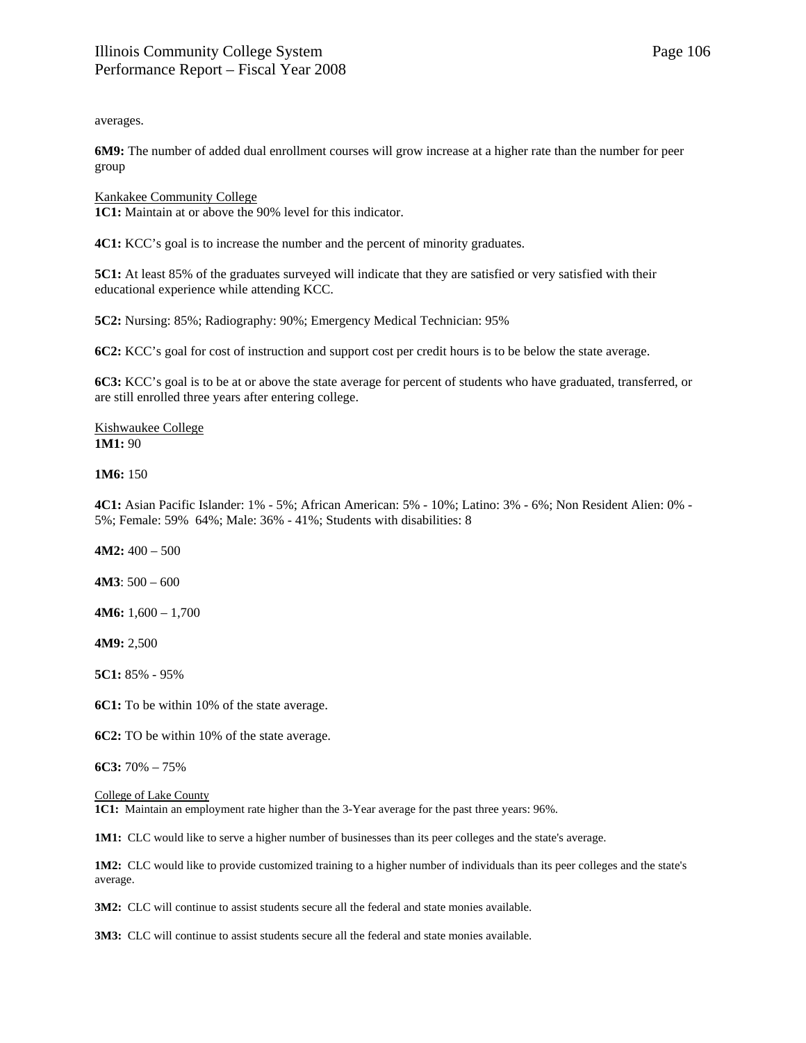averages.

**6M9:** The number of added dual enrollment courses will grow increase at a higher rate than the number for peer group

Kankakee Community College
**1C1:** Maintain at or above the 90% level for this indicator.

**4C1:** KCC's goal is to increase the number and the percent of minority graduates.

**5C1:** At least 85% of the graduates surveyed will indicate that they are satisfied or very satisfied with their educational experience while attending KCC.

**5C2:** Nursing: 85%; Radiography: 90%; Emergency Medical Technician: 95%

**6C2:** KCC's goal for cost of instruction and support cost per credit hours is to be below the state average.

**6C3:** KCC's goal is to be at or above the state average for percent of students who have graduated, transferred, or are still enrolled three years after entering college.

Kishwaukee College
**1M1:** 90

**1M6:** 150

**4C1:** Asian Pacific Islander: 1% - 5%; African American: 5% - 10%; Latino: 3% - 6%; Non Resident Alien: 0% - 5%; Female: 59% 64%; Male: 36% - 41%; Students with disabilities: 8

**4M2:** 400 – 500

**4M3**: 500 – 600

**4M6:** 1,600 – 1,700

**4M9:** 2,500

**5C1:** 85% - 95%

**6C1:** To be within 10% of the state average.

**6C2:** TO be within 10% of the state average.

**6C3:** 70% – 75%

College of Lake County
**1C1:** Maintain an employment rate higher than the 3-Year average for the past three years: 96%.

**1M1:** CLC would like to serve a higher number of businesses than its peer colleges and the state's average.

**1M2:** CLC would like to provide customized training to a higher number of individuals than its peer colleges and the state's average.

**3M2:** CLC will continue to assist students secure all the federal and state monies available.

**3M3:** CLC will continue to assist students secure all the federal and state monies available.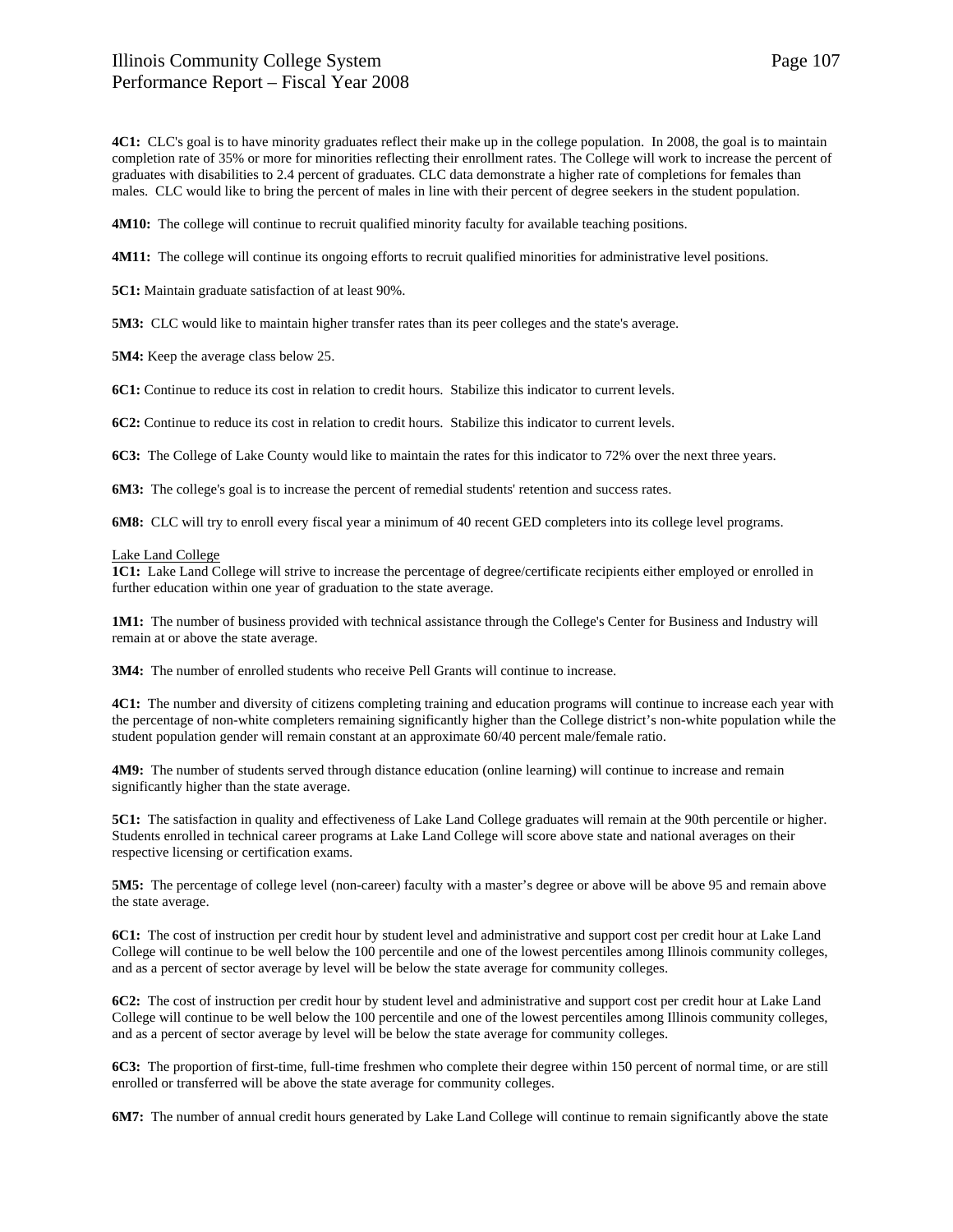**4C1:** CLC's goal is to have minority graduates reflect their make up in the college population. In 2008, the goal is to maintain completion rate of 35% or more for minorities reflecting their enrollment rates. The College will work to increase the percent of graduates with disabilities to 2.4 percent of graduates. CLC data demonstrate a higher rate of completions for females than males. CLC would like to bring the percent of males in line with their percent of degree seekers in the student population.

**4M10:** The college will continue to recruit qualified minority faculty for available teaching positions.

**4M11:** The college will continue its ongoing efforts to recruit qualified minorities for administrative level positions.

**5C1:** Maintain graduate satisfaction of at least 90%.

**5M3:** CLC would like to maintain higher transfer rates than its peer colleges and the state's average.

**5M4:** Keep the average class below 25.

**6C1:** Continue to reduce its cost in relation to credit hours. Stabilize this indicator to current levels.

**6C2:** Continue to reduce its cost in relation to credit hours. Stabilize this indicator to current levels.

**6C3:** The College of Lake County would like to maintain the rates for this indicator to 72% over the next three years.

**6M3:** The college's goal is to increase the percent of remedial students' retention and success rates.

**6M8:** CLC will try to enroll every fiscal year a minimum of 40 recent GED completers into its college level programs.

Lake Land College

**1C1:** Lake Land College will strive to increase the percentage of degree/certificate recipients either employed or enrolled in further education within one year of graduation to the state average.

**1M1:** The number of business provided with technical assistance through the College's Center for Business and Industry will remain at or above the state average.

**3M4:** The number of enrolled students who receive Pell Grants will continue to increase.

**4C1:** The number and diversity of citizens completing training and education programs will continue to increase each year with the percentage of non-white completers remaining significantly higher than the College district's non-white population while the student population gender will remain constant at an approximate 60/40 percent male/female ratio.

**4M9:** The number of students served through distance education (online learning) will continue to increase and remain significantly higher than the state average.

**5C1:** The satisfaction in quality and effectiveness of Lake Land College graduates will remain at the 90th percentile or higher. Students enrolled in technical career programs at Lake Land College will score above state and national averages on their respective licensing or certification exams.

**5M5:** The percentage of college level (non-career) faculty with a master's degree or above will be above 95 and remain above the state average.

**6C1:** The cost of instruction per credit hour by student level and administrative and support cost per credit hour at Lake Land College will continue to be well below the 100 percentile and one of the lowest percentiles among Illinois community colleges, and as a percent of sector average by level will be below the state average for community colleges.

**6C2:** The cost of instruction per credit hour by student level and administrative and support cost per credit hour at Lake Land College will continue to be well below the 100 percentile and one of the lowest percentiles among Illinois community colleges, and as a percent of sector average by level will be below the state average for community colleges.

**6C3:** The proportion of first-time, full-time freshmen who complete their degree within 150 percent of normal time, or are still enrolled or transferred will be above the state average for community colleges.

**6M7:** The number of annual credit hours generated by Lake Land College will continue to remain significantly above the state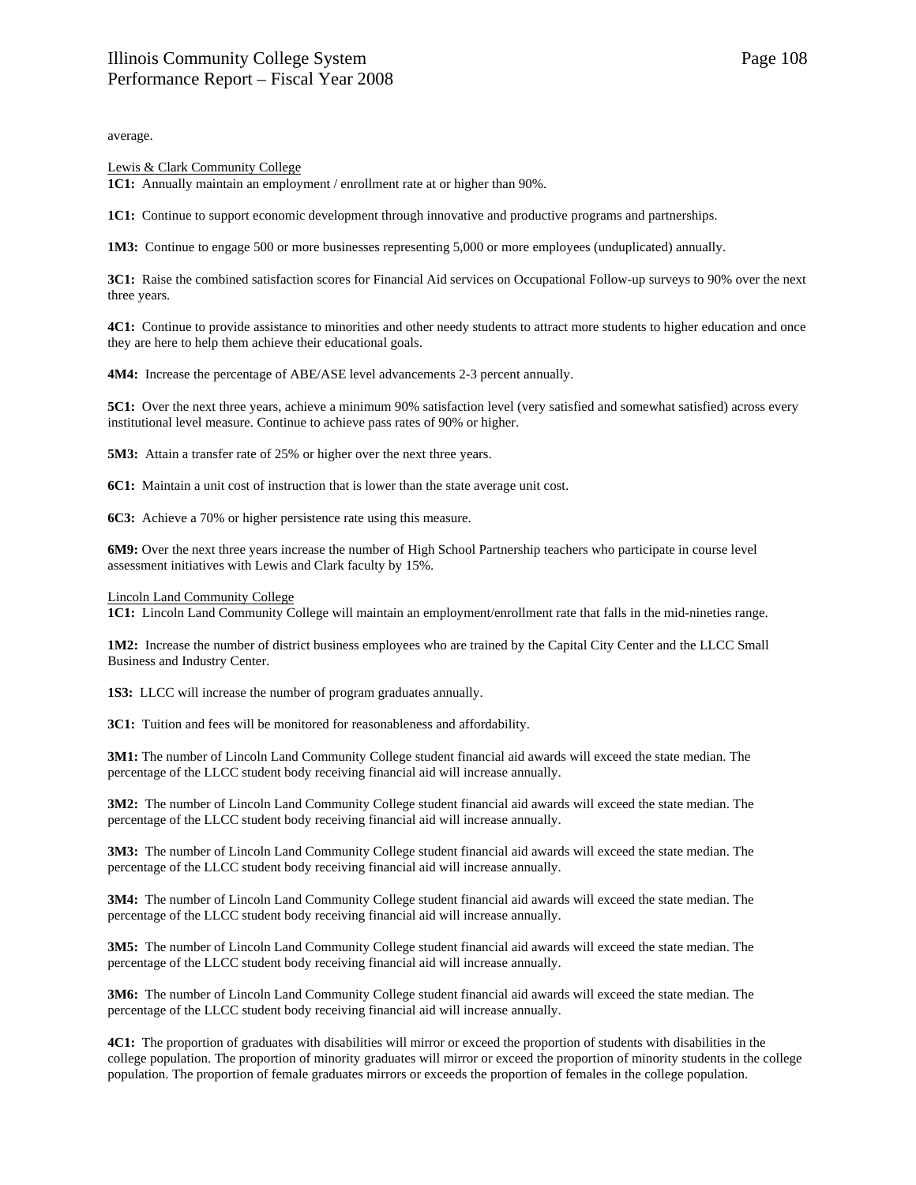average.

Lewis & Clark Community College

**1C1:** Annually maintain an employment / enrollment rate at or higher than 90%.

**1C1:** Continue to support economic development through innovative and productive programs and partnerships.

**1M3:** Continue to engage 500 or more businesses representing 5,000 or more employees (unduplicated) annually.

**3C1:** Raise the combined satisfaction scores for Financial Aid services on Occupational Follow-up surveys to 90% over the next three years.

**4C1:** Continue to provide assistance to minorities and other needy students to attract more students to higher education and once they are here to help them achieve their educational goals.

**4M4:** Increase the percentage of ABE/ASE level advancements 2-3 percent annually.

**5C1:** Over the next three years, achieve a minimum 90% satisfaction level (very satisfied and somewhat satisfied) across every institutional level measure. Continue to achieve pass rates of 90% or higher.

**5M3:** Attain a transfer rate of 25% or higher over the next three years.

**6C1:** Maintain a unit cost of instruction that is lower than the state average unit cost.

**6C3:** Achieve a 70% or higher persistence rate using this measure.

**6M9:** Over the next three years increase the number of High School Partnership teachers who participate in course level assessment initiatives with Lewis and Clark faculty by 15%.

Lincoln Land Community College

**1C1:** Lincoln Land Community College will maintain an employment/enrollment rate that falls in the mid-nineties range.

**1M2:** Increase the number of district business employees who are trained by the Capital City Center and the LLCC Small Business and Industry Center.

**1S3:** LLCC will increase the number of program graduates annually.

**3C1:** Tuition and fees will be monitored for reasonableness and affordability.

**3M1:** The number of Lincoln Land Community College student financial aid awards will exceed the state median. The percentage of the LLCC student body receiving financial aid will increase annually.

**3M2:** The number of Lincoln Land Community College student financial aid awards will exceed the state median. The percentage of the LLCC student body receiving financial aid will increase annually.

**3M3:** The number of Lincoln Land Community College student financial aid awards will exceed the state median. The percentage of the LLCC student body receiving financial aid will increase annually.

**3M4:** The number of Lincoln Land Community College student financial aid awards will exceed the state median. The percentage of the LLCC student body receiving financial aid will increase annually.

**3M5:** The number of Lincoln Land Community College student financial aid awards will exceed the state median. The percentage of the LLCC student body receiving financial aid will increase annually.

**3M6:** The number of Lincoln Land Community College student financial aid awards will exceed the state median. The percentage of the LLCC student body receiving financial aid will increase annually.

**4C1:** The proportion of graduates with disabilities will mirror or exceed the proportion of students with disabilities in the college population. The proportion of minority graduates will mirror or exceed the proportion of minority students in the college population. The proportion of female graduates mirrors or exceeds the proportion of females in the college population.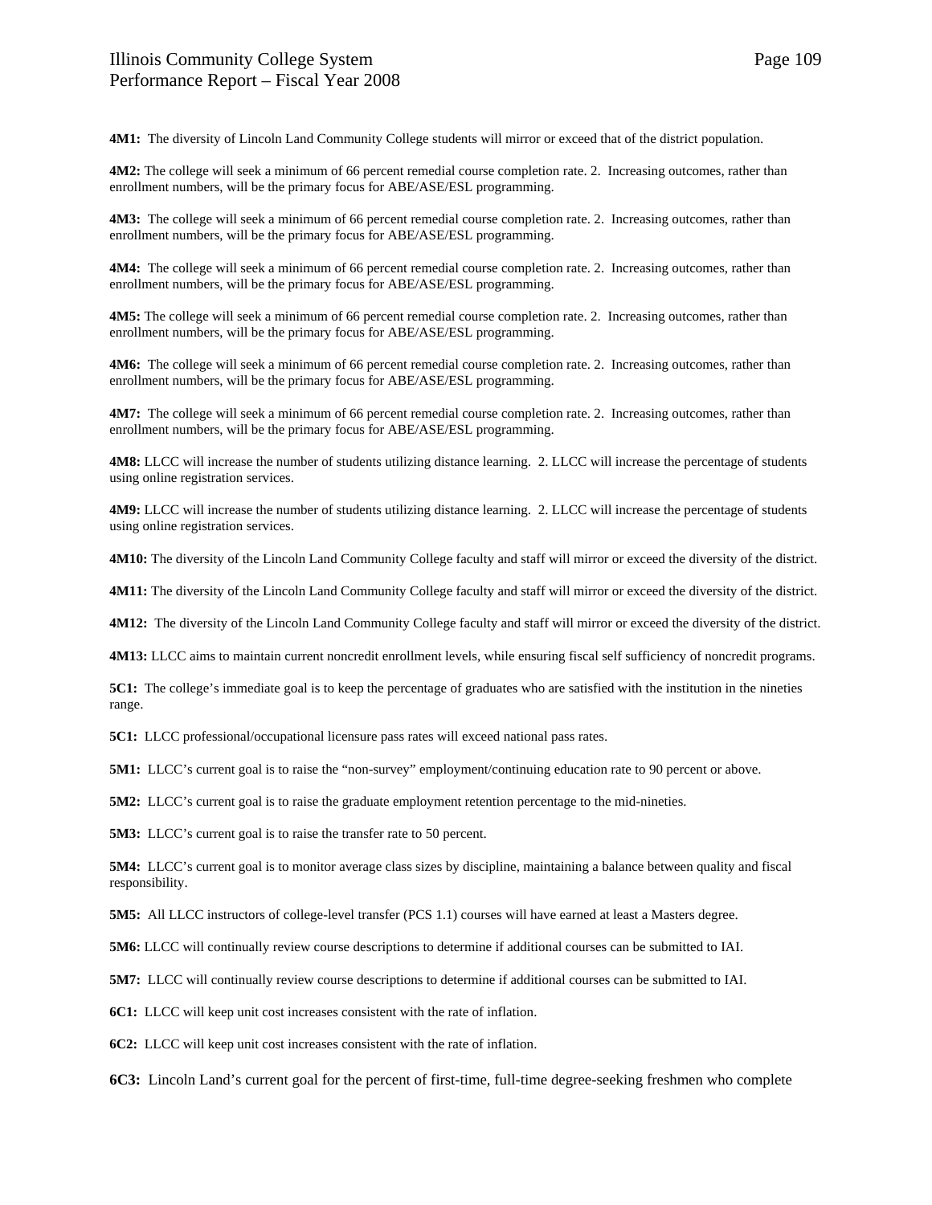**4M1:** The diversity of Lincoln Land Community College students will mirror or exceed that of the district population.

**4M2:** The college will seek a minimum of 66 percent remedial course completion rate. 2. Increasing outcomes, rather than enrollment numbers, will be the primary focus for ABE/ASE/ESL programming.

**4M3:** The college will seek a minimum of 66 percent remedial course completion rate. 2. Increasing outcomes, rather than enrollment numbers, will be the primary focus for ABE/ASE/ESL programming.

**4M4:** The college will seek a minimum of 66 percent remedial course completion rate. 2. Increasing outcomes, rather than enrollment numbers, will be the primary focus for ABE/ASE/ESL programming.

**4M5:** The college will seek a minimum of 66 percent remedial course completion rate. 2. Increasing outcomes, rather than enrollment numbers, will be the primary focus for ABE/ASE/ESL programming.

**4M6:** The college will seek a minimum of 66 percent remedial course completion rate. 2. Increasing outcomes, rather than enrollment numbers, will be the primary focus for ABE/ASE/ESL programming.

**4M7:** The college will seek a minimum of 66 percent remedial course completion rate. 2. Increasing outcomes, rather than enrollment numbers, will be the primary focus for ABE/ASE/ESL programming.

**4M8:** LLCC will increase the number of students utilizing distance learning. 2. LLCC will increase the percentage of students using online registration services.

**4M9:** LLCC will increase the number of students utilizing distance learning. 2. LLCC will increase the percentage of students using online registration services.

**4M10:** The diversity of the Lincoln Land Community College faculty and staff will mirror or exceed the diversity of the district.

**4M11:** The diversity of the Lincoln Land Community College faculty and staff will mirror or exceed the diversity of the district.

**4M12:** The diversity of the Lincoln Land Community College faculty and staff will mirror or exceed the diversity of the district.

**4M13:** LLCC aims to maintain current noncredit enrollment levels, while ensuring fiscal self sufficiency of noncredit programs.

**5C1:** The college's immediate goal is to keep the percentage of graduates who are satisfied with the institution in the nineties range.

**5C1:** LLCC professional/occupational licensure pass rates will exceed national pass rates.

**5M1:** LLCC's current goal is to raise the "non-survey" employment/continuing education rate to 90 percent or above.

**5M2:** LLCC's current goal is to raise the graduate employment retention percentage to the mid-nineties.

**5M3:** LLCC's current goal is to raise the transfer rate to 50 percent.

**5M4:** LLCC's current goal is to monitor average class sizes by discipline, maintaining a balance between quality and fiscal responsibility.

**5M5:** All LLCC instructors of college-level transfer (PCS 1.1) courses will have earned at least a Masters degree.

**5M6:** LLCC will continually review course descriptions to determine if additional courses can be submitted to IAI.

**5M7:** LLCC will continually review course descriptions to determine if additional courses can be submitted to IAI.

**6C1:** LLCC will keep unit cost increases consistent with the rate of inflation.

**6C2:** LLCC will keep unit cost increases consistent with the rate of inflation.

**6C3:** Lincoln Land's current goal for the percent of first-time, full-time degree-seeking freshmen who complete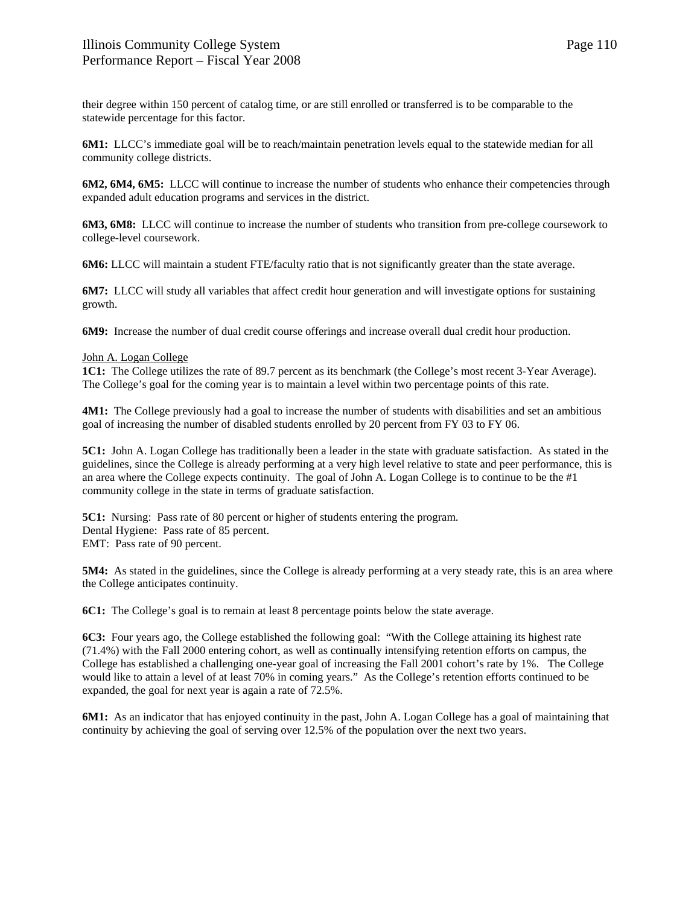their degree within 150 percent of catalog time, or are still enrolled or transferred is to be comparable to the statewide percentage for this factor.

**6M1:** LLCC's immediate goal will be to reach/maintain penetration levels equal to the statewide median for all community college districts.

**6M2, 6M4, 6M5:** LLCC will continue to increase the number of students who enhance their competencies through expanded adult education programs and services in the district.

**6M3, 6M8:** LLCC will continue to increase the number of students who transition from pre-college coursework to college-level coursework.

**6M6:** LLCC will maintain a student FTE/faculty ratio that is not significantly greater than the state average.

**6M7:** LLCC will study all variables that affect credit hour generation and will investigate options for sustaining growth.

**6M9:** Increase the number of dual credit course offerings and increase overall dual credit hour production.

<u>John A. Logan College</u>

**1C1:** The College utilizes the rate of 89.7 percent as its benchmark (the College's most recent 3-Year Average). The College's goal for the coming year is to maintain a level within two percentage points of this rate.

**4M1:** The College previously had a goal to increase the number of students with disabilities and set an ambitious goal of increasing the number of disabled students enrolled by 20 percent from FY 03 to FY 06.

**5C1:** John A. Logan College has traditionally been a leader in the state with graduate satisfaction. As stated in the guidelines, since the College is already performing at a very high level relative to state and peer performance, this is an area where the College expects continuity. The goal of John A. Logan College is to continue to be the #1 community college in the state in terms of graduate satisfaction.

**5C1:** Nursing: Pass rate of 80 percent or higher of students entering the program.
Dental Hygiene: Pass rate of 85 percent.
EMT: Pass rate of 90 percent.

**5M4:** As stated in the guidelines, since the College is already performing at a very steady rate, this is an area where the College anticipates continuity.

**6C1:** The College's goal is to remain at least 8 percentage points below the state average.

**6C3:** Four years ago, the College established the following goal: "With the College attaining its highest rate (71.4%) with the Fall 2000 entering cohort, as well as continually intensifying retention efforts on campus, the College has established a challenging one-year goal of increasing the Fall 2001 cohort's rate by 1%. The College would like to attain a level of at least 70% in coming years." As the College's retention efforts continued to be expanded, the goal for next year is again a rate of 72.5%.

**6M1:** As an indicator that has enjoyed continuity in the past, John A. Logan College has a goal of maintaining that continuity by achieving the goal of serving over 12.5% of the population over the next two years.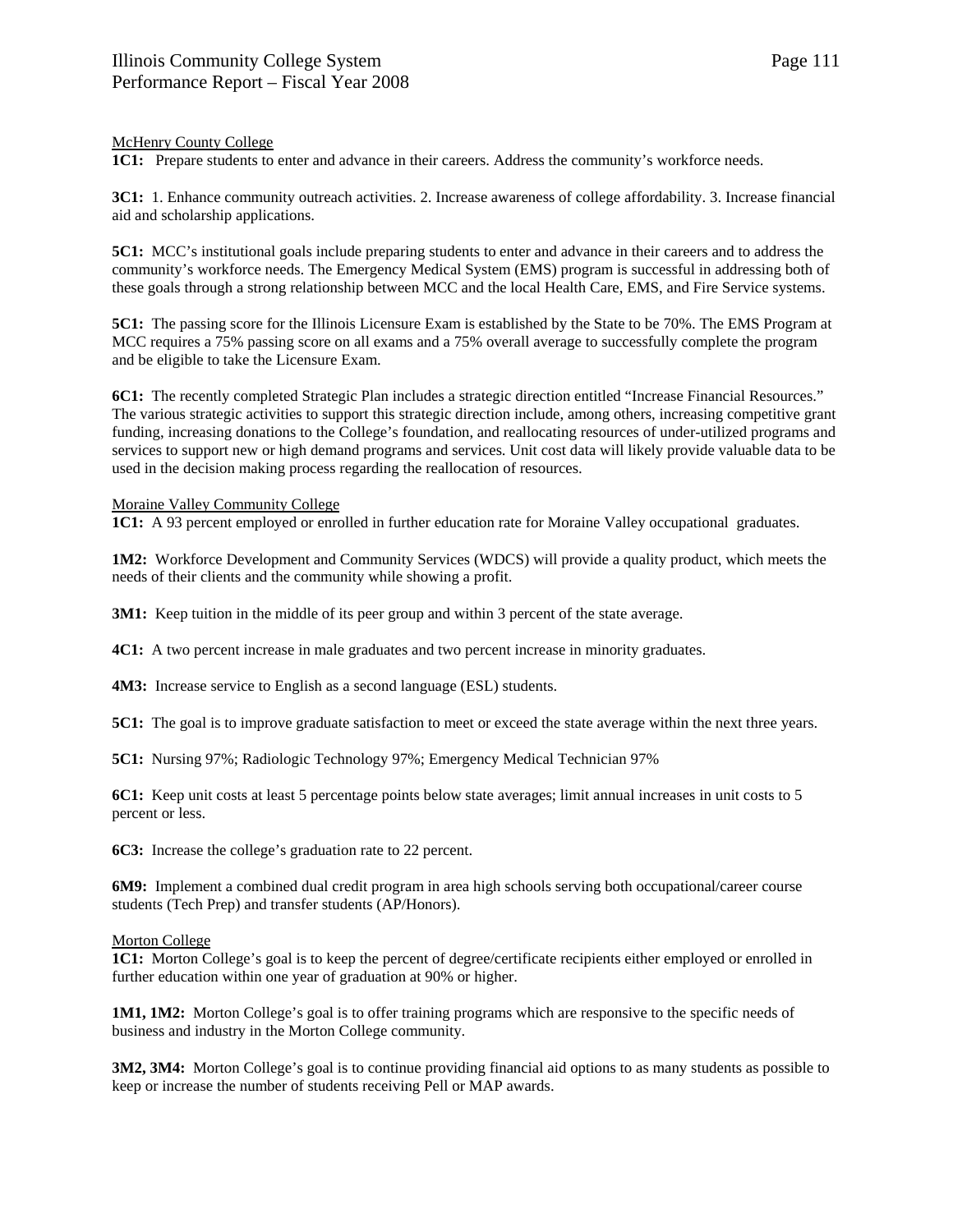McHenry County College

**1C1:** Prepare students to enter and advance in their careers. Address the community's workforce needs.

**3C1:** 1. Enhance community outreach activities. 2. Increase awareness of college affordability. 3. Increase financial aid and scholarship applications.

**5C1:** MCC's institutional goals include preparing students to enter and advance in their careers and to address the community's workforce needs. The Emergency Medical System (EMS) program is successful in addressing both of these goals through a strong relationship between MCC and the local Health Care, EMS, and Fire Service systems.

**5C1:** The passing score for the Illinois Licensure Exam is established by the State to be 70%. The EMS Program at MCC requires a 75% passing score on all exams and a 75% overall average to successfully complete the program and be eligible to take the Licensure Exam.

**6C1:** The recently completed Strategic Plan includes a strategic direction entitled "Increase Financial Resources." The various strategic activities to support this strategic direction include, among others, increasing competitive grant funding, increasing donations to the College's foundation, and reallocating resources of under-utilized programs and services to support new or high demand programs and services. Unit cost data will likely provide valuable data to be used in the decision making process regarding the reallocation of resources.

Moraine Valley Community College

**1C1:** A 93 percent employed or enrolled in further education rate for Moraine Valley occupational graduates.

**1M2:** Workforce Development and Community Services (WDCS) will provide a quality product, which meets the needs of their clients and the community while showing a profit.

**3M1:** Keep tuition in the middle of its peer group and within 3 percent of the state average.

**4C1:** A two percent increase in male graduates and two percent increase in minority graduates.

**4M3:** Increase service to English as a second language (ESL) students.

**5C1:** The goal is to improve graduate satisfaction to meet or exceed the state average within the next three years.

**5C1:** Nursing 97%; Radiologic Technology 97%; Emergency Medical Technician 97%

**6C1:** Keep unit costs at least 5 percentage points below state averages; limit annual increases in unit costs to 5 percent or less.

**6C3:** Increase the college's graduation rate to 22 percent.

**6M9:** Implement a combined dual credit program in area high schools serving both occupational/career course students (Tech Prep) and transfer students (AP/Honors).

Morton College

**1C1:** Morton College's goal is to keep the percent of degree/certificate recipients either employed or enrolled in further education within one year of graduation at 90% or higher.

**1M1, 1M2:** Morton College's goal is to offer training programs which are responsive to the specific needs of business and industry in the Morton College community.

**3M2, 3M4:** Morton College's goal is to continue providing financial aid options to as many students as possible to keep or increase the number of students receiving Pell or MAP awards.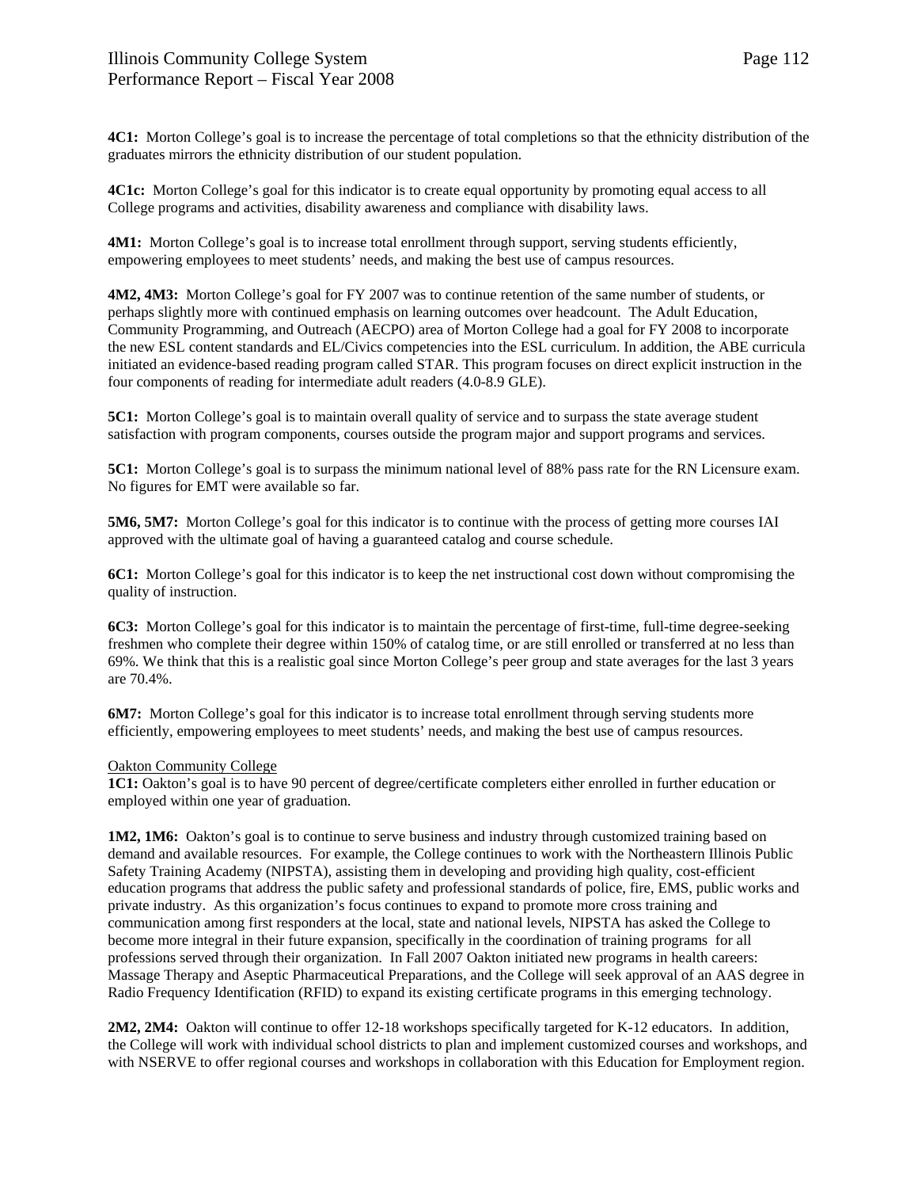**4C1:** Morton College's goal is to increase the percentage of total completions so that the ethnicity distribution of the graduates mirrors the ethnicity distribution of our student population.

**4C1c:** Morton College's goal for this indicator is to create equal opportunity by promoting equal access to all College programs and activities, disability awareness and compliance with disability laws.

**4M1:** Morton College's goal is to increase total enrollment through support, serving students efficiently, empowering employees to meet students' needs, and making the best use of campus resources.

**4M2, 4M3:** Morton College's goal for FY 2007 was to continue retention of the same number of students, or perhaps slightly more with continued emphasis on learning outcomes over headcount. The Adult Education, Community Programming, and Outreach (AECPO) area of Morton College had a goal for FY 2008 to incorporate the new ESL content standards and EL/Civics competencies into the ESL curriculum. In addition, the ABE curricula initiated an evidence-based reading program called STAR. This program focuses on direct explicit instruction in the four components of reading for intermediate adult readers (4.0-8.9 GLE).

**5C1:** Morton College's goal is to maintain overall quality of service and to surpass the state average student satisfaction with program components, courses outside the program major and support programs and services.

**5C1:** Morton College's goal is to surpass the minimum national level of 88% pass rate for the RN Licensure exam. No figures for EMT were available so far.

**5M6, 5M7:** Morton College's goal for this indicator is to continue with the process of getting more courses IAI approved with the ultimate goal of having a guaranteed catalog and course schedule.

**6C1:** Morton College's goal for this indicator is to keep the net instructional cost down without compromising the quality of instruction.

**6C3:** Morton College's goal for this indicator is to maintain the percentage of first-time, full-time degree-seeking freshmen who complete their degree within 150% of catalog time, or are still enrolled or transferred at no less than 69%. We think that this is a realistic goal since Morton College's peer group and state averages for the last 3 years are 70.4%.

**6M7:** Morton College's goal for this indicator is to increase total enrollment through serving students more efficiently, empowering employees to meet students' needs, and making the best use of campus resources.

Oakton Community College

**1C1:** Oakton's goal is to have 90 percent of degree/certificate completers either enrolled in further education or employed within one year of graduation.

**1M2, 1M6:** Oakton's goal is to continue to serve business and industry through customized training based on demand and available resources. For example, the College continues to work with the Northeastern Illinois Public Safety Training Academy (NIPSTA), assisting them in developing and providing high quality, cost-efficient education programs that address the public safety and professional standards of police, fire, EMS, public works and private industry. As this organization's focus continues to expand to promote more cross training and communication among first responders at the local, state and national levels, NIPSTA has asked the College to become more integral in their future expansion, specifically in the coordination of training programs for all professions served through their organization. In Fall 2007 Oakton initiated new programs in health careers: Massage Therapy and Aseptic Pharmaceutical Preparations, and the College will seek approval of an AAS degree in Radio Frequency Identification (RFID) to expand its existing certificate programs in this emerging technology.

**2M2, 2M4:** Oakton will continue to offer 12-18 workshops specifically targeted for K-12 educators. In addition, the College will work with individual school districts to plan and implement customized courses and workshops, and with NSERVE to offer regional courses and workshops in collaboration with this Education for Employment region.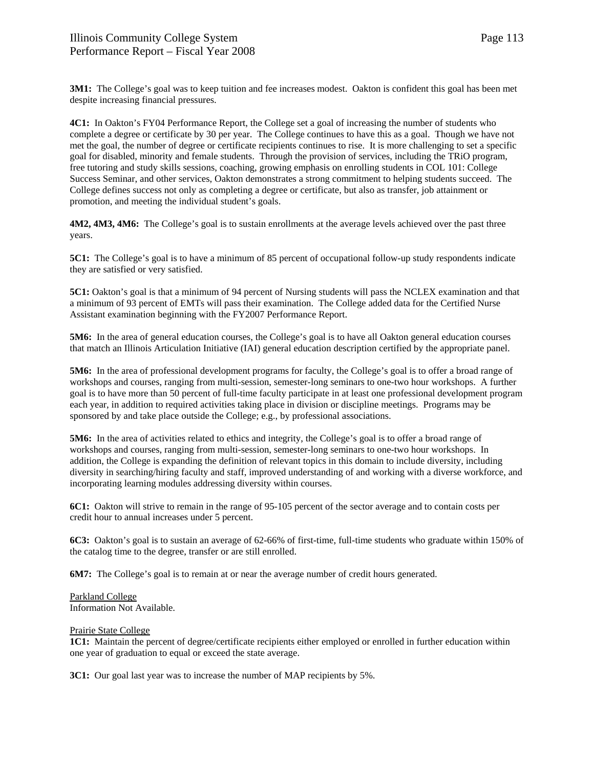**3M1:** The College's goal was to keep tuition and fee increases modest. Oakton is confident this goal has been met despite increasing financial pressures.

**4C1:** In Oakton's FY04 Performance Report, the College set a goal of increasing the number of students who complete a degree or certificate by 30 per year. The College continues to have this as a goal. Though we have not met the goal, the number of degree or certificate recipients continues to rise. It is more challenging to set a specific goal for disabled, minority and female students. Through the provision of services, including the TRiO program, free tutoring and study skills sessions, coaching, growing emphasis on enrolling students in COL 101: College Success Seminar, and other services, Oakton demonstrates a strong commitment to helping students succeed. The College defines success not only as completing a degree or certificate, but also as transfer, job attainment or promotion, and meeting the individual student's goals.

**4M2, 4M3, 4M6:** The College's goal is to sustain enrollments at the average levels achieved over the past three years.

**5C1:** The College's goal is to have a minimum of 85 percent of occupational follow-up study respondents indicate they are satisfied or very satisfied.

**5C1:** Oakton's goal is that a minimum of 94 percent of Nursing students will pass the NCLEX examination and that a minimum of 93 percent of EMTs will pass their examination. The College added data for the Certified Nurse Assistant examination beginning with the FY2007 Performance Report.

**5M6:** In the area of general education courses, the College's goal is to have all Oakton general education courses that match an Illinois Articulation Initiative (IAI) general education description certified by the appropriate panel.

**5M6:** In the area of professional development programs for faculty, the College's goal is to offer a broad range of workshops and courses, ranging from multi-session, semester-long seminars to one-two hour workshops. A further goal is to have more than 50 percent of full-time faculty participate in at least one professional development program each year, in addition to required activities taking place in division or discipline meetings. Programs may be sponsored by and take place outside the College; e.g., by professional associations.

**5M6:** In the area of activities related to ethics and integrity, the College's goal is to offer a broad range of workshops and courses, ranging from multi-session, semester-long seminars to one-two hour workshops. In addition, the College is expanding the definition of relevant topics in this domain to include diversity, including diversity in searching/hiring faculty and staff, improved understanding of and working with a diverse workforce, and incorporating learning modules addressing diversity within courses.

**6C1:** Oakton will strive to remain in the range of 95-105 percent of the sector average and to contain costs per credit hour to annual increases under 5 percent.

**6C3:** Oakton's goal is to sustain an average of 62-66% of first-time, full-time students who graduate within 150% of the catalog time to the degree, transfer or are still enrolled.

**6M7:** The College's goal is to remain at or near the average number of credit hours generated.

<u>Parkland College</u>
Information Not Available.

<u>Prairie State College</u>
**1C1:** Maintain the percent of degree/certificate recipients either employed or enrolled in further education within one year of graduation to equal or exceed the state average.

**3C1:** Our goal last year was to increase the number of MAP recipients by 5%.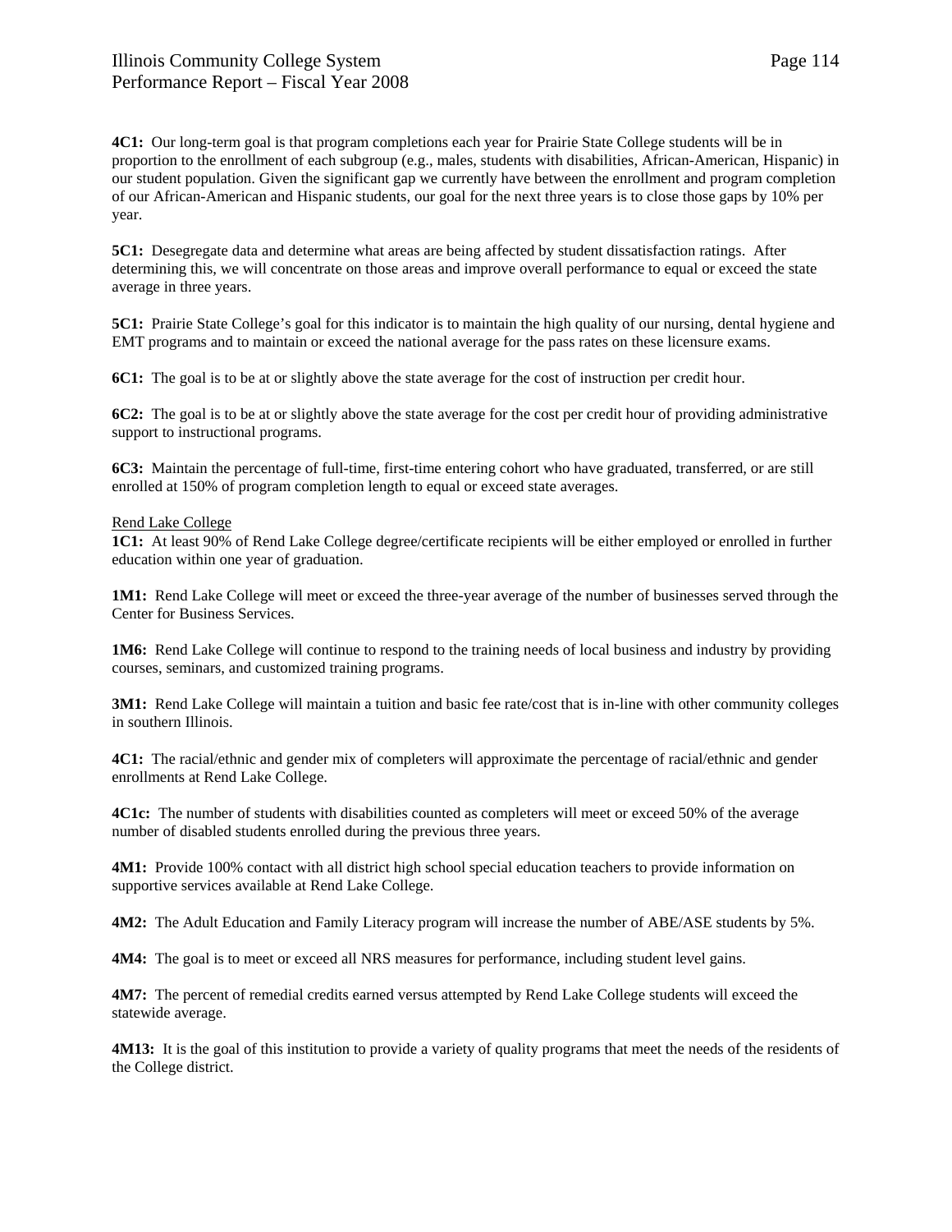**4C1:** Our long-term goal is that program completions each year for Prairie State College students will be in proportion to the enrollment of each subgroup (e.g., males, students with disabilities, African-American, Hispanic) in our student population. Given the significant gap we currently have between the enrollment and program completion of our African-American and Hispanic students, our goal for the next three years is to close those gaps by 10% per year.

**5C1:** Desegregate data and determine what areas are being affected by student dissatisfaction ratings. After determining this, we will concentrate on those areas and improve overall performance to equal or exceed the state average in three years.

**5C1:** Prairie State College's goal for this indicator is to maintain the high quality of our nursing, dental hygiene and EMT programs and to maintain or exceed the national average for the pass rates on these licensure exams.

**6C1:** The goal is to be at or slightly above the state average for the cost of instruction per credit hour.

**6C2:** The goal is to be at or slightly above the state average for the cost per credit hour of providing administrative support to instructional programs.

**6C3:** Maintain the percentage of full-time, first-time entering cohort who have graduated, transferred, or are still enrolled at 150% of program completion length to equal or exceed state averages.

<u>Rend Lake College</u>

**1C1:** At least 90% of Rend Lake College degree/certificate recipients will be either employed or enrolled in further education within one year of graduation.

**1M1:** Rend Lake College will meet or exceed the three-year average of the number of businesses served through the Center for Business Services.

**1M6:** Rend Lake College will continue to respond to the training needs of local business and industry by providing courses, seminars, and customized training programs.

**3M1:** Rend Lake College will maintain a tuition and basic fee rate/cost that is in-line with other community colleges in southern Illinois.

**4C1:** The racial/ethnic and gender mix of completers will approximate the percentage of racial/ethnic and gender enrollments at Rend Lake College.

**4C1c:** The number of students with disabilities counted as completers will meet or exceed 50% of the average number of disabled students enrolled during the previous three years.

**4M1:** Provide 100% contact with all district high school special education teachers to provide information on supportive services available at Rend Lake College.

**4M2:** The Adult Education and Family Literacy program will increase the number of ABE/ASE students by 5%.

**4M4:** The goal is to meet or exceed all NRS measures for performance, including student level gains.

**4M7:** The percent of remedial credits earned versus attempted by Rend Lake College students will exceed the statewide average.

**4M13:** It is the goal of this institution to provide a variety of quality programs that meet the needs of the residents of the College district.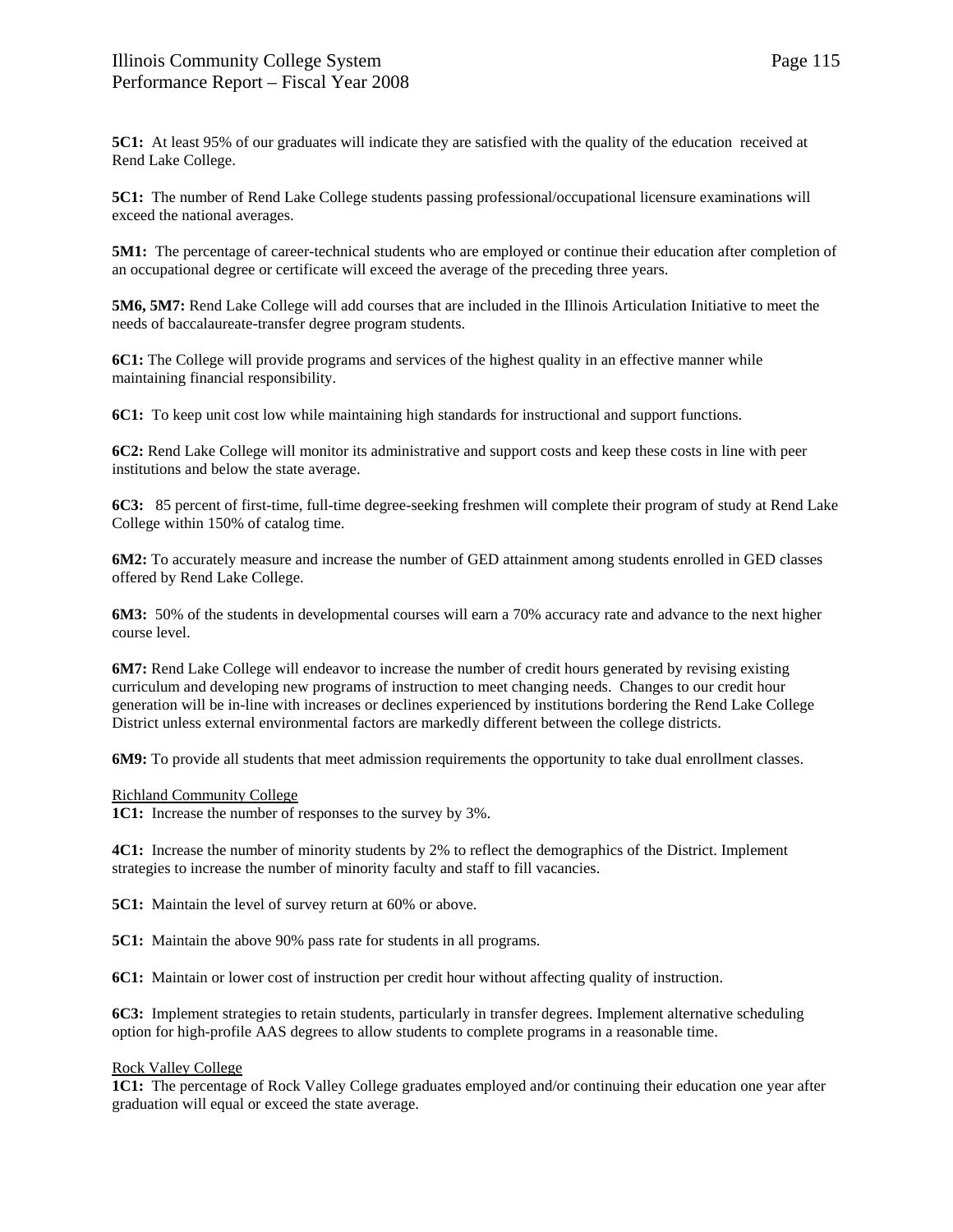**5C1:** At least 95% of our graduates will indicate they are satisfied with the quality of the education received at Rend Lake College.

**5C1:** The number of Rend Lake College students passing professional/occupational licensure examinations will exceed the national averages.

**5M1:** The percentage of career-technical students who are employed or continue their education after completion of an occupational degree or certificate will exceed the average of the preceding three years.

**5M6, 5M7:** Rend Lake College will add courses that are included in the Illinois Articulation Initiative to meet the needs of baccalaureate-transfer degree program students.

**6C1:** The College will provide programs and services of the highest quality in an effective manner while maintaining financial responsibility.

**6C1:** To keep unit cost low while maintaining high standards for instructional and support functions.

**6C2:** Rend Lake College will monitor its administrative and support costs and keep these costs in line with peer institutions and below the state average.

**6C3:** 85 percent of first-time, full-time degree-seeking freshmen will complete their program of study at Rend Lake College within 150% of catalog time.

**6M2:** To accurately measure and increase the number of GED attainment among students enrolled in GED classes offered by Rend Lake College.

**6M3:** 50% of the students in developmental courses will earn a 70% accuracy rate and advance to the next higher course level.

**6M7:** Rend Lake College will endeavor to increase the number of credit hours generated by revising existing curriculum and developing new programs of instruction to meet changing needs. Changes to our credit hour generation will be in-line with increases or declines experienced by institutions bordering the Rend Lake College District unless external environmental factors are markedly different between the college districts.

**6M9:** To provide all students that meet admission requirements the opportunity to take dual enrollment classes.

Richland Community College

**1C1:** Increase the number of responses to the survey by 3%.

**4C1:** Increase the number of minority students by 2% to reflect the demographics of the District. Implement strategies to increase the number of minority faculty and staff to fill vacancies.

**5C1:** Maintain the level of survey return at 60% or above.

**5C1:** Maintain the above 90% pass rate for students in all programs.

**6C1:** Maintain or lower cost of instruction per credit hour without affecting quality of instruction.

**6C3:** Implement strategies to retain students, particularly in transfer degrees. Implement alternative scheduling option for high-profile AAS degrees to allow students to complete programs in a reasonable time.

Rock Valley College

**1C1:** The percentage of Rock Valley College graduates employed and/or continuing their education one year after graduation will equal or exceed the state average.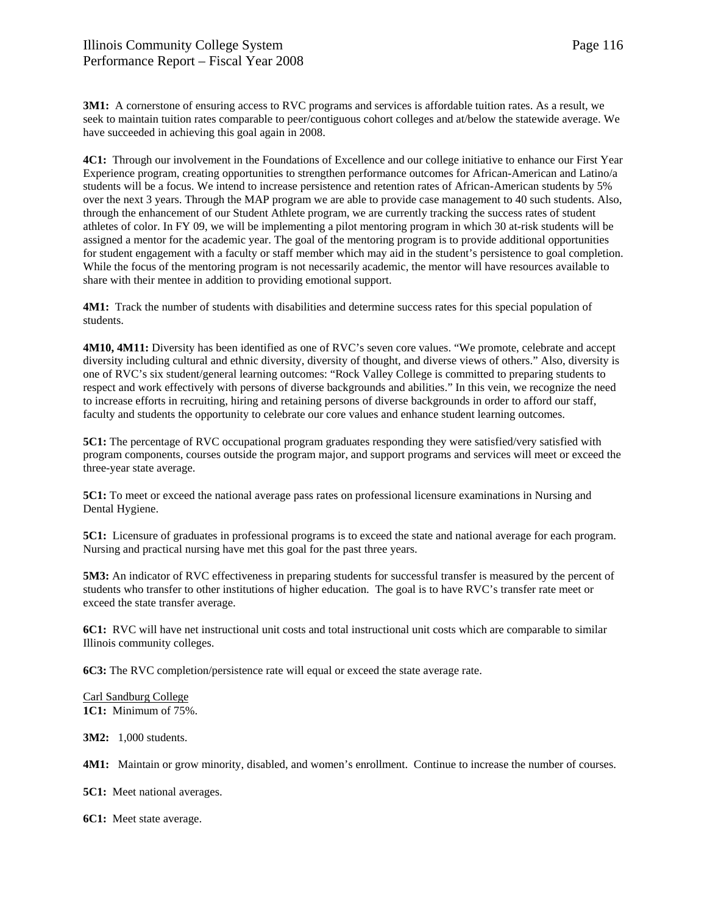**3M1:** A cornerstone of ensuring access to RVC programs and services is affordable tuition rates. As a result, we seek to maintain tuition rates comparable to peer/contiguous cohort colleges and at/below the statewide average. We have succeeded in achieving this goal again in 2008.

**4C1:** Through our involvement in the Foundations of Excellence and our college initiative to enhance our First Year Experience program, creating opportunities to strengthen performance outcomes for African-American and Latino/a students will be a focus. We intend to increase persistence and retention rates of African-American students by 5% over the next 3 years. Through the MAP program we are able to provide case management to 40 such students. Also, through the enhancement of our Student Athlete program, we are currently tracking the success rates of student athletes of color. In FY 09, we will be implementing a pilot mentoring program in which 30 at-risk students will be assigned a mentor for the academic year. The goal of the mentoring program is to provide additional opportunities for student engagement with a faculty or staff member which may aid in the student's persistence to goal completion. While the focus of the mentoring program is not necessarily academic, the mentor will have resources available to share with their mentee in addition to providing emotional support.

**4M1:** Track the number of students with disabilities and determine success rates for this special population of students.

**4M10, 4M11:** Diversity has been identified as one of RVC's seven core values. "We promote, celebrate and accept diversity including cultural and ethnic diversity, diversity of thought, and diverse views of others." Also, diversity is one of RVC's six student/general learning outcomes: "Rock Valley College is committed to preparing students to respect and work effectively with persons of diverse backgrounds and abilities." In this vein, we recognize the need to increase efforts in recruiting, hiring and retaining persons of diverse backgrounds in order to afford our staff, faculty and students the opportunity to celebrate our core values and enhance student learning outcomes.

**5C1:** The percentage of RVC occupational program graduates responding they were satisfied/very satisfied with program components, courses outside the program major, and support programs and services will meet or exceed the three-year state average.

**5C1:** To meet or exceed the national average pass rates on professional licensure examinations in Nursing and Dental Hygiene.

**5C1:** Licensure of graduates in professional programs is to exceed the state and national average for each program. Nursing and practical nursing have met this goal for the past three years.

**5M3:** An indicator of RVC effectiveness in preparing students for successful transfer is measured by the percent of students who transfer to other institutions of higher education. The goal is to have RVC's transfer rate meet or exceed the state transfer average.

**6C1:** RVC will have net instructional unit costs and total instructional unit costs which are comparable to similar Illinois community colleges.

**6C3:** The RVC completion/persistence rate will equal or exceed the state average rate.

Carl Sandburg College

**1C1:** Minimum of 75%.

**3M2:** 1,000 students.

**4M1:** Maintain or grow minority, disabled, and women's enrollment. Continue to increase the number of courses.

**5C1:** Meet national averages.

**6C1:** Meet state average.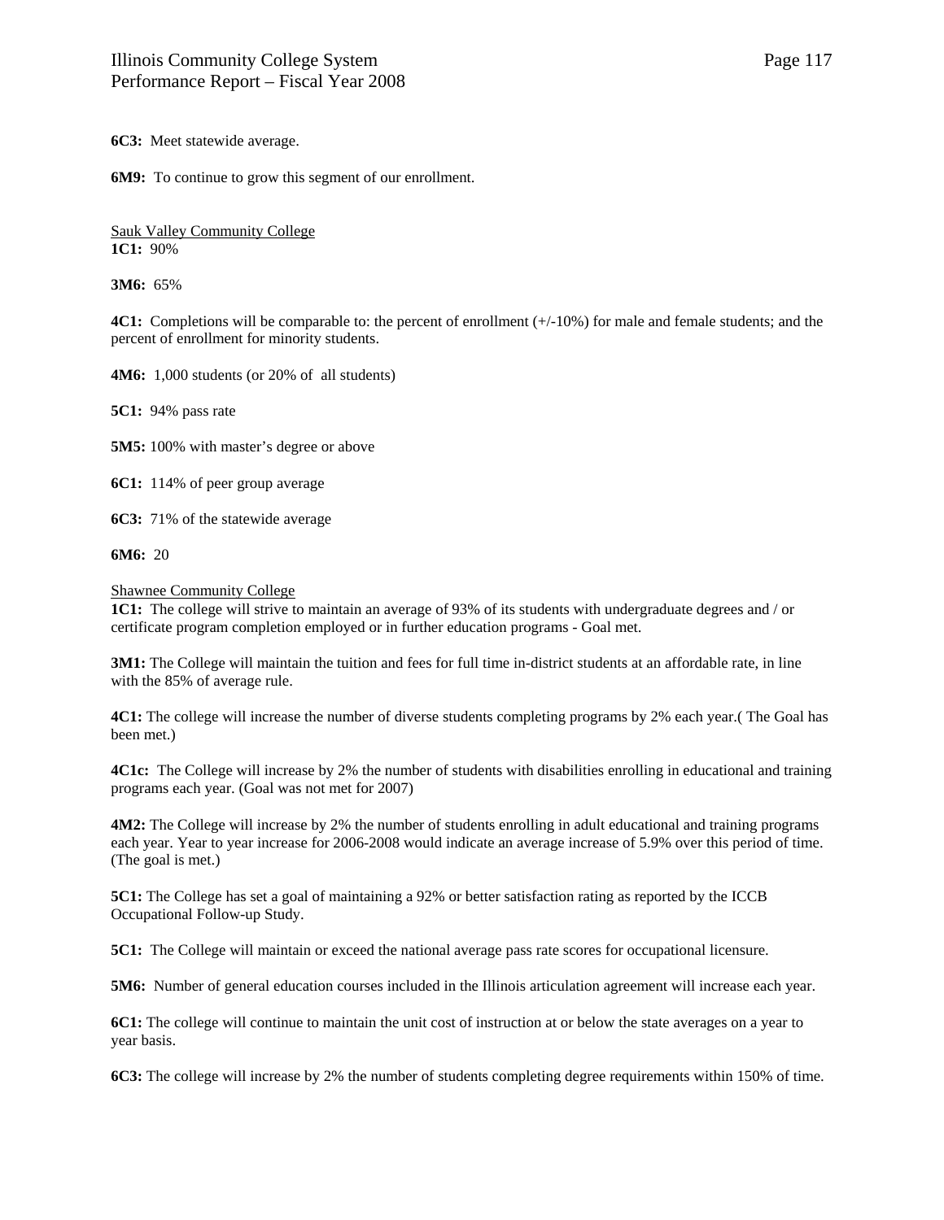**6C3:** Meet statewide average.

**6M9:** To continue to grow this segment of our enrollment.

Sauk Valley Community College

**1C1:** 90%

**3M6:** 65%

**4C1:** Completions will be comparable to: the percent of enrollment (+/-10%) for male and female students; and the percent of enrollment for minority students.

**4M6:** 1,000 students (or 20% of all students)

**5C1:** 94% pass rate

**5M5:** 100% with master's degree or above

**6C1:** 114% of peer group average

**6C3:** 71% of the statewide average

**6M6:** 20

Shawnee Community College

**1C1:** The college will strive to maintain an average of 93% of its students with undergraduate degrees and / or certificate program completion employed or in further education programs - Goal met.

**3M1:** The College will maintain the tuition and fees for full time in-district students at an affordable rate, in line with the 85% of average rule.

**4C1:** The college will increase the number of diverse students completing programs by 2% each year.( The Goal has been met.)

**4C1c:** The College will increase by 2% the number of students with disabilities enrolling in educational and training programs each year. (Goal was not met for 2007)

**4M2:** The College will increase by 2% the number of students enrolling in adult educational and training programs each year. Year to year increase for 2006-2008 would indicate an average increase of 5.9% over this period of time. (The goal is met.)

**5C1:** The College has set a goal of maintaining a 92% or better satisfaction rating as reported by the ICCB Occupational Follow-up Study.

**5C1:** The College will maintain or exceed the national average pass rate scores for occupational licensure.

**5M6:** Number of general education courses included in the Illinois articulation agreement will increase each year.

**6C1:** The college will continue to maintain the unit cost of instruction at or below the state averages on a year to year basis.

**6C3:** The college will increase by 2% the number of students completing degree requirements within 150% of time.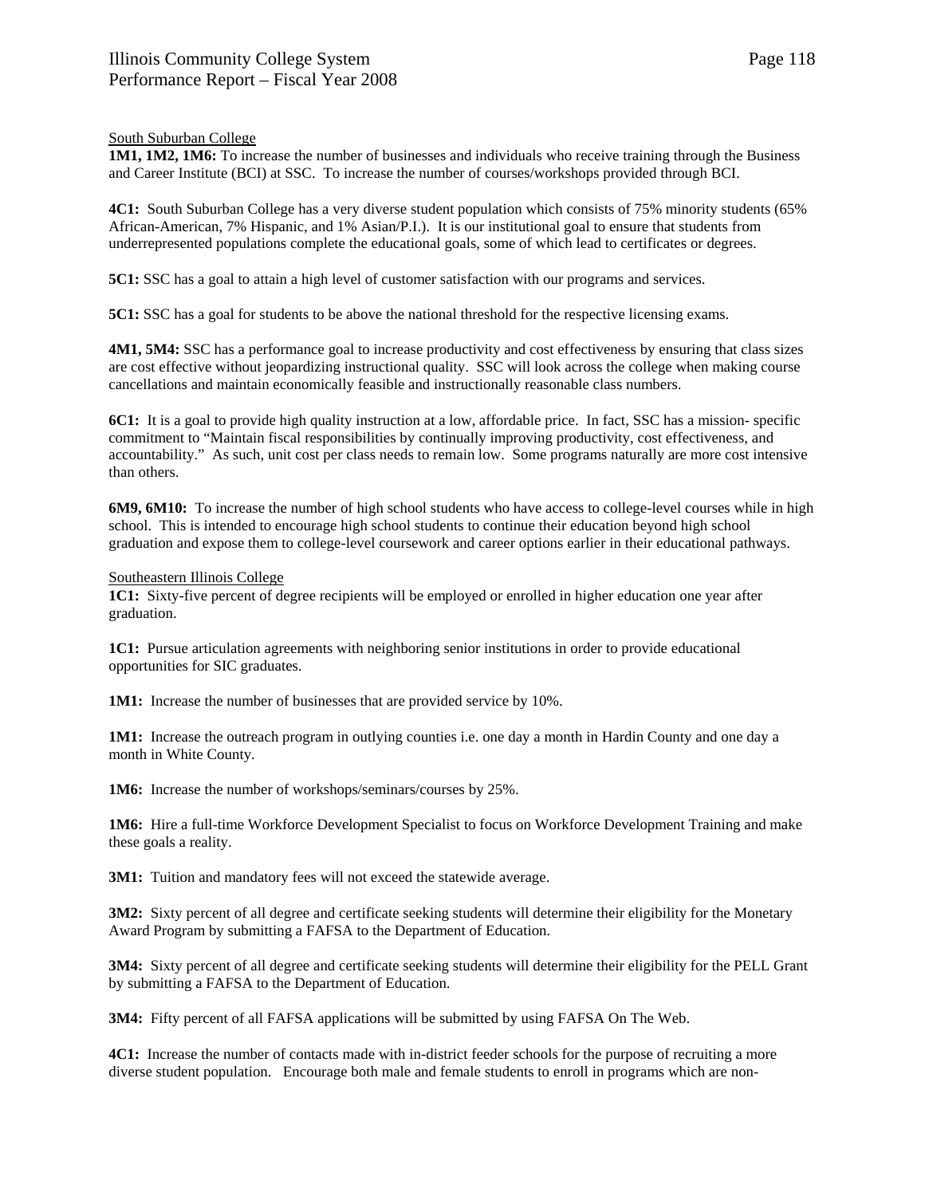South Suburban College

**1M1, 1M2, 1M6:** To increase the number of businesses and individuals who receive training through the Business and Career Institute (BCI) at SSC. To increase the number of courses/workshops provided through BCI.

**4C1:** South Suburban College has a very diverse student population which consists of 75% minority students (65% African-American, 7% Hispanic, and 1% Asian/P.I.). It is our institutional goal to ensure that students from underrepresented populations complete the educational goals, some of which lead to certificates or degrees.

**5C1:** SSC has a goal to attain a high level of customer satisfaction with our programs and services.

**5C1:** SSC has a goal for students to be above the national threshold for the respective licensing exams.

**4M1, 5M4:** SSC has a performance goal to increase productivity and cost effectiveness by ensuring that class sizes are cost effective without jeopardizing instructional quality. SSC will look across the college when making course cancellations and maintain economically feasible and instructionally reasonable class numbers.

**6C1:** It is a goal to provide high quality instruction at a low, affordable price. In fact, SSC has a mission- specific commitment to "Maintain fiscal responsibilities by continually improving productivity, cost effectiveness, and accountability." As such, unit cost per class needs to remain low. Some programs naturally are more cost intensive than others.

**6M9, 6M10:** To increase the number of high school students who have access to college-level courses while in high school. This is intended to encourage high school students to continue their education beyond high school graduation and expose them to college-level coursework and career options earlier in their educational pathways.

Southeastern Illinois College

**1C1:** Sixty-five percent of degree recipients will be employed or enrolled in higher education one year after graduation.

**1C1:** Pursue articulation agreements with neighboring senior institutions in order to provide educational opportunities for SIC graduates.

**1M1:** Increase the number of businesses that are provided service by 10%.

**1M1:** Increase the outreach program in outlying counties i.e. one day a month in Hardin County and one day a month in White County.

**1M6:** Increase the number of workshops/seminars/courses by 25%.

**1M6:** Hire a full-time Workforce Development Specialist to focus on Workforce Development Training and make these goals a reality.

**3M1:** Tuition and mandatory fees will not exceed the statewide average.

**3M2:** Sixty percent of all degree and certificate seeking students will determine their eligibility for the Monetary Award Program by submitting a FAFSA to the Department of Education.

**3M4:** Sixty percent of all degree and certificate seeking students will determine their eligibility for the PELL Grant by submitting a FAFSA to the Department of Education.

**3M4:** Fifty percent of all FAFSA applications will be submitted by using FAFSA On The Web.

**4C1:** Increase the number of contacts made with in-district feeder schools for the purpose of recruiting a more diverse student population. Encourage both male and female students to enroll in programs which are non-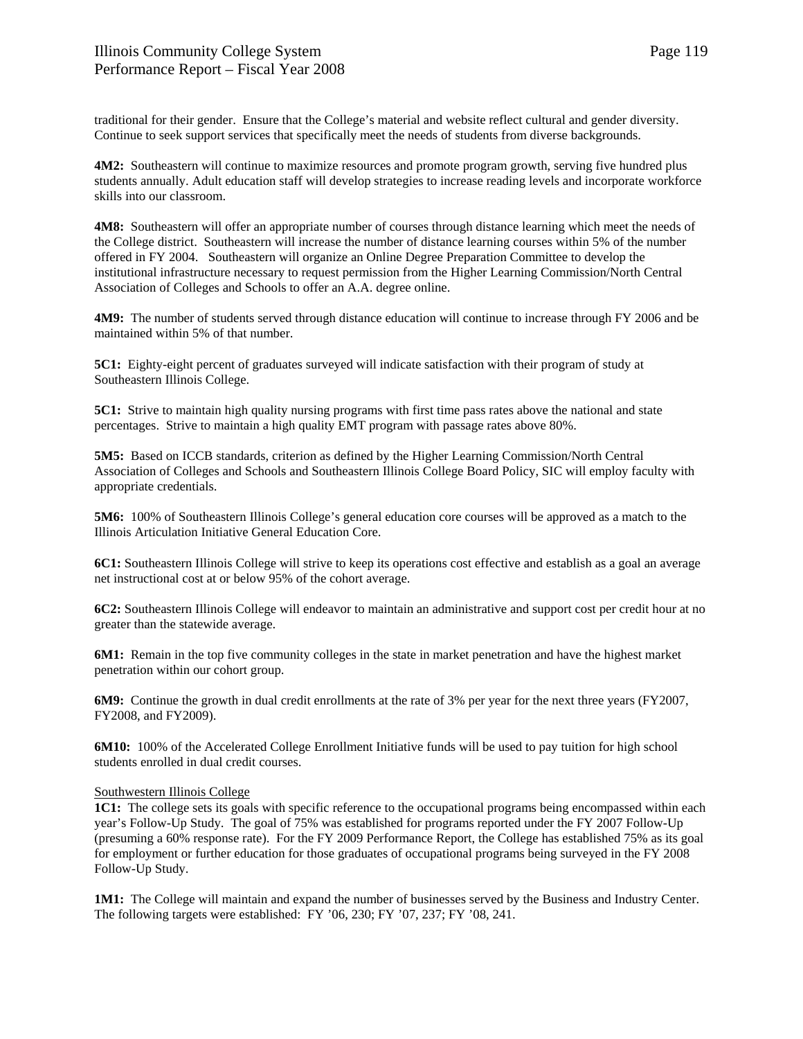traditional for their gender. Ensure that the College's material and website reflect cultural and gender diversity. Continue to seek support services that specifically meet the needs of students from diverse backgrounds.

**4M2:** Southeastern will continue to maximize resources and promote program growth, serving five hundred plus students annually. Adult education staff will develop strategies to increase reading levels and incorporate workforce skills into our classroom.

**4M8:** Southeastern will offer an appropriate number of courses through distance learning which meet the needs of the College district. Southeastern will increase the number of distance learning courses within 5% of the number offered in FY 2004. Southeastern will organize an Online Degree Preparation Committee to develop the institutional infrastructure necessary to request permission from the Higher Learning Commission/North Central Association of Colleges and Schools to offer an A.A. degree online.

**4M9:** The number of students served through distance education will continue to increase through FY 2006 and be maintained within 5% of that number.

**5C1:** Eighty-eight percent of graduates surveyed will indicate satisfaction with their program of study at Southeastern Illinois College.

**5C1:** Strive to maintain high quality nursing programs with first time pass rates above the national and state percentages. Strive to maintain a high quality EMT program with passage rates above 80%.

**5M5:** Based on ICCB standards, criterion as defined by the Higher Learning Commission/North Central Association of Colleges and Schools and Southeastern Illinois College Board Policy, SIC will employ faculty with appropriate credentials.

**5M6:** 100% of Southeastern Illinois College's general education core courses will be approved as a match to the Illinois Articulation Initiative General Education Core.

**6C1:** Southeastern Illinois College will strive to keep its operations cost effective and establish as a goal an average net instructional cost at or below 95% of the cohort average.

**6C2:** Southeastern Illinois College will endeavor to maintain an administrative and support cost per credit hour at no greater than the statewide average.

**6M1:** Remain in the top five community colleges in the state in market penetration and have the highest market penetration within our cohort group.

**6M9:** Continue the growth in dual credit enrollments at the rate of 3% per year for the next three years (FY2007, FY2008, and FY2009).

**6M10:** 100% of the Accelerated College Enrollment Initiative funds will be used to pay tuition for high school students enrolled in dual credit courses.

Southwestern Illinois College

**1C1:** The college sets its goals with specific reference to the occupational programs being encompassed within each year's Follow-Up Study. The goal of 75% was established for programs reported under the FY 2007 Follow-Up (presuming a 60% response rate). For the FY 2009 Performance Report, the College has established 75% as its goal for employment or further education for those graduates of occupational programs being surveyed in the FY 2008 Follow-Up Study.

**1M1:** The College will maintain and expand the number of businesses served by the Business and Industry Center. The following targets were established: FY '06, 230; FY '07, 237; FY '08, 241.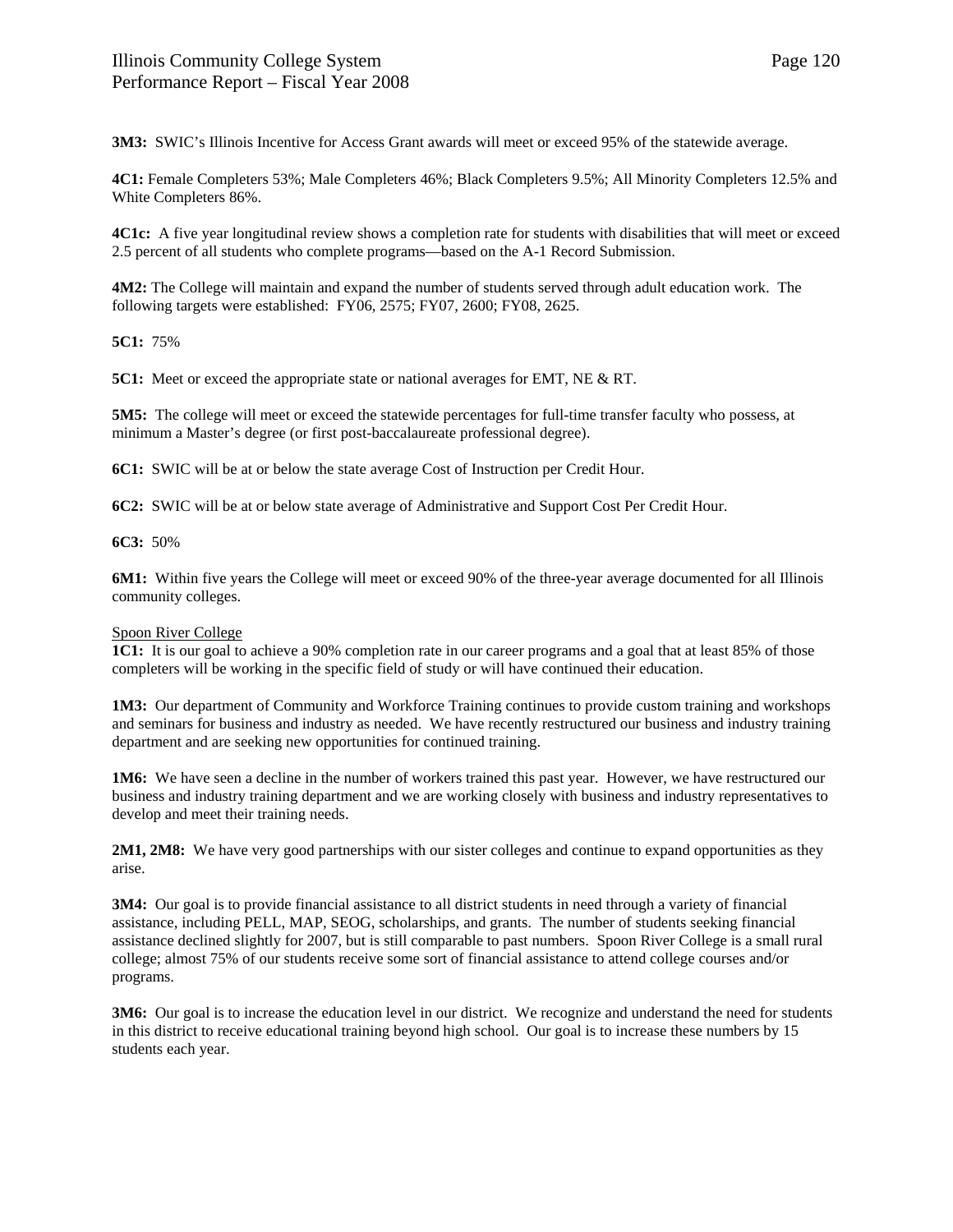**3M3:** SWIC's Illinois Incentive for Access Grant awards will meet or exceed 95% of the statewide average.

**4C1:** Female Completers 53%; Male Completers 46%; Black Completers 9.5%; All Minority Completers 12.5% and White Completers 86%.

**4C1c:** A five year longitudinal review shows a completion rate for students with disabilities that will meet or exceed 2.5 percent of all students who complete programs—based on the A-1 Record Submission.

**4M2:** The College will maintain and expand the number of students served through adult education work. The following targets were established: FY06, 2575; FY07, 2600; FY08, 2625.

**5C1:** 75%

**5C1:** Meet or exceed the appropriate state or national averages for EMT, NE & RT.

**5M5:** The college will meet or exceed the statewide percentages for full-time transfer faculty who possess, at minimum a Master's degree (or first post-baccalaureate professional degree).

**6C1:** SWIC will be at or below the state average Cost of Instruction per Credit Hour.

**6C2:** SWIC will be at or below state average of Administrative and Support Cost Per Credit Hour.

**6C3:** 50%

**6M1:** Within five years the College will meet or exceed 90% of the three-year average documented for all Illinois community colleges.

Spoon River College

**1C1:** It is our goal to achieve a 90% completion rate in our career programs and a goal that at least 85% of those completers will be working in the specific field of study or will have continued their education.

**1M3:** Our department of Community and Workforce Training continues to provide custom training and workshops and seminars for business and industry as needed. We have recently restructured our business and industry training department and are seeking new opportunities for continued training.

**1M6:** We have seen a decline in the number of workers trained this past year. However, we have restructured our business and industry training department and we are working closely with business and industry representatives to develop and meet their training needs.

**2M1, 2M8:** We have very good partnerships with our sister colleges and continue to expand opportunities as they arise.

**3M4:** Our goal is to provide financial assistance to all district students in need through a variety of financial assistance, including PELL, MAP, SEOG, scholarships, and grants. The number of students seeking financial assistance declined slightly for 2007, but is still comparable to past numbers. Spoon River College is a small rural college; almost 75% of our students receive some sort of financial assistance to attend college courses and/or programs.

**3M6:** Our goal is to increase the education level in our district. We recognize and understand the need for students in this district to receive educational training beyond high school. Our goal is to increase these numbers by 15 students each year.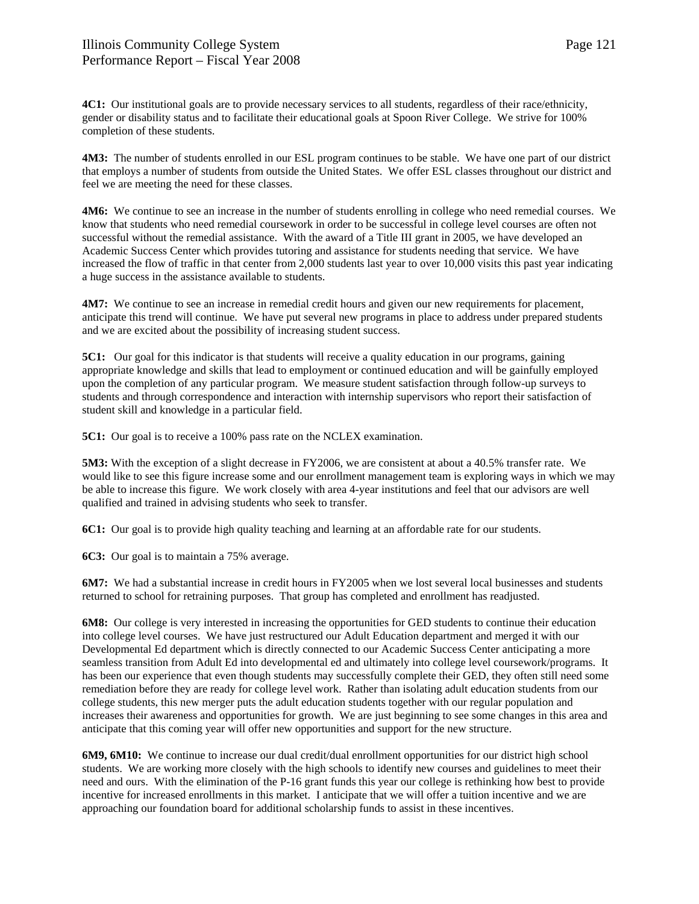**4C1:** Our institutional goals are to provide necessary services to all students, regardless of their race/ethnicity, gender or disability status and to facilitate their educational goals at Spoon River College. We strive for 100% completion of these students.

**4M3:** The number of students enrolled in our ESL program continues to be stable. We have one part of our district that employs a number of students from outside the United States. We offer ESL classes throughout our district and feel we are meeting the need for these classes.

**4M6:** We continue to see an increase in the number of students enrolling in college who need remedial courses. We know that students who need remedial coursework in order to be successful in college level courses are often not successful without the remedial assistance. With the award of a Title III grant in 2005, we have developed an Academic Success Center which provides tutoring and assistance for students needing that service. We have increased the flow of traffic in that center from 2,000 students last year to over 10,000 visits this past year indicating a huge success in the assistance available to students.

**4M7:** We continue to see an increase in remedial credit hours and given our new requirements for placement, anticipate this trend will continue. We have put several new programs in place to address under prepared students and we are excited about the possibility of increasing student success.

**5C1:** Our goal for this indicator is that students will receive a quality education in our programs, gaining appropriate knowledge and skills that lead to employment or continued education and will be gainfully employed upon the completion of any particular program. We measure student satisfaction through follow-up surveys to students and through correspondence and interaction with internship supervisors who report their satisfaction of student skill and knowledge in a particular field.

**5C1:** Our goal is to receive a 100% pass rate on the NCLEX examination.

**5M3:** With the exception of a slight decrease in FY2006, we are consistent at about a 40.5% transfer rate. We would like to see this figure increase some and our enrollment management team is exploring ways in which we may be able to increase this figure. We work closely with area 4-year institutions and feel that our advisors are well qualified and trained in advising students who seek to transfer.

**6C1:** Our goal is to provide high quality teaching and learning at an affordable rate for our students.

**6C3:** Our goal is to maintain a 75% average.

**6M7:** We had a substantial increase in credit hours in FY2005 when we lost several local businesses and students returned to school for retraining purposes. That group has completed and enrollment has readjusted.

**6M8:** Our college is very interested in increasing the opportunities for GED students to continue their education into college level courses. We have just restructured our Adult Education department and merged it with our Developmental Ed department which is directly connected to our Academic Success Center anticipating a more seamless transition from Adult Ed into developmental ed and ultimately into college level coursework/programs. It has been our experience that even though students may successfully complete their GED, they often still need some remediation before they are ready for college level work. Rather than isolating adult education students from our college students, this new merger puts the adult education students together with our regular population and increases their awareness and opportunities for growth. We are just beginning to see some changes in this area and anticipate that this coming year will offer new opportunities and support for the new structure.

**6M9, 6M10:** We continue to increase our dual credit/dual enrollment opportunities for our district high school students. We are working more closely with the high schools to identify new courses and guidelines to meet their need and ours. With the elimination of the P-16 grant funds this year our college is rethinking how best to provide incentive for increased enrollments in this market. I anticipate that we will offer a tuition incentive and we are approaching our foundation board for additional scholarship funds to assist in these incentives.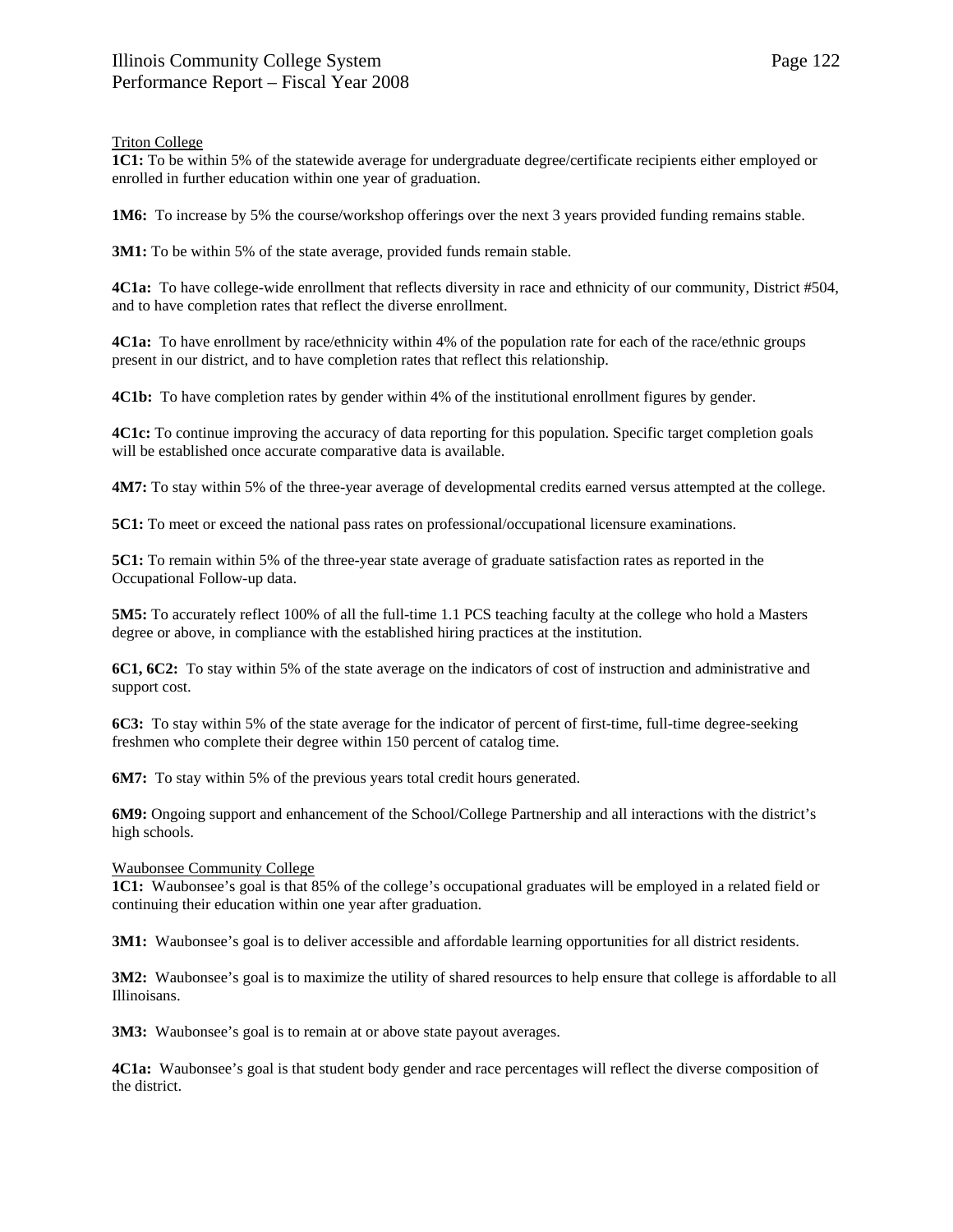Triton College

**1C1:** To be within 5% of the statewide average for undergraduate degree/certificate recipients either employed or enrolled in further education within one year of graduation.

**1M6:** To increase by 5% the course/workshop offerings over the next 3 years provided funding remains stable.

**3M1:** To be within 5% of the state average, provided funds remain stable.

**4C1a:** To have college-wide enrollment that reflects diversity in race and ethnicity of our community, District #504, and to have completion rates that reflect the diverse enrollment.

**4C1a:** To have enrollment by race/ethnicity within 4% of the population rate for each of the race/ethnic groups present in our district, and to have completion rates that reflect this relationship.

**4C1b:** To have completion rates by gender within 4% of the institutional enrollment figures by gender.

**4C1c:** To continue improving the accuracy of data reporting for this population. Specific target completion goals will be established once accurate comparative data is available.

**4M7:** To stay within 5% of the three-year average of developmental credits earned versus attempted at the college.

**5C1:** To meet or exceed the national pass rates on professional/occupational licensure examinations.

**5C1:** To remain within 5% of the three-year state average of graduate satisfaction rates as reported in the Occupational Follow-up data.

**5M5:** To accurately reflect 100% of all the full-time 1.1 PCS teaching faculty at the college who hold a Masters degree or above, in compliance with the established hiring practices at the institution.

**6C1, 6C2:** To stay within 5% of the state average on the indicators of cost of instruction and administrative and support cost.

**6C3:** To stay within 5% of the state average for the indicator of percent of first-time, full-time degree-seeking freshmen who complete their degree within 150 percent of catalog time.

**6M7:** To stay within 5% of the previous years total credit hours generated.

**6M9:** Ongoing support and enhancement of the School/College Partnership and all interactions with the district's high schools.

Waubonsee Community College

**1C1:** Waubonsee's goal is that 85% of the college's occupational graduates will be employed in a related field or continuing their education within one year after graduation.

**3M1:** Waubonsee's goal is to deliver accessible and affordable learning opportunities for all district residents.

**3M2:** Waubonsee's goal is to maximize the utility of shared resources to help ensure that college is affordable to all Illinoisans.

**3M3:** Waubonsee's goal is to remain at or above state payout averages.

**4C1a:** Waubonsee's goal is that student body gender and race percentages will reflect the diverse composition of the district.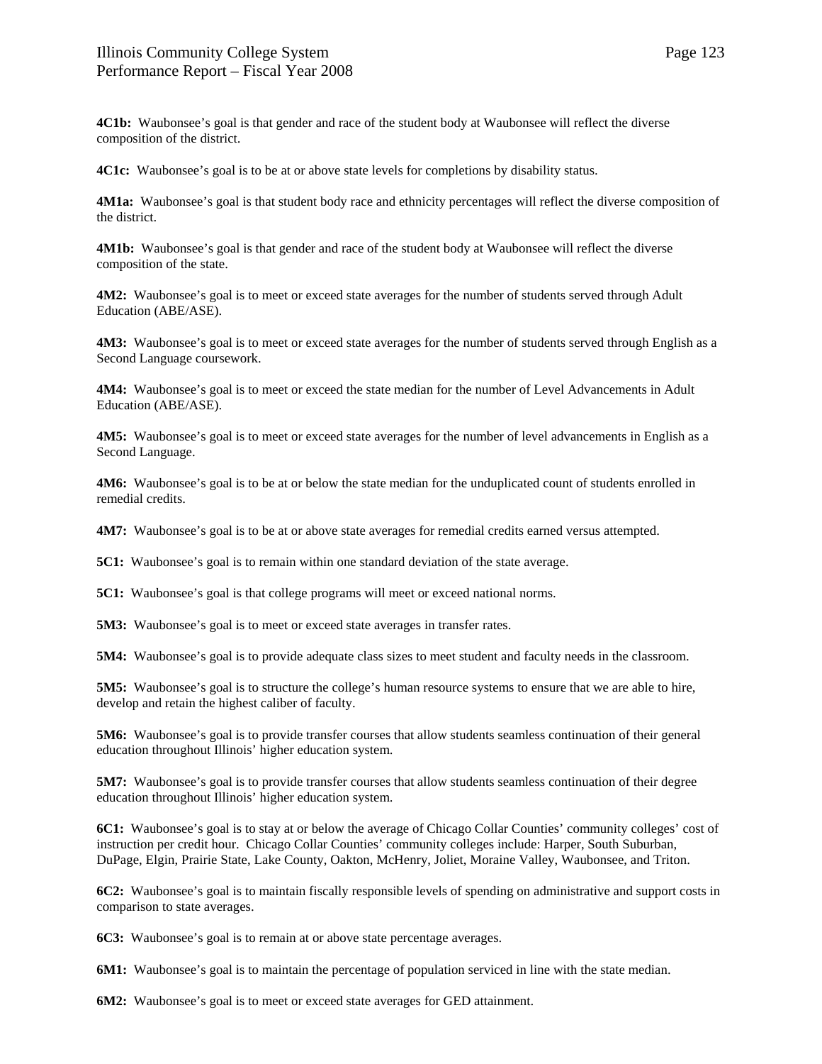**4C1b:** Waubonsee's goal is that gender and race of the student body at Waubonsee will reflect the diverse composition of the district.

**4C1c:** Waubonsee's goal is to be at or above state levels for completions by disability status.

**4M1a:** Waubonsee's goal is that student body race and ethnicity percentages will reflect the diverse composition of the district.

**4M1b:** Waubonsee's goal is that gender and race of the student body at Waubonsee will reflect the diverse composition of the state.

**4M2:** Waubonsee's goal is to meet or exceed state averages for the number of students served through Adult Education (ABE/ASE).

**4M3:** Waubonsee's goal is to meet or exceed state averages for the number of students served through English as a Second Language coursework.

**4M4:** Waubonsee's goal is to meet or exceed the state median for the number of Level Advancements in Adult Education (ABE/ASE).

**4M5:** Waubonsee's goal is to meet or exceed state averages for the number of level advancements in English as a Second Language.

**4M6:** Waubonsee's goal is to be at or below the state median for the unduplicated count of students enrolled in remedial credits.

**4M7:** Waubonsee's goal is to be at or above state averages for remedial credits earned versus attempted.

**5C1:** Waubonsee's goal is to remain within one standard deviation of the state average.

**5C1:** Waubonsee's goal is that college programs will meet or exceed national norms.

**5M3:** Waubonsee's goal is to meet or exceed state averages in transfer rates.

**5M4:** Waubonsee's goal is to provide adequate class sizes to meet student and faculty needs in the classroom.

**5M5:** Waubonsee's goal is to structure the college's human resource systems to ensure that we are able to hire, develop and retain the highest caliber of faculty.

**5M6:** Waubonsee's goal is to provide transfer courses that allow students seamless continuation of their general education throughout Illinois' higher education system.

**5M7:** Waubonsee's goal is to provide transfer courses that allow students seamless continuation of their degree education throughout Illinois' higher education system.

**6C1:** Waubonsee's goal is to stay at or below the average of Chicago Collar Counties' community colleges' cost of instruction per credit hour. Chicago Collar Counties' community colleges include: Harper, South Suburban, DuPage, Elgin, Prairie State, Lake County, Oakton, McHenry, Joliet, Moraine Valley, Waubonsee, and Triton.

**6C2:** Waubonsee's goal is to maintain fiscally responsible levels of spending on administrative and support costs in comparison to state averages.

**6C3:** Waubonsee's goal is to remain at or above state percentage averages.

**6M1:** Waubonsee's goal is to maintain the percentage of population serviced in line with the state median.

**6M2:** Waubonsee's goal is to meet or exceed state averages for GED attainment.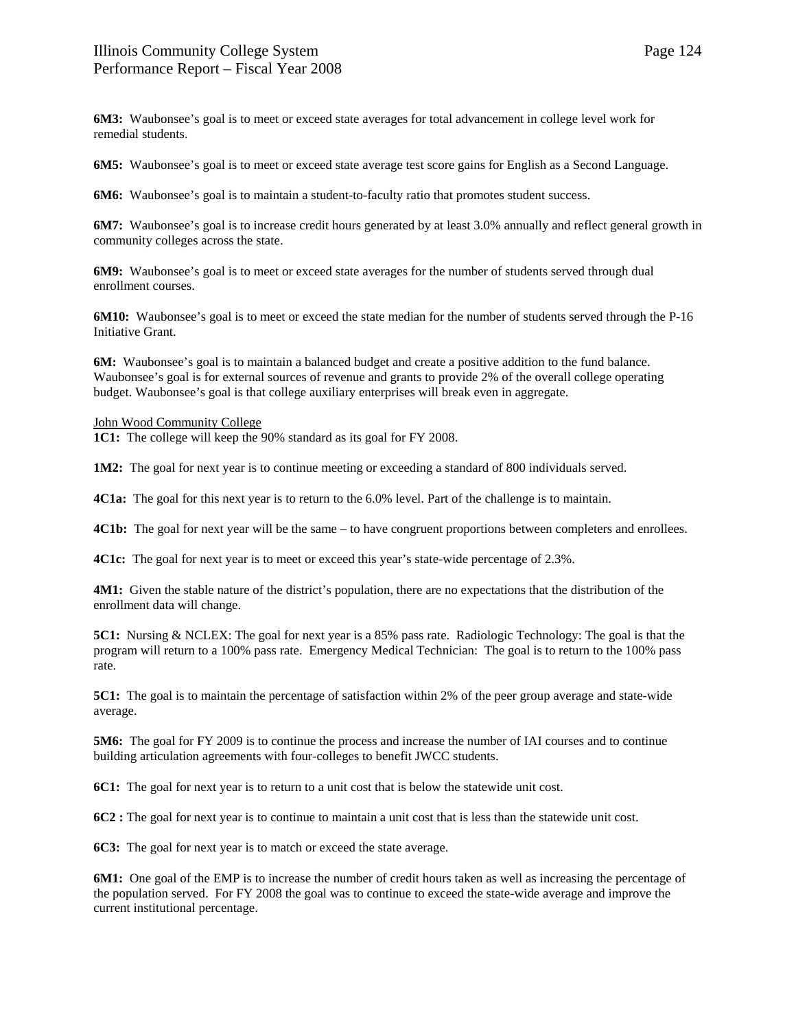**6M3:** Waubonsee's goal is to meet or exceed state averages for total advancement in college level work for remedial students.

**6M5:** Waubonsee's goal is to meet or exceed state average test score gains for English as a Second Language.

**6M6:** Waubonsee's goal is to maintain a student-to-faculty ratio that promotes student success.

**6M7:** Waubonsee's goal is to increase credit hours generated by at least 3.0% annually and reflect general growth in community colleges across the state.

**6M9:** Waubonsee's goal is to meet or exceed state averages for the number of students served through dual enrollment courses.

**6M10:** Waubonsee's goal is to meet or exceed the state median for the number of students served through the P-16 Initiative Grant.

**6M:** Waubonsee's goal is to maintain a balanced budget and create a positive addition to the fund balance. Waubonsee's goal is for external sources of revenue and grants to provide 2% of the overall college operating budget. Waubonsee's goal is that college auxiliary enterprises will break even in aggregate.

John Wood Community College

**1C1:** The college will keep the 90% standard as its goal for FY 2008.

**1M2:** The goal for next year is to continue meeting or exceeding a standard of 800 individuals served.

**4C1a:** The goal for this next year is to return to the 6.0% level. Part of the challenge is to maintain.

**4C1b:** The goal for next year will be the same – to have congruent proportions between completers and enrollees.

**4C1c:** The goal for next year is to meet or exceed this year's state-wide percentage of 2.3%.

**4M1:** Given the stable nature of the district's population, there are no expectations that the distribution of the enrollment data will change.

**5C1:** Nursing & NCLEX: The goal for next year is a 85% pass rate. Radiologic Technology: The goal is that the program will return to a 100% pass rate. Emergency Medical Technician: The goal is to return to the 100% pass rate.

**5C1:** The goal is to maintain the percentage of satisfaction within 2% of the peer group average and state-wide average.

**5M6:** The goal for FY 2009 is to continue the process and increase the number of IAI courses and to continue building articulation agreements with four-colleges to benefit JWCC students.

**6C1:** The goal for next year is to return to a unit cost that is below the statewide unit cost.

**6C2 :** The goal for next year is to continue to maintain a unit cost that is less than the statewide unit cost.

**6C3:** The goal for next year is to match or exceed the state average.

**6M1:** One goal of the EMP is to increase the number of credit hours taken as well as increasing the percentage of the population served. For FY 2008 the goal was to continue to exceed the state-wide average and improve the current institutional percentage.